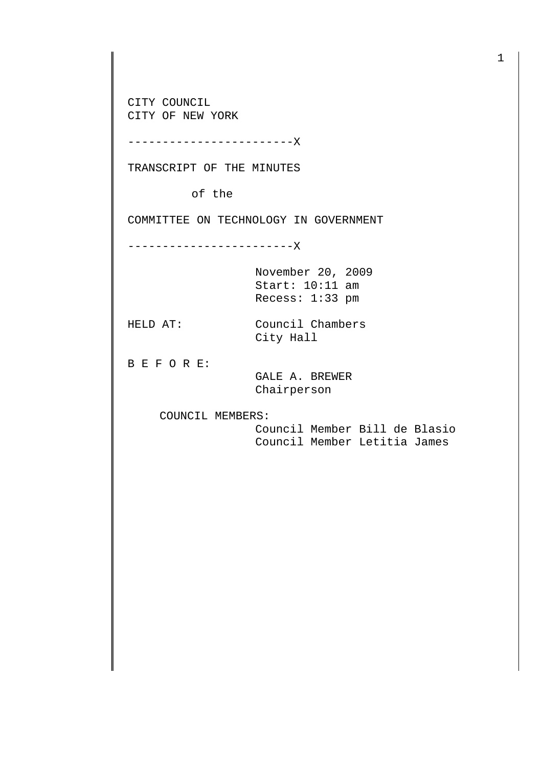CITY COUNCIL
CITY OF NEW YORK

------------------------X

TRANSCRIPT OF THE MINUTES

of the

COMMITTEE ON TECHNOLOGY IN GOVERNMENT

------------------------X

November 20, 2009
Start: 10:11 am
Recess: 1:33 pm

HELD AT: Council Chambers
City Hall

B E F O R E:

GALE A. BREWER
Chairperson

COUNCIL MEMBERS:

Council Member Bill de Blasio
Council Member Letitia James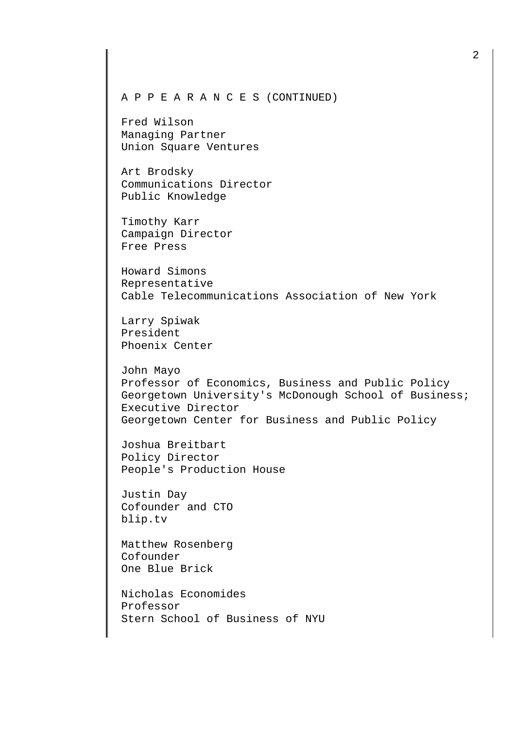A P P E A R A N C E S (CONTINUED)

Fred Wilson
Managing Partner
Union Square Ventures

Art Brodsky
Communications Director
Public Knowledge

Timothy Karr
Campaign Director
Free Press

Howard Simons
Representative
Cable Telecommunications Association of New York

Larry Spiwak
President
Phoenix Center

John Mayo
Professor of Economics, Business and Public Policy
Georgetown University's McDonough School of Business;
Executive Director
Georgetown Center for Business and Public Policy

Joshua Breitbart
Policy Director
People's Production House

Justin Day
Cofounder and CTO
blip.tv

Matthew Rosenberg
Cofounder
One Blue Brick

Nicholas Economides
Professor
Stern School of Business of NYU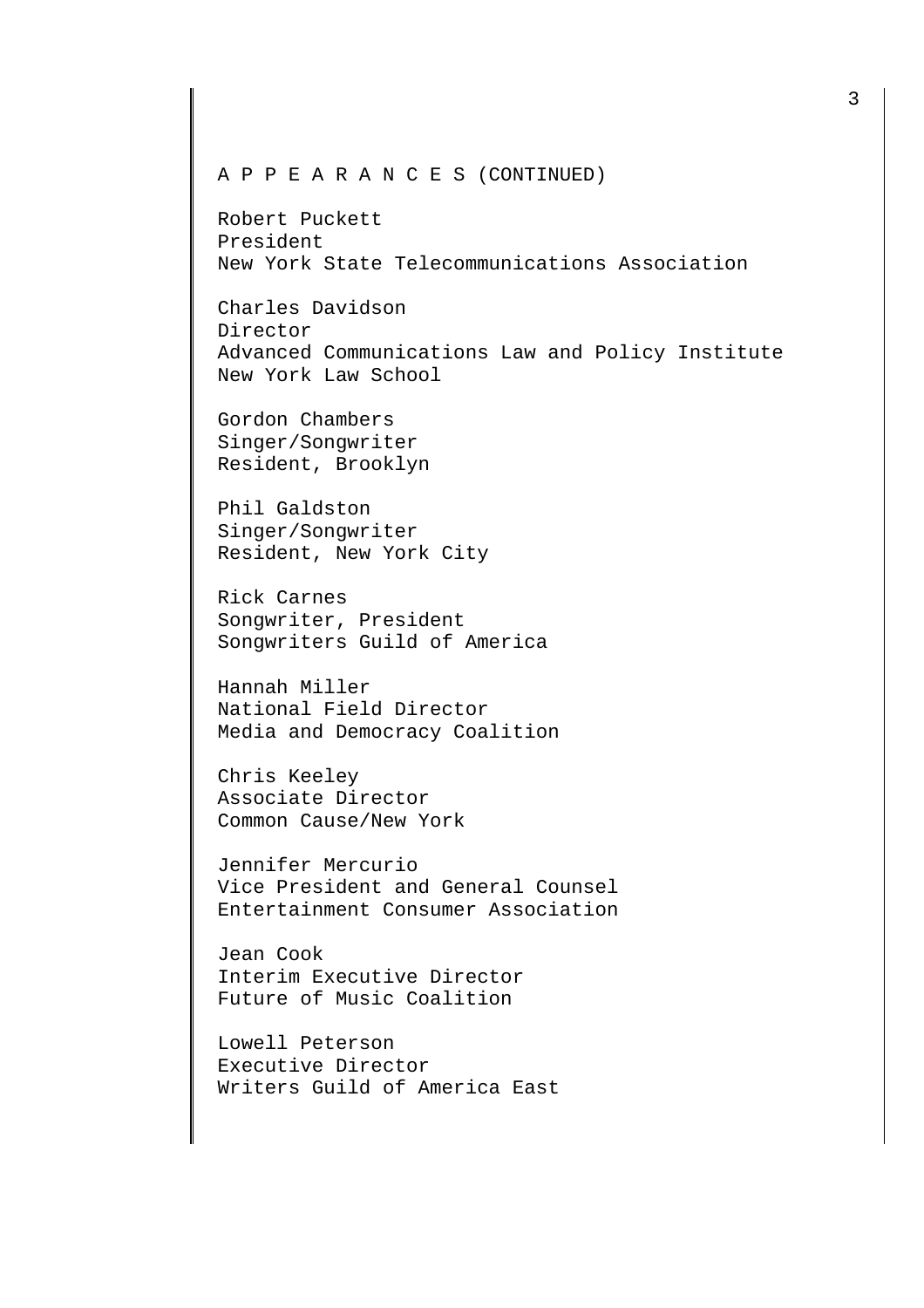A P P E A R A N C E S (CONTINUED)

Robert Puckett
President
New York State Telecommunications Association

Charles Davidson
Director
Advanced Communications Law and Policy Institute
New York Law School

Gordon Chambers
Singer/Songwriter
Resident, Brooklyn

Phil Galdston
Singer/Songwriter
Resident, New York City

Rick Carnes
Songwriter, President
Songwriters Guild of America

Hannah Miller
National Field Director
Media and Democracy Coalition

Chris Keeley
Associate Director
Common Cause/New York

Jennifer Mercurio
Vice President and General Counsel
Entertainment Consumer Association

Jean Cook
Interim Executive Director
Future of Music Coalition

Lowell Peterson
Executive Director
Writers Guild of America East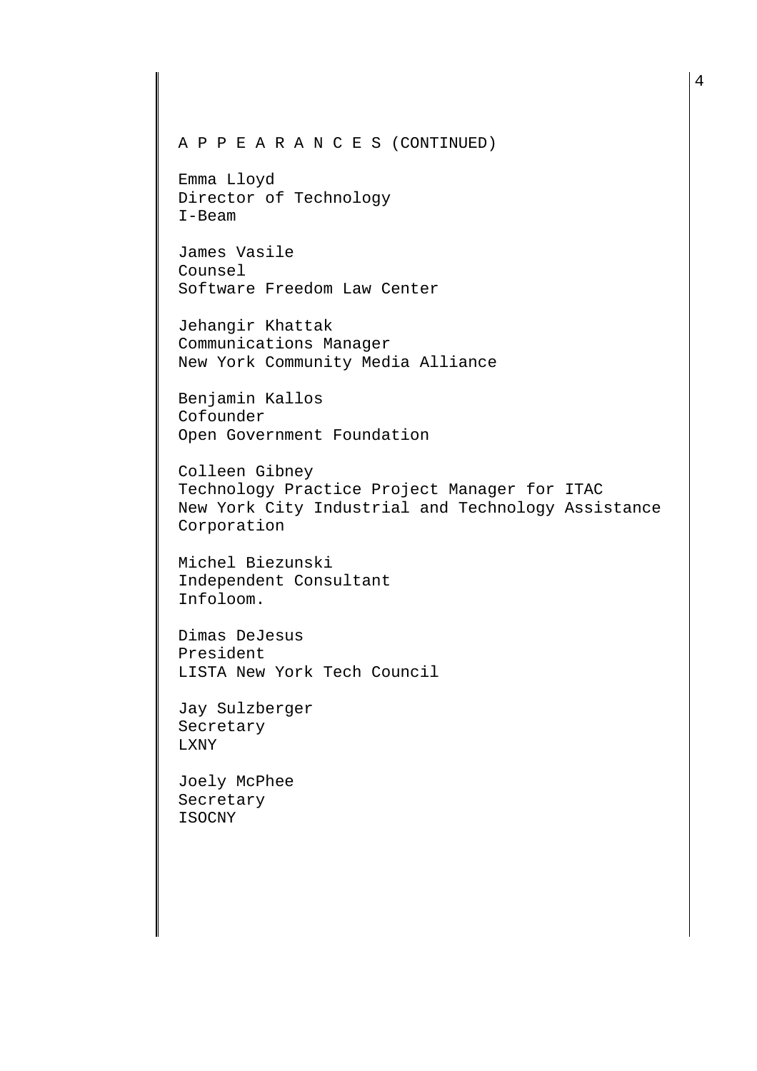A P P E A R A N C E S (CONTINUED)

Emma Lloyd
Director of Technology
I-Beam

James Vasile
Counsel
Software Freedom Law Center

Jehangir Khattak
Communications Manager
New York Community Media Alliance

Benjamin Kallos
Cofounder
Open Government Foundation

Colleen Gibney
Technology Practice Project Manager for ITAC
New York City Industrial and Technology Assistance Corporation

Michel Biezunski
Independent Consultant
Infoloom.

Dimas DeJesus
President
LISTA New York Tech Council

Jay Sulzberger
Secretary
LXNY

Joely McPhee
Secretary
ISOCNY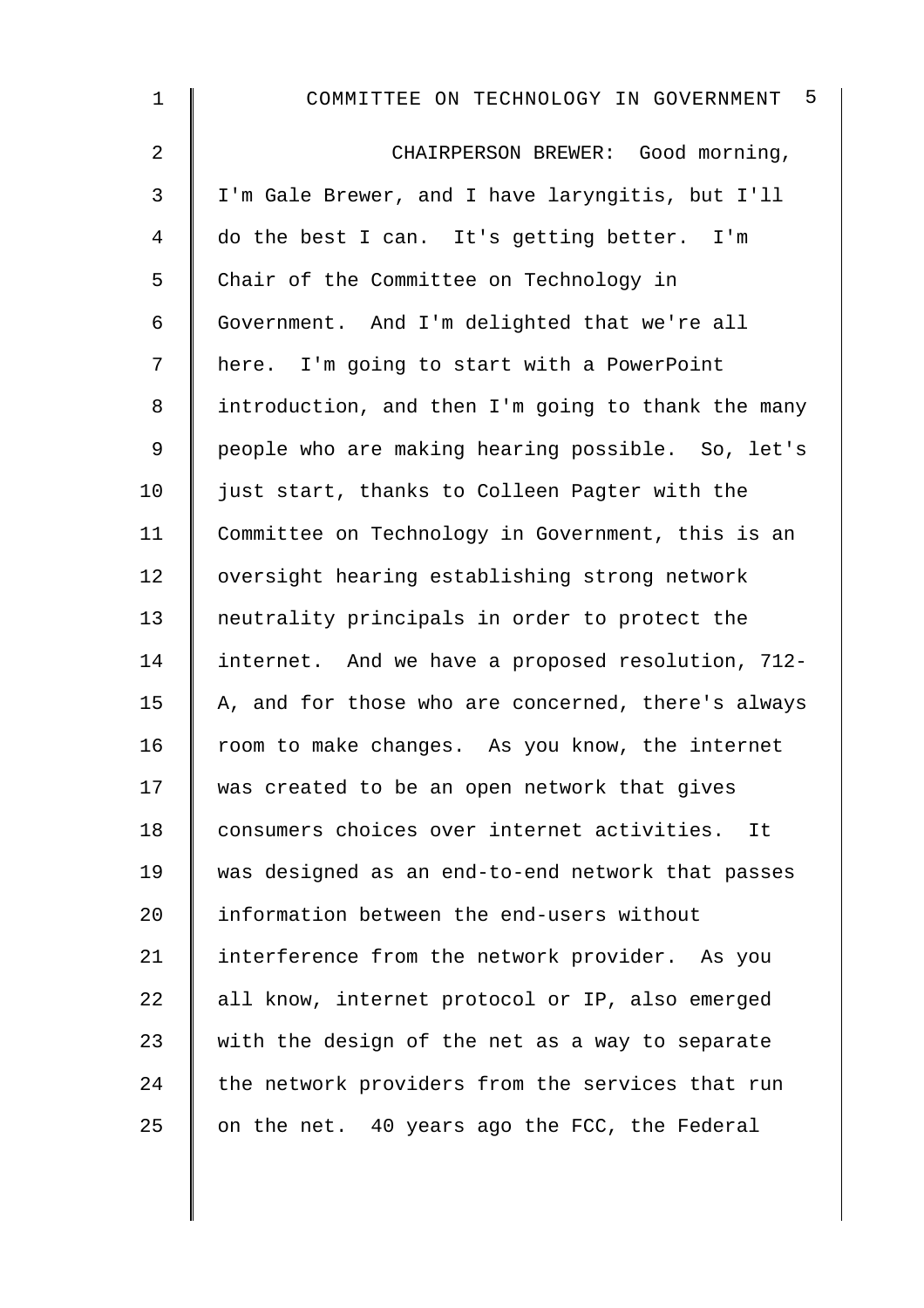CHAIRPERSON BREWER: Good morning, I'm Gale Brewer, and I have laryngitis, but I'll do the best I can. It's getting better. I'm Chair of the Committee on Technology in Government. And I'm delighted that we're all here. I'm going to start with a PowerPoint introduction, and then I'm going to thank the many people who are making hearing possible. So, let's just start, thanks to Colleen Pagter with the Committee on Technology in Government, this is an oversight hearing establishing strong network neutrality principals in order to protect the internet. And we have a proposed resolution, 712-A, and for those who are concerned, there's always room to make changes. As you know, the internet was created to be an open network that gives consumers choices over internet activities. It was designed as an end-to-end network that passes information between the end-users without interference from the network provider. As you all know, internet protocol or IP, also emerged with the design of the net as a way to separate the network providers from the services that run on the net. 40 years ago the FCC, the Federal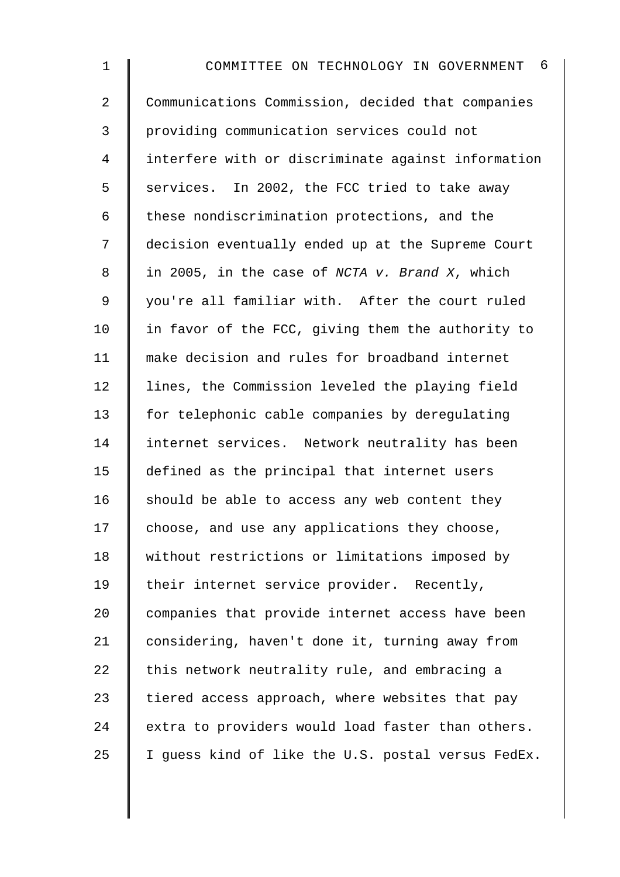Communications Commission, decided that companies providing communication services could not interfere with or discriminate against information services. In 2002, the FCC tried to take away these nondiscrimination protections, and the decision eventually ended up at the Supreme Court in 2005, in the case of *NCTA v. Brand X*, which you're all familiar with. After the court ruled in favor of the FCC, giving them the authority to make decision and rules for broadband internet lines, the Commission leveled the playing field for telephonic cable companies by deregulating internet services. Network neutrality has been defined as the principal that internet users should be able to access any web content they choose, and use any applications they choose, without restrictions or limitations imposed by their internet service provider. Recently, companies that provide internet access have been considering, haven't done it, turning away from this network neutrality rule, and embracing a tiered access approach, where websites that pay extra to providers would load faster than others. I guess kind of like the U.S. postal versus FedEx.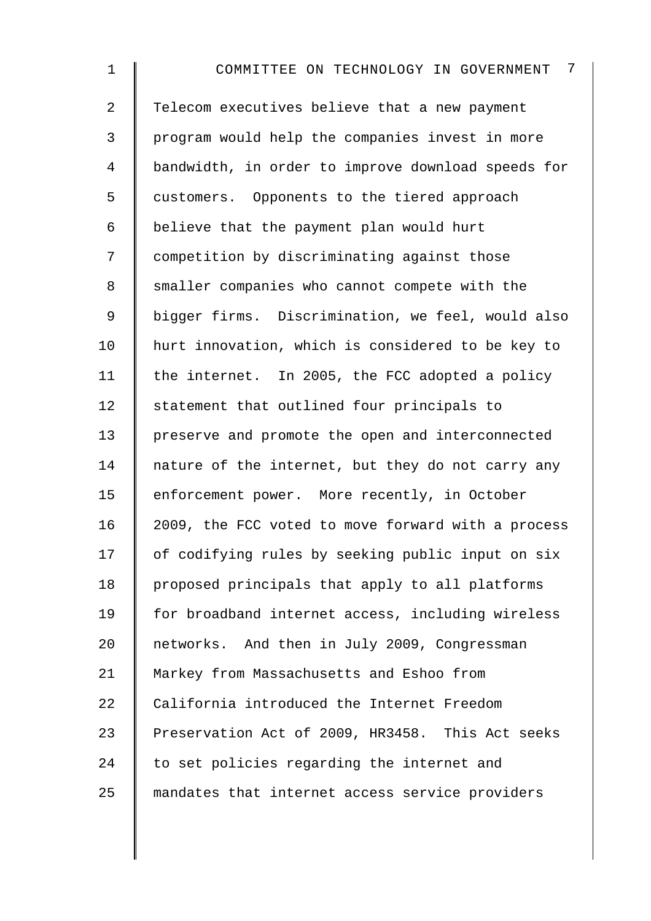Telecom executives believe that a new payment program would help the companies invest in more bandwidth, in order to improve download speeds for customers. Opponents to the tiered approach believe that the payment plan would hurt competition by discriminating against those smaller companies who cannot compete with the bigger firms. Discrimination, we feel, would also hurt innovation, which is considered to be key to the internet. In 2005, the FCC adopted a policy statement that outlined four principals to preserve and promote the open and interconnected nature of the internet, but they do not carry any enforcement power. More recently, in October 2009, the FCC voted to move forward with a process of codifying rules by seeking public input on six proposed principals that apply to all platforms for broadband internet access, including wireless networks. And then in July 2009, Congressman Markey from Massachusetts and Eshoo from California introduced the Internet Freedom Preservation Act of 2009, HR3458. This Act seeks to set policies regarding the internet and mandates that internet access service providers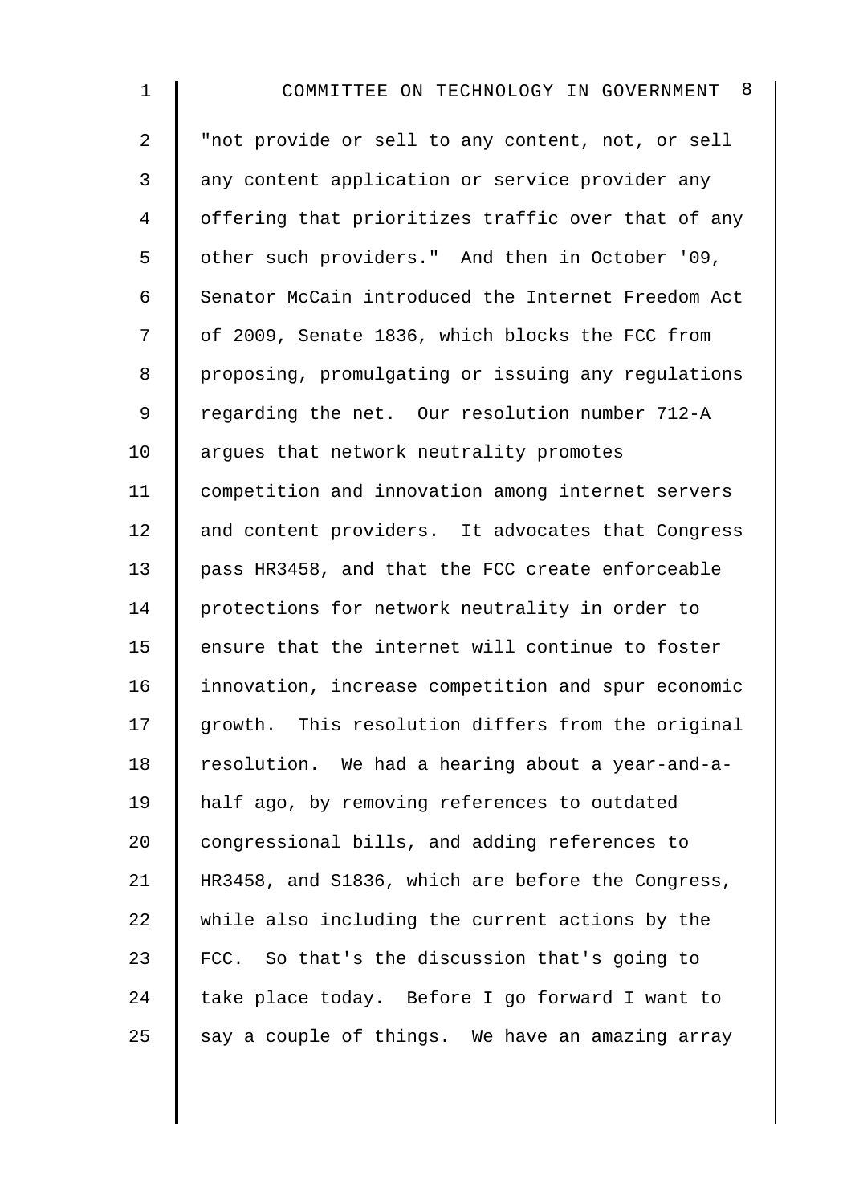"not provide or sell to any content, not, or sell any content application or service provider any offering that prioritizes traffic over that of any other such providers." And then in October '09, Senator McCain introduced the Internet Freedom Act of 2009, Senate 1836, which blocks the FCC from proposing, promulgating or issuing any regulations regarding the net. Our resolution number 712-A argues that network neutrality promotes competition and innovation among internet servers and content providers. It advocates that Congress pass HR3458, and that the FCC create enforceable protections for network neutrality in order to ensure that the internet will continue to foster innovation, increase competition and spur economic growth. This resolution differs from the original resolution. We had a hearing about a year-and-a-half ago, by removing references to outdated congressional bills, and adding references to HR3458, and S1836, which are before the Congress, while also including the current actions by the FCC. So that's the discussion that's going to take place today. Before I go forward I want to say a couple of things. We have an amazing array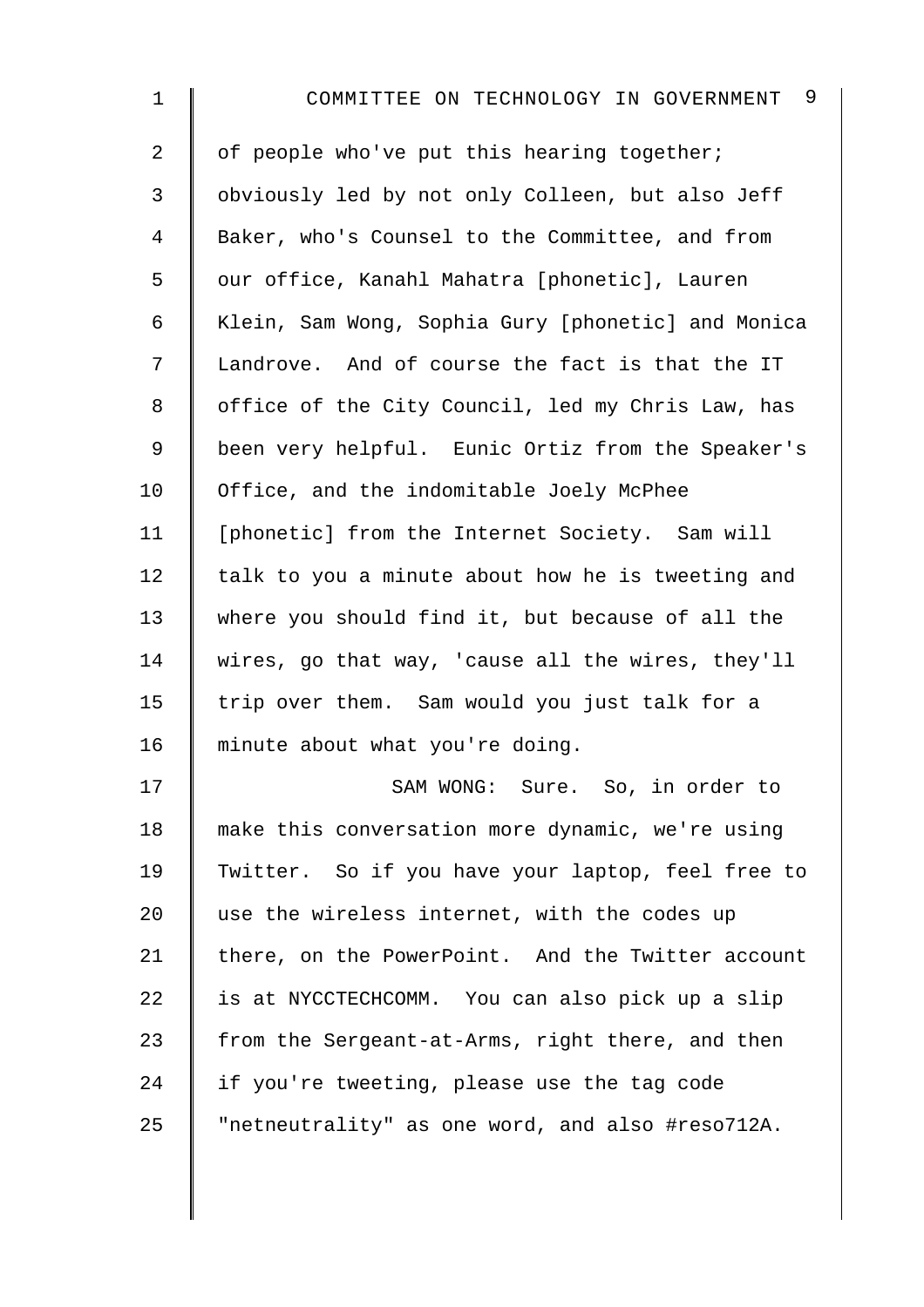of people who've put this hearing together; obviously led by not only Colleen, but also Jeff Baker, who's Counsel to the Committee, and from our office, Kanahl Mahatra [phonetic], Lauren Klein, Sam Wong, Sophia Gury [phonetic] and Monica Landrove. And of course the fact is that the IT office of the City Council, led my Chris Law, has been very helpful. Eunic Ortiz from the Speaker's Office, and the indomitable Joely McPhee [phonetic] from the Internet Society. Sam will talk to you a minute about how he is tweeting and where you should find it, but because of all the wires, go that way, 'cause all the wires, they'll trip over them. Sam would you just talk for a minute about what you're doing.

SAM WONG: Sure. So, in order to make this conversation more dynamic, we're using Twitter. So if you have your laptop, feel free to use the wireless internet, with the codes up there, on the PowerPoint. And the Twitter account is at NYCCTECHCOMM. You can also pick up a slip from the Sergeant-at-Arms, right there, and then if you're tweeting, please use the tag code "netneutrality" as one word, and also #reso712A.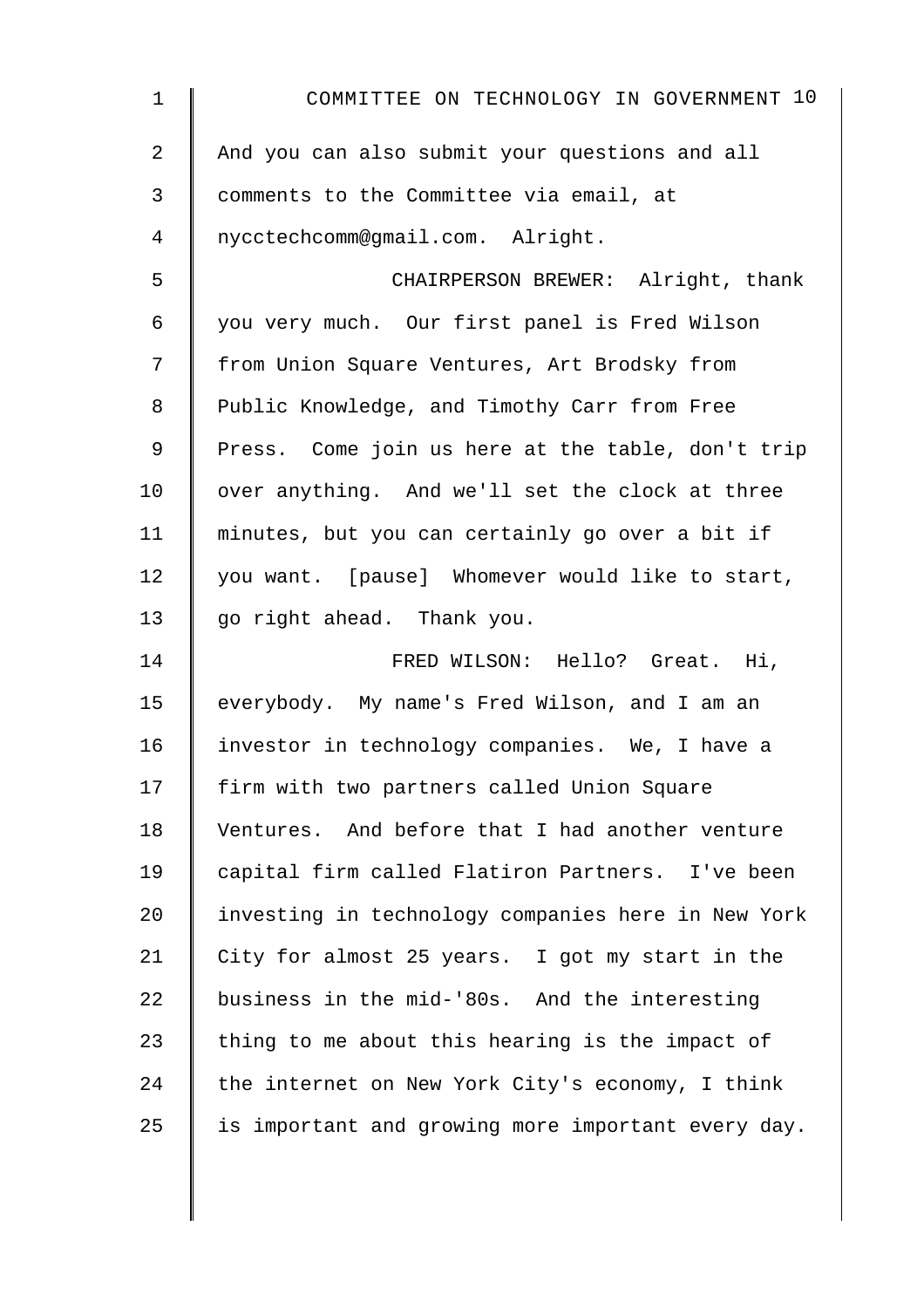And you can also submit your questions and all comments to the Committee via email, at nycctechcomm@gmail.com. Alright.

CHAIRPERSON BREWER: Alright, thank you very much. Our first panel is Fred Wilson from Union Square Ventures, Art Brodsky from Public Knowledge, and Timothy Carr from Free Press. Come join us here at the table, don't trip over anything. And we'll set the clock at three minutes, but you can certainly go over a bit if you want. [pause] Whomever would like to start, go right ahead. Thank you.

FRED WILSON: Hello? Great. Hi, everybody. My name's Fred Wilson, and I am an investor in technology companies. We, I have a firm with two partners called Union Square Ventures. And before that I had another venture capital firm called Flatiron Partners. I've been investing in technology companies here in New York City for almost 25 years. I got my start in the business in the mid-'80s. And the interesting thing to me about this hearing is the impact of the internet on New York City's economy, I think is important and growing more important every day.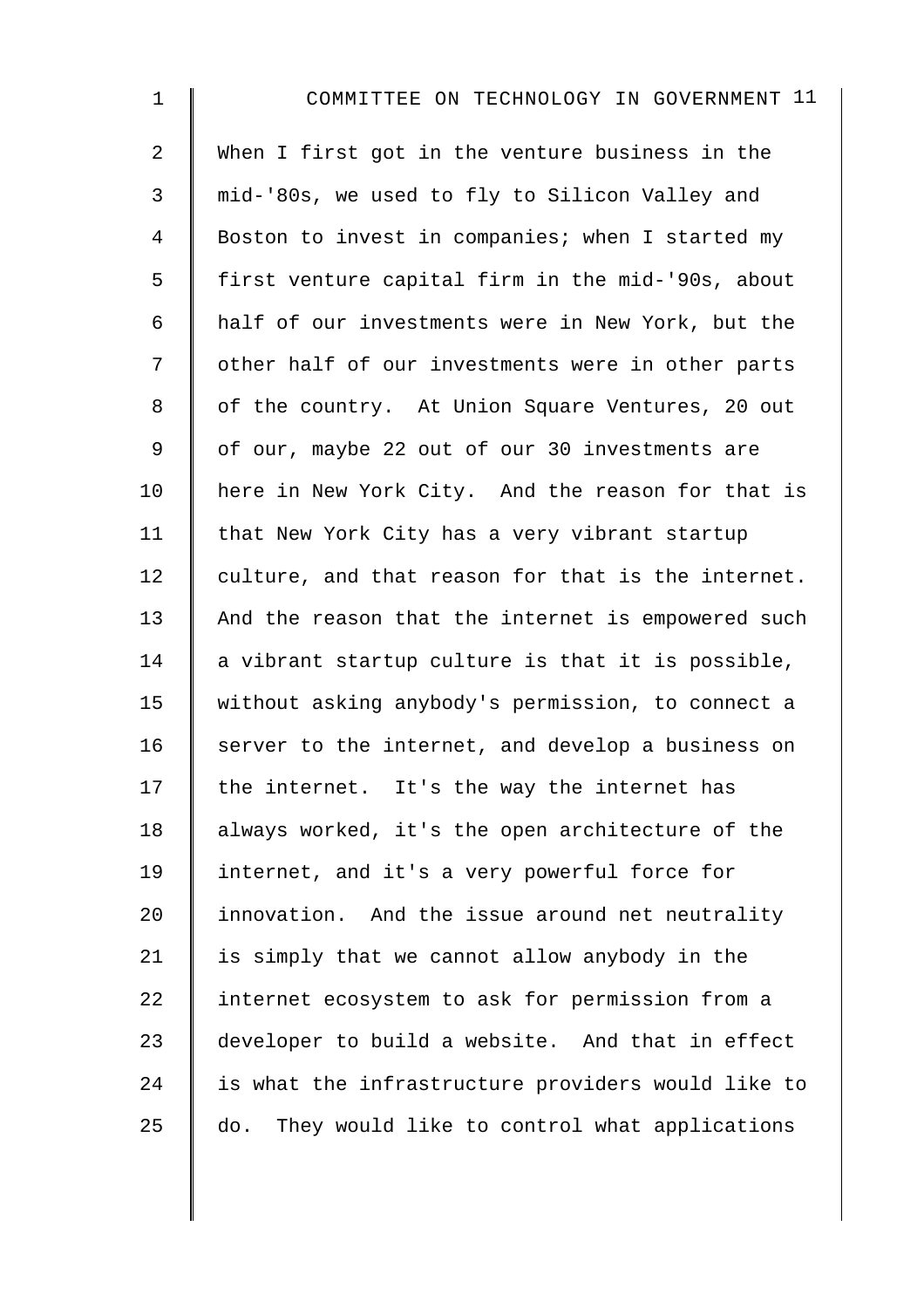When I first got in the venture business in the mid-'80s, we used to fly to Silicon Valley and Boston to invest in companies; when I started my first venture capital firm in the mid-'90s, about half of our investments were in New York, but the other half of our investments were in other parts of the country. At Union Square Ventures, 20 out of our, maybe 22 out of our 30 investments are here in New York City. And the reason for that is that New York City has a very vibrant startup culture, and that reason for that is the internet. And the reason that the internet is empowered such a vibrant startup culture is that it is possible, without asking anybody's permission, to connect a server to the internet, and develop a business on the internet. It's the way the internet has always worked, it's the open architecture of the internet, and it's a very powerful force for innovation. And the issue around net neutrality is simply that we cannot allow anybody in the internet ecosystem to ask for permission from a developer to build a website. And that in effect is what the infrastructure providers would like to do. They would like to control what applications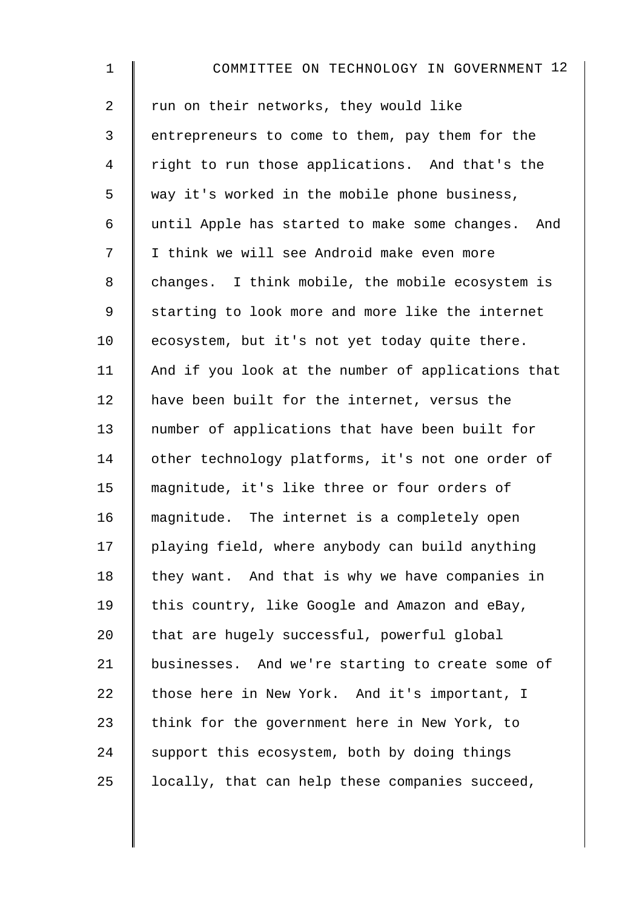run on their networks, they would like entrepreneurs to come to them, pay them for the right to run those applications. And that's the way it's worked in the mobile phone business, until Apple has started to make some changes. And I think we will see Android make even more changes. I think mobile, the mobile ecosystem is starting to look more and more like the internet ecosystem, but it's not yet today quite there. And if you look at the number of applications that have been built for the internet, versus the number of applications that have been built for other technology platforms, it's not one order of magnitude, it's like three or four orders of magnitude. The internet is a completely open playing field, where anybody can build anything they want. And that is why we have companies in this country, like Google and Amazon and eBay, that are hugely successful, powerful global businesses. And we're starting to create some of those here in New York. And it's important, I think for the government here in New York, to support this ecosystem, both by doing things locally, that can help these companies succeed,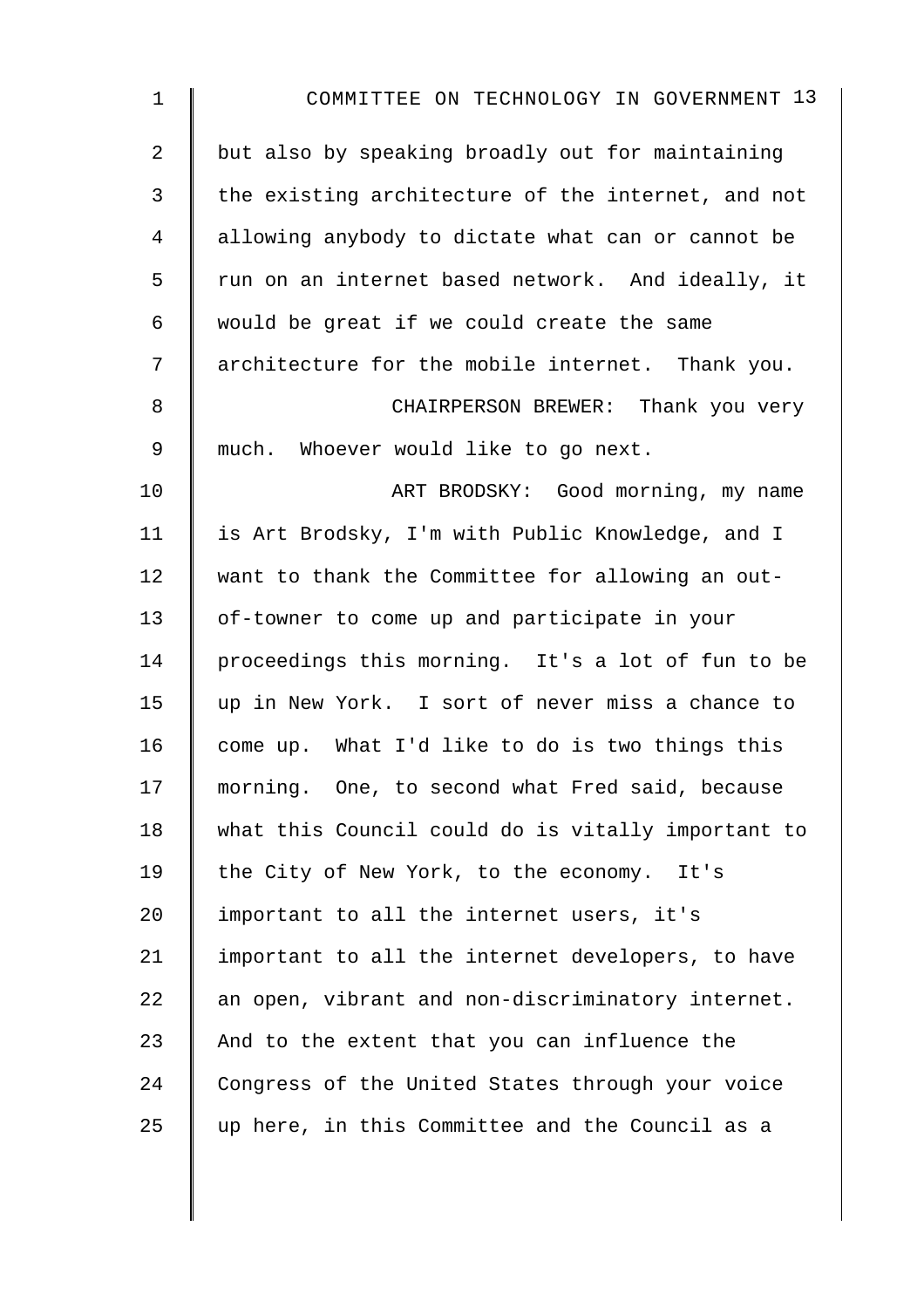but also by speaking broadly out for maintaining the existing architecture of the internet, and not allowing anybody to dictate what can or cannot be run on an internet based network. And ideally, it would be great if we could create the same architecture for the mobile internet. Thank you.

CHAIRPERSON BREWER: Thank you very much. Whoever would like to go next.

ART BRODSKY: Good morning, my name is Art Brodsky, I'm with Public Knowledge, and I want to thank the Committee for allowing an out-of-towner to come up and participate in your proceedings this morning. It's a lot of fun to be up in New York. I sort of never miss a chance to come up. What I'd like to do is two things this morning. One, to second what Fred said, because what this Council could do is vitally important to the City of New York, to the economy. It's important to all the internet users, it's important to all the internet developers, to have an open, vibrant and non-discriminatory internet. And to the extent that you can influence the Congress of the United States through your voice up here, in this Committee and the Council as a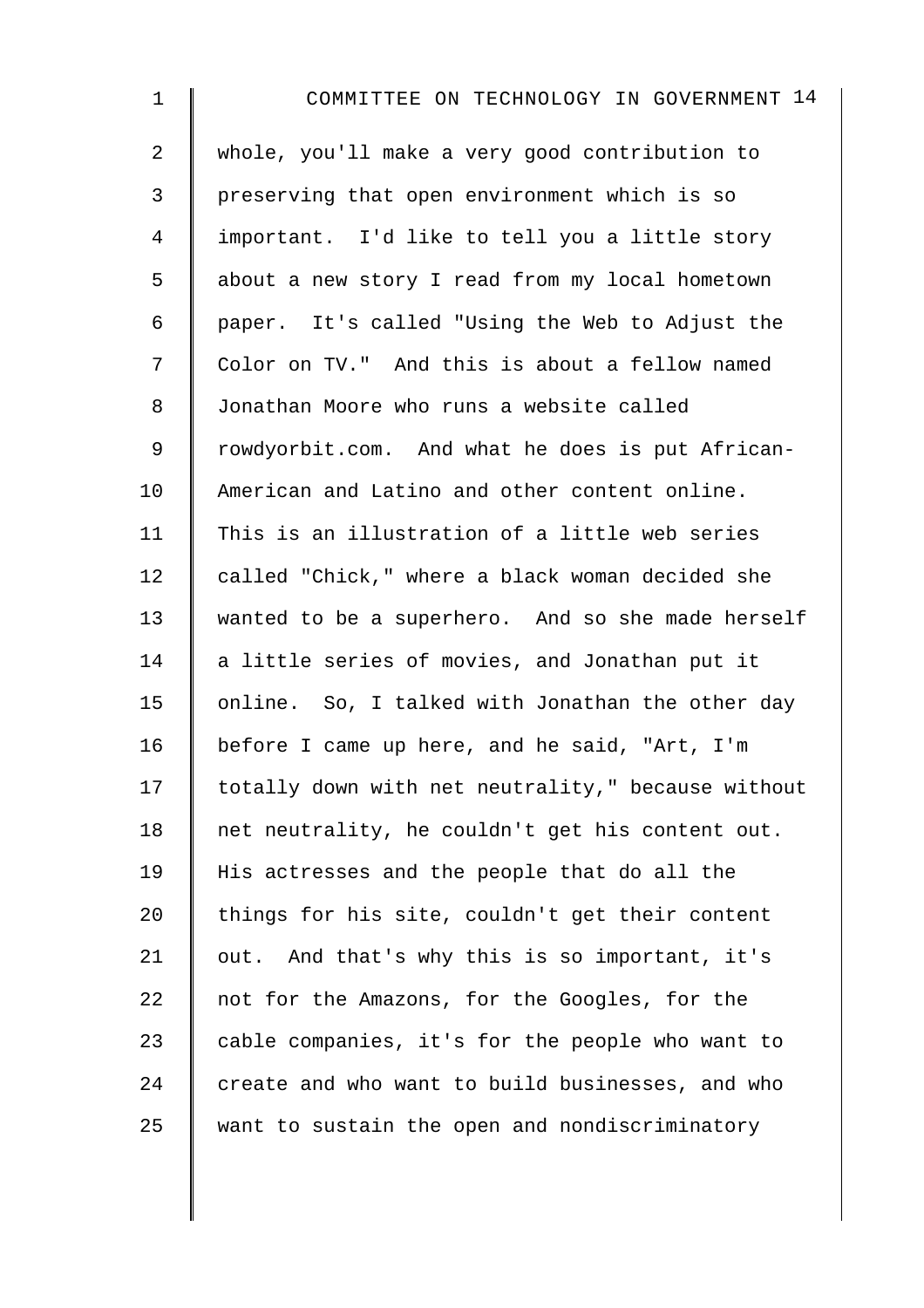whole, you'll make a very good contribution to preserving that open environment which is so important. I'd like to tell you a little story about a new story I read from my local hometown paper. It's called "Using the Web to Adjust the Color on TV." And this is about a fellow named Jonathan Moore who runs a website called rowdyorbit.com. And what he does is put African-American and Latino and other content online. This is an illustration of a little web series called "Chick," where a black woman decided she wanted to be a superhero. And so she made herself a little series of movies, and Jonathan put it online. So, I talked with Jonathan the other day before I came up here, and he said, "Art, I'm totally down with net neutrality," because without net neutrality, he couldn't get his content out. His actresses and the people that do all the things for his site, couldn't get their content out. And that's why this is so important, it's not for the Amazons, for the Googles, for the cable companies, it's for the people who want to create and who want to build businesses, and who want to sustain the open and nondiscriminatory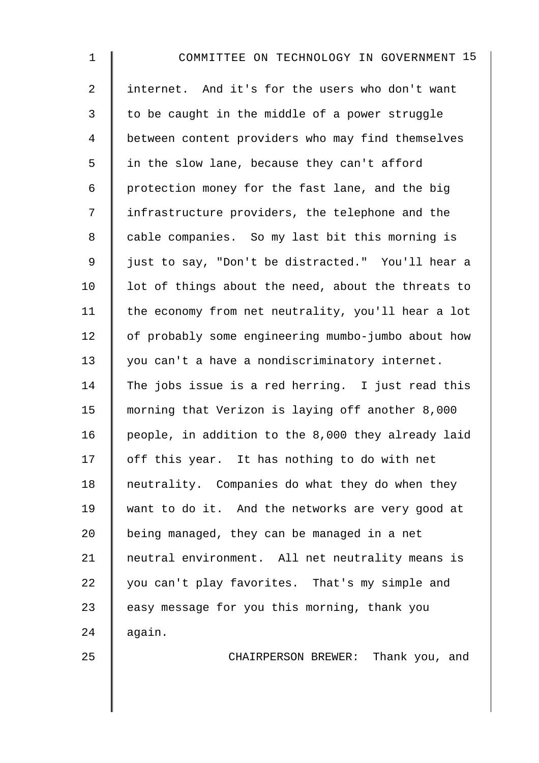internet. And it's for the users who don't want to be caught in the middle of a power struggle between content providers who may find themselves in the slow lane, because they can't afford protection money for the fast lane, and the big infrastructure providers, the telephone and the cable companies. So my last bit this morning is just to say, "Don't be distracted." You'll hear a lot of things about the need, about the threats to the economy from net neutrality, you'll hear a lot of probably some engineering mumbo-jumbo about how you can't a have a nondiscriminatory internet. The jobs issue is a red herring. I just read this morning that Verizon is laying off another 8,000 people, in addition to the 8,000 they already laid off this year. It has nothing to do with net neutrality. Companies do what they do when they want to do it. And the networks are very good at being managed, they can be managed in a net neutral environment. All net neutrality means is you can't play favorites. That's my simple and easy message for you this morning, thank you again.

CHAIRPERSON BREWER: Thank you, and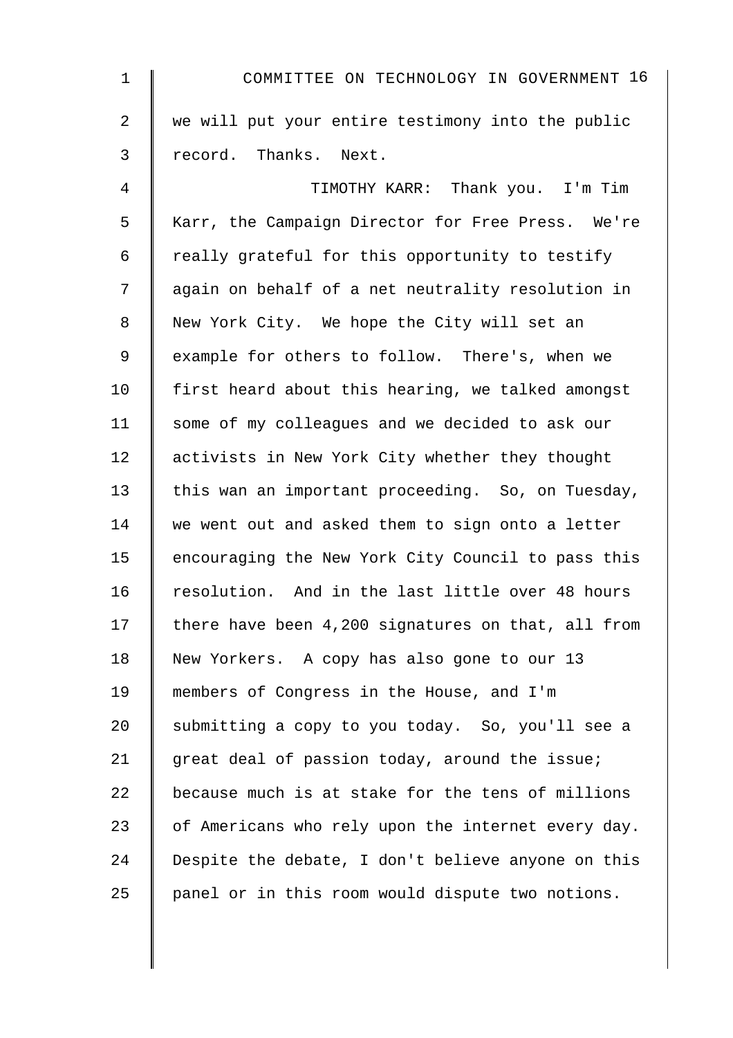we will put your entire testimony into the public record. Thanks. Next.

TIMOTHY KARR: Thank you. I'm Tim Karr, the Campaign Director for Free Press. We're really grateful for this opportunity to testify again on behalf of a net neutrality resolution in New York City. We hope the City will set an example for others to follow. There's, when we first heard about this hearing, we talked amongst some of my colleagues and we decided to ask our activists in New York City whether they thought this wan an important proceeding. So, on Tuesday, we went out and asked them to sign onto a letter encouraging the New York City Council to pass this resolution. And in the last little over 48 hours there have been 4,200 signatures on that, all from New Yorkers. A copy has also gone to our 13 members of Congress in the House, and I'm submitting a copy to you today. So, you'll see a great deal of passion today, around the issue; because much is at stake for the tens of millions of Americans who rely upon the internet every day. Despite the debate, I don't believe anyone on this panel or in this room would dispute two notions.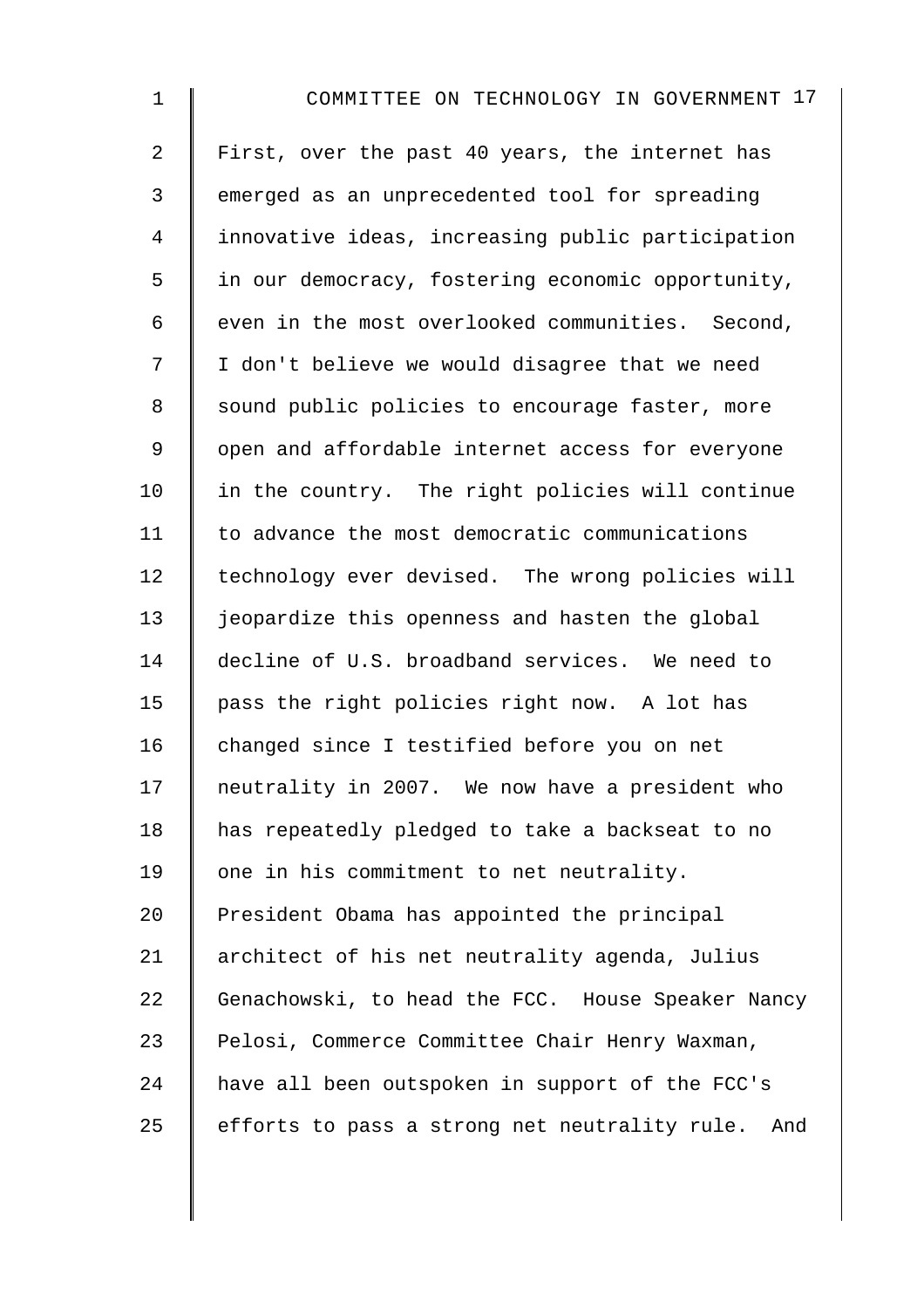First, over the past 40 years, the internet has emerged as an unprecedented tool for spreading innovative ideas, increasing public participation in our democracy, fostering economic opportunity, even in the most overlooked communities. Second, I don't believe we would disagree that we need sound public policies to encourage faster, more open and affordable internet access for everyone in the country. The right policies will continue to advance the most democratic communications technology ever devised. The wrong policies will jeopardize this openness and hasten the global decline of U.S. broadband services. We need to pass the right policies right now. A lot has changed since I testified before you on net neutrality in 2007. We now have a president who has repeatedly pledged to take a backseat to no one in his commitment to net neutrality. President Obama has appointed the principal architect of his net neutrality agenda, Julius Genachowski, to head the FCC. House Speaker Nancy Pelosi, Commerce Committee Chair Henry Waxman, have all been outspoken in support of the FCC's efforts to pass a strong net neutrality rule. And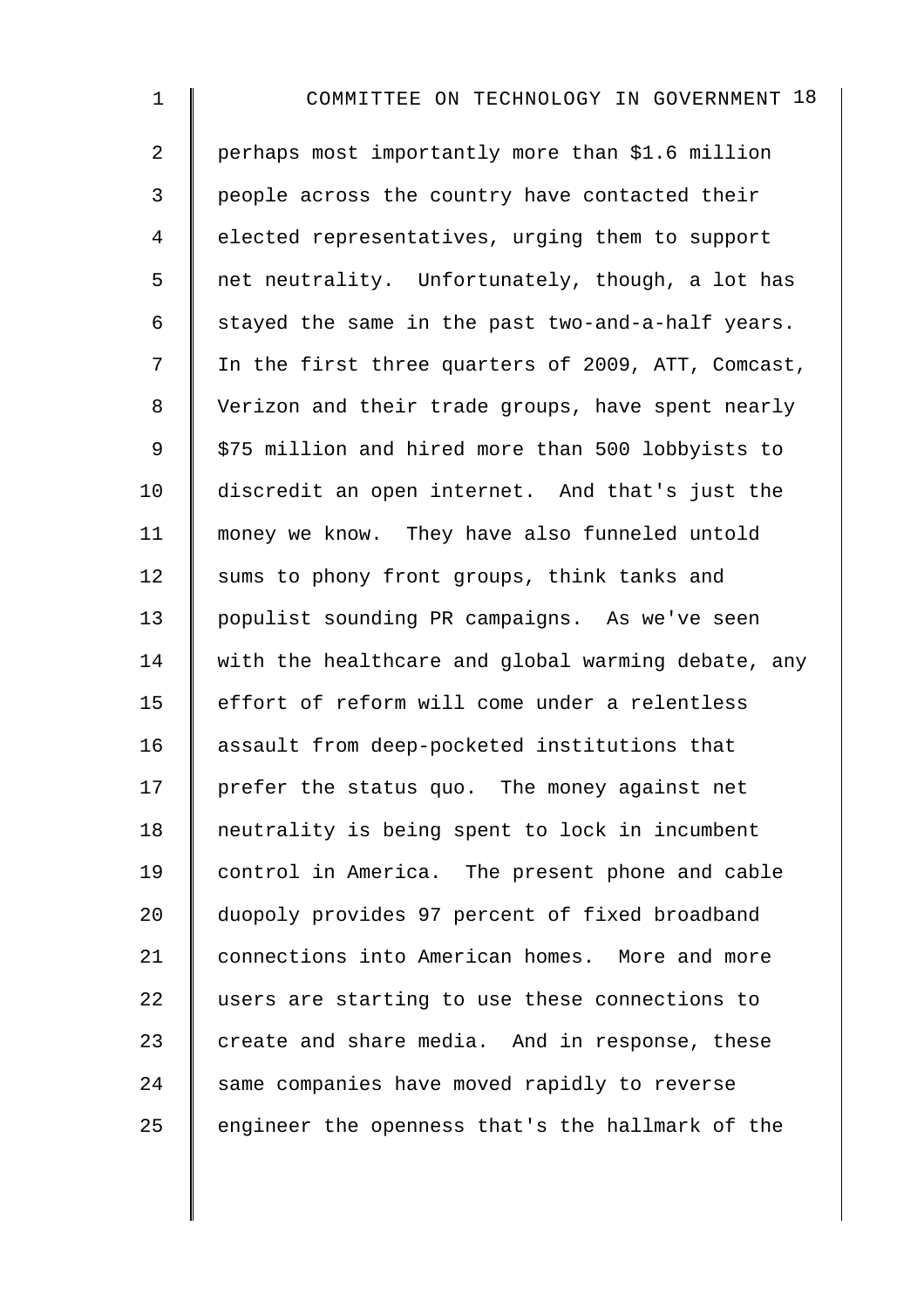perhaps most importantly more than $1.6 million people across the country have contacted their elected representatives, urging them to support net neutrality. Unfortunately, though, a lot has stayed the same in the past two-and-a-half years. In the first three quarters of 2009, ATT, Comcast, Verizon and their trade groups, have spent nearly $75 million and hired more than 500 lobbyists to discredit an open internet. And that's just the money we know. They have also funneled untold sums to phony front groups, think tanks and populist sounding PR campaigns. As we've seen with the healthcare and global warming debate, any effort of reform will come under a relentless assault from deep-pocketed institutions that prefer the status quo. The money against net neutrality is being spent to lock in incumbent control in America. The present phone and cable duopoly provides 97 percent of fixed broadband connections into American homes. More and more users are starting to use these connections to create and share media. And in response, these same companies have moved rapidly to reverse engineer the openness that's the hallmark of the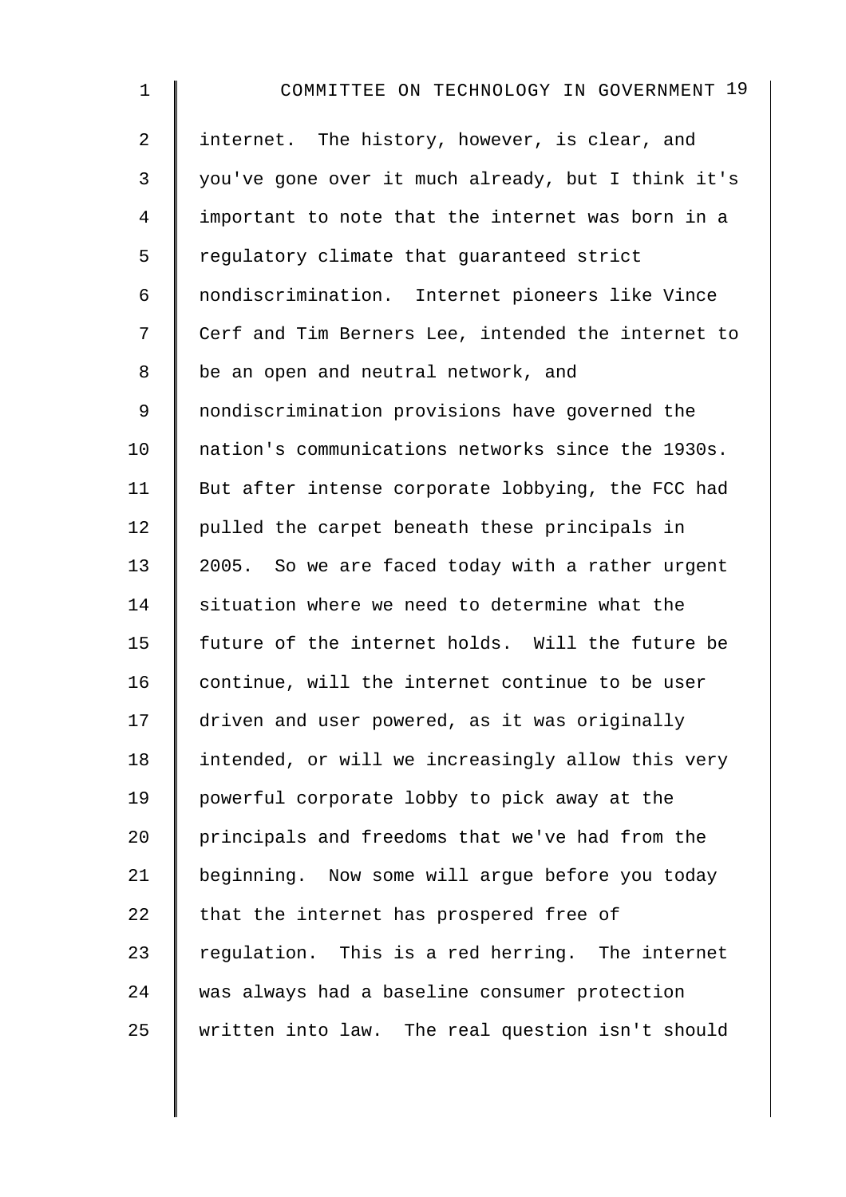internet. The history, however, is clear, and you've gone over it much already, but I think it's important to note that the internet was born in a regulatory climate that guaranteed strict nondiscrimination. Internet pioneers like Vince Cerf and Tim Berners Lee, intended the internet to be an open and neutral network, and nondiscrimination provisions have governed the nation's communications networks since the 1930s. But after intense corporate lobbying, the FCC had pulled the carpet beneath these principals in 2005. So we are faced today with a rather urgent situation where we need to determine what the future of the internet holds. Will the future be continue, will the internet continue to be user driven and user powered, as it was originally intended, or will we increasingly allow this very powerful corporate lobby to pick away at the principals and freedoms that we've had from the beginning. Now some will argue before you today that the internet has prospered free of regulation. This is a red herring. The internet was always had a baseline consumer protection written into law. The real question isn't should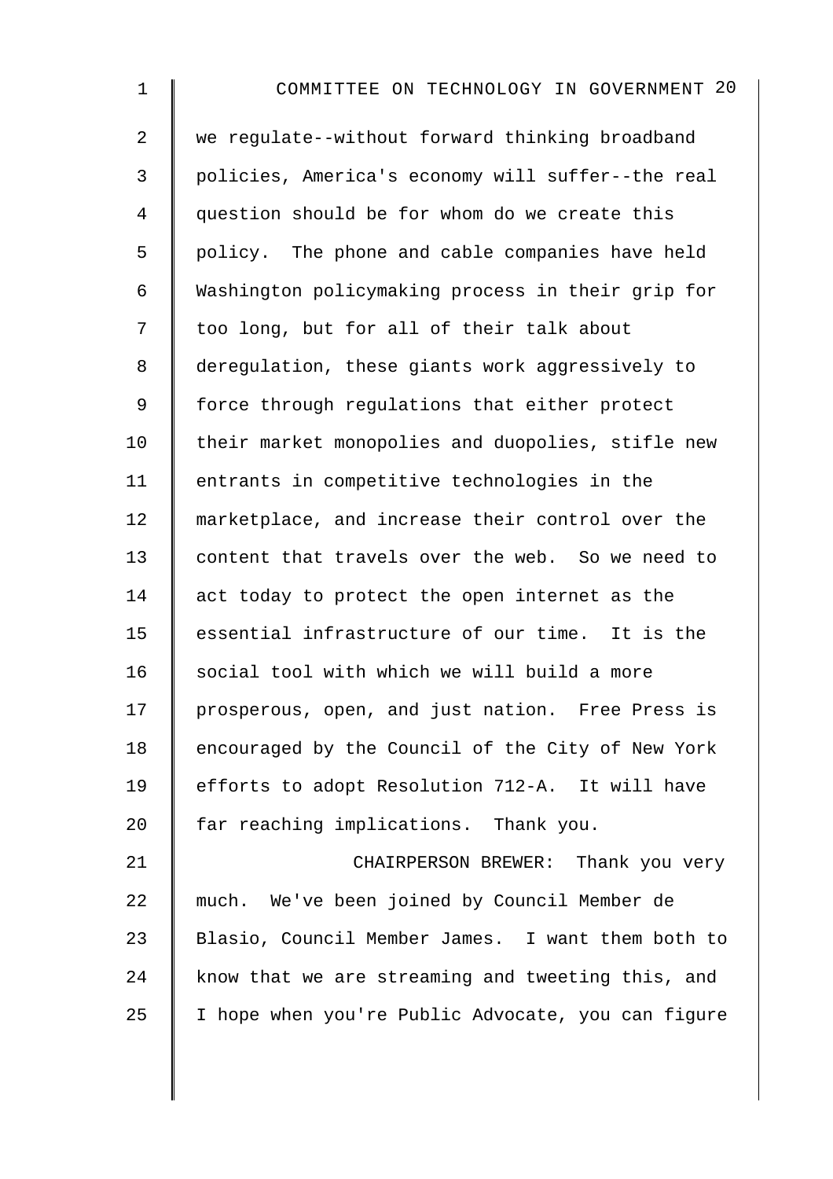we regulate--without forward thinking broadband policies, America's economy will suffer--the real question should be for whom do we create this policy. The phone and cable companies have held Washington policymaking process in their grip for too long, but for all of their talk about deregulation, these giants work aggressively to force through regulations that either protect their market monopolies and duopolies, stifle new entrants in competitive technologies in the marketplace, and increase their control over the content that travels over the web. So we need to act today to protect the open internet as the essential infrastructure of our time. It is the social tool with which we will build a more prosperous, open, and just nation. Free Press is encouraged by the Council of the City of New York efforts to adopt Resolution 712-A. It will have far reaching implications. Thank you.

CHAIRPERSON BREWER: Thank you very much. We've been joined by Council Member de Blasio, Council Member James. I want them both to know that we are streaming and tweeting this, and I hope when you're Public Advocate, you can figure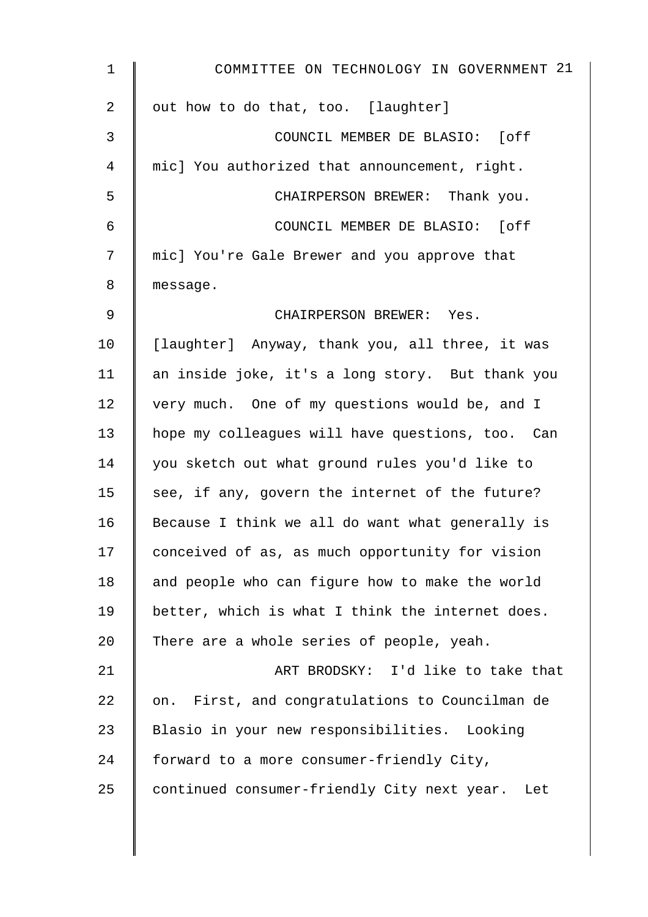out how to do that, too. [laughter]

COUNCIL MEMBER DE BLASIO: [off mic] You authorized that announcement, right.

CHAIRPERSON BREWER: Thank you.

COUNCIL MEMBER DE BLASIO: [off mic] You're Gale Brewer and you approve that message.

CHAIRPERSON BREWER: Yes. [laughter] Anyway, thank you, all three, it was an inside joke, it's a long story. But thank you very much. One of my questions would be, and I hope my colleagues will have questions, too. Can you sketch out what ground rules you'd like to see, if any, govern the internet of the future? Because I think we all do want what generally is conceived of as, as much opportunity for vision and people who can figure how to make the world better, which is what I think the internet does. There are a whole series of people, yeah.

ART BRODSKY: I'd like to take that on. First, and congratulations to Councilman de Blasio in your new responsibilities. Looking forward to a more consumer-friendly City, continued consumer-friendly City next year. Let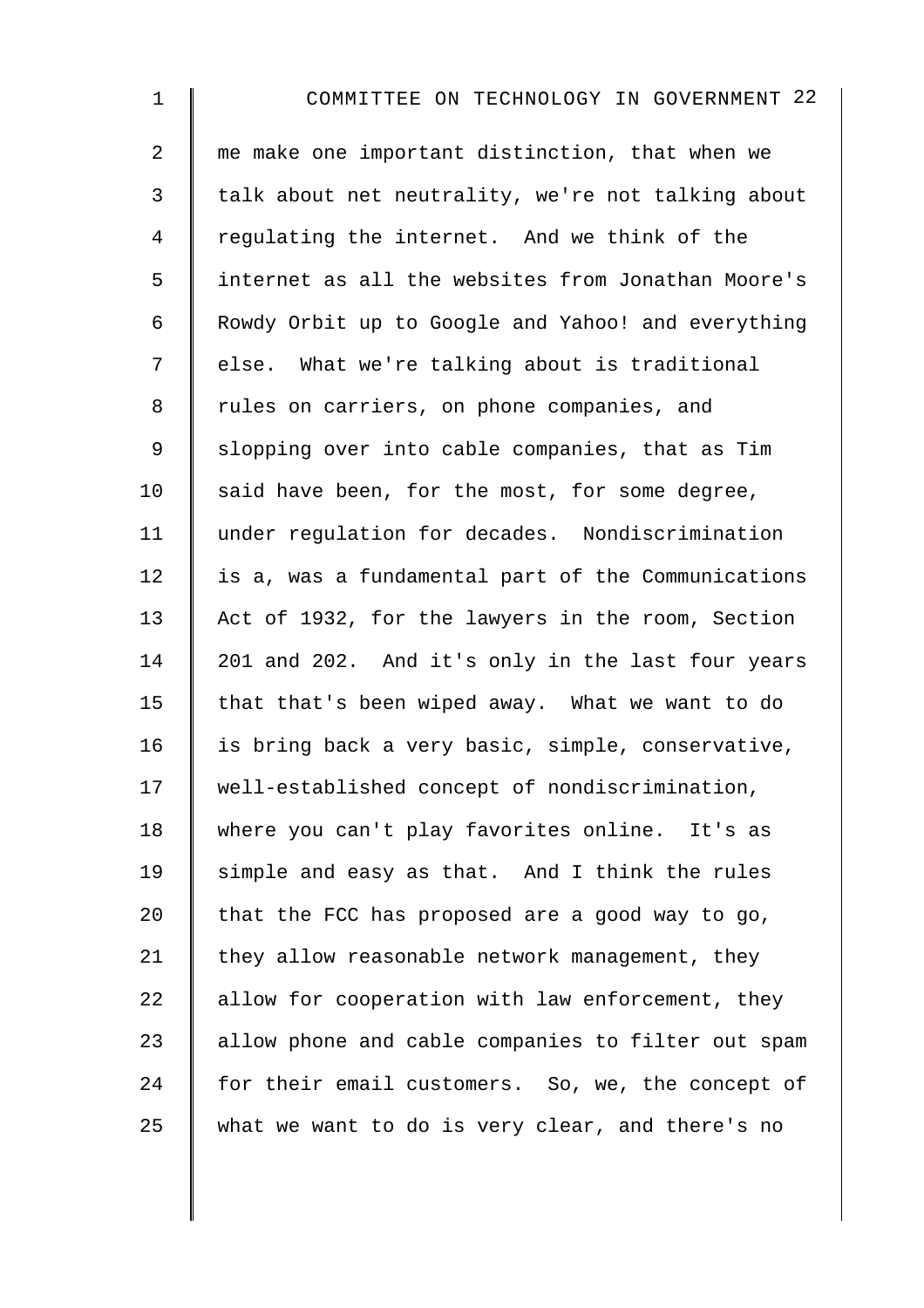me make one important distinction, that when we talk about net neutrality, we're not talking about regulating the internet. And we think of the internet as all the websites from Jonathan Moore's Rowdy Orbit up to Google and Yahoo! and everything else. What we're talking about is traditional rules on carriers, on phone companies, and slopping over into cable companies, that as Tim said have been, for the most, for some degree, under regulation for decades. Nondiscrimination is a, was a fundamental part of the Communications Act of 1932, for the lawyers in the room, Section 201 and 202. And it's only in the last four years that that's been wiped away. What we want to do is bring back a very basic, simple, conservative, well-established concept of nondiscrimination, where you can't play favorites online. It's as simple and easy as that. And I think the rules that the FCC has proposed are a good way to go, they allow reasonable network management, they allow for cooperation with law enforcement, they allow phone and cable companies to filter out spam for their email customers. So, we, the concept of what we want to do is very clear, and there's no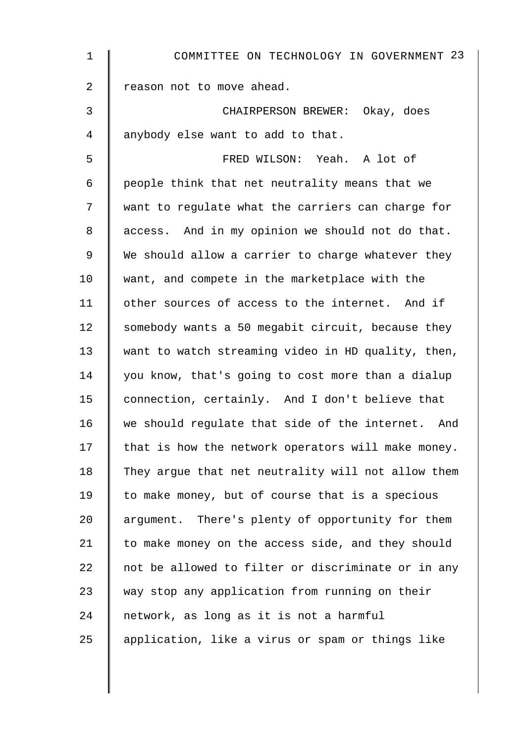reason not to move ahead.

CHAIRPERSON BREWER: Okay, does anybody else want to add to that.

FRED WILSON: Yeah. A lot of people think that net neutrality means that we want to regulate what the carriers can charge for access. And in my opinion we should not do that. We should allow a carrier to charge whatever they want, and compete in the marketplace with the other sources of access to the internet. And if somebody wants a 50 megabit circuit, because they want to watch streaming video in HD quality, then, you know, that's going to cost more than a dialup connection, certainly. And I don't believe that we should regulate that side of the internet. And that is how the network operators will make money. They argue that net neutrality will not allow them to make money, but of course that is a specious argument. There's plenty of opportunity for them to make money on the access side, and they should not be allowed to filter or discriminate or in any way stop any application from running on their network, as long as it is not a harmful application, like a virus or spam or things like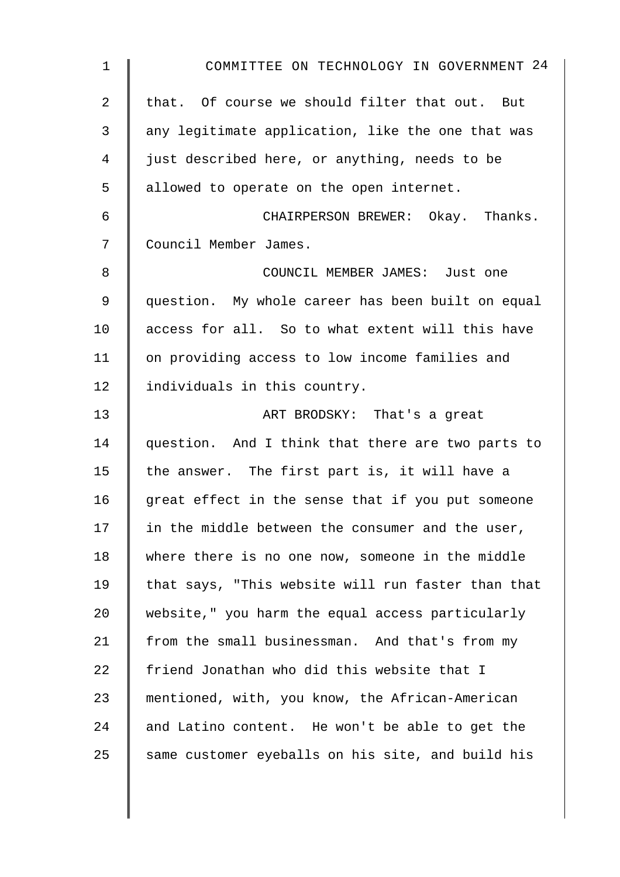that. Of course we should filter that out. But any legitimate application, like the one that was just described here, or anything, needs to be allowed to operate on the open internet.

CHAIRPERSON BREWER: Okay. Thanks. Council Member James.

COUNCIL MEMBER JAMES: Just one question. My whole career has been built on equal access for all. So to what extent will this have on providing access to low income families and individuals in this country.

ART BRODSKY: That's a great question. And I think that there are two parts to the answer. The first part is, it will have a great effect in the sense that if you put someone in the middle between the consumer and the user, where there is no one now, someone in the middle that says, "This website will run faster than that website," you harm the equal access particularly from the small businessman. And that's from my friend Jonathan who did this website that I mentioned, with, you know, the African-American and Latino content. He won't be able to get the same customer eyeballs on his site, and build his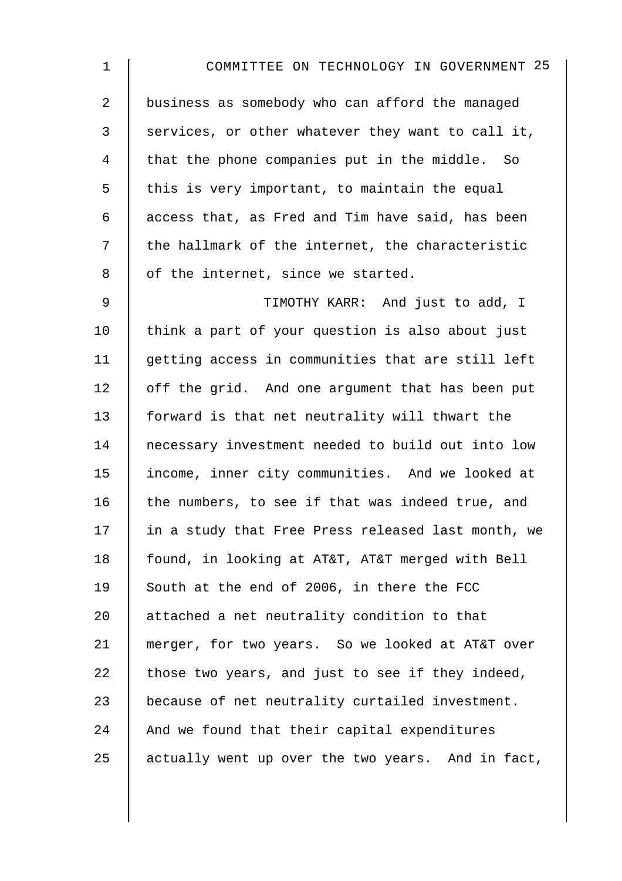business as somebody who can afford the managed services, or other whatever they want to call it, that the phone companies put in the middle. So this is very important, to maintain the equal access that, as Fred and Tim have said, has been the hallmark of the internet, the characteristic of the internet, since we started.

TIMOTHY KARR: And just to add, I think a part of your question is also about just getting access in communities that are still left off the grid. And one argument that has been put forward is that net neutrality will thwart the necessary investment needed to build out into low income, inner city communities. And we looked at the numbers, to see if that was indeed true, and in a study that Free Press released last month, we found, in looking at AT&T, AT&T merged with Bell South at the end of 2006, in there the FCC attached a net neutrality condition to that merger, for two years. So we looked at AT&T over those two years, and just to see if they indeed, because of net neutrality curtailed investment. And we found that their capital expenditures actually went up over the two years. And in fact,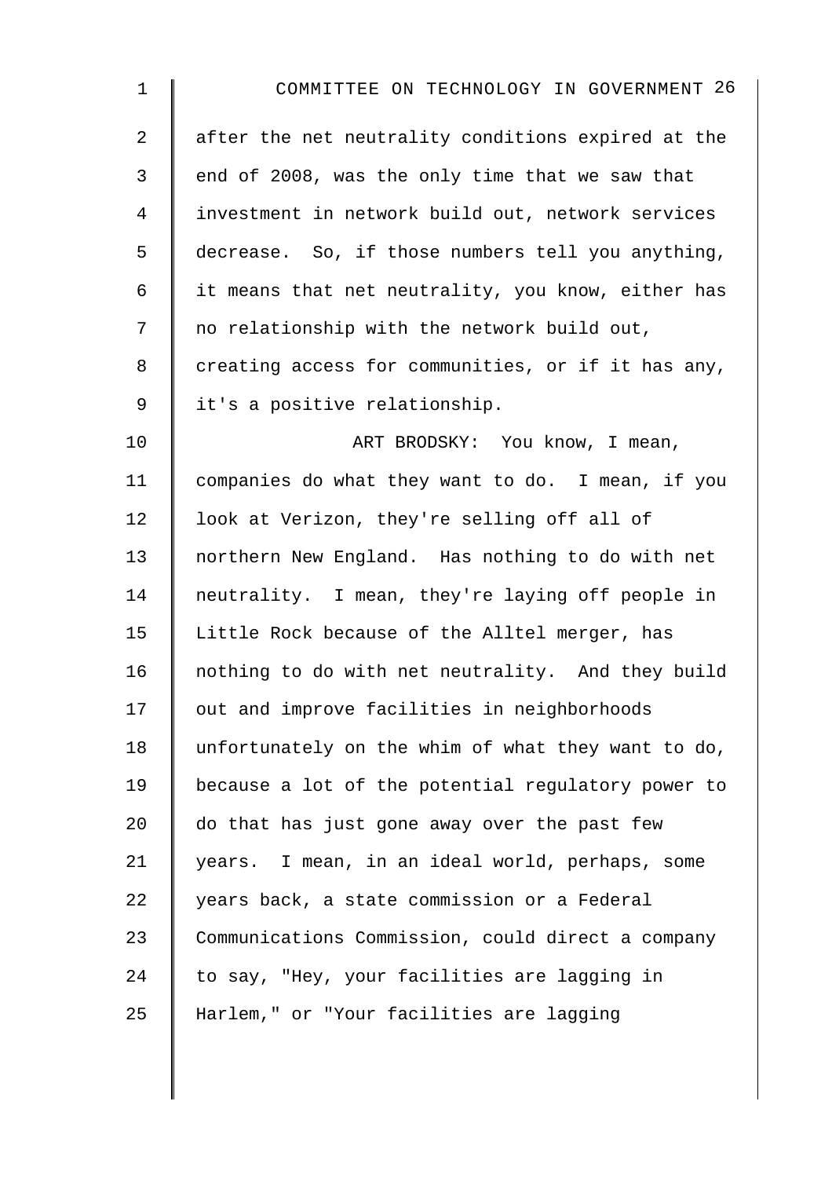after the net neutrality conditions expired at the end of 2008, was the only time that we saw that investment in network build out, network services decrease. So, if those numbers tell you anything, it means that net neutrality, you know, either has no relationship with the network build out, creating access for communities, or if it has any, it's a positive relationship.

ART BRODSKY: You know, I mean, companies do what they want to do. I mean, if you look at Verizon, they're selling off all of northern New England. Has nothing to do with net neutrality. I mean, they're laying off people in Little Rock because of the Alltel merger, has nothing to do with net neutrality. And they build out and improve facilities in neighborhoods unfortunately on the whim of what they want to do, because a lot of the potential regulatory power to do that has just gone away over the past few years. I mean, in an ideal world, perhaps, some years back, a state commission or a Federal Communications Commission, could direct a company to say, "Hey, your facilities are lagging in Harlem," or "Your facilities are lagging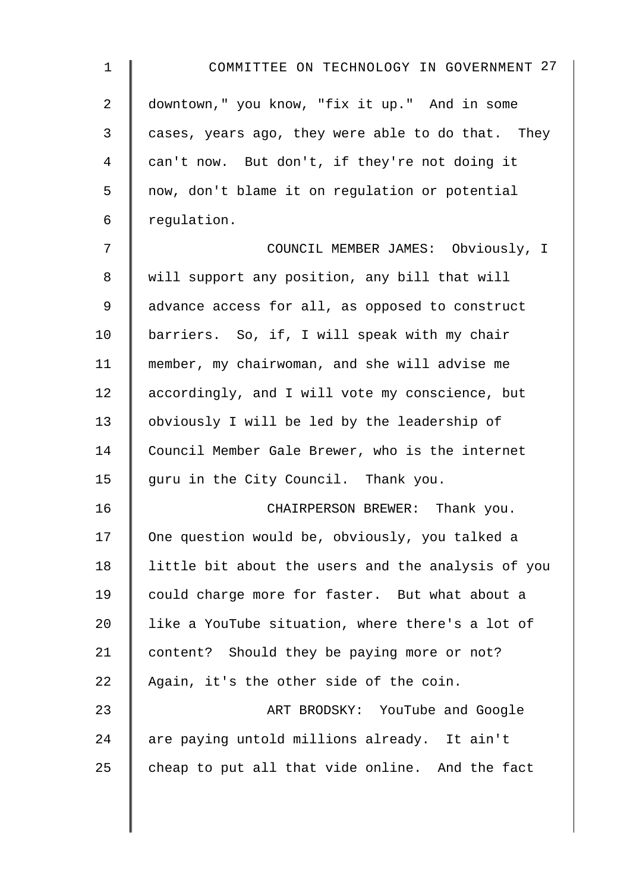downtown," you know, "fix it up." And in some cases, years ago, they were able to do that. They can't now. But don't, if they're not doing it now, don't blame it on regulation or potential regulation.

COUNCIL MEMBER JAMES: Obviously, I will support any position, any bill that will advance access for all, as opposed to construct barriers. So, if, I will speak with my chair member, my chairwoman, and she will advise me accordingly, and I will vote my conscience, but obviously I will be led by the leadership of Council Member Gale Brewer, who is the internet guru in the City Council. Thank you.

CHAIRPERSON BREWER: Thank you. One question would be, obviously, you talked a little bit about the users and the analysis of you could charge more for faster. But what about a like a YouTube situation, where there's a lot of content? Should they be paying more or not? Again, it's the other side of the coin.

ART BRODSKY: YouTube and Google are paying untold millions already. It ain't cheap to put all that vide online. And the fact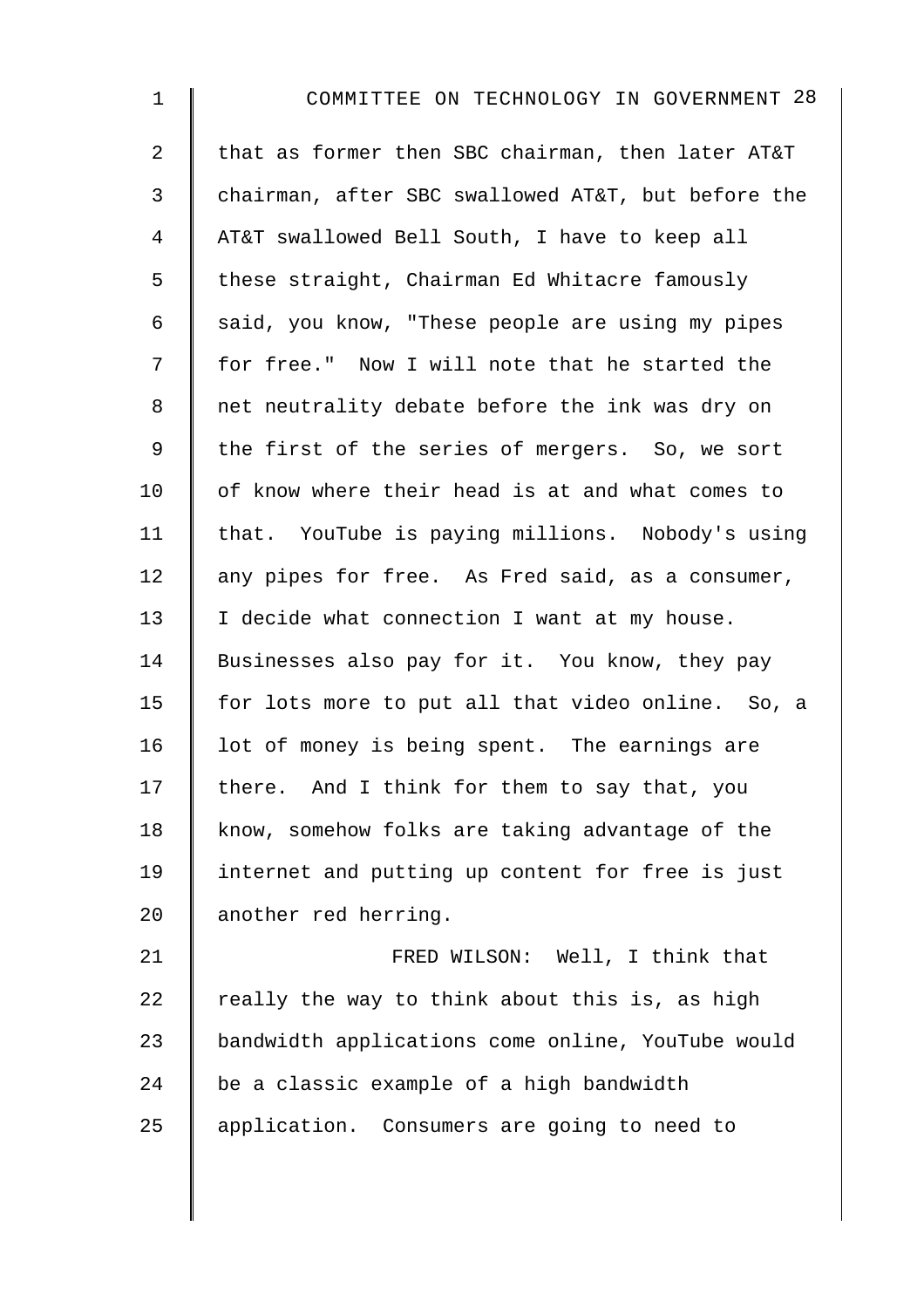that as former then SBC chairman, then later AT&T chairman, after SBC swallowed AT&T, but before the AT&T swallowed Bell South, I have to keep all these straight, Chairman Ed Whitacre famously said, you know, "These people are using my pipes for free." Now I will note that he started the net neutrality debate before the ink was dry on the first of the series of mergers. So, we sort of know where their head is at and what comes to that. YouTube is paying millions. Nobody's using any pipes for free. As Fred said, as a consumer, I decide what connection I want at my house. Businesses also pay for it. You know, they pay for lots more to put all that video online. So, a lot of money is being spent. The earnings are there. And I think for them to say that, you know, somehow folks are taking advantage of the internet and putting up content for free is just another red herring.

FRED WILSON: Well, I think that really the way to think about this is, as high bandwidth applications come online, YouTube would be a classic example of a high bandwidth application. Consumers are going to need to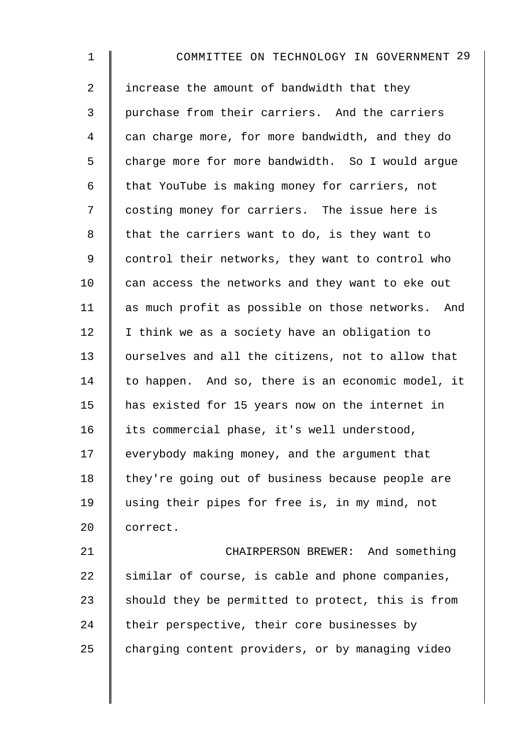increase the amount of bandwidth that they purchase from their carriers. And the carriers can charge more, for more bandwidth, and they do charge more for more bandwidth. So I would argue that YouTube is making money for carriers, not costing money for carriers. The issue here is that the carriers want to do, is they want to control their networks, they want to control who can access the networks and they want to eke out as much profit as possible on those networks. And I think we as a society have an obligation to ourselves and all the citizens, not to allow that to happen. And so, there is an economic model, it has existed for 15 years now on the internet in its commercial phase, it's well understood, everybody making money, and the argument that they're going out of business because people are using their pipes for free is, in my mind, not correct.

CHAIRPERSON BREWER: And something similar of course, is cable and phone companies, should they be permitted to protect, this is from their perspective, their core businesses by charging content providers, or by managing video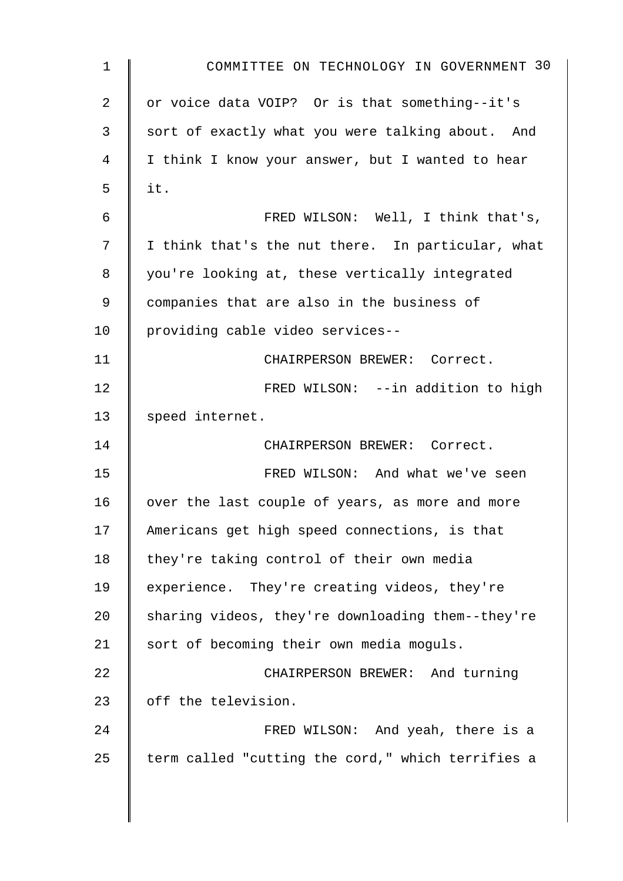or voice data VOIP? Or is that something--it's sort of exactly what you were talking about. And I think I know your answer, but I wanted to hear it.

FRED WILSON: Well, I think that's, I think that's the nut there. In particular, what you're looking at, these vertically integrated companies that are also in the business of providing cable video services--

CHAIRPERSON BREWER: Correct.

FRED WILSON: --in addition to high speed internet.

CHAIRPERSON BREWER: Correct.

FRED WILSON: And what we've seen over the last couple of years, as more and more Americans get high speed connections, is that they're taking control of their own media experience. They're creating videos, they're sharing videos, they're downloading them--they're sort of becoming their own media moguls.

CHAIRPERSON BREWER: And turning off the television.

FRED WILSON: And yeah, there is a term called "cutting the cord," which terrifies a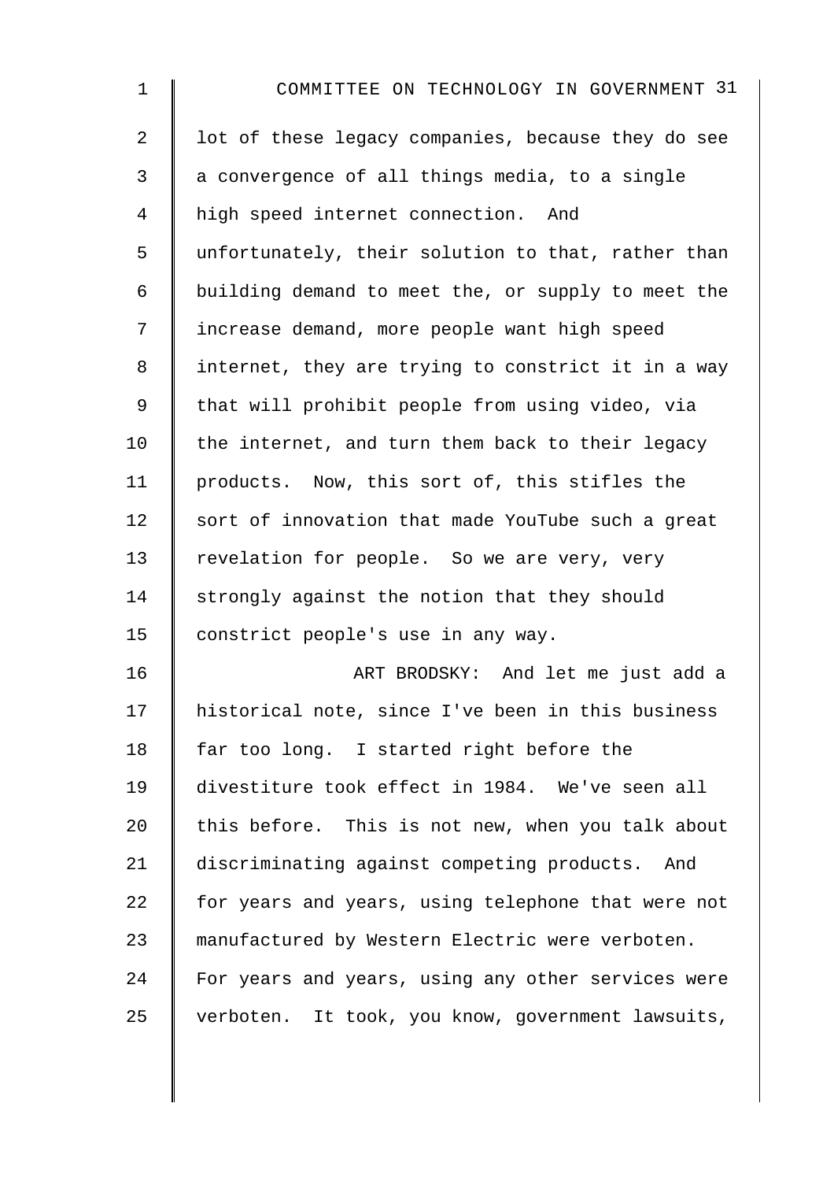lot of these legacy companies, because they do see a convergence of all things media, to a single high speed internet connection. And unfortunately, their solution to that, rather than building demand to meet the, or supply to meet the increase demand, more people want high speed internet, they are trying to constrict it in a way that will prohibit people from using video, via the internet, and turn them back to their legacy products. Now, this sort of, this stifles the sort of innovation that made YouTube such a great revelation for people. So we are very, very strongly against the notion that they should constrict people's use in any way.

ART BRODSKY: And let me just add a historical note, since I've been in this business far too long. I started right before the divestiture took effect in 1984. We've seen all this before. This is not new, when you talk about discriminating against competing products. And for years and years, using telephone that were not manufactured by Western Electric were verboten. For years and years, using any other services were verboten. It took, you know, government lawsuits,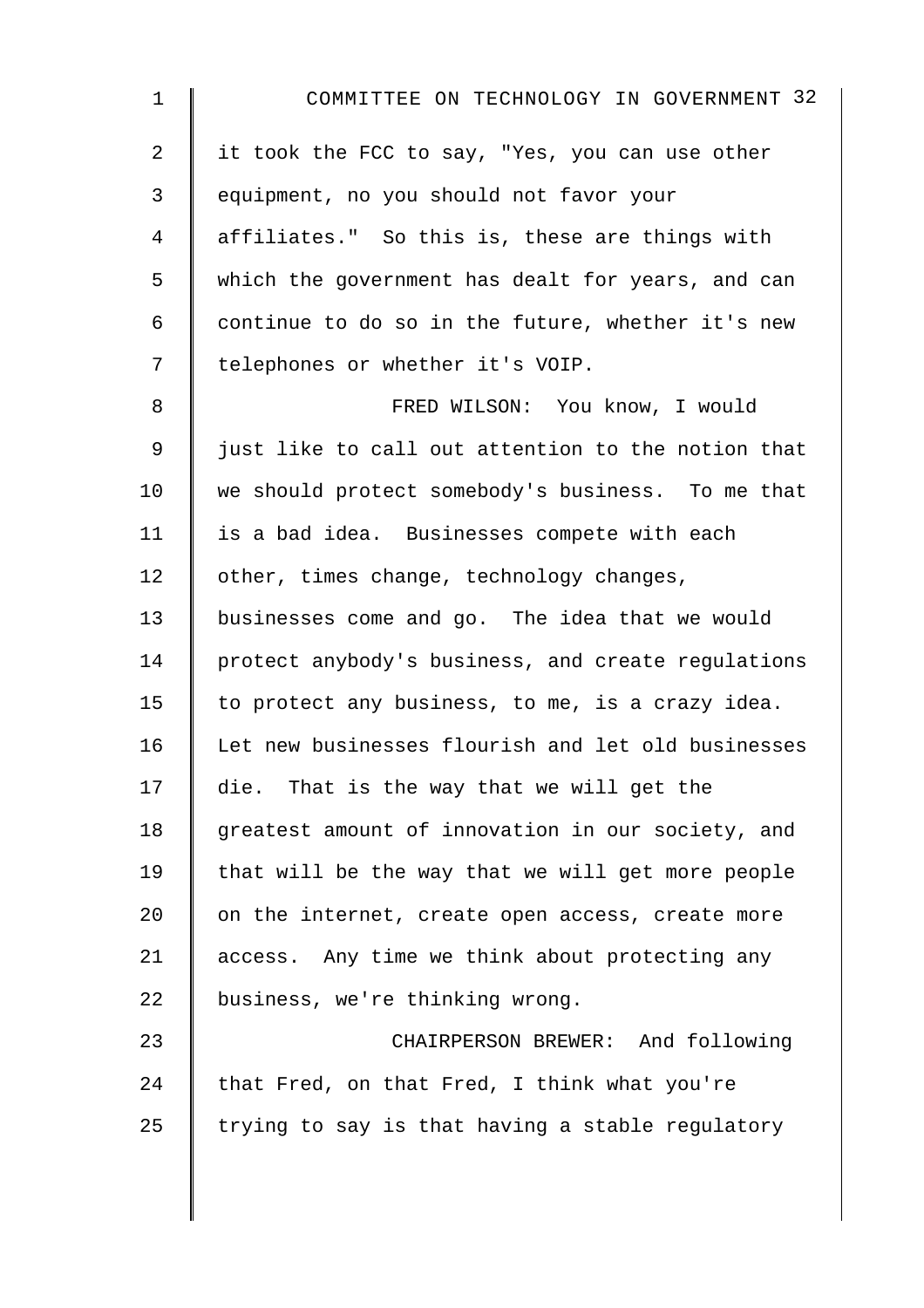it took the FCC to say, "Yes, you can use other equipment, no you should not favor your affiliates." So this is, these are things with which the government has dealt for years, and can continue to do so in the future, whether it's new telephones or whether it's VOIP.

FRED WILSON: You know, I would just like to call out attention to the notion that we should protect somebody's business. To me that is a bad idea. Businesses compete with each other, times change, technology changes, businesses come and go. The idea that we would protect anybody's business, and create regulations to protect any business, to me, is a crazy idea. Let new businesses flourish and let old businesses die. That is the way that we will get the greatest amount of innovation in our society, and that will be the way that we will get more people on the internet, create open access, create more access. Any time we think about protecting any business, we're thinking wrong.

CHAIRPERSON BREWER: And following that Fred, on that Fred, I think what you're trying to say is that having a stable regulatory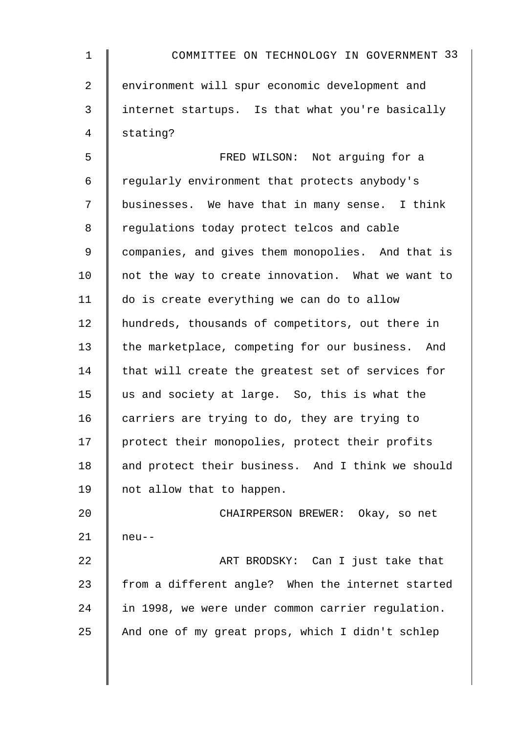environment will spur economic development and internet startups. Is that what you're basically stating?

FRED WILSON: Not arguing for a regularly environment that protects anybody's businesses. We have that in many sense. I think regulations today protect telcos and cable companies, and gives them monopolies. And that is not the way to create innovation. What we want to do is create everything we can do to allow hundreds, thousands of competitors, out there in the marketplace, competing for our business. And that will create the greatest set of services for us and society at large. So, this is what the carriers are trying to do, they are trying to protect their monopolies, protect their profits and protect their business. And I think we should not allow that to happen.

CHAIRPERSON BREWER: Okay, so net neu--

ART BRODSKY: Can I just take that from a different angle? When the internet started in 1998, we were under common carrier regulation. And one of my great props, which I didn't schlep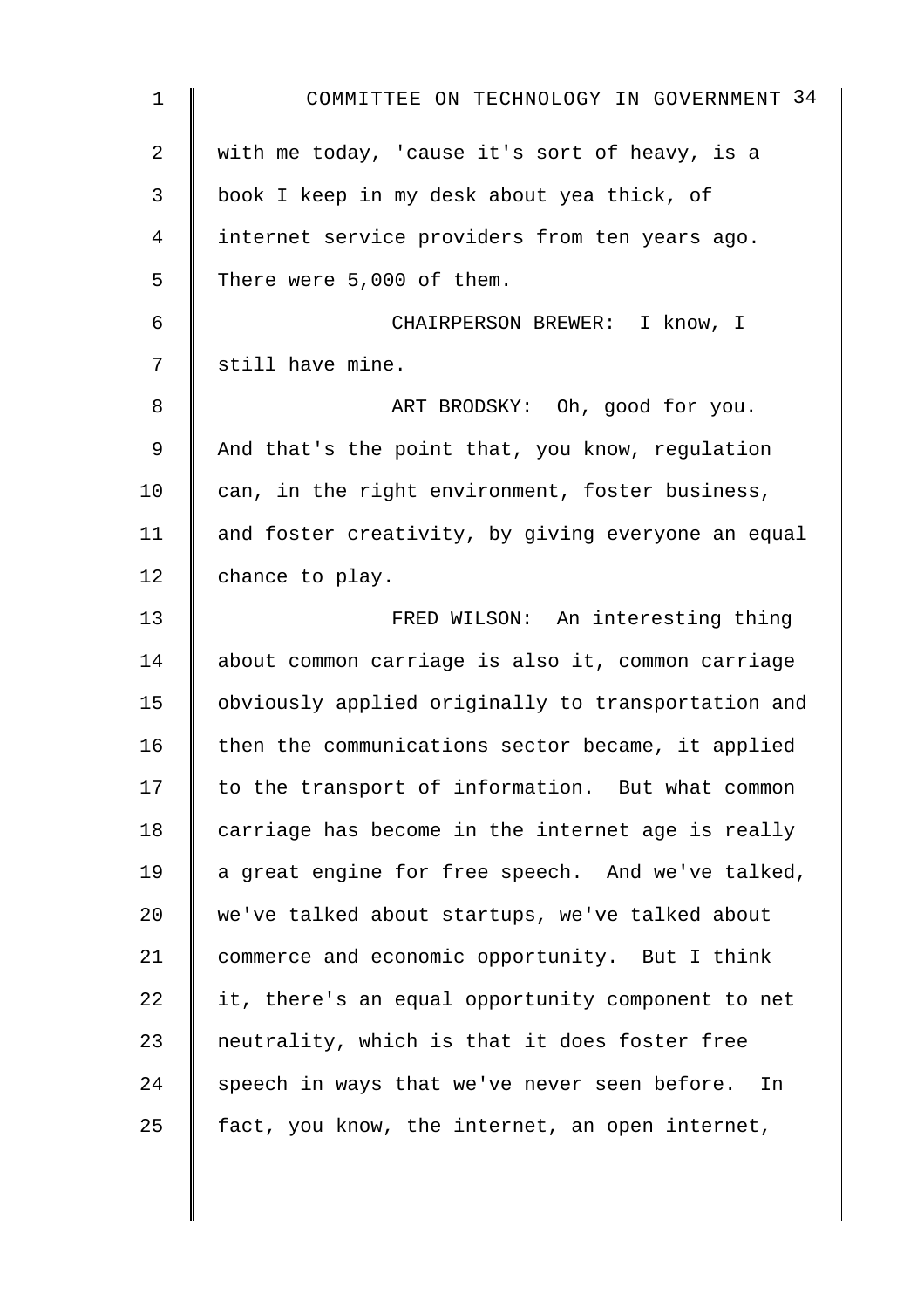with me today, 'cause it's sort of heavy, is a book I keep in my desk about yea thick, of internet service providers from ten years ago. There were 5,000 of them.

CHAIRPERSON BREWER: I know, I still have mine.

ART BRODSKY: Oh, good for you. And that's the point that, you know, regulation can, in the right environment, foster business, and foster creativity, by giving everyone an equal chance to play.

FRED WILSON: An interesting thing about common carriage is also it, common carriage obviously applied originally to transportation and then the communications sector became, it applied to the transport of information. But what common carriage has become in the internet age is really a great engine for free speech. And we've talked, we've talked about startups, we've talked about commerce and economic opportunity. But I think it, there's an equal opportunity component to net neutrality, which is that it does foster free speech in ways that we've never seen before. In fact, you know, the internet, an open internet,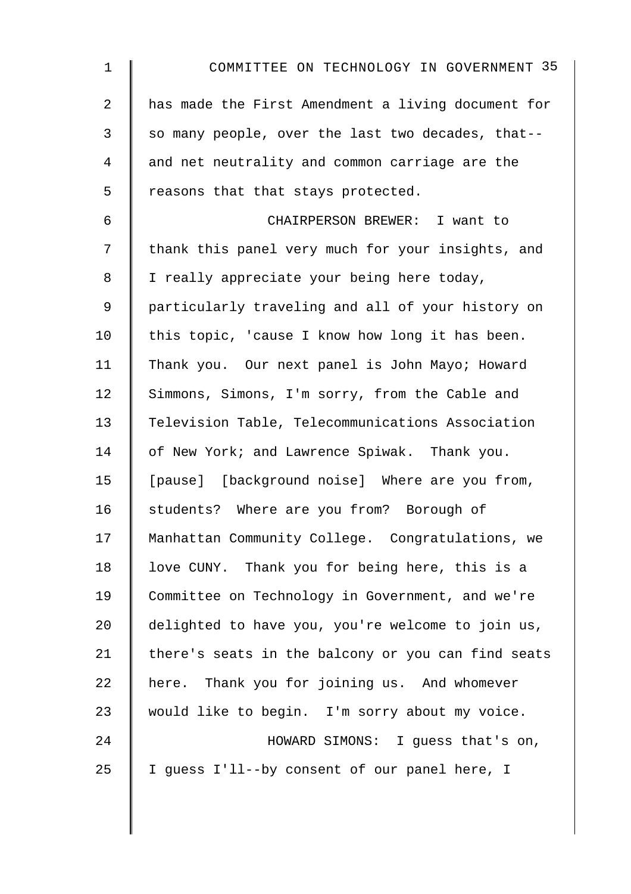has made the First Amendment a living document for so many people, over the last two decades, that--and net neutrality and common carriage are the reasons that that stays protected.

CHAIRPERSON BREWER: I want to thank this panel very much for your insights, and I really appreciate your being here today, particularly traveling and all of your history on this topic, 'cause I know how long it has been. Thank you. Our next panel is John Mayo; Howard Simmons, Simons, I'm sorry, from the Cable and Television Table, Telecommunications Association of New York; and Lawrence Spiwak. Thank you. [pause] [background noise] Where are you from, students? Where are you from? Borough of Manhattan Community College. Congratulations, we love CUNY. Thank you for being here, this is a Committee on Technology in Government, and we're delighted to have you, you're welcome to join us, there's seats in the balcony or you can find seats here. Thank you for joining us. And whomever would like to begin. I'm sorry about my voice.

HOWARD SIMONS: I guess that's on, I guess I'll--by consent of our panel here, I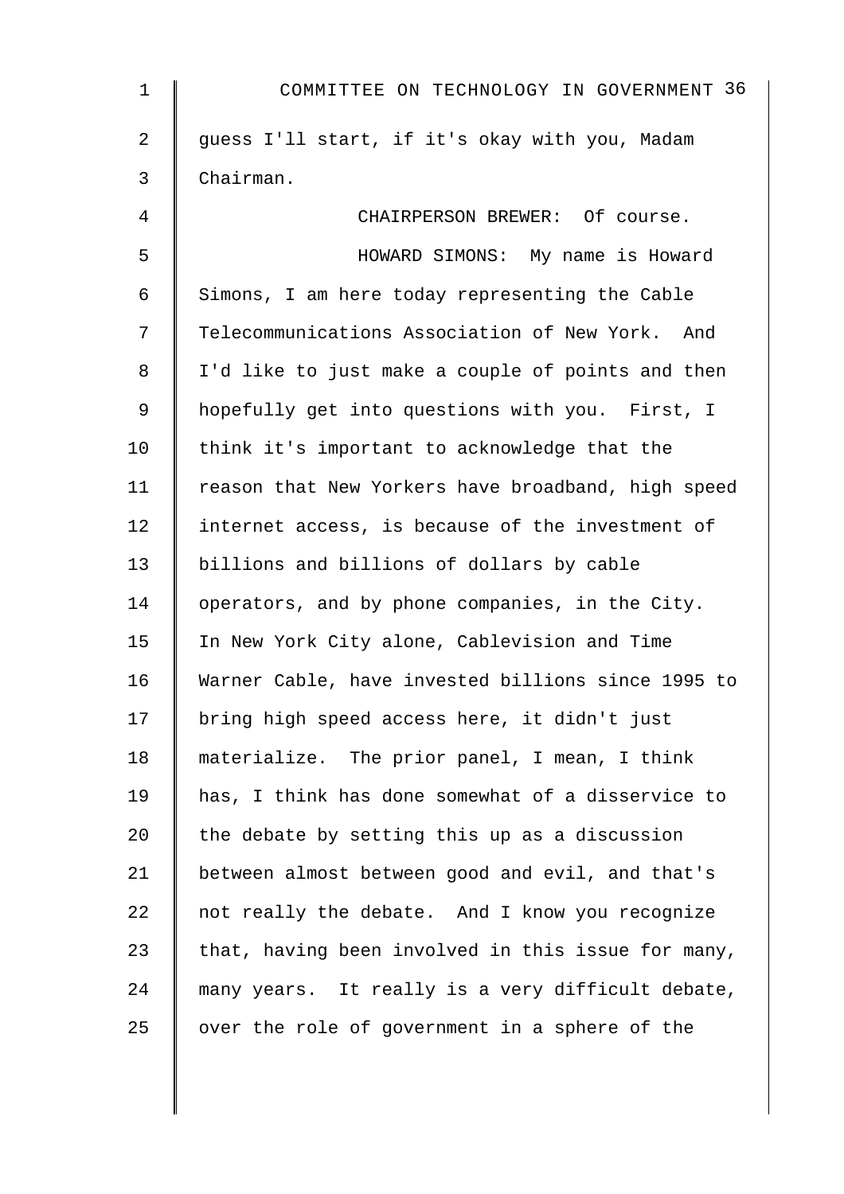guess I'll start, if it's okay with you, Madam Chairman.

CHAIRPERSON BREWER: Of course.

HOWARD SIMONS: My name is Howard Simons, I am here today representing the Cable Telecommunications Association of New York. And I'd like to just make a couple of points and then hopefully get into questions with you. First, I think it's important to acknowledge that the reason that New Yorkers have broadband, high speed internet access, is because of the investment of billions and billions of dollars by cable operators, and by phone companies, in the City. In New York City alone, Cablevision and Time Warner Cable, have invested billions since 1995 to bring high speed access here, it didn't just materialize. The prior panel, I mean, I think has, I think has done somewhat of a disservice to the debate by setting this up as a discussion between almost between good and evil, and that's not really the debate. And I know you recognize that, having been involved in this issue for many, many years. It really is a very difficult debate, over the role of government in a sphere of the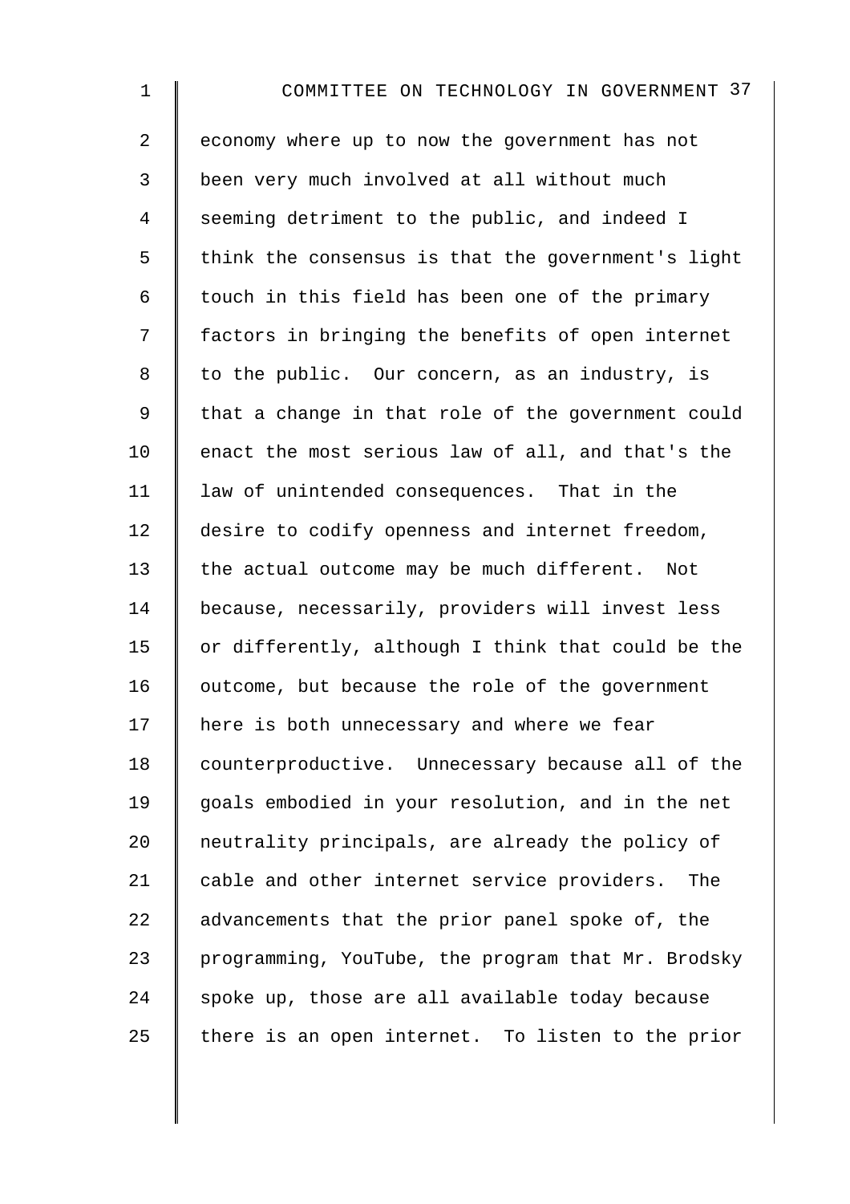economy where up to now the government has not been very much involved at all without much seeming detriment to the public, and indeed I think the consensus is that the government's light touch in this field has been one of the primary factors in bringing the benefits of open internet to the public. Our concern, as an industry, is that a change in that role of the government could enact the most serious law of all, and that's the law of unintended consequences. That in the desire to codify openness and internet freedom, the actual outcome may be much different. Not because, necessarily, providers will invest less or differently, although I think that could be the outcome, but because the role of the government here is both unnecessary and where we fear counterproductive. Unnecessary because all of the goals embodied in your resolution, and in the net neutrality principals, are already the policy of cable and other internet service providers. The advancements that the prior panel spoke of, the programming, YouTube, the program that Mr. Brodsky spoke up, those are all available today because there is an open internet. To listen to the prior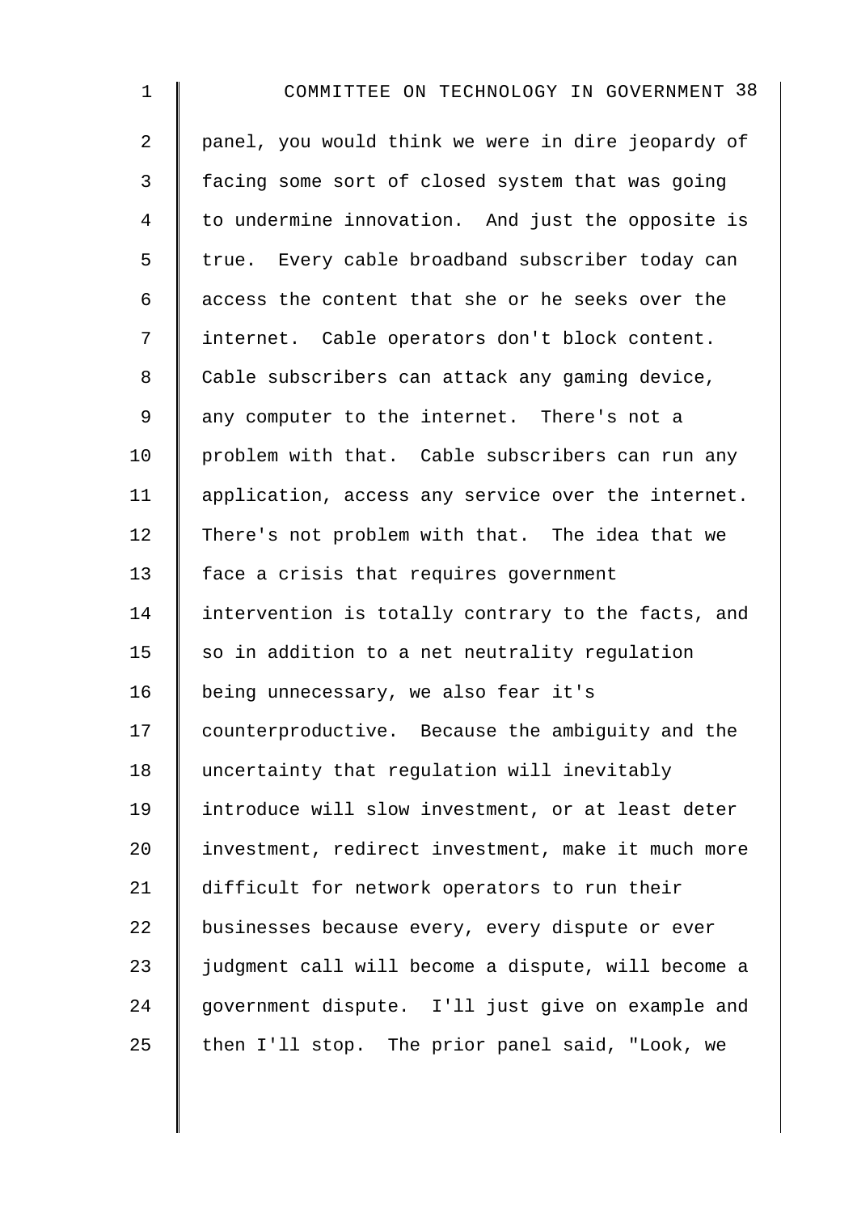panel, you would think we were in dire jeopardy of facing some sort of closed system that was going to undermine innovation. And just the opposite is true. Every cable broadband subscriber today can access the content that she or he seeks over the internet. Cable operators don't block content. Cable subscribers can attack any gaming device, any computer to the internet. There's not a problem with that. Cable subscribers can run any application, access any service over the internet. There's not problem with that. The idea that we face a crisis that requires government intervention is totally contrary to the facts, and so in addition to a net neutrality regulation being unnecessary, we also fear it's counterproductive. Because the ambiguity and the uncertainty that regulation will inevitably introduce will slow investment, or at least deter investment, redirect investment, make it much more difficult for network operators to run their businesses because every, every dispute or ever judgment call will become a dispute, will become a government dispute. I'll just give on example and then I'll stop. The prior panel said, "Look, we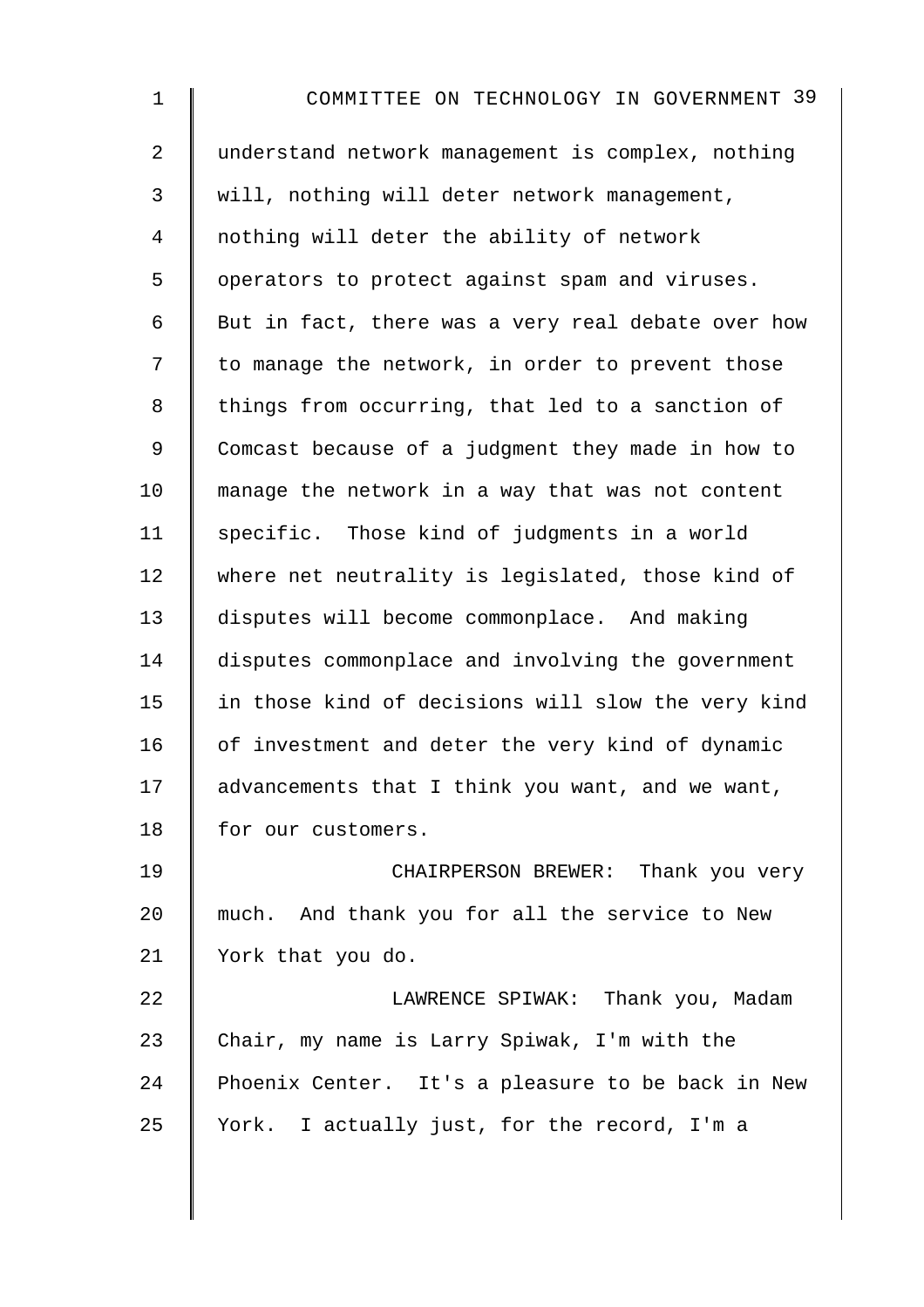understand network management is complex, nothing will, nothing will deter network management, nothing will deter the ability of network operators to protect against spam and viruses. But in fact, there was a very real debate over how to manage the network, in order to prevent those things from occurring, that led to a sanction of Comcast because of a judgment they made in how to manage the network in a way that was not content specific. Those kind of judgments in a world where net neutrality is legislated, those kind of disputes will become commonplace. And making disputes commonplace and involving the government in those kind of decisions will slow the very kind of investment and deter the very kind of dynamic advancements that I think you want, and we want, for our customers.

CHAIRPERSON BREWER: Thank you very much. And thank you for all the service to New York that you do.

LAWRENCE SPIWAK: Thank you, Madam Chair, my name is Larry Spiwak, I'm with the Phoenix Center. It's a pleasure to be back in New York. I actually just, for the record, I'm a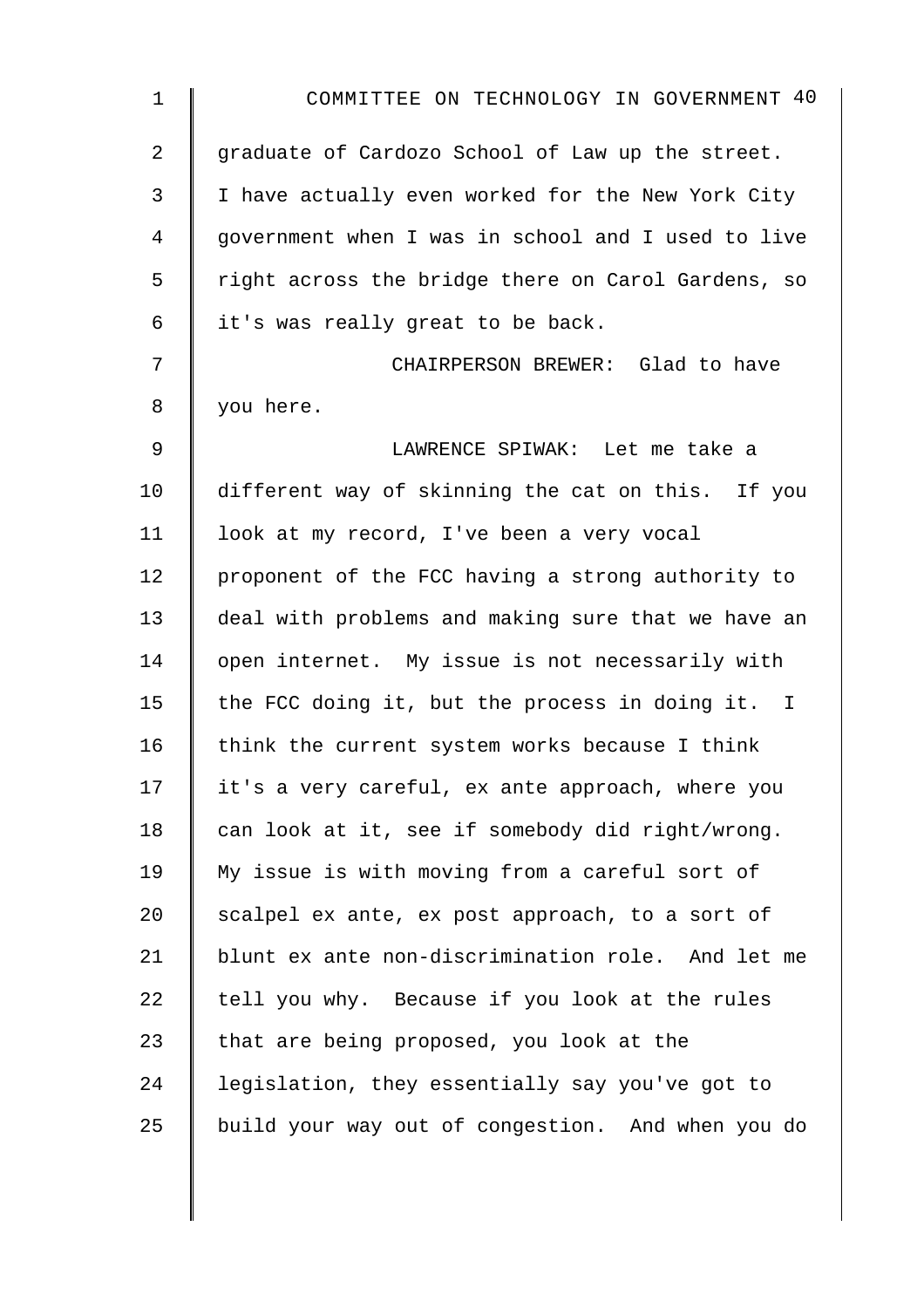graduate of Cardozo School of Law up the street. I have actually even worked for the New York City government when I was in school and I used to live right across the bridge there on Carol Gardens, so it's was really great to be back.

CHAIRPERSON BREWER: Glad to have you here.

LAWRENCE SPIWAK: Let me take a different way of skinning the cat on this. If you look at my record, I've been a very vocal proponent of the FCC having a strong authority to deal with problems and making sure that we have an open internet. My issue is not necessarily with the FCC doing it, but the process in doing it. I think the current system works because I think it's a very careful, ex ante approach, where you can look at it, see if somebody did right/wrong. My issue is with moving from a careful sort of scalpel ex ante, ex post approach, to a sort of blunt ex ante non-discrimination role. And let me tell you why. Because if you look at the rules that are being proposed, you look at the legislation, they essentially say you've got to build your way out of congestion. And when you do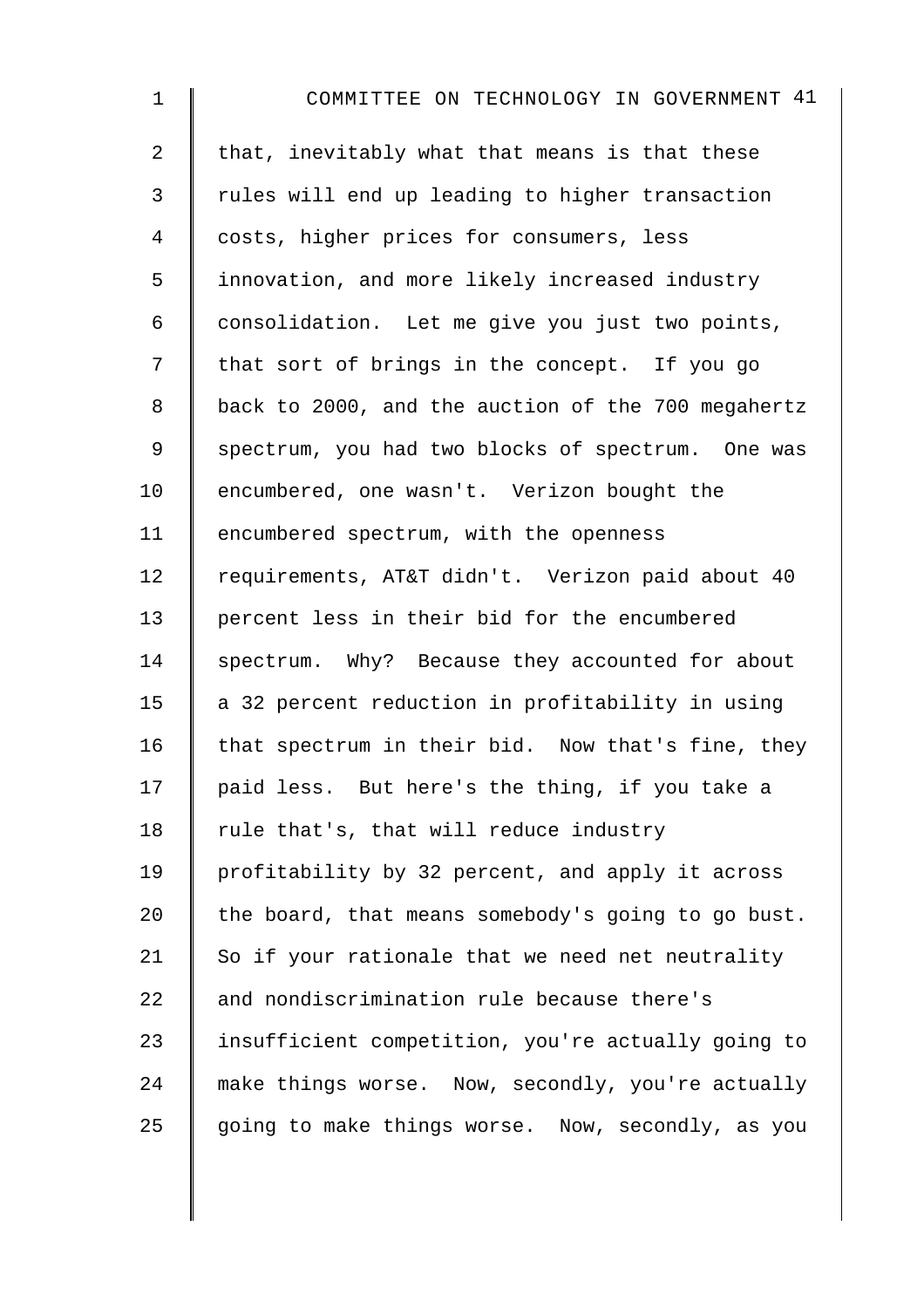that, inevitably what that means is that these rules will end up leading to higher transaction costs, higher prices for consumers, less innovation, and more likely increased industry consolidation. Let me give you just two points, that sort of brings in the concept. If you go back to 2000, and the auction of the 700 megahertz spectrum, you had two blocks of spectrum. One was encumbered, one wasn't. Verizon bought the encumbered spectrum, with the openness requirements, AT&T didn't. Verizon paid about 40 percent less in their bid for the encumbered spectrum. Why? Because they accounted for about a 32 percent reduction in profitability in using that spectrum in their bid. Now that's fine, they paid less. But here's the thing, if you take a rule that's, that will reduce industry profitability by 32 percent, and apply it across the board, that means somebody's going to go bust. So if your rationale that we need net neutrality and nondiscrimination rule because there's insufficient competition, you're actually going to make things worse. Now, secondly, you're actually going to make things worse. Now, secondly, as you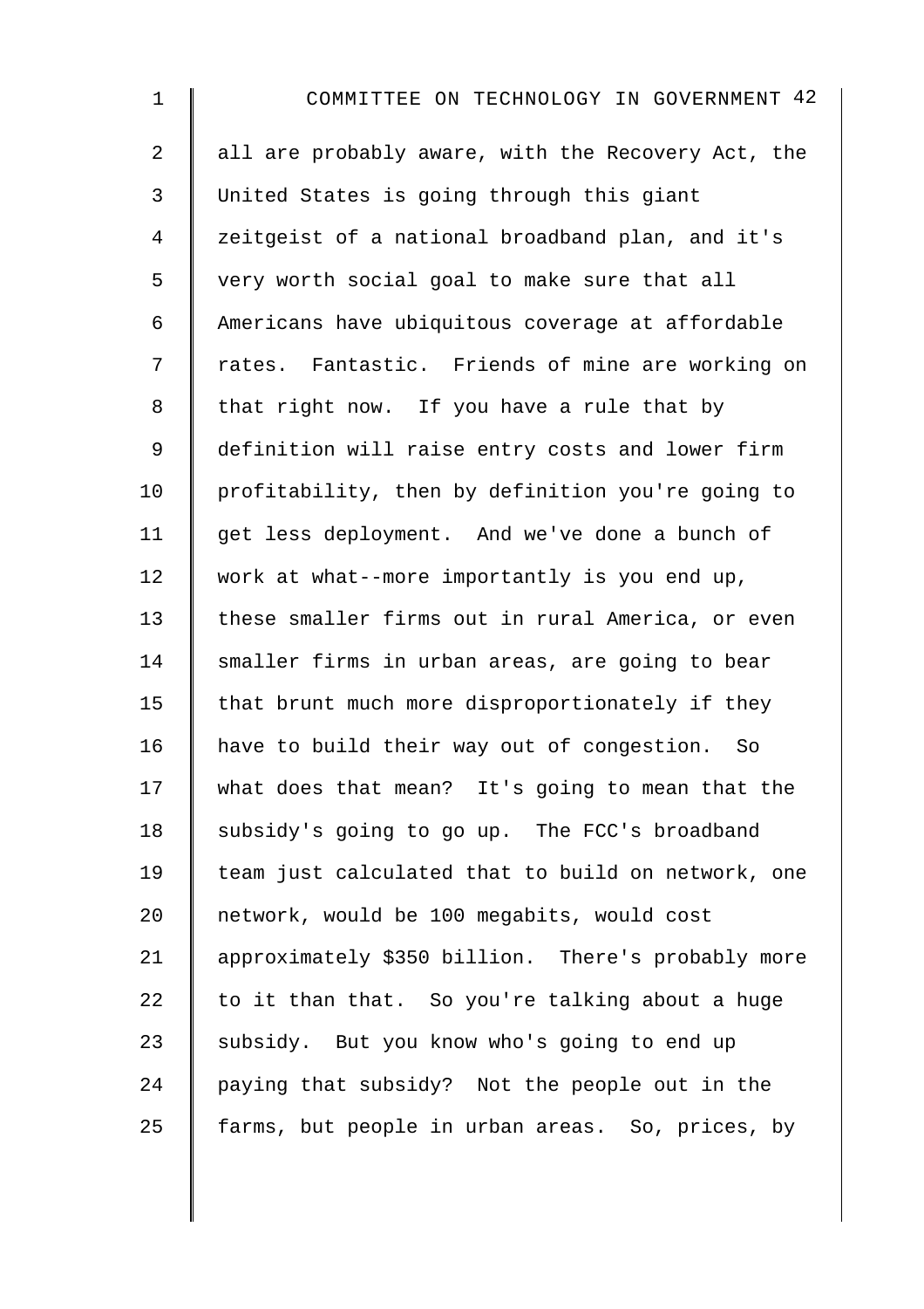all are probably aware, with the Recovery Act, the United States is going through this giant zeitgeist of a national broadband plan, and it's very worth social goal to make sure that all Americans have ubiquitous coverage at affordable rates. Fantastic. Friends of mine are working on that right now. If you have a rule that by definition will raise entry costs and lower firm profitability, then by definition you're going to get less deployment. And we've done a bunch of work at what--more importantly is you end up, these smaller firms out in rural America, or even smaller firms in urban areas, are going to bear that brunt much more disproportionately if they have to build their way out of congestion. So what does that mean? It's going to mean that the subsidy's going to go up. The FCC's broadband team just calculated that to build on network, one network, would be 100 megabits, would cost approximately $350 billion. There's probably more to it than that. So you're talking about a huge subsidy. But you know who's going to end up paying that subsidy? Not the people out in the farms, but people in urban areas. So, prices, by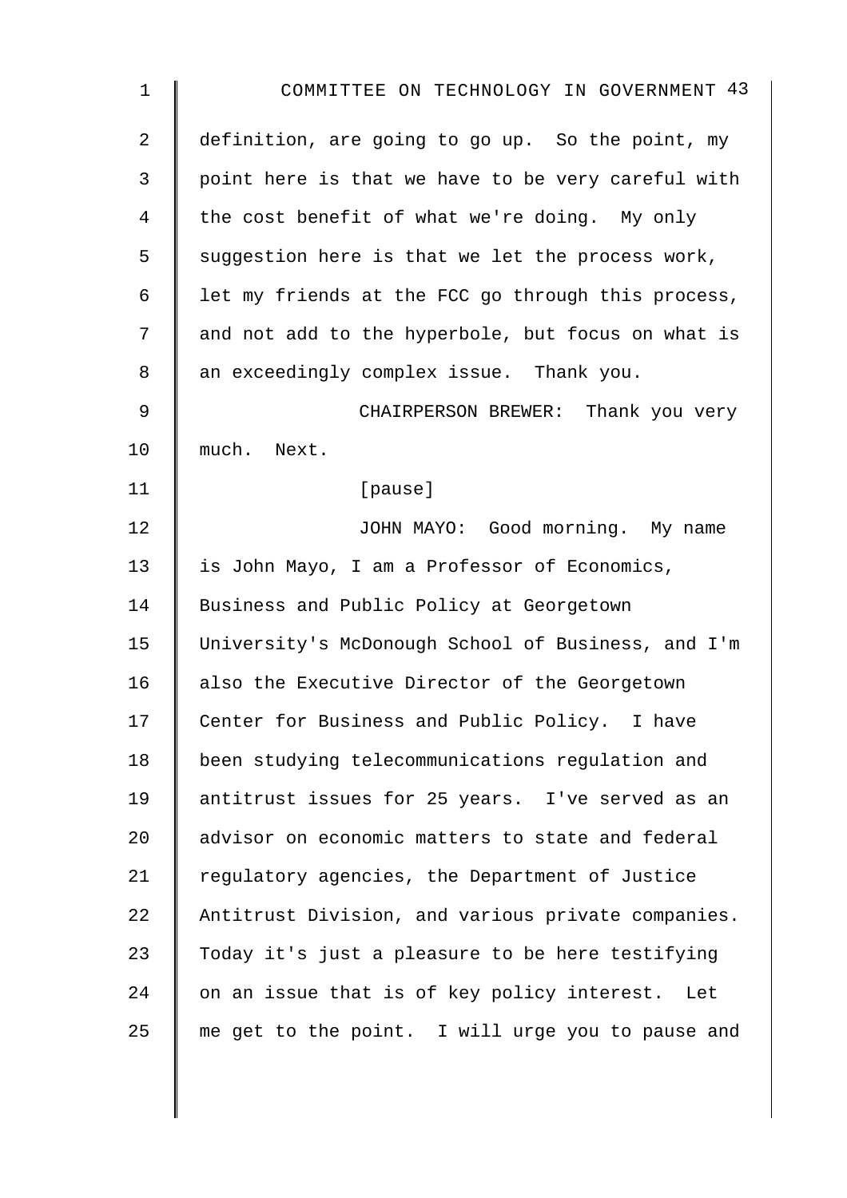definition, are going to go up. So the point, my point here is that we have to be very careful with the cost benefit of what we're doing. My only suggestion here is that we let the process work, let my friends at the FCC go through this process, and not add to the hyperbole, but focus on what is an exceedingly complex issue. Thank you.

CHAIRPERSON BREWER: Thank you very much. Next.

[pause]

JOHN MAYO: Good morning. My name is John Mayo, I am a Professor of Economics, Business and Public Policy at Georgetown University's McDonough School of Business, and I'm also the Executive Director of the Georgetown Center for Business and Public Policy. I have been studying telecommunications regulation and antitrust issues for 25 years. I've served as an advisor on economic matters to state and federal regulatory agencies, the Department of Justice Antitrust Division, and various private companies. Today it's just a pleasure to be here testifying on an issue that is of key policy interest. Let me get to the point. I will urge you to pause and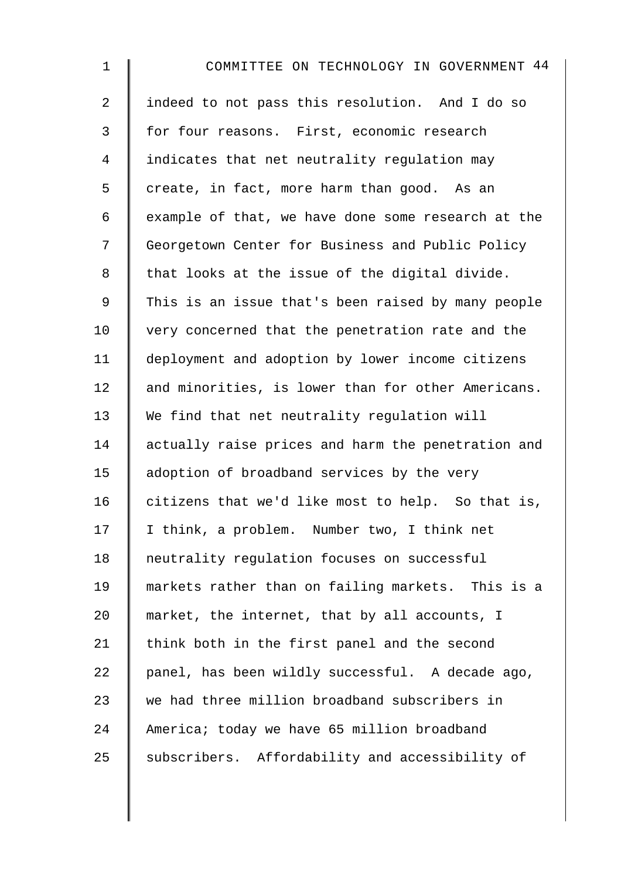indeed to not pass this resolution. And I do so for four reasons. First, economic research indicates that net neutrality regulation may create, in fact, more harm than good. As an example of that, we have done some research at the Georgetown Center for Business and Public Policy that looks at the issue of the digital divide. This is an issue that's been raised by many people very concerned that the penetration rate and the deployment and adoption by lower income citizens and minorities, is lower than for other Americans. We find that net neutrality regulation will actually raise prices and harm the penetration and adoption of broadband services by the very citizens that we'd like most to help. So that is, I think, a problem. Number two, I think net neutrality regulation focuses on successful markets rather than on failing markets. This is a market, the internet, that by all accounts, I think both in the first panel and the second panel, has been wildly successful. A decade ago, we had three million broadband subscribers in America; today we have 65 million broadband subscribers. Affordability and accessibility of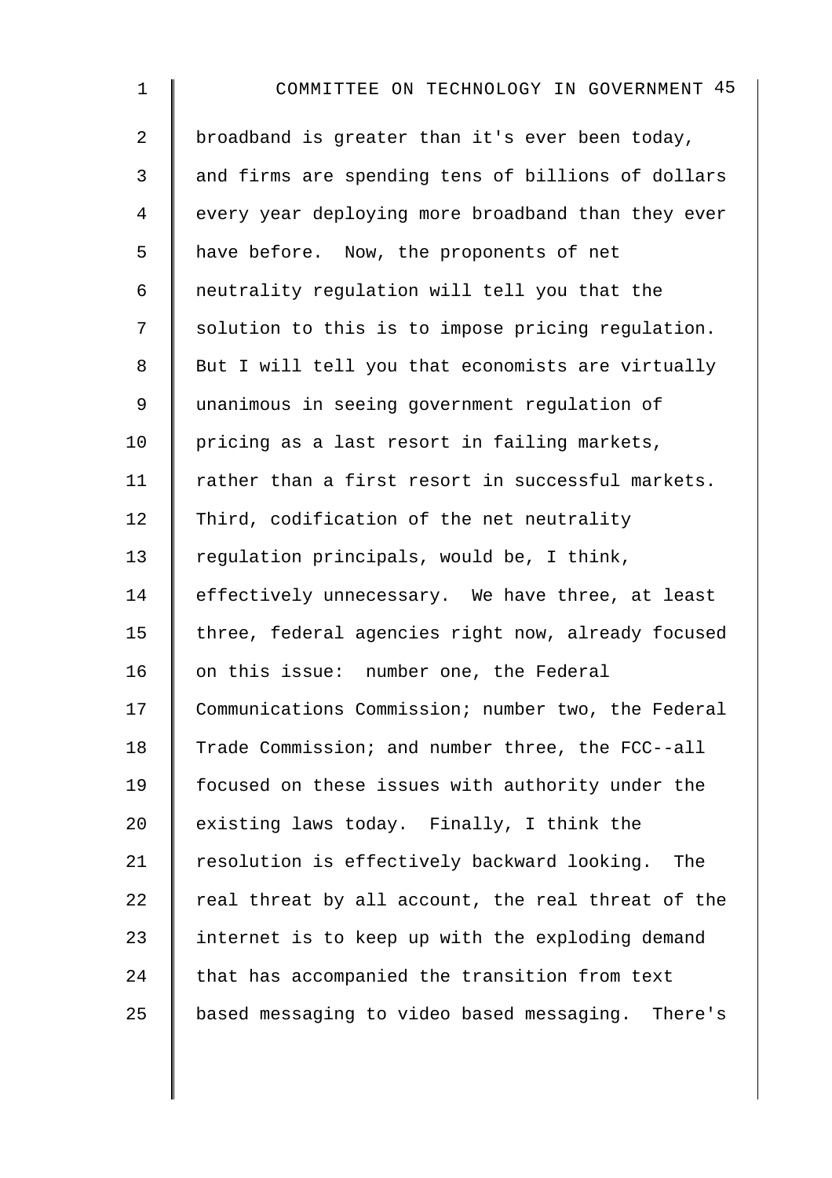broadband is greater than it's ever been today, and firms are spending tens of billions of dollars every year deploying more broadband than they ever have before. Now, the proponents of net neutrality regulation will tell you that the solution to this is to impose pricing regulation. But I will tell you that economists are virtually unanimous in seeing government regulation of pricing as a last resort in failing markets, rather than a first resort in successful markets. Third, codification of the net neutrality regulation principals, would be, I think, effectively unnecessary. We have three, at least three, federal agencies right now, already focused on this issue: number one, the Federal Communications Commission; number two, the Federal Trade Commission; and number three, the FCC--all focused on these issues with authority under the existing laws today. Finally, I think the resolution is effectively backward looking. The real threat by all account, the real threat of the internet is to keep up with the exploding demand that has accompanied the transition from text based messaging to video based messaging. There's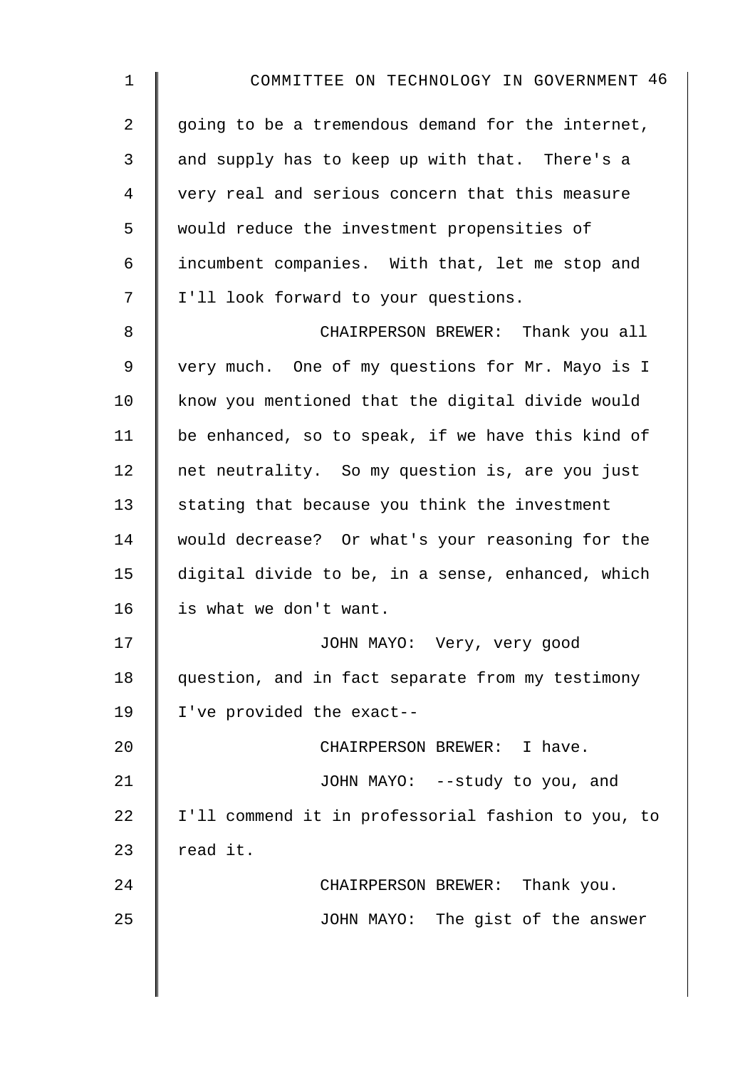going to be a tremendous demand for the internet, and supply has to keep up with that. There's a very real and serious concern that this measure would reduce the investment propensities of incumbent companies. With that, let me stop and I'll look forward to your questions.

CHAIRPERSON BREWER: Thank you all very much. One of my questions for Mr. Mayo is I know you mentioned that the digital divide would be enhanced, so to speak, if we have this kind of net neutrality. So my question is, are you just stating that because you think the investment would decrease? Or what's your reasoning for the digital divide to be, in a sense, enhanced, which is what we don't want.

JOHN MAYO: Very, very good question, and in fact separate from my testimony I've provided the exact--

CHAIRPERSON BREWER: I have.

JOHN MAYO: --study to you, and I'll commend it in professorial fashion to you, to read it.

CHAIRPERSON BREWER: Thank you.

JOHN MAYO: The gist of the answer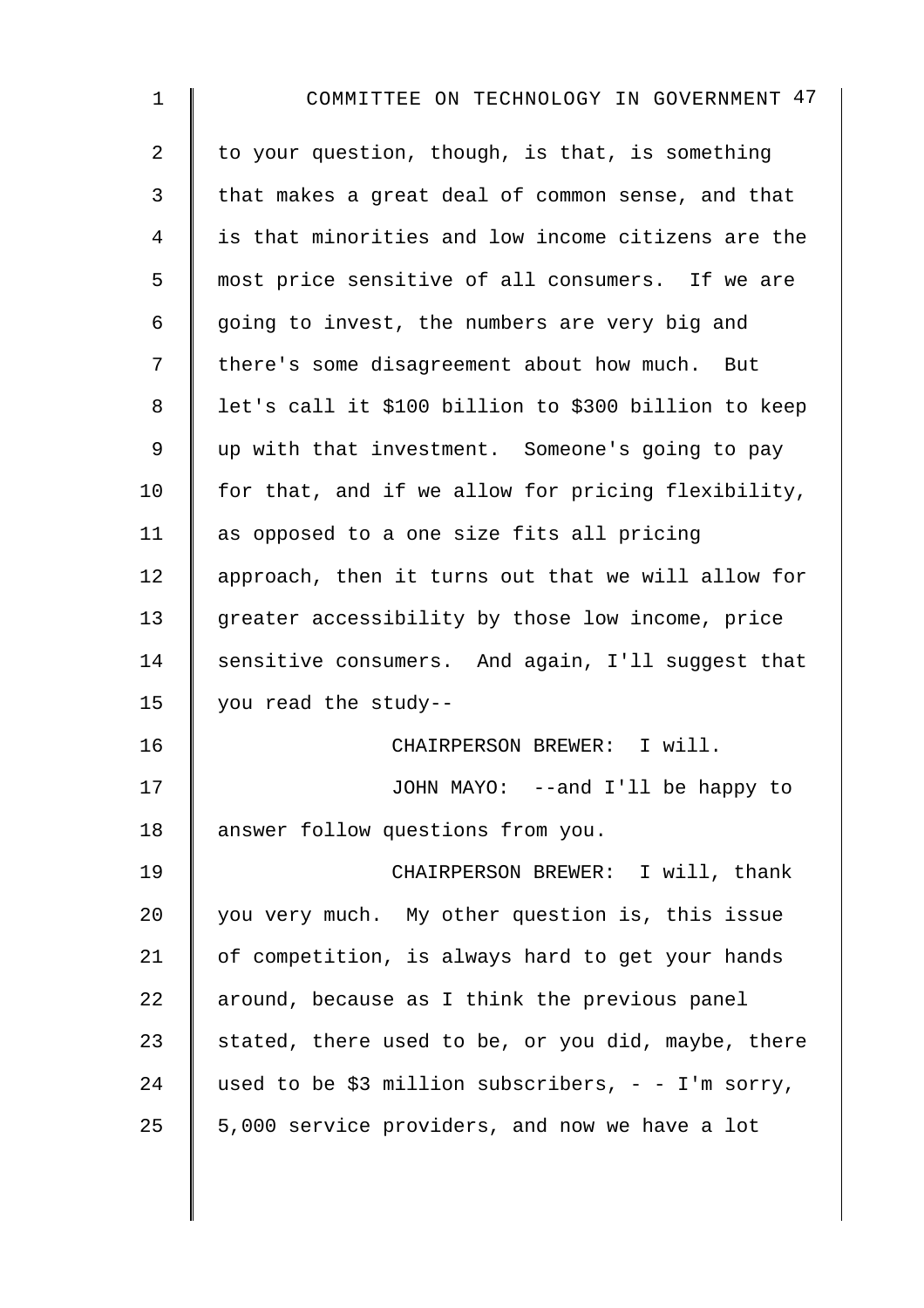to your question, though, is that, is something that makes a great deal of common sense, and that is that minorities and low income citizens are the most price sensitive of all consumers. If we are going to invest, the numbers are very big and there's some disagreement about how much. But let's call it $100 billion to $300 billion to keep up with that investment. Someone's going to pay for that, and if we allow for pricing flexibility, as opposed to a one size fits all pricing approach, then it turns out that we will allow for greater accessibility by those low income, price sensitive consumers. And again, I'll suggest that you read the study--

CHAIRPERSON BREWER: I will.

JOHN MAYO: --and I'll be happy to answer follow questions from you.

CHAIRPERSON BREWER: I will, thank you very much. My other question is, this issue of competition, is always hard to get your hands around, because as I think the previous panel stated, there used to be, or you did, maybe, there used to be $3 million subscribers, - - I'm sorry, 5,000 service providers, and now we have a lot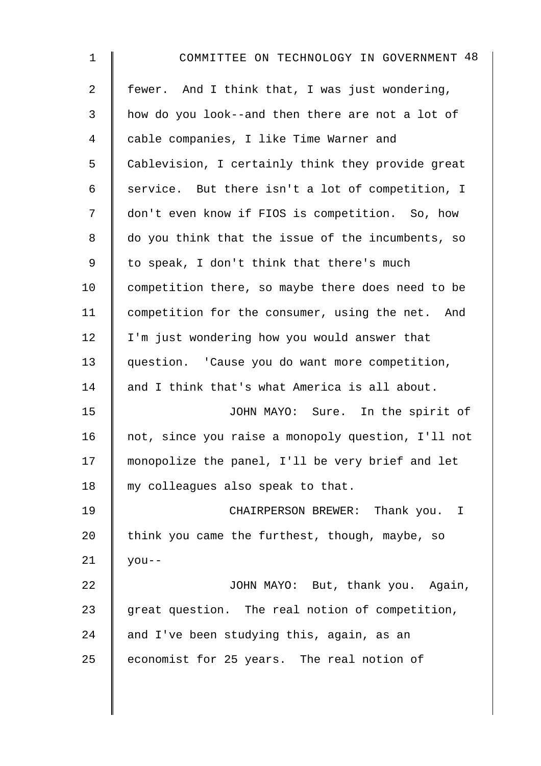fewer. And I think that, I was just wondering, how do you look--and then there are not a lot of cable companies, I like Time Warner and Cablevision, I certainly think they provide great service. But there isn't a lot of competition, I don't even know if FIOS is competition. So, how do you think that the issue of the incumbents, so to speak, I don't think that there's much competition there, so maybe there does need to be competition for the consumer, using the net. And I'm just wondering how you would answer that question. 'Cause you do want more competition, and I think that's what America is all about.

JOHN MAYO: Sure. In the spirit of not, since you raise a monopoly question, I'll not monopolize the panel, I'll be very brief and let my colleagues also speak to that.

CHAIRPERSON BREWER: Thank you. I think you came the furthest, though, maybe, so you--

JOHN MAYO: But, thank you. Again, great question. The real notion of competition, and I've been studying this, again, as an economist for 25 years. The real notion of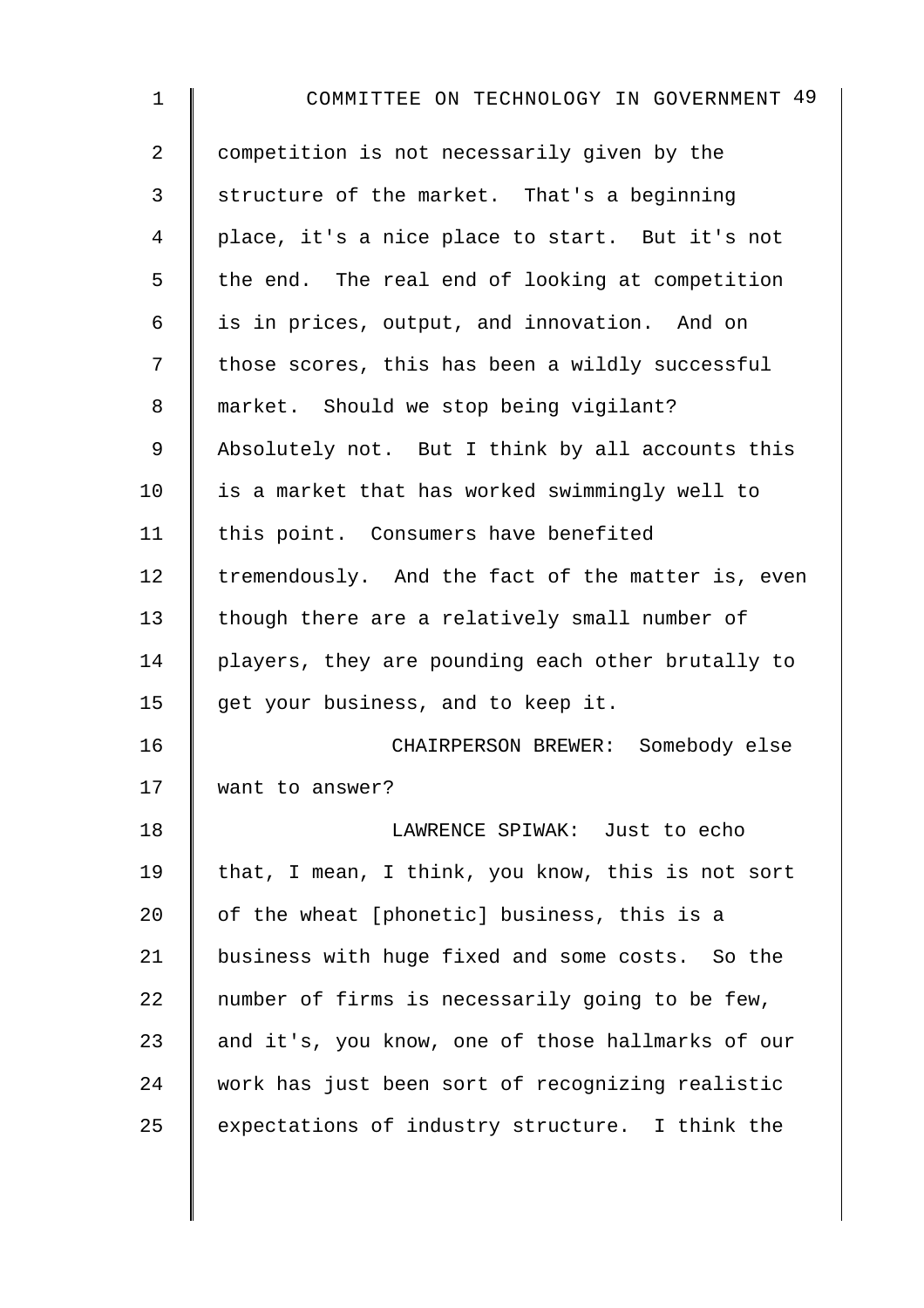competition is not necessarily given by the structure of the market. That's a beginning place, it's a nice place to start. But it's not the end. The real end of looking at competition is in prices, output, and innovation. And on those scores, this has been a wildly successful market. Should we stop being vigilant? Absolutely not. But I think by all accounts this is a market that has worked swimmingly well to this point. Consumers have benefited tremendously. And the fact of the matter is, even though there are a relatively small number of players, they are pounding each other brutally to get your business, and to keep it.

CHAIRPERSON BREWER: Somebody else want to answer?

LAWRENCE SPIWAK: Just to echo that, I mean, I think, you know, this is not sort of the wheat [phonetic] business, this is a business with huge fixed and some costs. So the number of firms is necessarily going to be few, and it's, you know, one of those hallmarks of our work has just been sort of recognizing realistic expectations of industry structure. I think the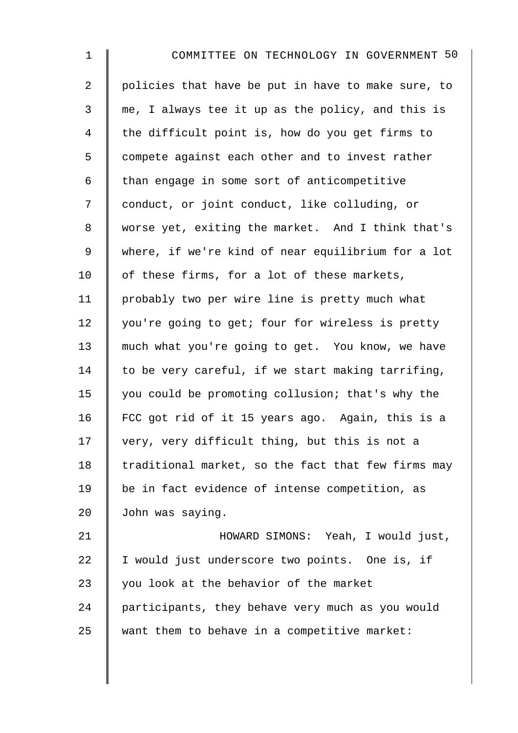policies that have be put in have to make sure, to me, I always tee it up as the policy, and this is the difficult point is, how do you get firms to compete against each other and to invest rather than engage in some sort of anticompetitive conduct, or joint conduct, like colluding, or worse yet, exiting the market. And I think that's where, if we're kind of near equilibrium for a lot of these firms, for a lot of these markets, probably two per wire line is pretty much what you're going to get; four for wireless is pretty much what you're going to get. You know, we have to be very careful, if we start making tarrifing, you could be promoting collusion; that's why the FCC got rid of it 15 years ago. Again, this is a very, very difficult thing, but this is not a traditional market, so the fact that few firms may be in fact evidence of intense competition, as John was saying.

HOWARD SIMONS: Yeah, I would just, I would just underscore two points. One is, if you look at the behavior of the market participants, they behave very much as you would want them to behave in a competitive market: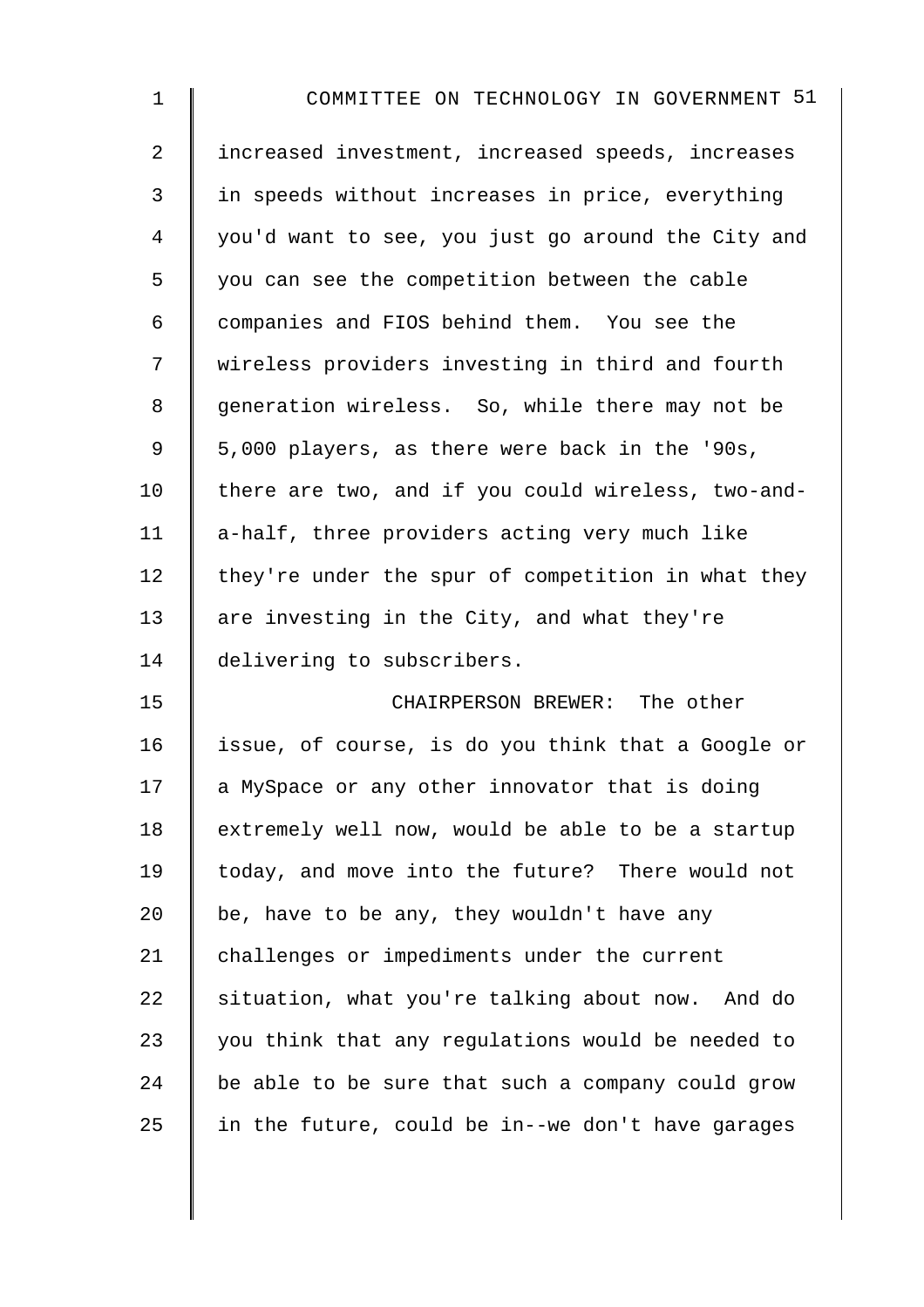increased investment, increased speeds, increases in speeds without increases in price, everything you'd want to see, you just go around the City and you can see the competition between the cable companies and FIOS behind them. You see the wireless providers investing in third and fourth generation wireless. So, while there may not be 5,000 players, as there were back in the '90s, there are two, and if you could wireless, two-and-a-half, three providers acting very much like they're under the spur of competition in what they are investing in the City, and what they're delivering to subscribers.

CHAIRPERSON BREWER: The other issue, of course, is do you think that a Google or a MySpace or any other innovator that is doing extremely well now, would be able to be a startup today, and move into the future? There would not be, have to be any, they wouldn't have any challenges or impediments under the current situation, what you're talking about now. And do you think that any regulations would be needed to be able to be sure that such a company could grow in the future, could be in--we don't have garages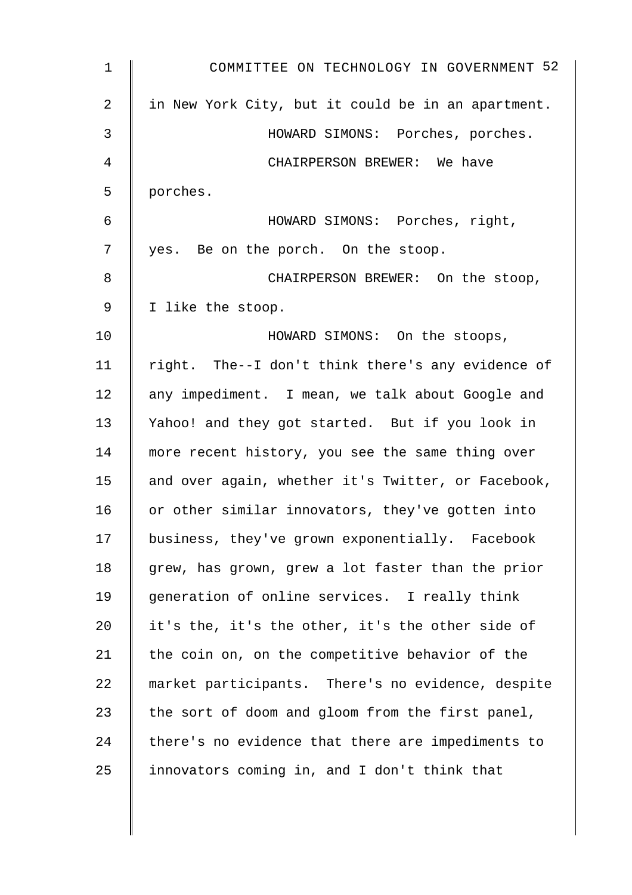in New York City, but it could be in an apartment.

HOWARD SIMONS: Porches, porches.

CHAIRPERSON BREWER: We have porches.

HOWARD SIMONS: Porches, right, yes. Be on the porch. On the stoop.

CHAIRPERSON BREWER: On the stoop, I like the stoop.

HOWARD SIMONS: On the stoops, right. The--I don't think there's any evidence of any impediment. I mean, we talk about Google and Yahoo! and they got started. But if you look in more recent history, you see the same thing over and over again, whether it's Twitter, or Facebook, or other similar innovators, they've gotten into business, they've grown exponentially. Facebook grew, has grown, grew a lot faster than the prior generation of online services. I really think it's the, it's the other, it's the other side of the coin on, on the competitive behavior of the market participants. There's no evidence, despite the sort of doom and gloom from the first panel, there's no evidence that there are impediments to innovators coming in, and I don't think that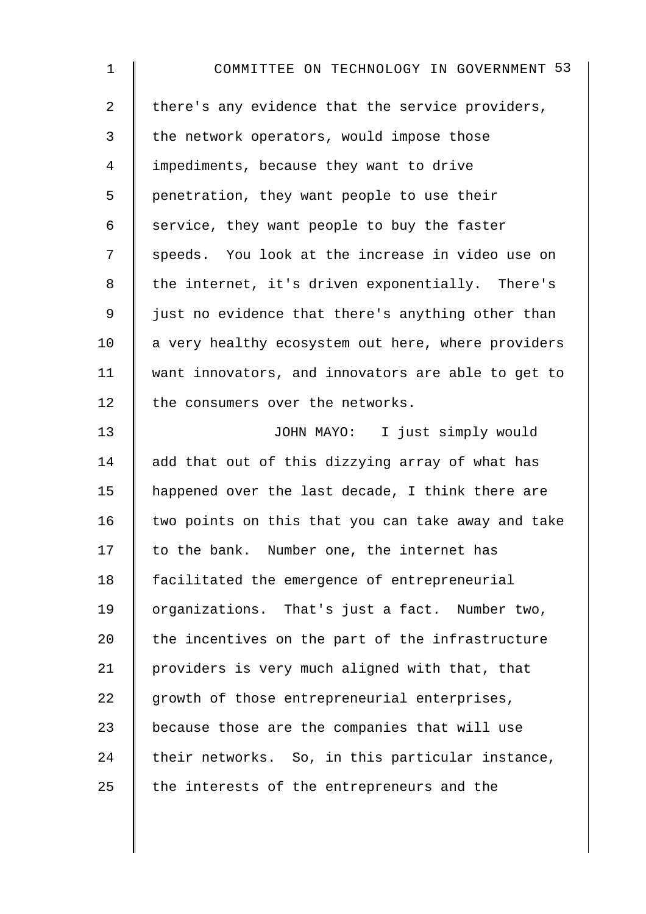there's any evidence that the service providers, the network operators, would impose those impediments, because they want to drive penetration, they want people to use their service, they want people to buy the faster speeds. You look at the increase in video use on the internet, it's driven exponentially. There's just no evidence that there's anything other than a very healthy ecosystem out here, where providers want innovators, and innovators are able to get to the consumers over the networks.

JOHN MAYO: I just simply would add that out of this dizzying array of what has happened over the last decade, I think there are two points on this that you can take away and take to the bank. Number one, the internet has facilitated the emergence of entrepreneurial organizations. That's just a fact. Number two, the incentives on the part of the infrastructure providers is very much aligned with that, that growth of those entrepreneurial enterprises, because those are the companies that will use their networks. So, in this particular instance, the interests of the entrepreneurs and the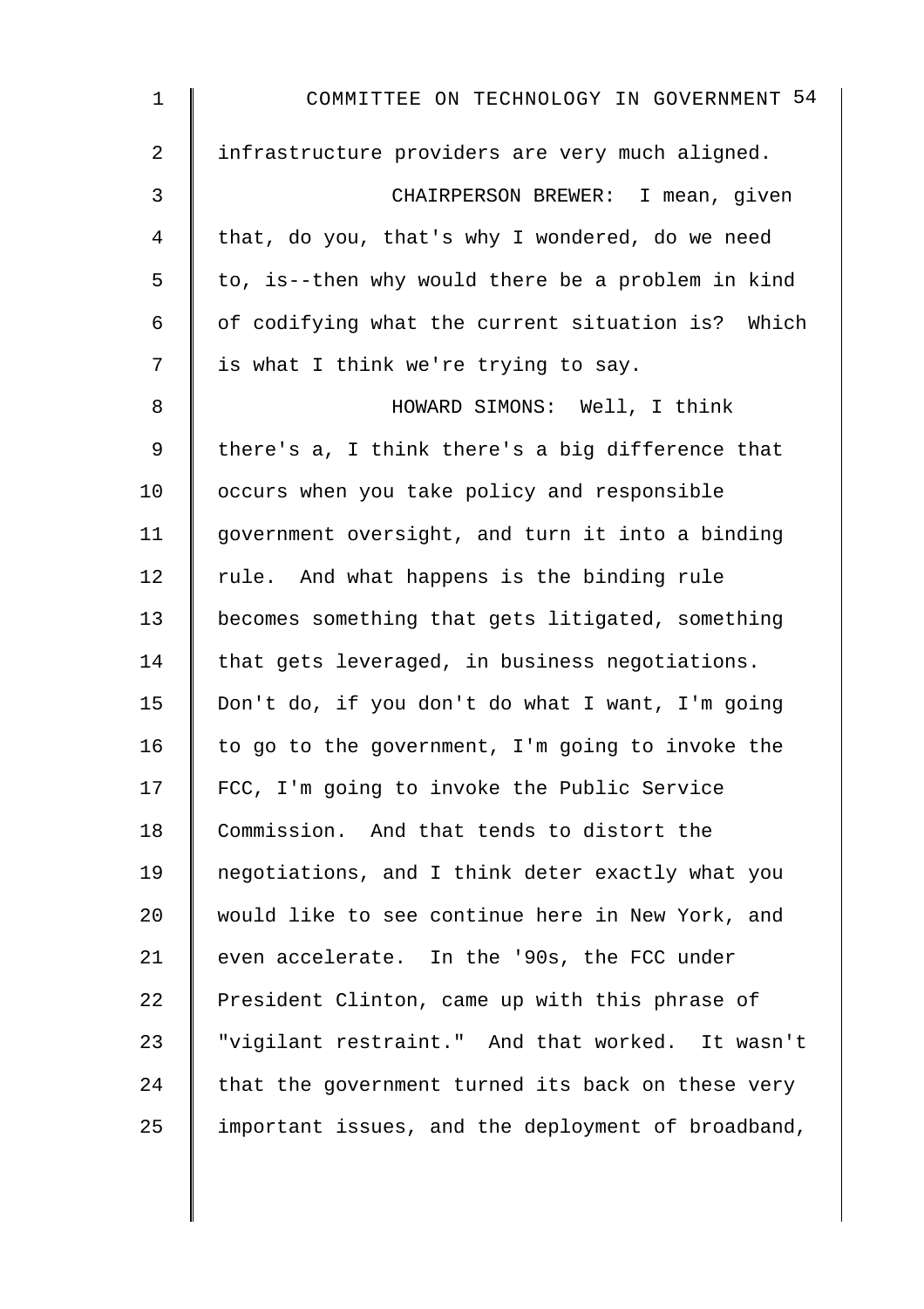infrastructure providers are very much aligned.

CHAIRPERSON BREWER: I mean, given that, do you, that's why I wondered, do we need to, is--then why would there be a problem in kind of codifying what the current situation is? Which is what I think we're trying to say.

HOWARD SIMONS: Well, I think there's a, I think there's a big difference that occurs when you take policy and responsible government oversight, and turn it into a binding rule. And what happens is the binding rule becomes something that gets litigated, something that gets leveraged, in business negotiations. Don't do, if you don't do what I want, I'm going to go to the government, I'm going to invoke the FCC, I'm going to invoke the Public Service Commission. And that tends to distort the negotiations, and I think deter exactly what you would like to see continue here in New York, and even accelerate. In the '90s, the FCC under President Clinton, came up with this phrase of "vigilant restraint." And that worked. It wasn't that the government turned its back on these very important issues, and the deployment of broadband,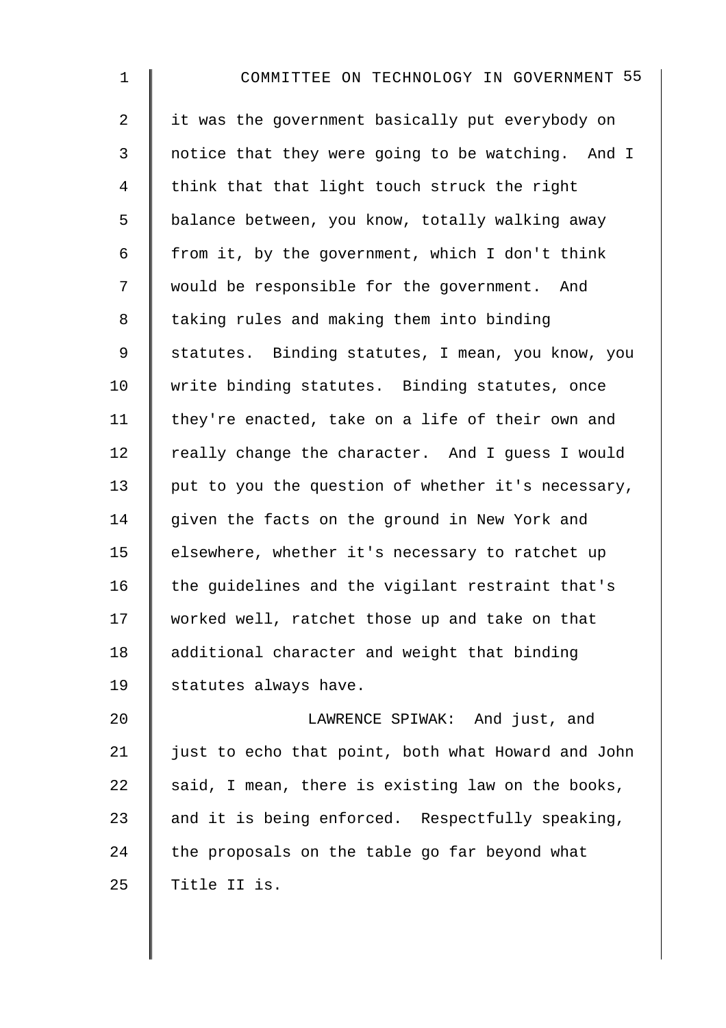it was the government basically put everybody on notice that they were going to be watching. And I think that that light touch struck the right balance between, you know, totally walking away from it, by the government, which I don't think would be responsible for the government. And taking rules and making them into binding statutes. Binding statutes, I mean, you know, you write binding statutes. Binding statutes, once they're enacted, take on a life of their own and really change the character. And I guess I would put to you the question of whether it's necessary, given the facts on the ground in New York and elsewhere, whether it's necessary to ratchet up the guidelines and the vigilant restraint that's worked well, ratchet those up and take on that additional character and weight that binding statutes always have.

LAWRENCE SPIWAK: And just, and just to echo that point, both what Howard and John said, I mean, there is existing law on the books, and it is being enforced. Respectfully speaking, the proposals on the table go far beyond what Title II is.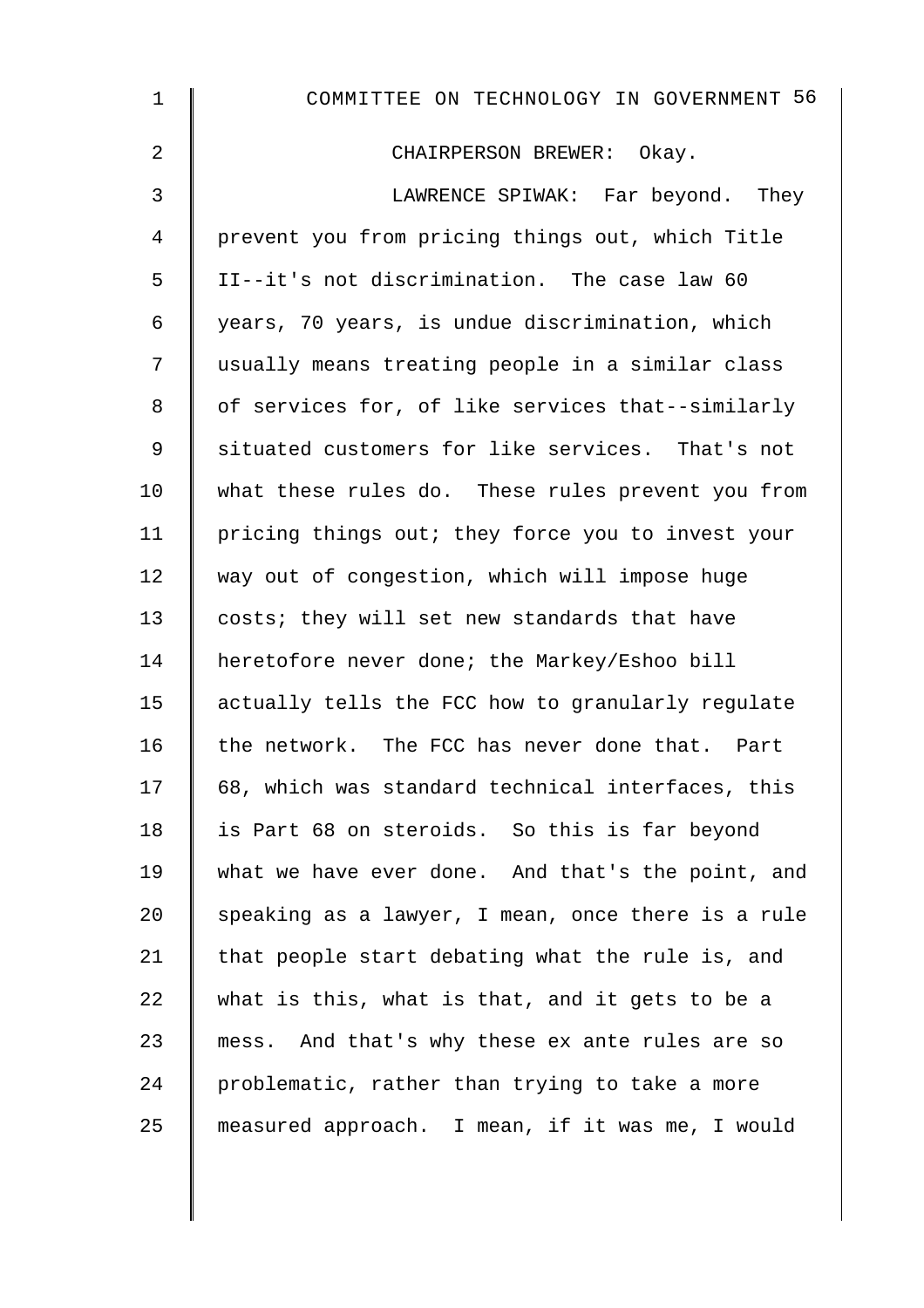CHAIRPERSON BREWER: Okay.

LAWRENCE SPIWAK: Far beyond. They prevent you from pricing things out, which Title II--it's not discrimination. The case law 60 years, 70 years, is undue discrimination, which usually means treating people in a similar class of services for, of like services that--similarly situated customers for like services. That's not what these rules do. These rules prevent you from pricing things out; they force you to invest your way out of congestion, which will impose huge costs; they will set new standards that have heretofore never done; the Markey/Eshoo bill actually tells the FCC how to granularly regulate the network. The FCC has never done that. Part 68, which was standard technical interfaces, this is Part 68 on steroids. So this is far beyond what we have ever done. And that's the point, and speaking as a lawyer, I mean, once there is a rule that people start debating what the rule is, and what is this, what is that, and it gets to be a mess. And that's why these ex ante rules are so problematic, rather than trying to take a more measured approach. I mean, if it was me, I would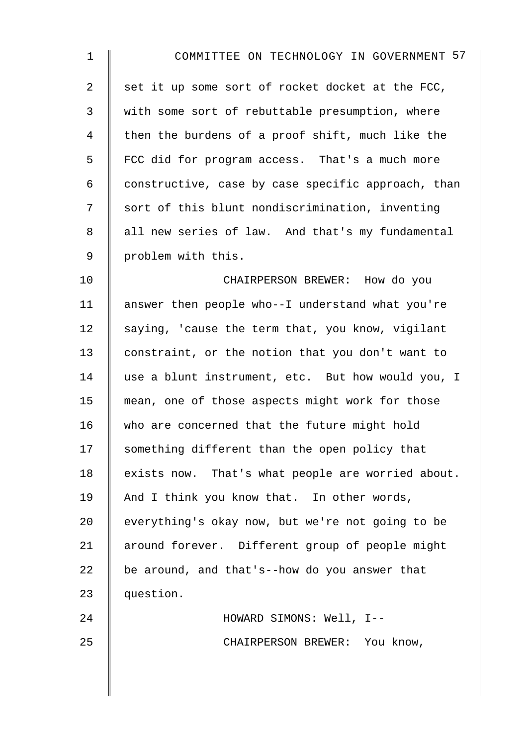set it up some sort of rocket docket at the FCC, with some sort of rebuttable presumption, where then the burdens of a proof shift, much like the FCC did for program access. That's a much more constructive, case by case specific approach, than sort of this blunt nondiscrimination, inventing all new series of law. And that's my fundamental problem with this.

CHAIRPERSON BREWER: How do you answer then people who--I understand what you're saying, 'cause the term that, you know, vigilant constraint, or the notion that you don't want to use a blunt instrument, etc. But how would you, I mean, one of those aspects might work for those who are concerned that the future might hold something different than the open policy that exists now. That's what people are worried about. And I think you know that. In other words, everything's okay now, but we're not going to be around forever. Different group of people might be around, and that's--how do you answer that question.

HOWARD SIMONS: Well, I--

CHAIRPERSON BREWER: You know,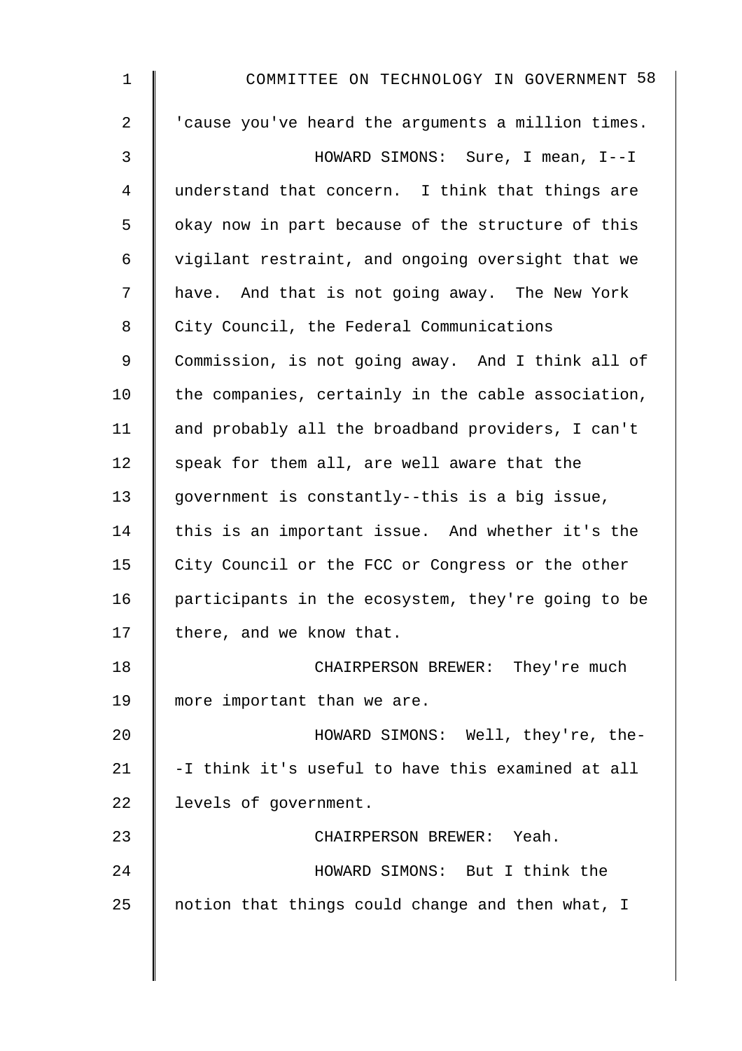'cause you've heard the arguments a million times.

HOWARD SIMONS: Sure, I mean, I--I understand that concern. I think that things are okay now in part because of the structure of this vigilant restraint, and ongoing oversight that we have. And that is not going away. The New York City Council, the Federal Communications Commission, is not going away. And I think all of the companies, certainly in the cable association, and probably all the broadband providers, I can't speak for them all, are well aware that the government is constantly--this is a big issue, this is an important issue. And whether it's the City Council or the FCC or Congress or the other participants in the ecosystem, they're going to be there, and we know that.

CHAIRPERSON BREWER: They're much more important than we are.

HOWARD SIMONS: Well, they're, the--I think it's useful to have this examined at all levels of government.

CHAIRPERSON BREWER: Yeah.

HOWARD SIMONS: But I think the notion that things could change and then what, I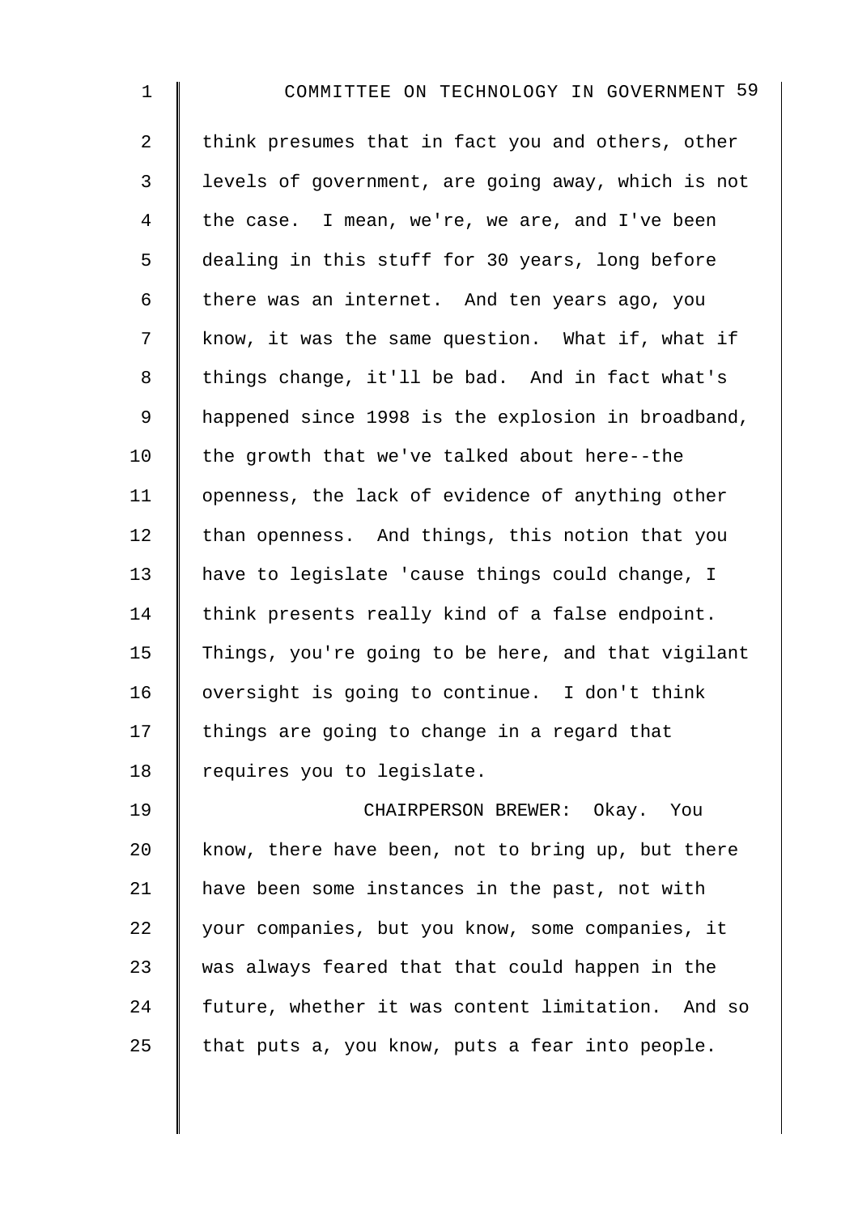think presumes that in fact you and others, other levels of government, are going away, which is not the case. I mean, we're, we are, and I've been dealing in this stuff for 30 years, long before there was an internet. And ten years ago, you know, it was the same question. What if, what if things change, it'll be bad. And in fact what's happened since 1998 is the explosion in broadband, the growth that we've talked about here--the openness, the lack of evidence of anything other than openness. And things, this notion that you have to legislate 'cause things could change, I think presents really kind of a false endpoint. Things, you're going to be here, and that vigilant oversight is going to continue. I don't think things are going to change in a regard that requires you to legislate.

CHAIRPERSON BREWER: Okay. You know, there have been, not to bring up, but there have been some instances in the past, not with your companies, but you know, some companies, it was always feared that that could happen in the future, whether it was content limitation. And so that puts a, you know, puts a fear into people.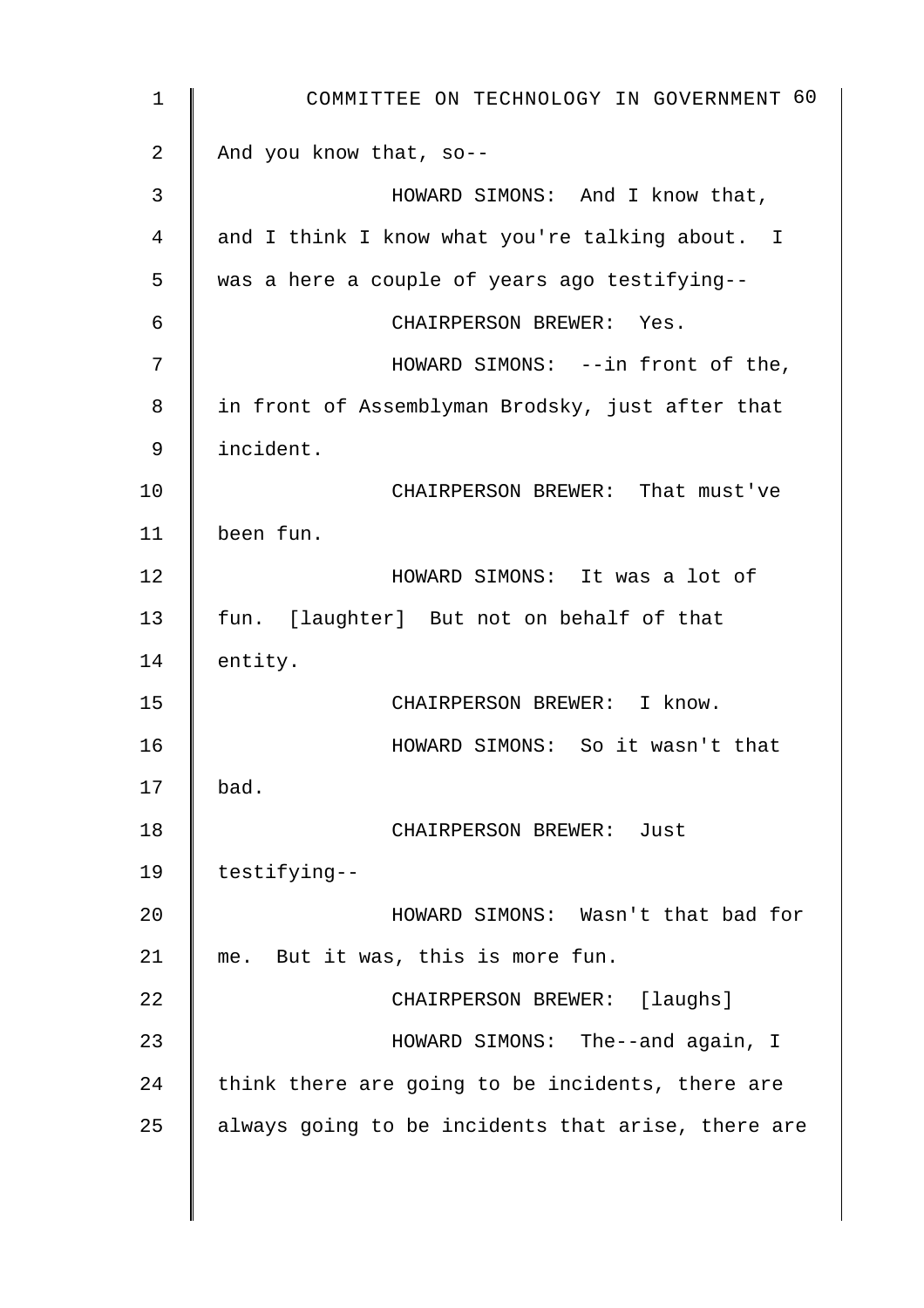And you know that, so--

HOWARD SIMONS: And I know that, and I think I know what you're talking about. I was a here a couple of years ago testifying--

CHAIRPERSON BREWER: Yes.

HOWARD SIMONS: --in front of the, in front of Assemblyman Brodsky, just after that incident.

CHAIRPERSON BREWER: That must've been fun.

HOWARD SIMONS: It was a lot of fun. [laughter] But not on behalf of that entity.

CHAIRPERSON BREWER: I know.

HOWARD SIMONS: So it wasn't that bad.

CHAIRPERSON BREWER: Just testifying--

HOWARD SIMONS: Wasn't that bad for me. But it was, this is more fun.

CHAIRPERSON BREWER: [laughs]

HOWARD SIMONS: The--and again, I think there are going to be incidents, there are always going to be incidents that arise, there are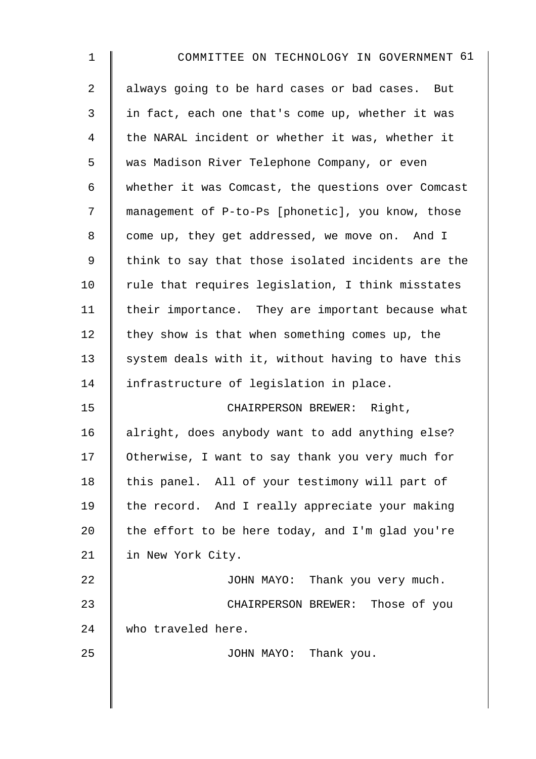always going to be hard cases or bad cases. But in fact, each one that's come up, whether it was the NARAL incident or whether it was, whether it was Madison River Telephone Company, or even whether it was Comcast, the questions over Comcast management of P-to-Ps [phonetic], you know, those come up, they get addressed, we move on. And I think to say that those isolated incidents are the rule that requires legislation, I think misstates their importance. They are important because what they show is that when something comes up, the system deals with it, without having to have this infrastructure of legislation in place.

CHAIRPERSON BREWER: Right, alright, does anybody want to add anything else? Otherwise, I want to say thank you very much for this panel. All of your testimony will part of the record. And I really appreciate your making the effort to be here today, and I'm glad you're in New York City.

JOHN MAYO: Thank you very much.

CHAIRPERSON BREWER: Those of you who traveled here.

JOHN MAYO: Thank you.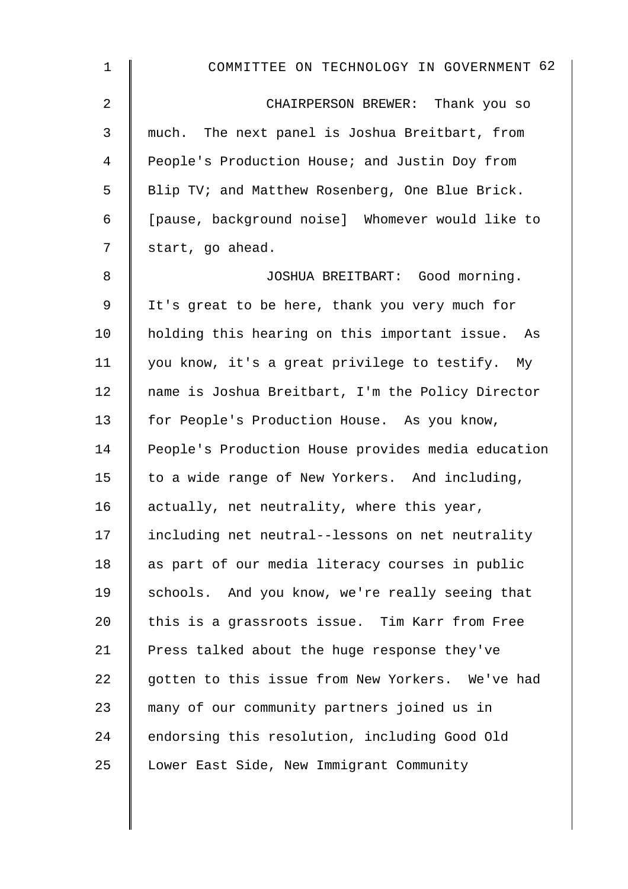CHAIRPERSON BREWER: Thank you so much. The next panel is Joshua Breitbart, from People's Production House; and Justin Doy from Blip TV; and Matthew Rosenberg, One Blue Brick. [pause, background noise] Whomever would like to start, go ahead.

JOSHUA BREITBART: Good morning. It's great to be here, thank you very much for holding this hearing on this important issue. As you know, it's a great privilege to testify. My name is Joshua Breitbart, I'm the Policy Director for People's Production House. As you know, People's Production House provides media education to a wide range of New Yorkers. And including, actually, net neutrality, where this year, including net neutral--lessons on net neutrality as part of our media literacy courses in public schools. And you know, we're really seeing that this is a grassroots issue. Tim Karr from Free Press talked about the huge response they've gotten to this issue from New Yorkers. We've had many of our community partners joined us in endorsing this resolution, including Good Old Lower East Side, New Immigrant Community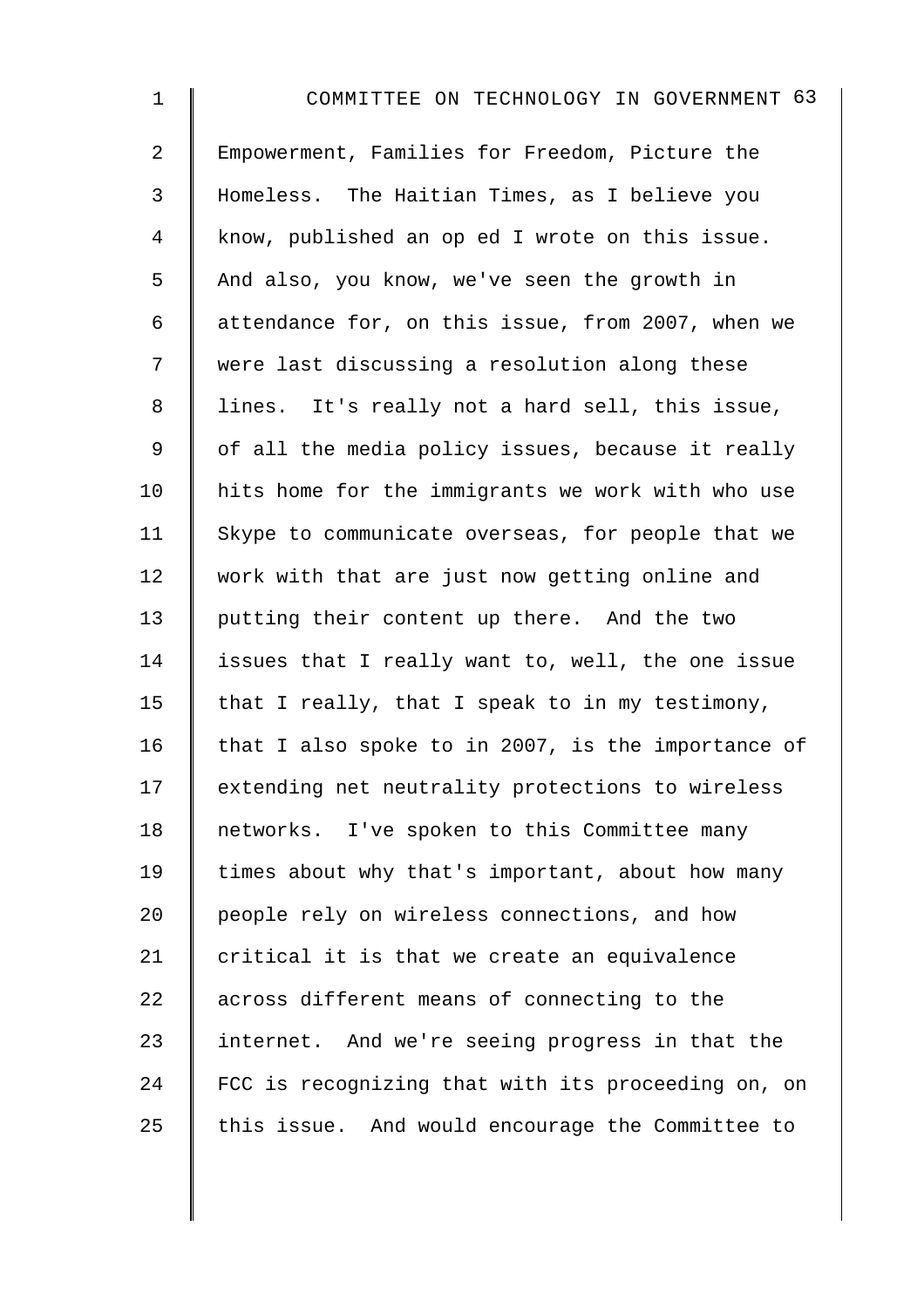Empowerment, Families for Freedom, Picture the Homeless. The Haitian Times, as I believe you know, published an op ed I wrote on this issue. And also, you know, we've seen the growth in attendance for, on this issue, from 2007, when we were last discussing a resolution along these lines. It's really not a hard sell, this issue, of all the media policy issues, because it really hits home for the immigrants we work with who use Skype to communicate overseas, for people that we work with that are just now getting online and putting their content up there. And the two issues that I really want to, well, the one issue that I really, that I speak to in my testimony, that I also spoke to in 2007, is the importance of extending net neutrality protections to wireless networks. I've spoken to this Committee many times about why that's important, about how many people rely on wireless connections, and how critical it is that we create an equivalence across different means of connecting to the internet. And we're seeing progress in that the FCC is recognizing that with its proceeding on, on this issue. And would encourage the Committee to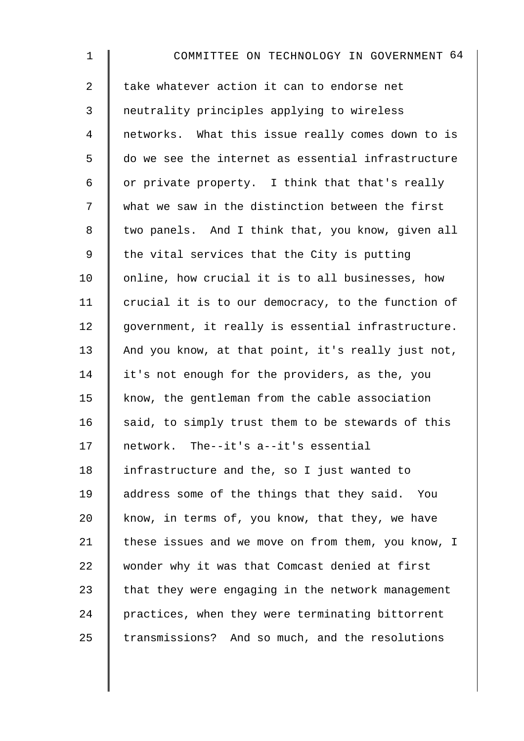take whatever action it can to endorse net neutrality principles applying to wireless networks. What this issue really comes down to is do we see the internet as essential infrastructure or private property. I think that that's really what we saw in the distinction between the first two panels. And I think that, you know, given all the vital services that the City is putting online, how crucial it is to all businesses, how crucial it is to our democracy, to the function of government, it really is essential infrastructure. And you know, at that point, it's really just not, it's not enough for the providers, as the, you know, the gentleman from the cable association said, to simply trust them to be stewards of this network. The--it's a--it's essential infrastructure and the, so I just wanted to address some of the things that they said. You know, in terms of, you know, that they, we have these issues and we move on from them, you know, I wonder why it was that Comcast denied at first that they were engaging in the network management practices, when they were terminating bittorrent transmissions? And so much, and the resolutions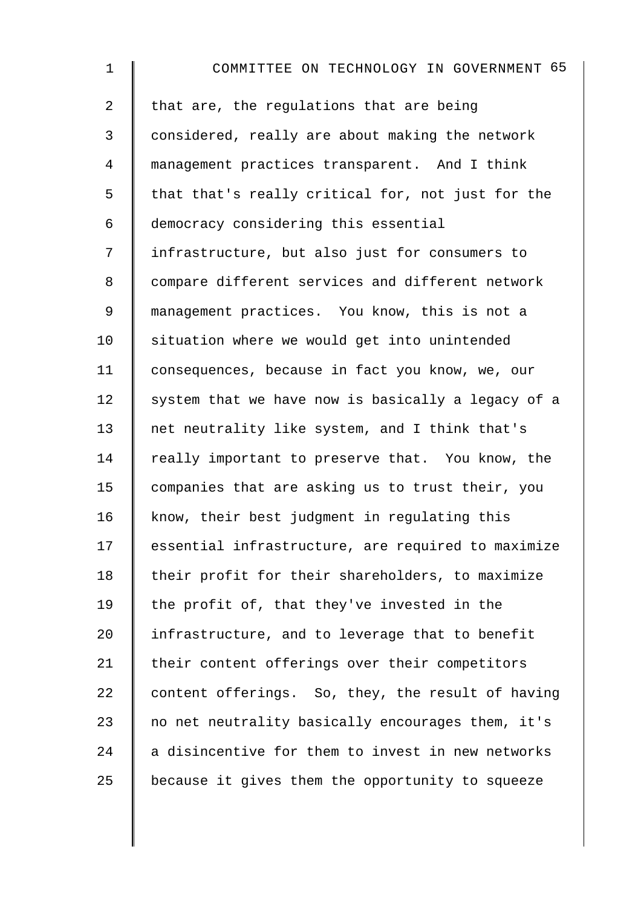that are, the regulations that are being considered, really are about making the network management practices transparent. And I think that that's really critical for, not just for the democracy considering this essential infrastructure, but also just for consumers to compare different services and different network management practices. You know, this is not a situation where we would get into unintended consequences, because in fact you know, we, our system that we have now is basically a legacy of a net neutrality like system, and I think that's really important to preserve that. You know, the companies that are asking us to trust their, you know, their best judgment in regulating this essential infrastructure, are required to maximize their profit for their shareholders, to maximize the profit of, that they've invested in the infrastructure, and to leverage that to benefit their content offerings over their competitors content offerings. So, they, the result of having no net neutrality basically encourages them, it's a disincentive for them to invest in new networks because it gives them the opportunity to squeeze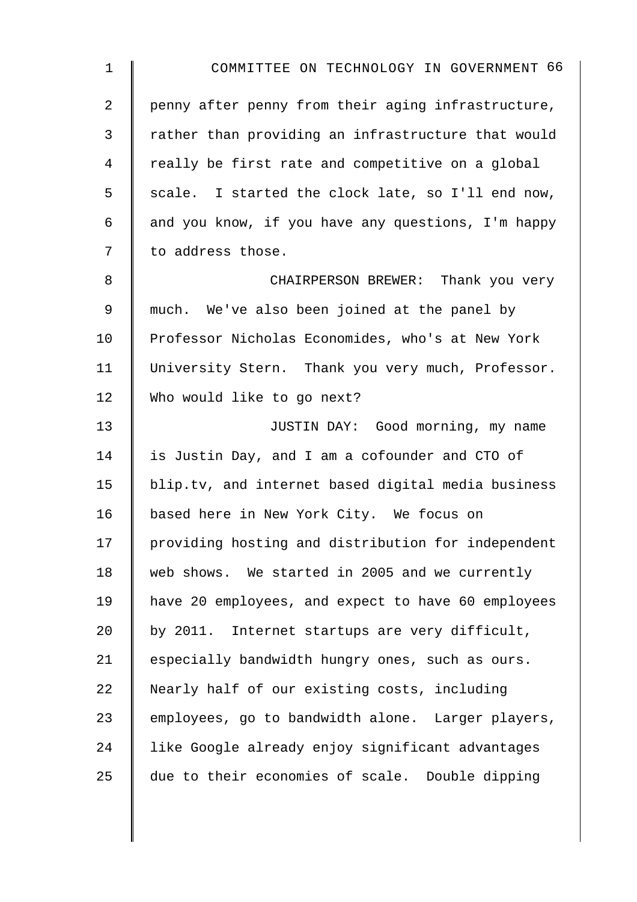penny after penny from their aging infrastructure, rather than providing an infrastructure that would really be first rate and competitive on a global scale. I started the clock late, so I'll end now, and you know, if you have any questions, I'm happy to address those.

CHAIRPERSON BREWER: Thank you very much. We've also been joined at the panel by Professor Nicholas Economides, who's at New York University Stern. Thank you very much, Professor. Who would like to go next?

JUSTIN DAY: Good morning, my name is Justin Day, and I am a cofounder and CTO of blip.tv, and internet based digital media business based here in New York City. We focus on providing hosting and distribution for independent web shows. We started in 2005 and we currently have 20 employees, and expect to have 60 employees by 2011. Internet startups are very difficult, especially bandwidth hungry ones, such as ours. Nearly half of our existing costs, including employees, go to bandwidth alone. Larger players, like Google already enjoy significant advantages due to their economies of scale. Double dipping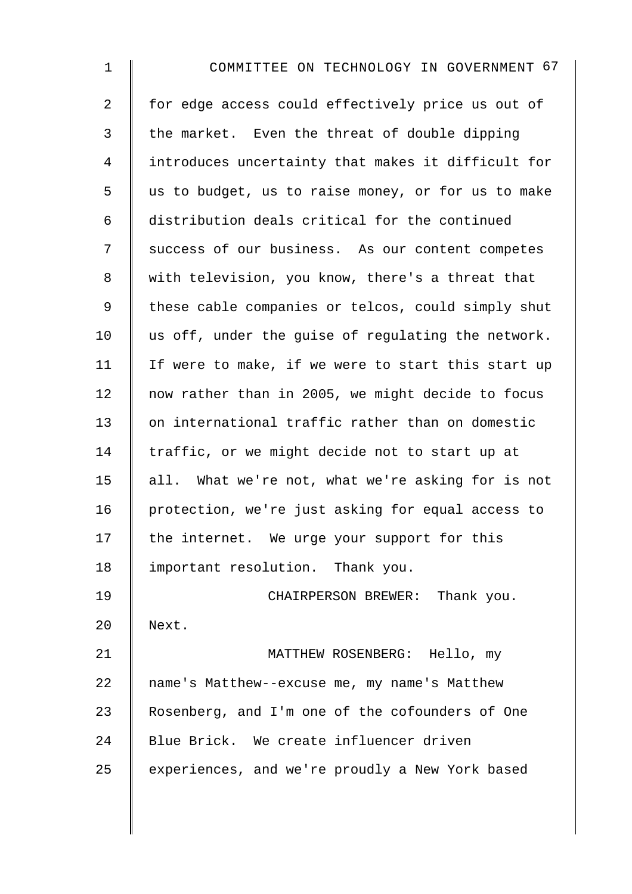for edge access could effectively price us out of the market. Even the threat of double dipping introduces uncertainty that makes it difficult for us to budget, us to raise money, or for us to make distribution deals critical for the continued success of our business. As our content competes with television, you know, there's a threat that these cable companies or telcos, could simply shut us off, under the guise of regulating the network. If were to make, if we were to start this start up now rather than in 2005, we might decide to focus on international traffic rather than on domestic traffic, or we might decide not to start up at all. What we're not, what we're asking for is not protection, we're just asking for equal access to the internet. We urge your support for this important resolution. Thank you.

CHAIRPERSON BREWER: Thank you. Next.

MATTHEW ROSENBERG: Hello, my name's Matthew--excuse me, my name's Matthew Rosenberg, and I'm one of the cofounders of One Blue Brick. We create influencer driven experiences, and we're proudly a New York based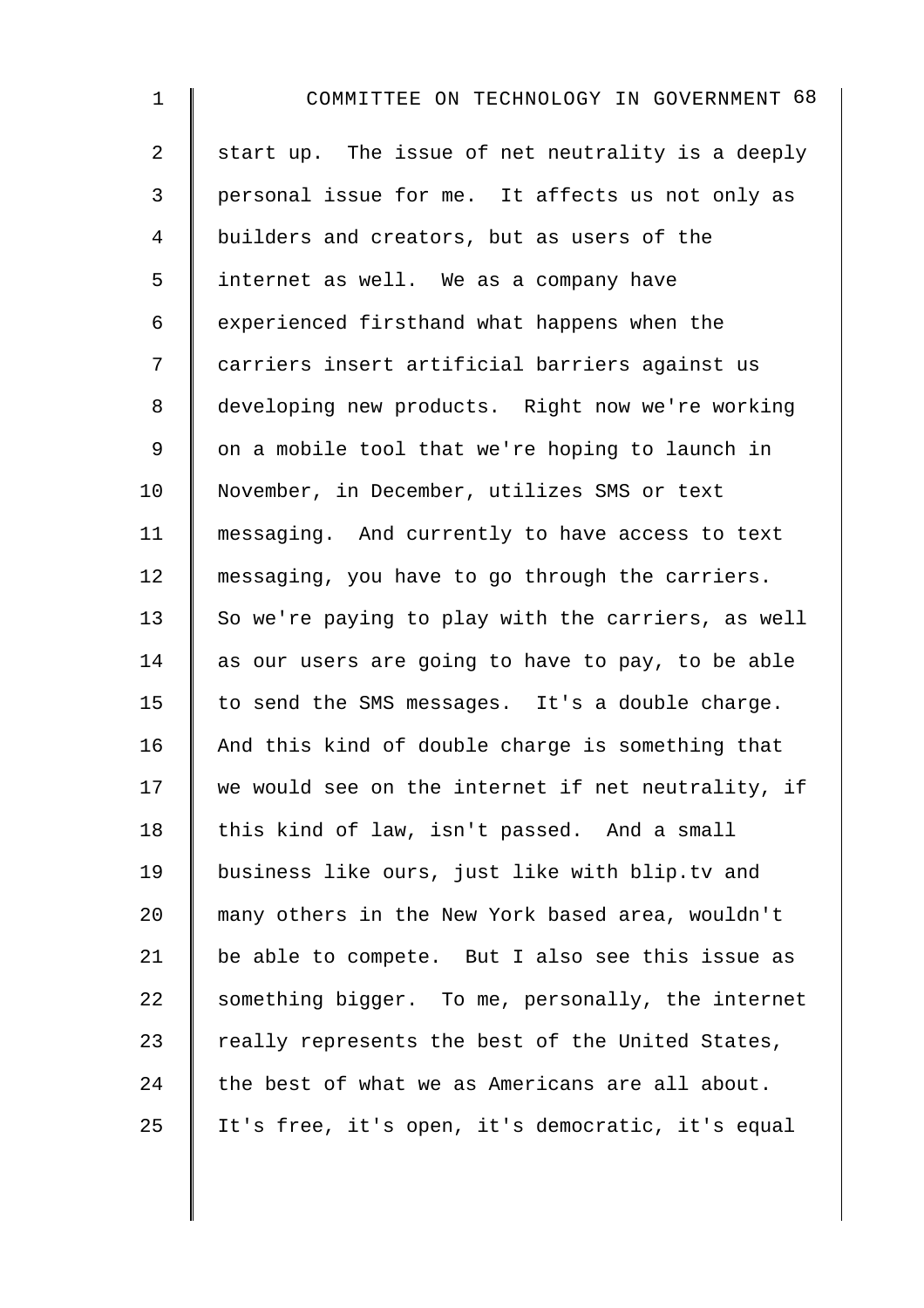start up. The issue of net neutrality is a deeply personal issue for me. It affects us not only as builders and creators, but as users of the internet as well. We as a company have experienced firsthand what happens when the carriers insert artificial barriers against us developing new products. Right now we're working on a mobile tool that we're hoping to launch in November, in December, utilizes SMS or text messaging. And currently to have access to text messaging, you have to go through the carriers. So we're paying to play with the carriers, as well as our users are going to have to pay, to be able to send the SMS messages. It's a double charge. And this kind of double charge is something that we would see on the internet if net neutrality, if this kind of law, isn't passed. And a small business like ours, just like with blip.tv and many others in the New York based area, wouldn't be able to compete. But I also see this issue as something bigger. To me, personally, the internet really represents the best of the United States, the best of what we as Americans are all about. It's free, it's open, it's democratic, it's equal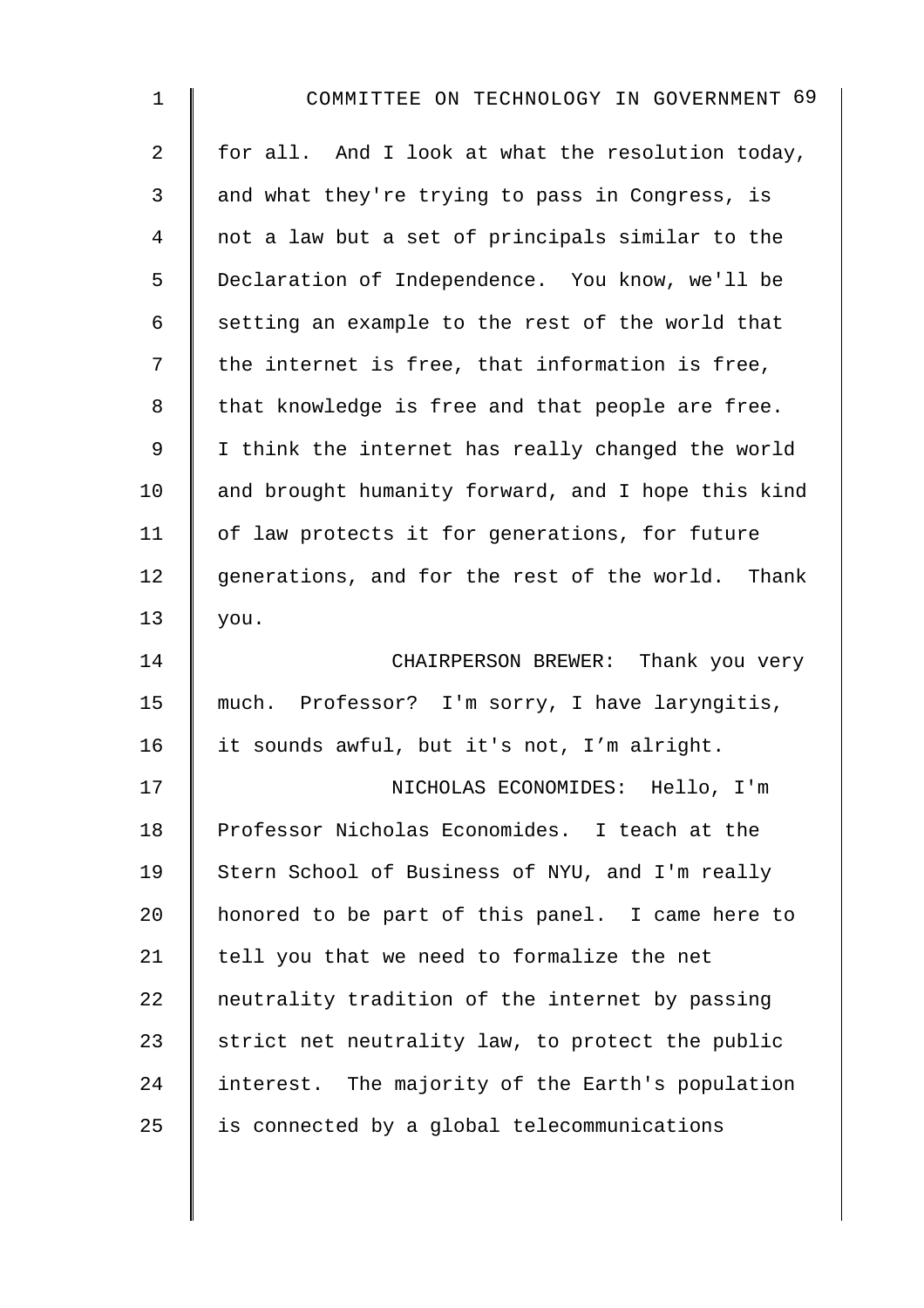for all. And I look at what the resolution today, and what they're trying to pass in Congress, is not a law but a set of principals similar to the Declaration of Independence. You know, we'll be setting an example to the rest of the world that the internet is free, that information is free, that knowledge is free and that people are free. I think the internet has really changed the world and brought humanity forward, and I hope this kind of law protects it for generations, for future generations, and for the rest of the world. Thank you.

CHAIRPERSON BREWER: Thank you very much. Professor? I'm sorry, I have laryngitis, it sounds awful, but it's not, I’m alright.

NICHOLAS ECONOMIDES: Hello, I'm Professor Nicholas Economides. I teach at the Stern School of Business of NYU, and I'm really honored to be part of this panel. I came here to tell you that we need to formalize the net neutrality tradition of the internet by passing strict net neutrality law, to protect the public interest. The majority of the Earth's population is connected by a global telecommunications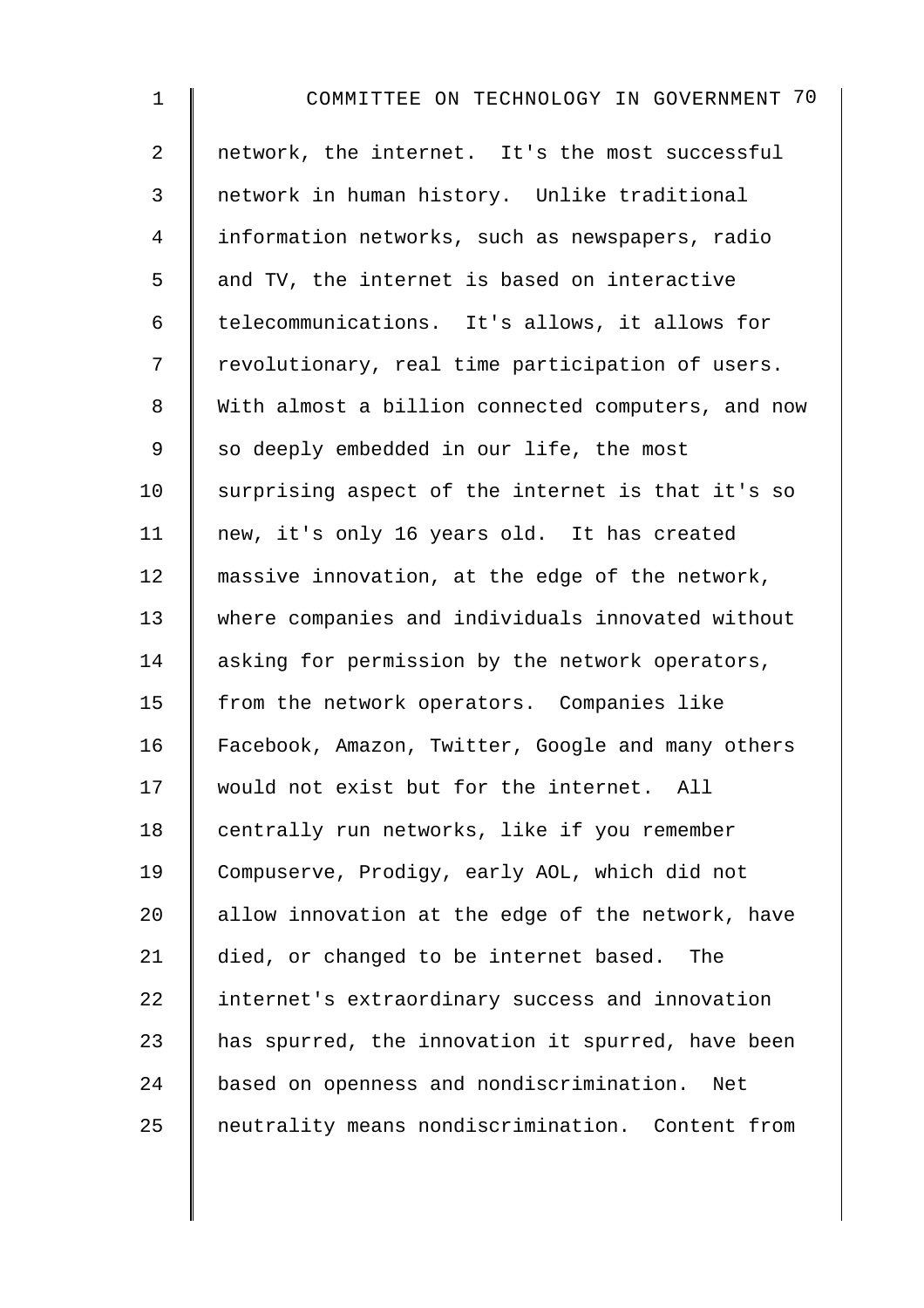network, the internet. It's the most successful network in human history. Unlike traditional information networks, such as newspapers, radio and TV, the internet is based on interactive telecommunications. It's allows, it allows for revolutionary, real time participation of users. With almost a billion connected computers, and now so deeply embedded in our life, the most surprising aspect of the internet is that it's so new, it's only 16 years old. It has created massive innovation, at the edge of the network, where companies and individuals innovated without asking for permission by the network operators, from the network operators. Companies like Facebook, Amazon, Twitter, Google and many others would not exist but for the internet. All centrally run networks, like if you remember Compuserve, Prodigy, early AOL, which did not allow innovation at the edge of the network, have died, or changed to be internet based. The internet's extraordinary success and innovation has spurred, the innovation it spurred, have been based on openness and nondiscrimination. Net neutrality means nondiscrimination. Content from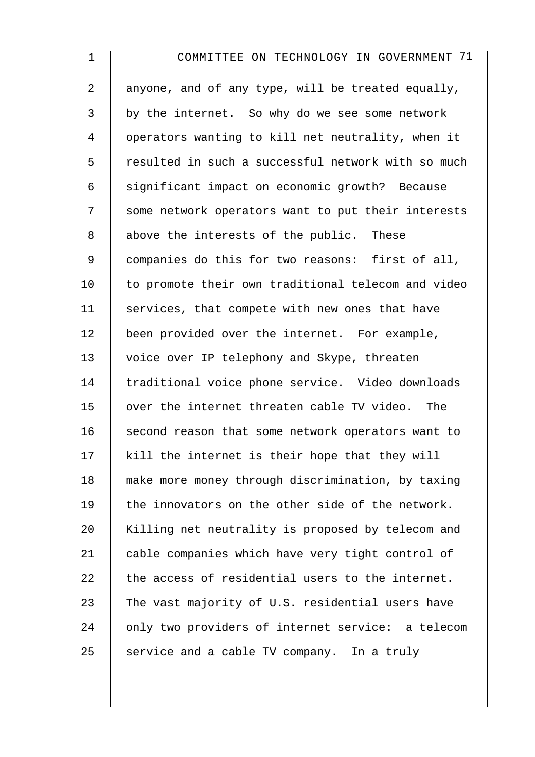anyone, and of any type, will be treated equally, by the internet. So why do we see some network operators wanting to kill net neutrality, when it resulted in such a successful network with so much significant impact on economic growth? Because some network operators want to put their interests above the interests of the public. These companies do this for two reasons: first of all, to promote their own traditional telecom and video services, that compete with new ones that have been provided over the internet. For example, voice over IP telephony and Skype, threaten traditional voice phone service. Video downloads over the internet threaten cable TV video. The second reason that some network operators want to kill the internet is their hope that they will make more money through discrimination, by taxing the innovators on the other side of the network. Killing net neutrality is proposed by telecom and cable companies which have very tight control of the access of residential users to the internet. The vast majority of U.S. residential users have only two providers of internet service: a telecom service and a cable TV company. In a truly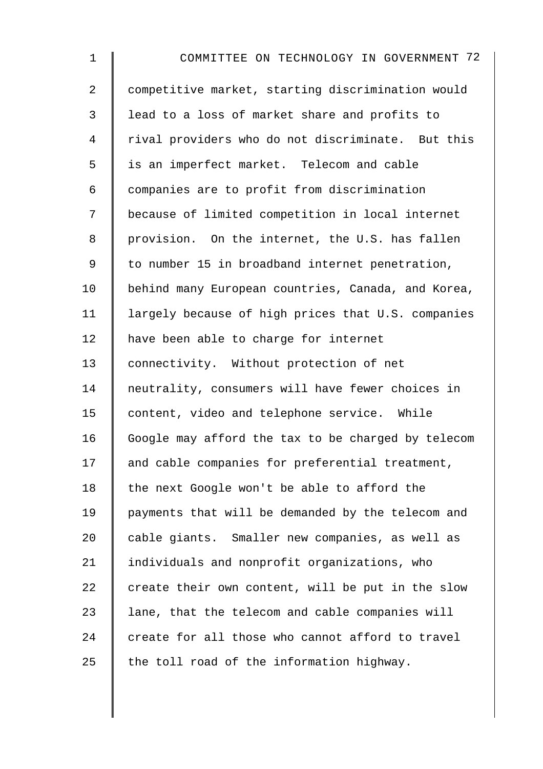competitive market, starting discrimination would lead to a loss of market share and profits to rival providers who do not discriminate. But this is an imperfect market. Telecom and cable companies are to profit from discrimination because of limited competition in local internet provision. On the internet, the U.S. has fallen to number 15 in broadband internet penetration, behind many European countries, Canada, and Korea, largely because of high prices that U.S. companies have been able to charge for internet connectivity. Without protection of net neutrality, consumers will have fewer choices in content, video and telephone service. While Google may afford the tax to be charged by telecom and cable companies for preferential treatment, the next Google won't be able to afford the payments that will be demanded by the telecom and cable giants. Smaller new companies, as well as individuals and nonprofit organizations, who create their own content, will be put in the slow lane, that the telecom and cable companies will create for all those who cannot afford to travel the toll road of the information highway.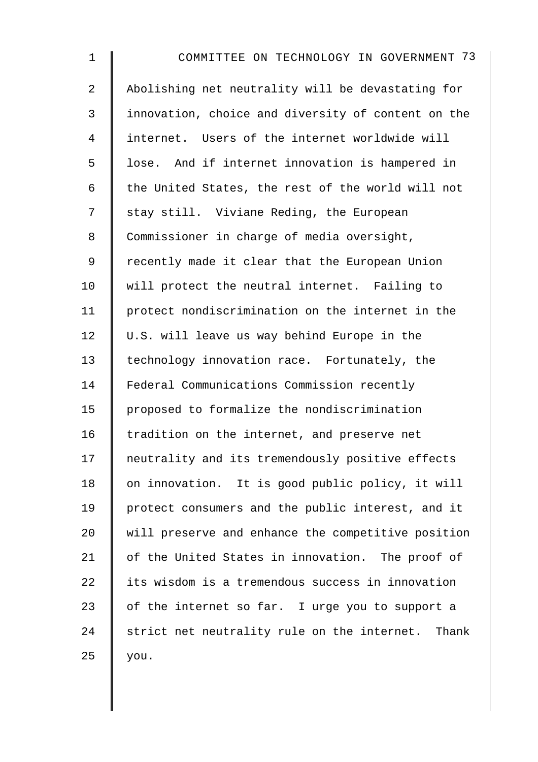Abolishing net neutrality will be devastating for innovation, choice and diversity of content on the internet. Users of the internet worldwide will lose. And if internet innovation is hampered in the United States, the rest of the world will not stay still. Viviane Reding, the European Commissioner in charge of media oversight, recently made it clear that the European Union will protect the neutral internet. Failing to protect nondiscrimination on the internet in the U.S. will leave us way behind Europe in the technology innovation race. Fortunately, the Federal Communications Commission recently proposed to formalize the nondiscrimination tradition on the internet, and preserve net neutrality and its tremendously positive effects on innovation. It is good public policy, it will protect consumers and the public interest, and it will preserve and enhance the competitive position of the United States in innovation. The proof of its wisdom is a tremendous success in innovation of the internet so far. I urge you to support a strict net neutrality rule on the internet. Thank you.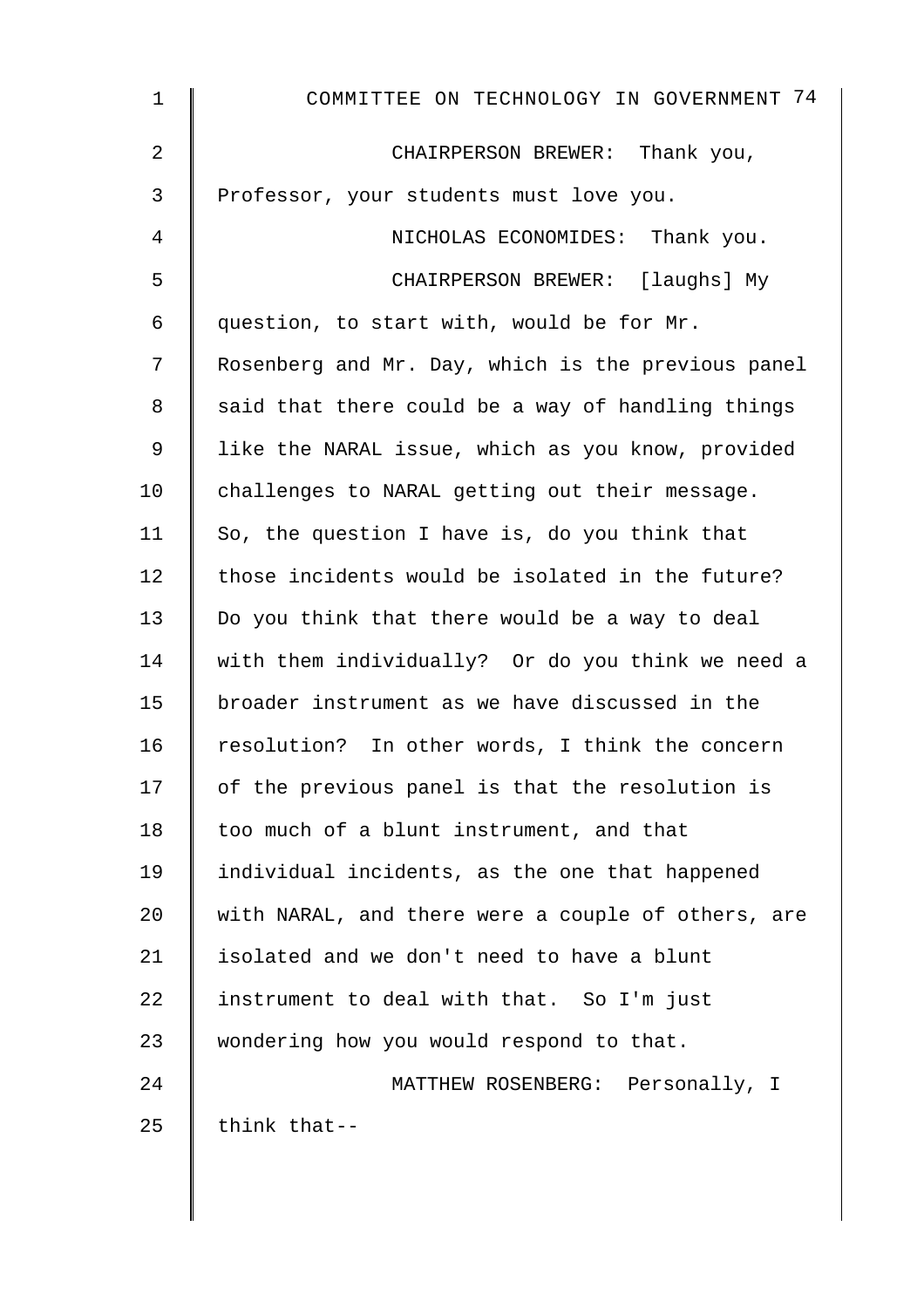CHAIRPERSON BREWER: Thank you, Professor, your students must love you.

NICHOLAS ECONOMIDES: Thank you.

CHAIRPERSON BREWER: [laughs] My question, to start with, would be for Mr. Rosenberg and Mr. Day, which is the previous panel said that there could be a way of handling things like the NARAL issue, which as you know, provided challenges to NARAL getting out their message. So, the question I have is, do you think that those incidents would be isolated in the future? Do you think that there would be a way to deal with them individually? Or do you think we need a broader instrument as we have discussed in the resolution? In other words, I think the concern of the previous panel is that the resolution is too much of a blunt instrument, and that individual incidents, as the one that happened with NARAL, and there were a couple of others, are isolated and we don't need to have a blunt instrument to deal with that. So I'm just wondering how you would respond to that.

MATTHEW ROSENBERG: Personally, I think that--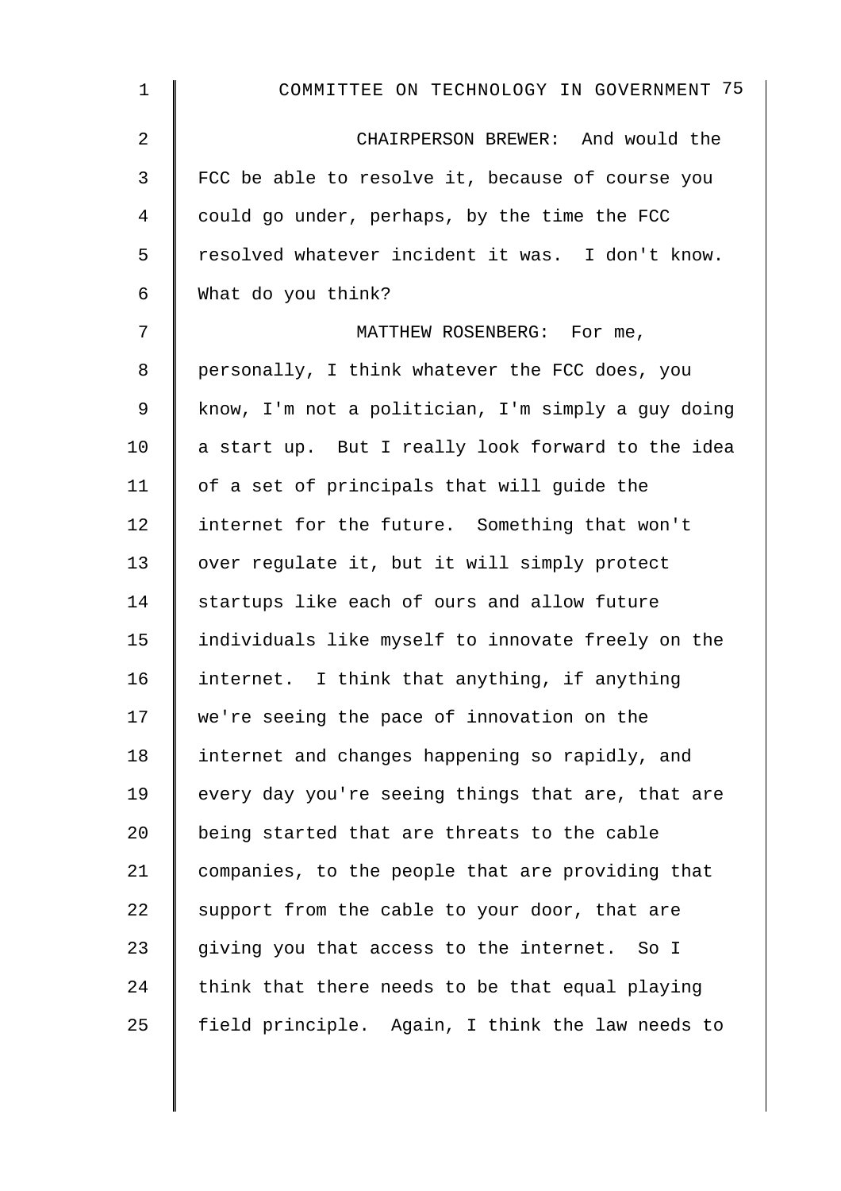CHAIRPERSON BREWER: And would the FCC be able to resolve it, because of course you could go under, perhaps, by the time the FCC resolved whatever incident it was. I don't know. What do you think?

MATTHEW ROSENBERG: For me, personally, I think whatever the FCC does, you know, I'm not a politician, I'm simply a guy doing a start up. But I really look forward to the idea of a set of principals that will guide the internet for the future. Something that won't over regulate it, but it will simply protect startups like each of ours and allow future individuals like myself to innovate freely on the internet. I think that anything, if anything we're seeing the pace of innovation on the internet and changes happening so rapidly, and every day you're seeing things that are, that are being started that are threats to the cable companies, to the people that are providing that support from the cable to your door, that are giving you that access to the internet. So I think that there needs to be that equal playing field principle. Again, I think the law needs to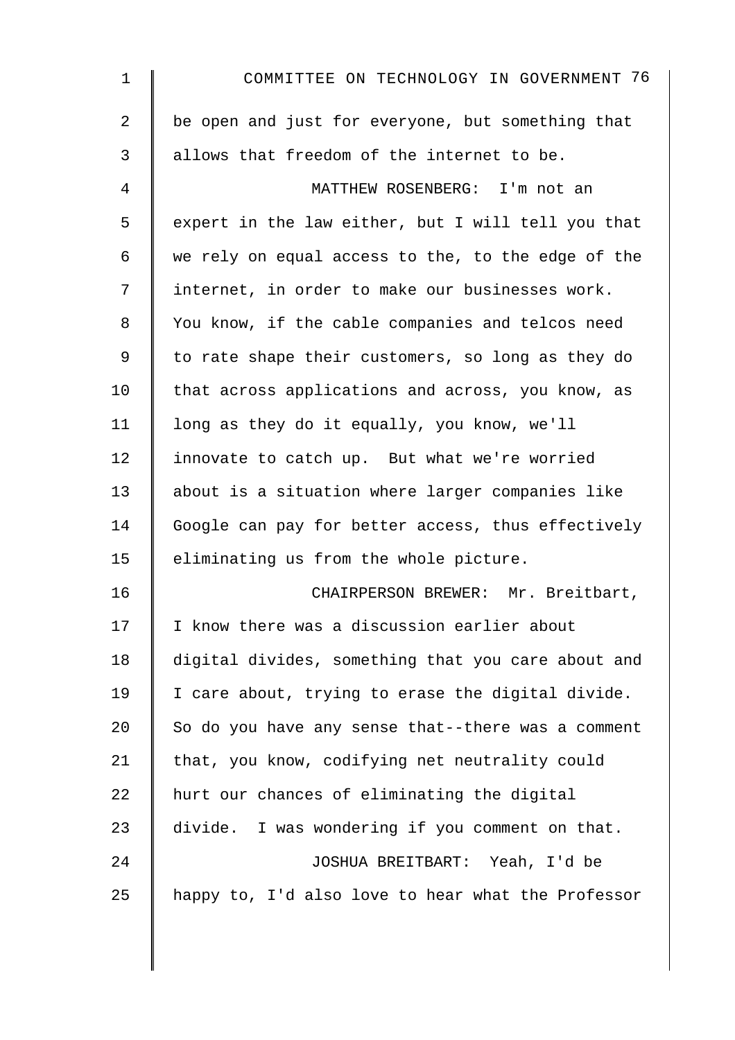be open and just for everyone, but something that allows that freedom of the internet to be.

MATTHEW ROSENBERG: I'm not an expert in the law either, but I will tell you that we rely on equal access to the, to the edge of the internet, in order to make our businesses work. You know, if the cable companies and telcos need to rate shape their customers, so long as they do that across applications and across, you know, as long as they do it equally, you know, we'll innovate to catch up. But what we're worried about is a situation where larger companies like Google can pay for better access, thus effectively eliminating us from the whole picture.

CHAIRPERSON BREWER: Mr. Breitbart, I know there was a discussion earlier about digital divides, something that you care about and I care about, trying to erase the digital divide. So do you have any sense that--there was a comment that, you know, codifying net neutrality could hurt our chances of eliminating the digital divide. I was wondering if you comment on that.

JOSHUA BREITBART: Yeah, I'd be happy to, I'd also love to hear what the Professor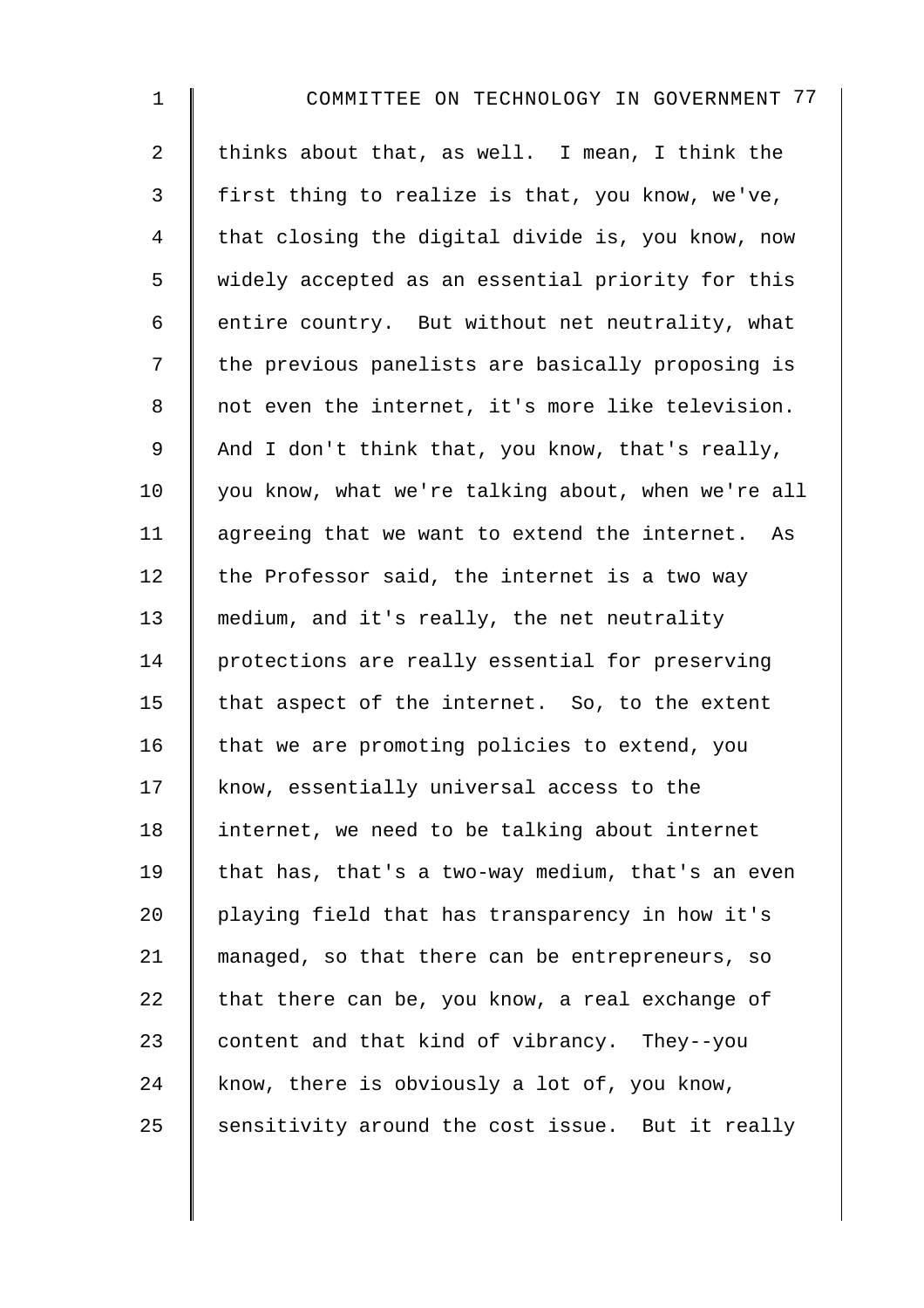thinks about that, as well. I mean, I think the first thing to realize is that, you know, we've, that closing the digital divide is, you know, now widely accepted as an essential priority for this entire country. But without net neutrality, what the previous panelists are basically proposing is not even the internet, it's more like television. And I don't think that, you know, that's really, you know, what we're talking about, when we're all agreeing that we want to extend the internet. As the Professor said, the internet is a two way medium, and it's really, the net neutrality protections are really essential for preserving that aspect of the internet. So, to the extent that we are promoting policies to extend, you know, essentially universal access to the internet, we need to be talking about internet that has, that's a two-way medium, that's an even playing field that has transparency in how it's managed, so that there can be entrepreneurs, so that there can be, you know, a real exchange of content and that kind of vibrancy. They--you know, there is obviously a lot of, you know, sensitivity around the cost issue. But it really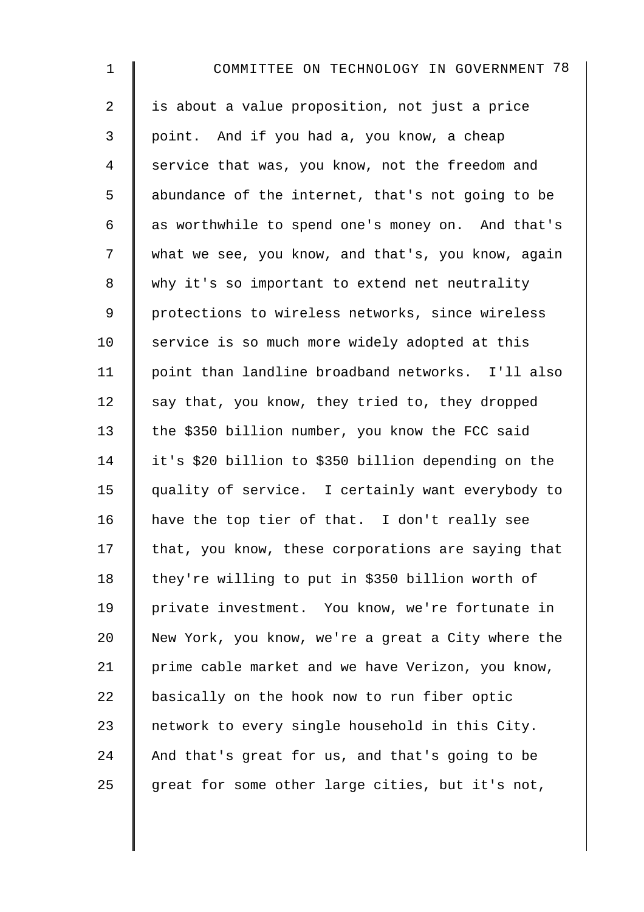is about a value proposition, not just a price point. And if you had a, you know, a cheap service that was, you know, not the freedom and abundance of the internet, that's not going to be as worthwhile to spend one's money on. And that's what we see, you know, and that's, you know, again why it's so important to extend net neutrality protections to wireless networks, since wireless service is so much more widely adopted at this point than landline broadband networks. I'll also say that, you know, they tried to, they dropped the $350 billion number, you know the FCC said it's $20 billion to $350 billion depending on the quality of service. I certainly want everybody to have the top tier of that. I don't really see that, you know, these corporations are saying that they're willing to put in $350 billion worth of private investment. You know, we're fortunate in New York, you know, we're a great a City where the prime cable market and we have Verizon, you know, basically on the hook now to run fiber optic network to every single household in this City. And that's great for us, and that's going to be great for some other large cities, but it's not,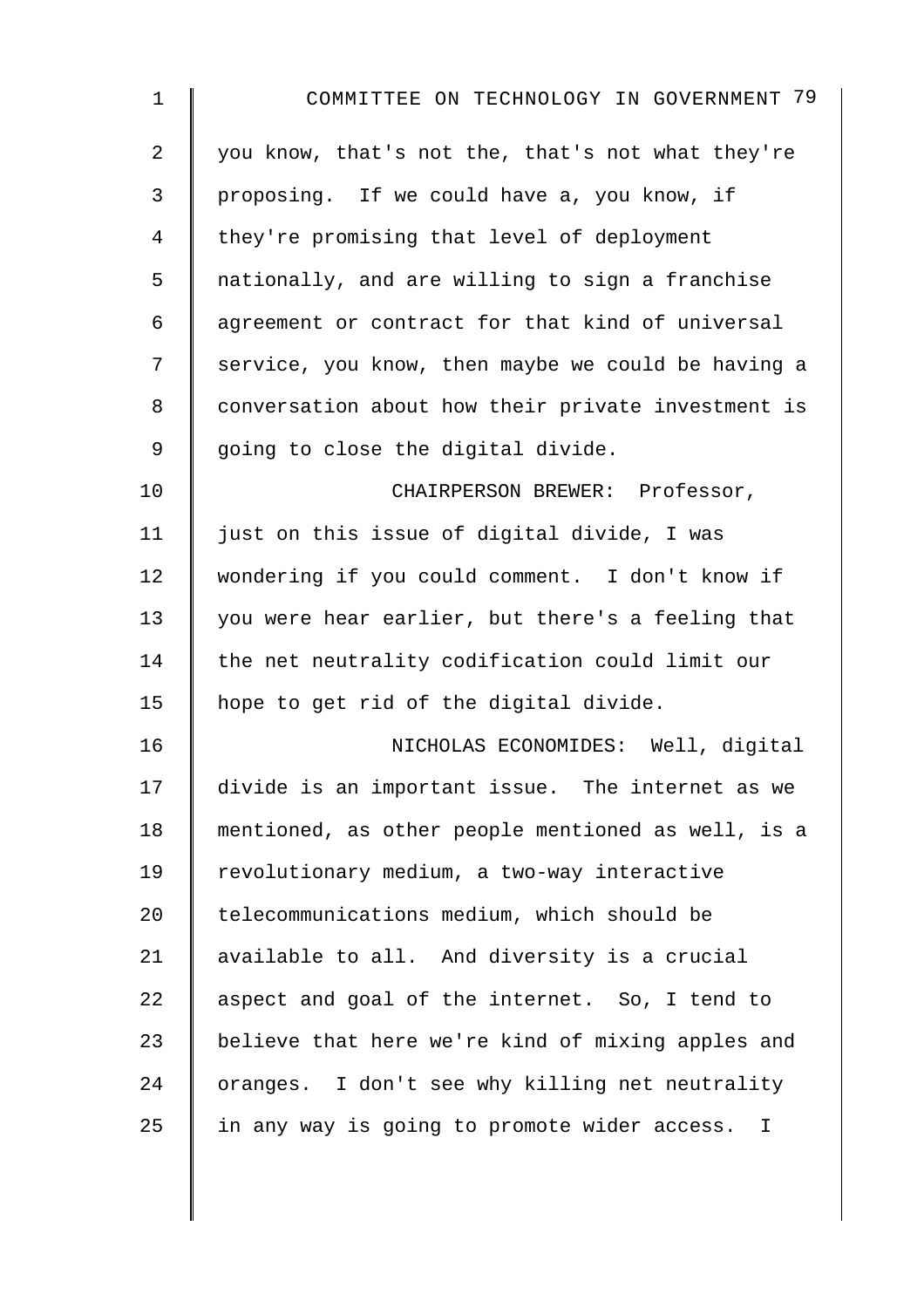you know, that's not the, that's not what they're proposing. If we could have a, you know, if they're promising that level of deployment nationally, and are willing to sign a franchise agreement or contract for that kind of universal service, you know, then maybe we could be having a conversation about how their private investment is going to close the digital divide.

CHAIRPERSON BREWER: Professor, just on this issue of digital divide, I was wondering if you could comment. I don't know if you were hear earlier, but there's a feeling that the net neutrality codification could limit our hope to get rid of the digital divide.

NICHOLAS ECONOMIDES: Well, digital divide is an important issue. The internet as we mentioned, as other people mentioned as well, is a revolutionary medium, a two-way interactive telecommunications medium, which should be available to all. And diversity is a crucial aspect and goal of the internet. So, I tend to believe that here we're kind of mixing apples and oranges. I don't see why killing net neutrality in any way is going to promote wider access. I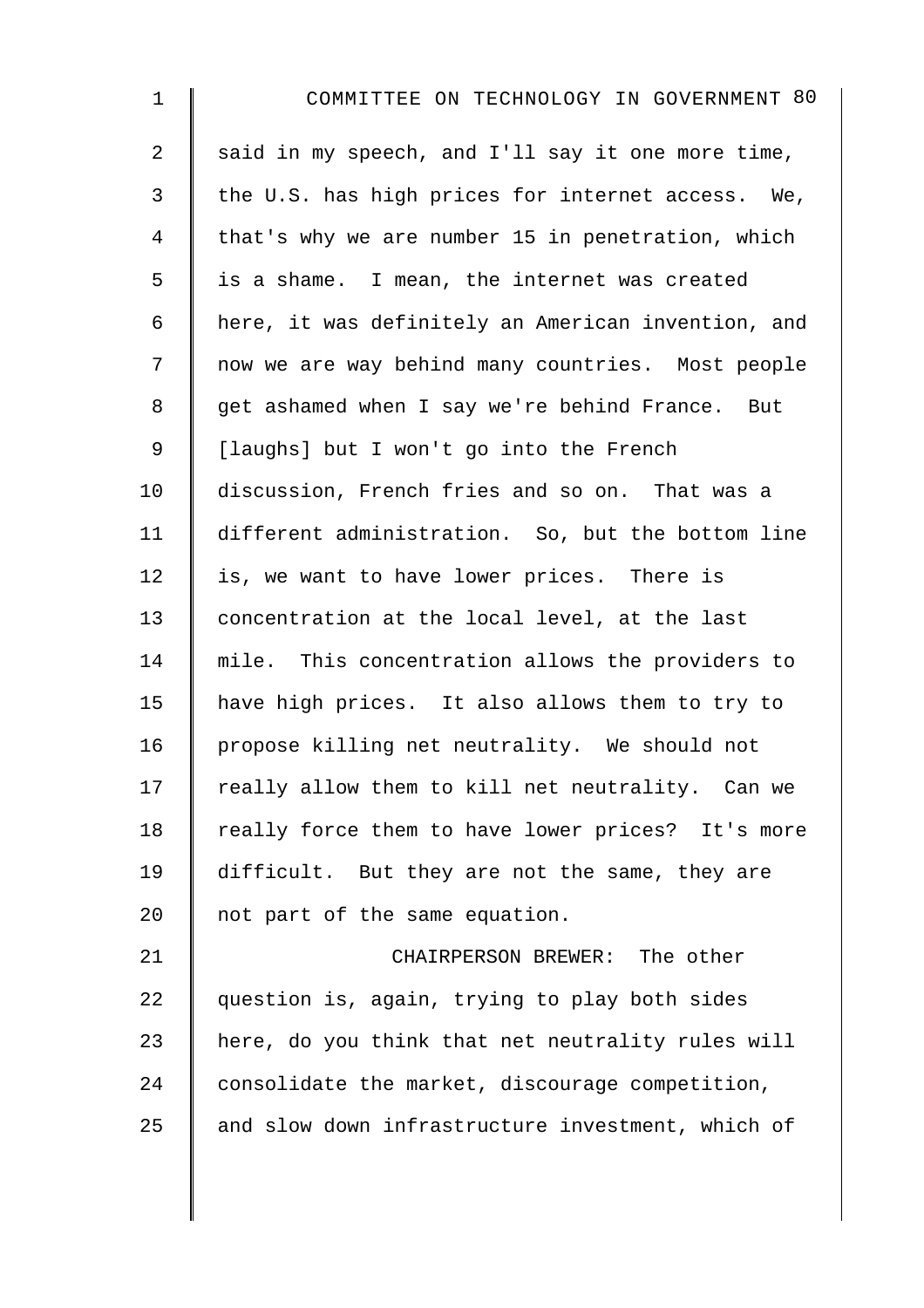said in my speech, and I'll say it one more time, the U.S. has high prices for internet access. We, that's why we are number 15 in penetration, which is a shame. I mean, the internet was created here, it was definitely an American invention, and now we are way behind many countries. Most people get ashamed when I say we're behind France. But [laughs] but I won't go into the French discussion, French fries and so on. That was a different administration. So, but the bottom line is, we want to have lower prices. There is concentration at the local level, at the last mile. This concentration allows the providers to have high prices. It also allows them to try to propose killing net neutrality. We should not really allow them to kill net neutrality. Can we really force them to have lower prices? It's more difficult. But they are not the same, they are not part of the same equation.

CHAIRPERSON BREWER: The other question is, again, trying to play both sides here, do you think that net neutrality rules will consolidate the market, discourage competition, and slow down infrastructure investment, which of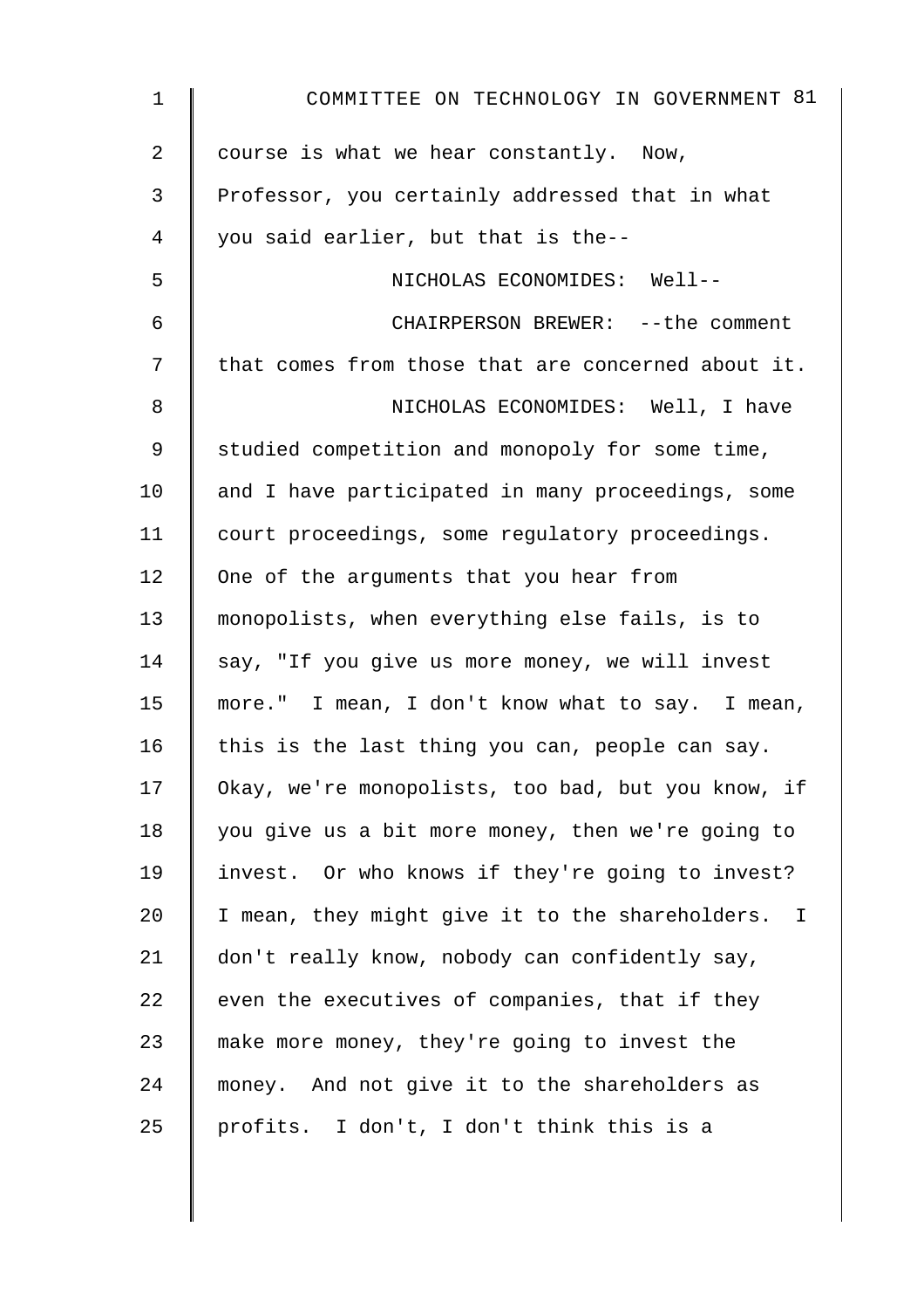course is what we hear constantly. Now, Professor, you certainly addressed that in what you said earlier, but that is the--

NICHOLAS ECONOMIDES: Well--

CHAIRPERSON BREWER: --the comment that comes from those that are concerned about it.

NICHOLAS ECONOMIDES: Well, I have studied competition and monopoly for some time, and I have participated in many proceedings, some court proceedings, some regulatory proceedings. One of the arguments that you hear from monopolists, when everything else fails, is to say, "If you give us more money, we will invest more." I mean, I don't know what to say. I mean, this is the last thing you can, people can say. Okay, we're monopolists, too bad, but you know, if you give us a bit more money, then we're going to invest. Or who knows if they're going to invest? I mean, they might give it to the shareholders. I don't really know, nobody can confidently say, even the executives of companies, that if they make more money, they're going to invest the money. And not give it to the shareholders as profits. I don't, I don't think this is a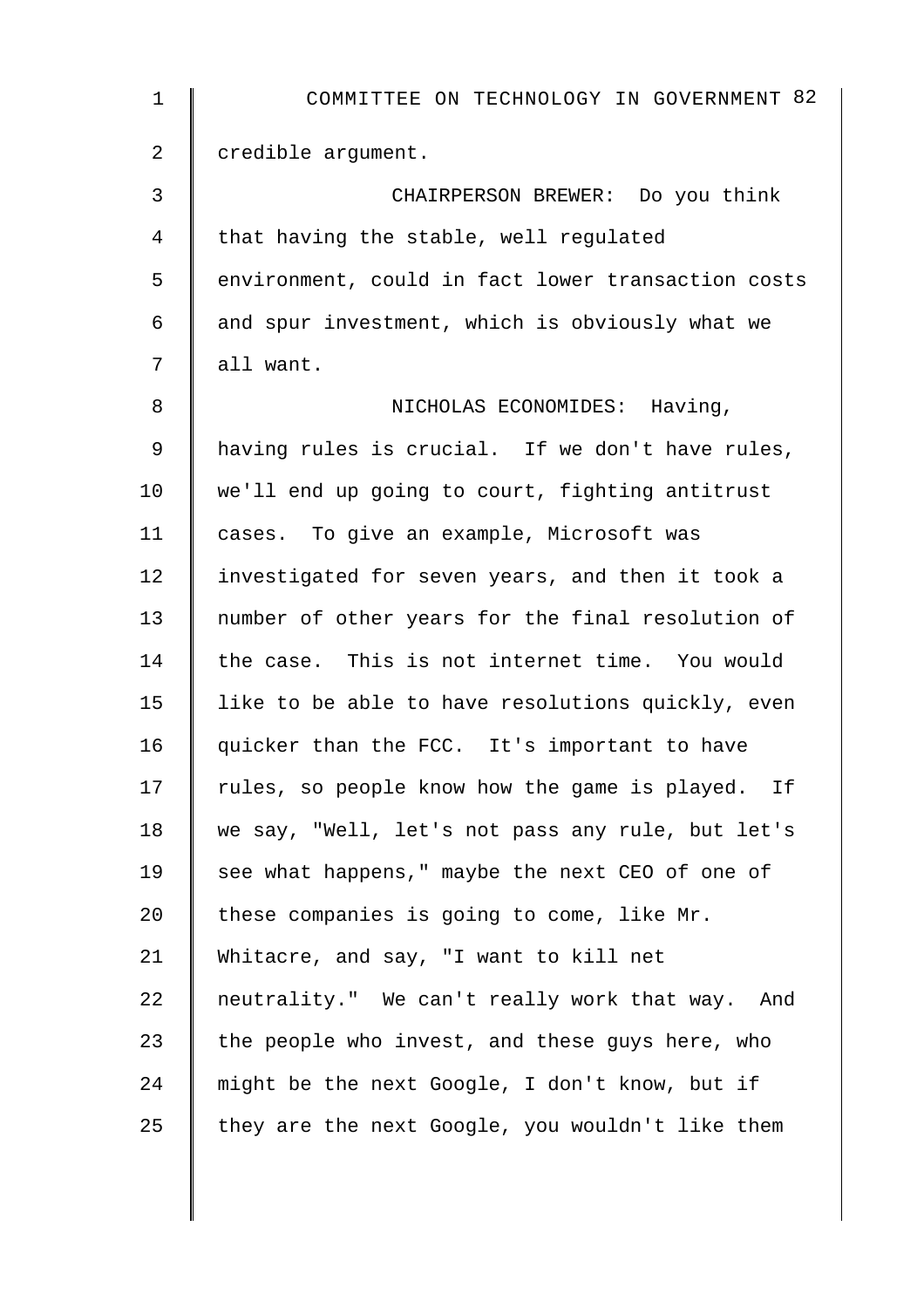credible argument.

CHAIRPERSON BREWER: Do you think that having the stable, well regulated environment, could in fact lower transaction costs and spur investment, which is obviously what we all want.

NICHOLAS ECONOMIDES: Having, having rules is crucial. If we don't have rules, we'll end up going to court, fighting antitrust cases. To give an example, Microsoft was investigated for seven years, and then it took a number of other years for the final resolution of the case. This is not internet time. You would like to be able to have resolutions quickly, even quicker than the FCC. It's important to have rules, so people know how the game is played. If we say, "Well, let's not pass any rule, but let's see what happens," maybe the next CEO of one of these companies is going to come, like Mr. Whitacre, and say, "I want to kill net neutrality." We can't really work that way. And the people who invest, and these guys here, who might be the next Google, I don't know, but if they are the next Google, you wouldn't like them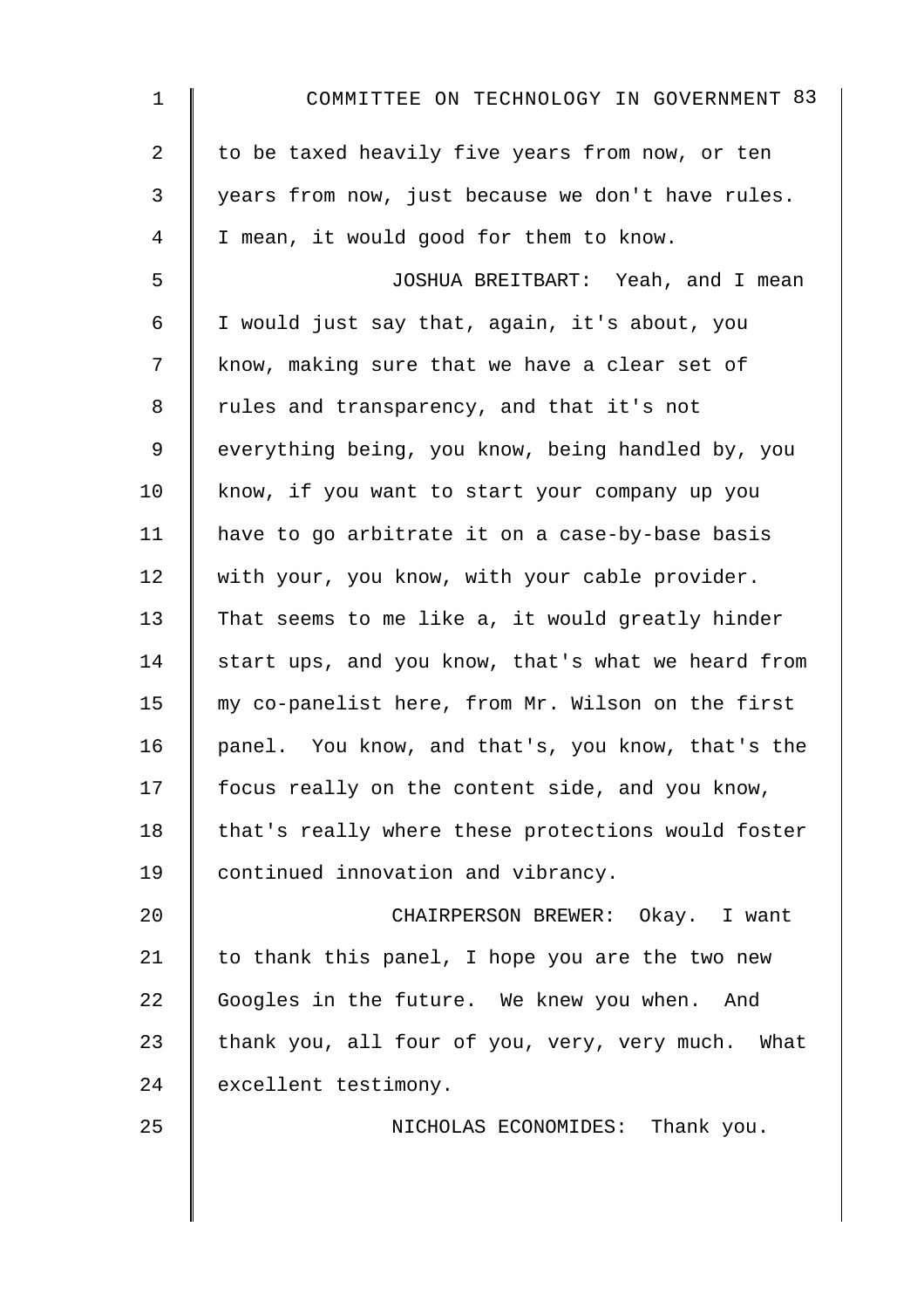to be taxed heavily five years from now, or ten years from now, just because we don't have rules. I mean, it would good for them to know.

JOSHUA BREITBART: Yeah, and I mean I would just say that, again, it's about, you know, making sure that we have a clear set of rules and transparency, and that it's not everything being, you know, being handled by, you know, if you want to start your company up you have to go arbitrate it on a case-by-base basis with your, you know, with your cable provider. That seems to me like a, it would greatly hinder start ups, and you know, that's what we heard from my co-panelist here, from Mr. Wilson on the first panel. You know, and that's, you know, that's the focus really on the content side, and you know, that's really where these protections would foster continued innovation and vibrancy.

CHAIRPERSON BREWER: Okay. I want to thank this panel, I hope you are the two new Googles in the future. We knew you when. And thank you, all four of you, very, very much. What excellent testimony.

NICHOLAS ECONOMIDES: Thank you.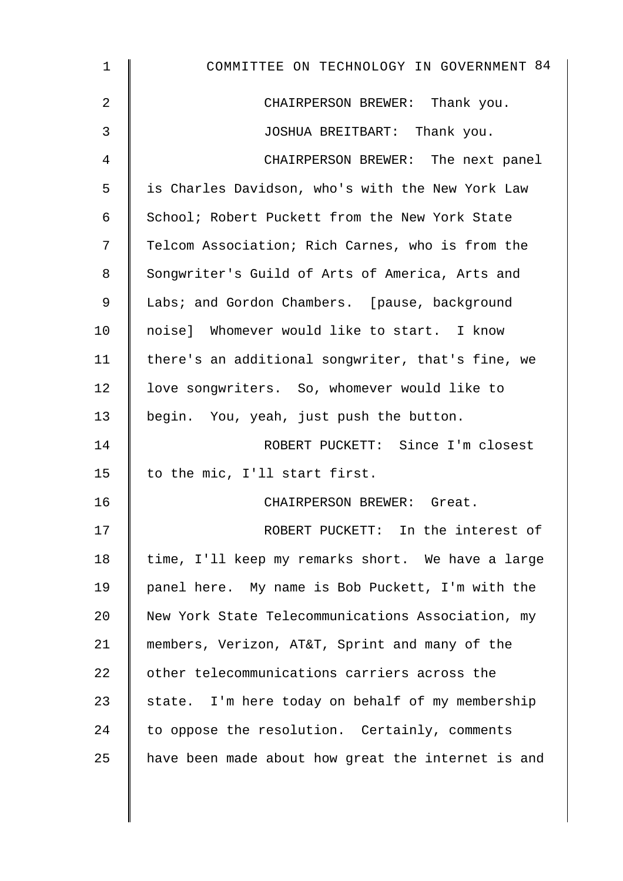CHAIRPERSON BREWER: Thank you.

JOSHUA BREITBART: Thank you.

CHAIRPERSON BREWER: The next panel is Charles Davidson, who's with the New York Law School; Robert Puckett from the New York State Telcom Association; Rich Carnes, who is from the Songwriter's Guild of Arts of America, Arts and Labs; and Gordon Chambers. [pause, background noise] Whomever would like to start. I know there's an additional songwriter, that's fine, we love songwriters. So, whomever would like to begin. You, yeah, just push the button.

ROBERT PUCKETT: Since I'm closest to the mic, I'll start first.

CHAIRPERSON BREWER: Great.

ROBERT PUCKETT: In the interest of time, I'll keep my remarks short. We have a large panel here. My name is Bob Puckett, I'm with the New York State Telecommunications Association, my members, Verizon, AT&T, Sprint and many of the other telecommunications carriers across the state. I'm here today on behalf of my membership to oppose the resolution. Certainly, comments have been made about how great the internet is and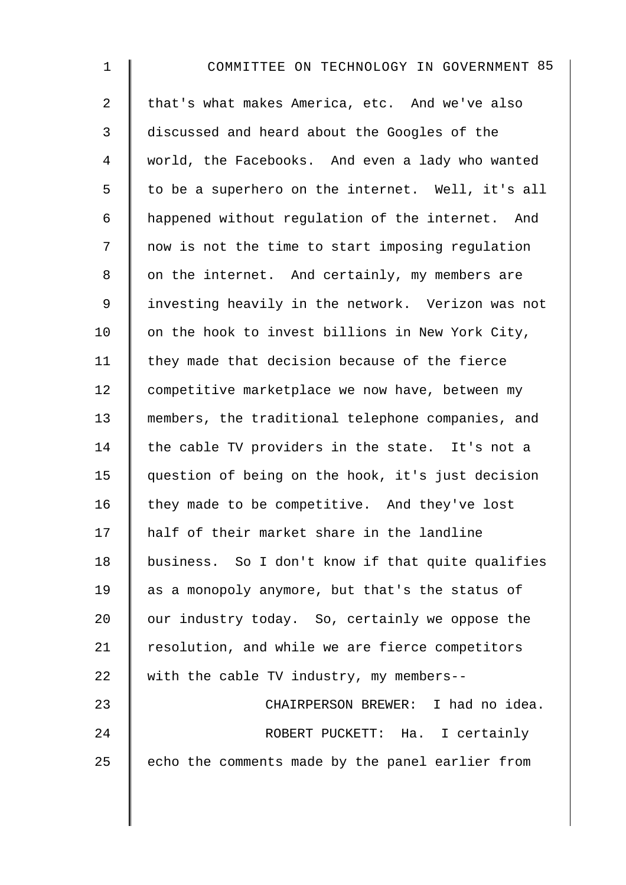that's what makes America, etc. And we've also discussed and heard about the Googles of the world, the Facebooks. And even a lady who wanted to be a superhero on the internet. Well, it's all happened without regulation of the internet. And now is not the time to start imposing regulation on the internet. And certainly, my members are investing heavily in the network. Verizon was not on the hook to invest billions in New York City, they made that decision because of the fierce competitive marketplace we now have, between my members, the traditional telephone companies, and the cable TV providers in the state. It's not a question of being on the hook, it's just decision they made to be competitive. And they've lost half of their market share in the landline business. So I don't know if that quite qualifies as a monopoly anymore, but that's the status of our industry today. So, certainly we oppose the resolution, and while we are fierce competitors with the cable TV industry, my members--

CHAIRPERSON BREWER: I had no idea.

ROBERT PUCKETT: Ha. I certainly echo the comments made by the panel earlier from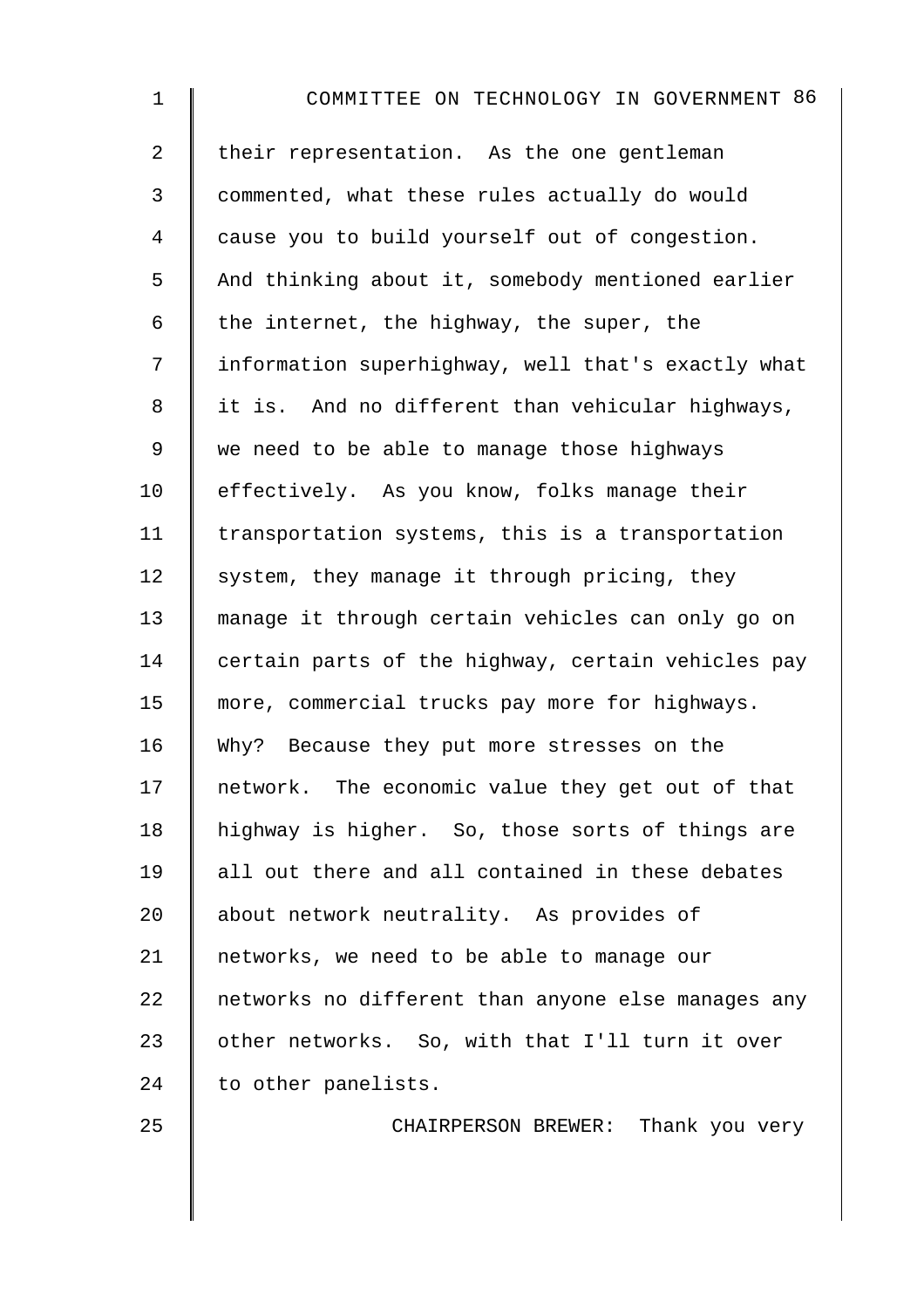their representation. As the one gentleman commented, what these rules actually do would cause you to build yourself out of congestion. And thinking about it, somebody mentioned earlier the internet, the highway, the super, the information superhighway, well that's exactly what it is. And no different than vehicular highways, we need to be able to manage those highways effectively. As you know, folks manage their transportation systems, this is a transportation system, they manage it through pricing, they manage it through certain vehicles can only go on certain parts of the highway, certain vehicles pay more, commercial trucks pay more for highways. Why? Because they put more stresses on the network. The economic value they get out of that highway is higher. So, those sorts of things are all out there and all contained in these debates about network neutrality. As provides of networks, we need to be able to manage our networks no different than anyone else manages any other networks. So, with that I'll turn it over to other panelists.

CHAIRPERSON BREWER: Thank you very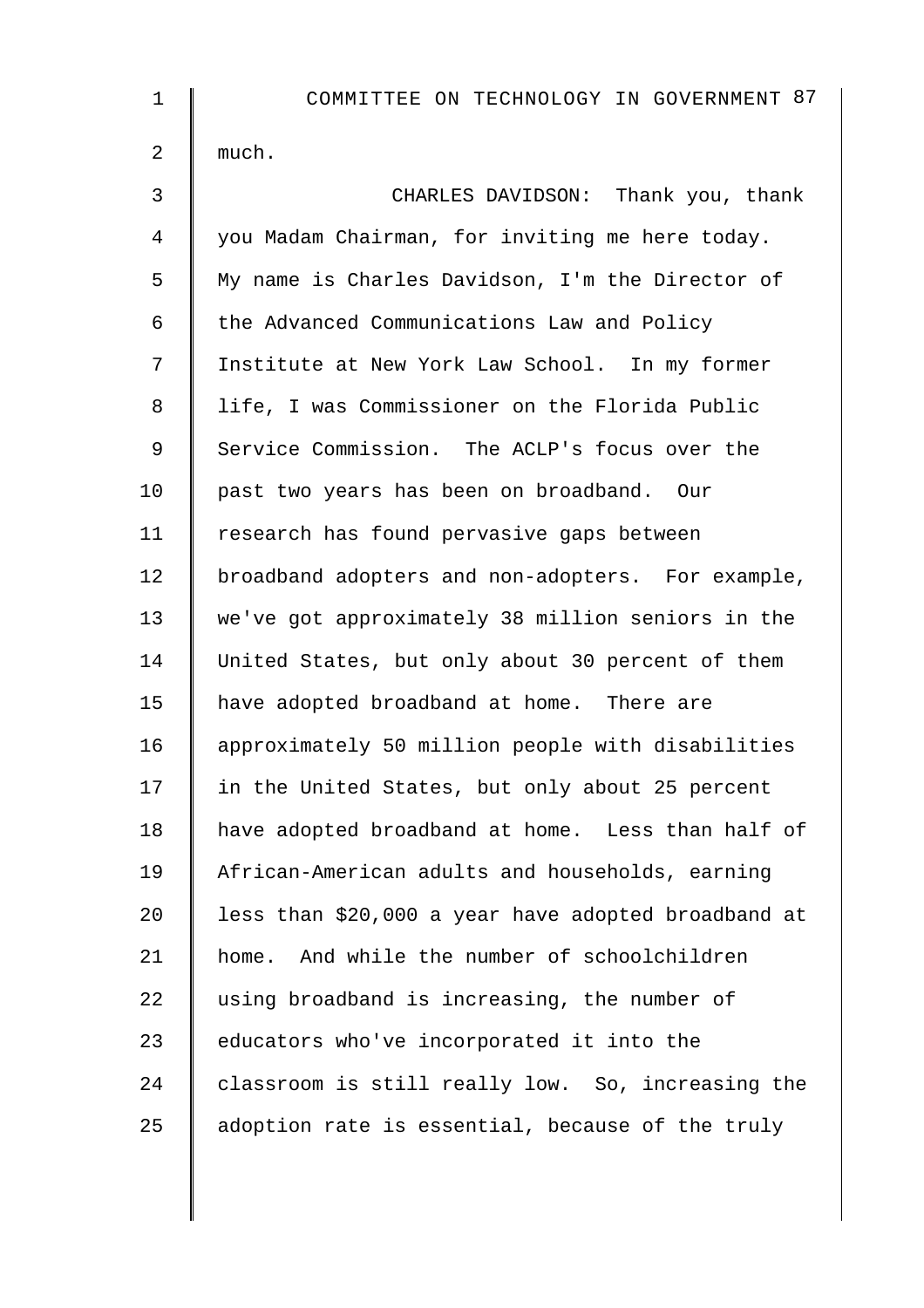much.

CHARLES DAVIDSON: Thank you, thank you Madam Chairman, for inviting me here today. My name is Charles Davidson, I'm the Director of the Advanced Communications Law and Policy Institute at New York Law School. In my former life, I was Commissioner on the Florida Public Service Commission. The ACLP's focus over the past two years has been on broadband. Our research has found pervasive gaps between broadband adopters and non-adopters. For example, we've got approximately 38 million seniors in the United States, but only about 30 percent of them have adopted broadband at home. There are approximately 50 million people with disabilities in the United States, but only about 25 percent have adopted broadband at home. Less than half of African-American adults and households, earning less than $20,000 a year have adopted broadband at home. And while the number of schoolchildren using broadband is increasing, the number of educators who've incorporated it into the classroom is still really low. So, increasing the adoption rate is essential, because of the truly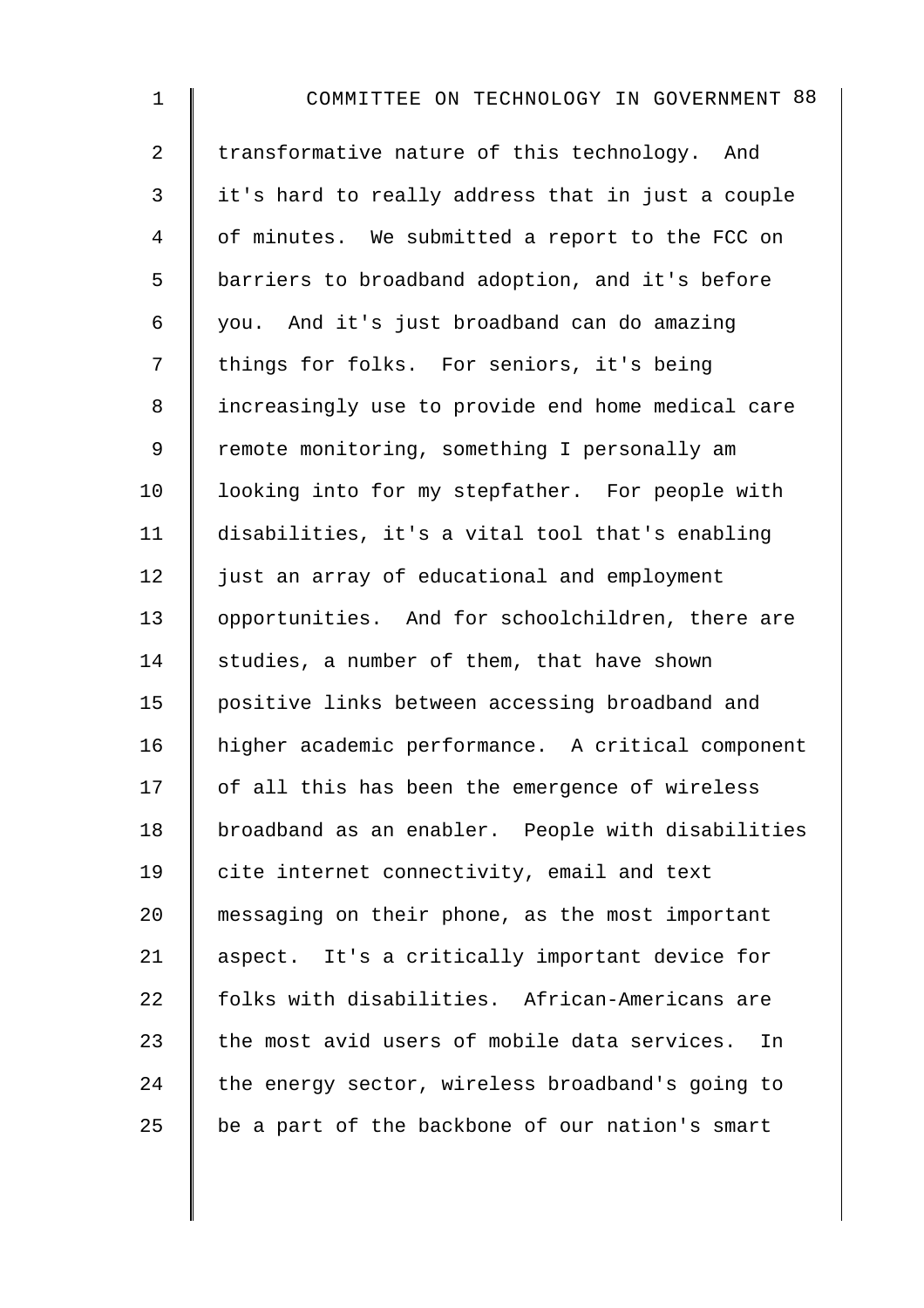transformative nature of this technology. And it's hard to really address that in just a couple of minutes. We submitted a report to the FCC on barriers to broadband adoption, and it's before you. And it's just broadband can do amazing things for folks. For seniors, it's being increasingly use to provide end home medical care remote monitoring, something I personally am looking into for my stepfather. For people with disabilities, it's a vital tool that's enabling just an array of educational and employment opportunities. And for schoolchildren, there are studies, a number of them, that have shown positive links between accessing broadband and higher academic performance. A critical component of all this has been the emergence of wireless broadband as an enabler. People with disabilities cite internet connectivity, email and text messaging on their phone, as the most important aspect. It's a critically important device for folks with disabilities. African-Americans are the most avid users of mobile data services. In the energy sector, wireless broadband's going to be a part of the backbone of our nation's smart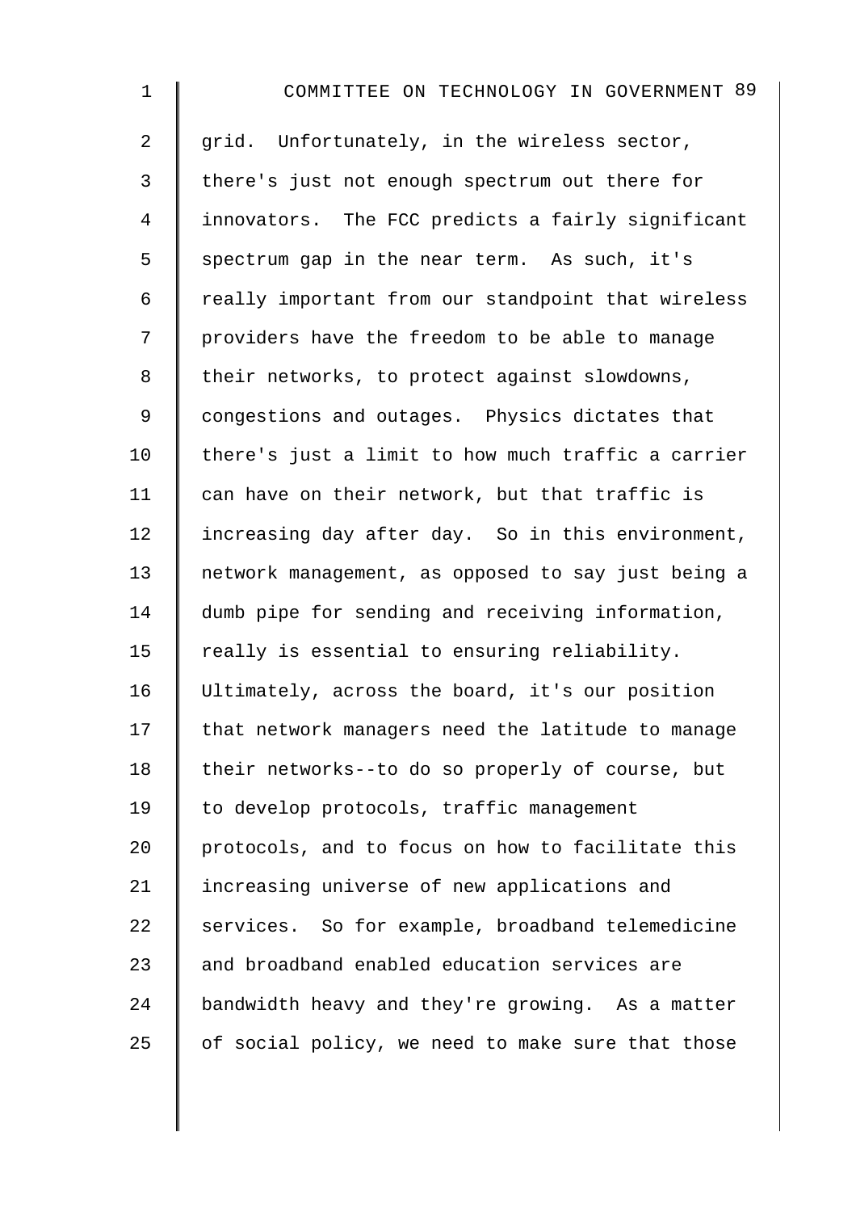grid. Unfortunately, in the wireless sector, there's just not enough spectrum out there for innovators. The FCC predicts a fairly significant spectrum gap in the near term. As such, it's really important from our standpoint that wireless providers have the freedom to be able to manage their networks, to protect against slowdowns, congestions and outages. Physics dictates that there's just a limit to how much traffic a carrier can have on their network, but that traffic is increasing day after day. So in this environment, network management, as opposed to say just being a dumb pipe for sending and receiving information, really is essential to ensuring reliability. Ultimately, across the board, it's our position that network managers need the latitude to manage their networks--to do so properly of course, but to develop protocols, traffic management protocols, and to focus on how to facilitate this increasing universe of new applications and services. So for example, broadband telemedicine and broadband enabled education services are bandwidth heavy and they're growing. As a matter of social policy, we need to make sure that those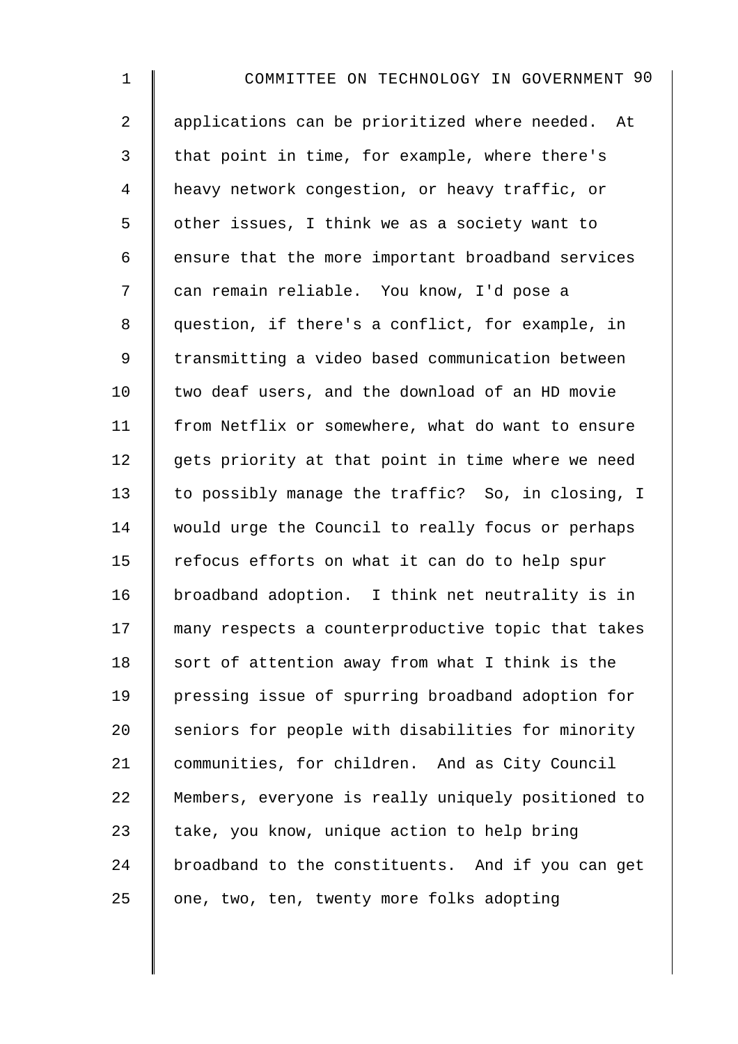applications can be prioritized where needed. At that point in time, for example, where there's heavy network congestion, or heavy traffic, or other issues, I think we as a society want to ensure that the more important broadband services can remain reliable. You know, I'd pose a question, if there's a conflict, for example, in transmitting a video based communication between two deaf users, and the download of an HD movie from Netflix or somewhere, what do want to ensure gets priority at that point in time where we need to possibly manage the traffic? So, in closing, I would urge the Council to really focus or perhaps refocus efforts on what it can do to help spur broadband adoption. I think net neutrality is in many respects a counterproductive topic that takes sort of attention away from what I think is the pressing issue of spurring broadband adoption for seniors for people with disabilities for minority communities, for children. And as City Council Members, everyone is really uniquely positioned to take, you know, unique action to help bring broadband to the constituents. And if you can get one, two, ten, twenty more folks adopting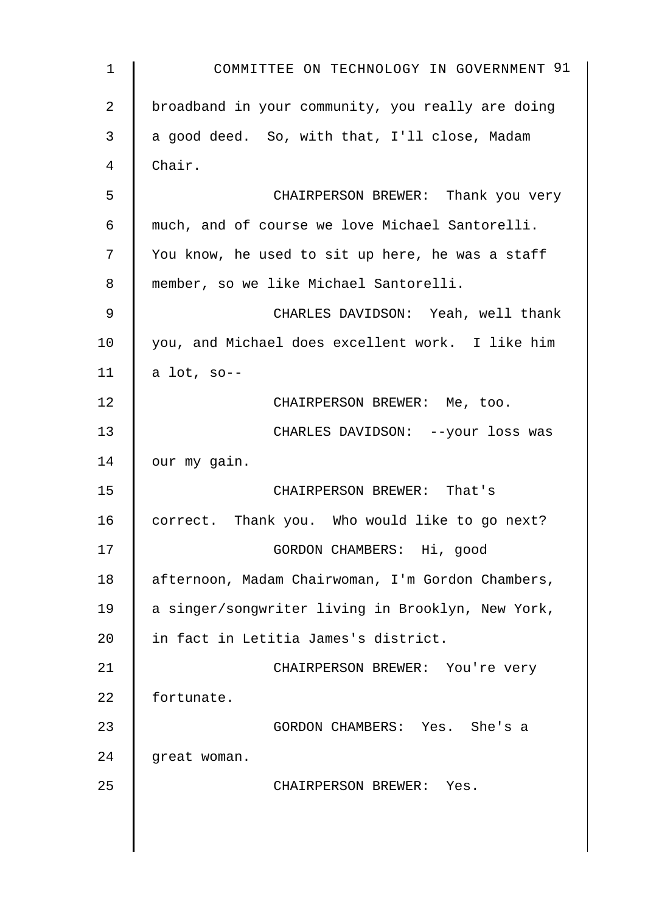broadband in your community, you really are doing a good deed. So, with that, I'll close, Madam Chair.

CHAIRPERSON BREWER: Thank you very much, and of course we love Michael Santorelli. You know, he used to sit up here, he was a staff member, so we like Michael Santorelli.

CHARLES DAVIDSON: Yeah, well thank you, and Michael does excellent work. I like him a lot, so--

CHAIRPERSON BREWER: Me, too.

CHARLES DAVIDSON: --your loss was our my gain.

CHAIRPERSON BREWER: That's correct. Thank you. Who would like to go next?

GORDON CHAMBERS: Hi, good afternoon, Madam Chairwoman, I'm Gordon Chambers, a singer/songwriter living in Brooklyn, New York, in fact in Letitia James's district.

CHAIRPERSON BREWER: You're very fortunate.

GORDON CHAMBERS: Yes. She's a great woman.

CHAIRPERSON BREWER: Yes.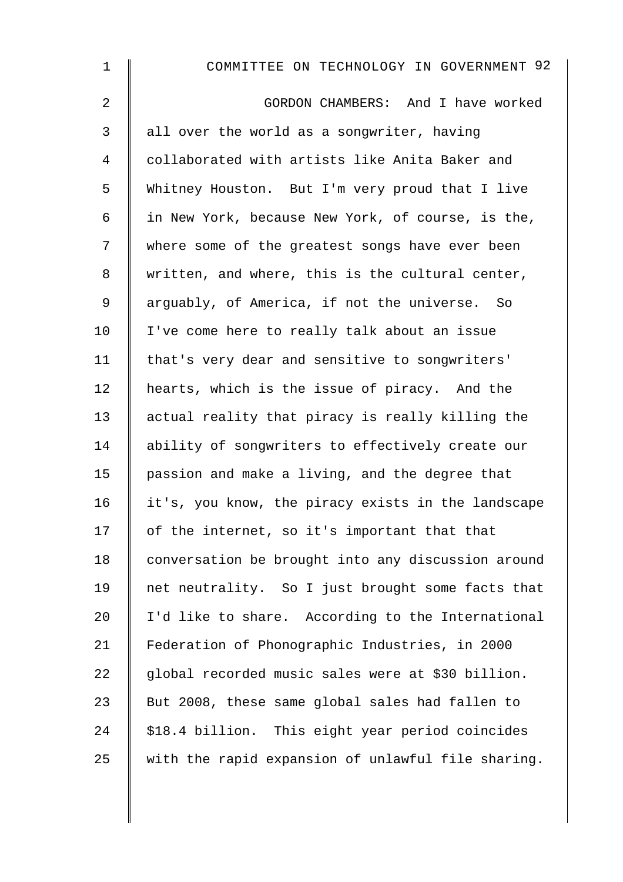GORDON CHAMBERS: And I have worked all over the world as a songwriter, having collaborated with artists like Anita Baker and Whitney Houston. But I'm very proud that I live in New York, because New York, of course, is the, where some of the greatest songs have ever been written, and where, this is the cultural center, arguably, of America, if not the universe. So I've come here to really talk about an issue that's very dear and sensitive to songwriters' hearts, which is the issue of piracy. And the actual reality that piracy is really killing the ability of songwriters to effectively create our passion and make a living, and the degree that it's, you know, the piracy exists in the landscape of the internet, so it's important that that conversation be brought into any discussion around net neutrality. So I just brought some facts that I'd like to share. According to the International Federation of Phonographic Industries, in 2000 global recorded music sales were at $30 billion. But 2008, these same global sales had fallen to $18.4 billion. This eight year period coincides with the rapid expansion of unlawful file sharing.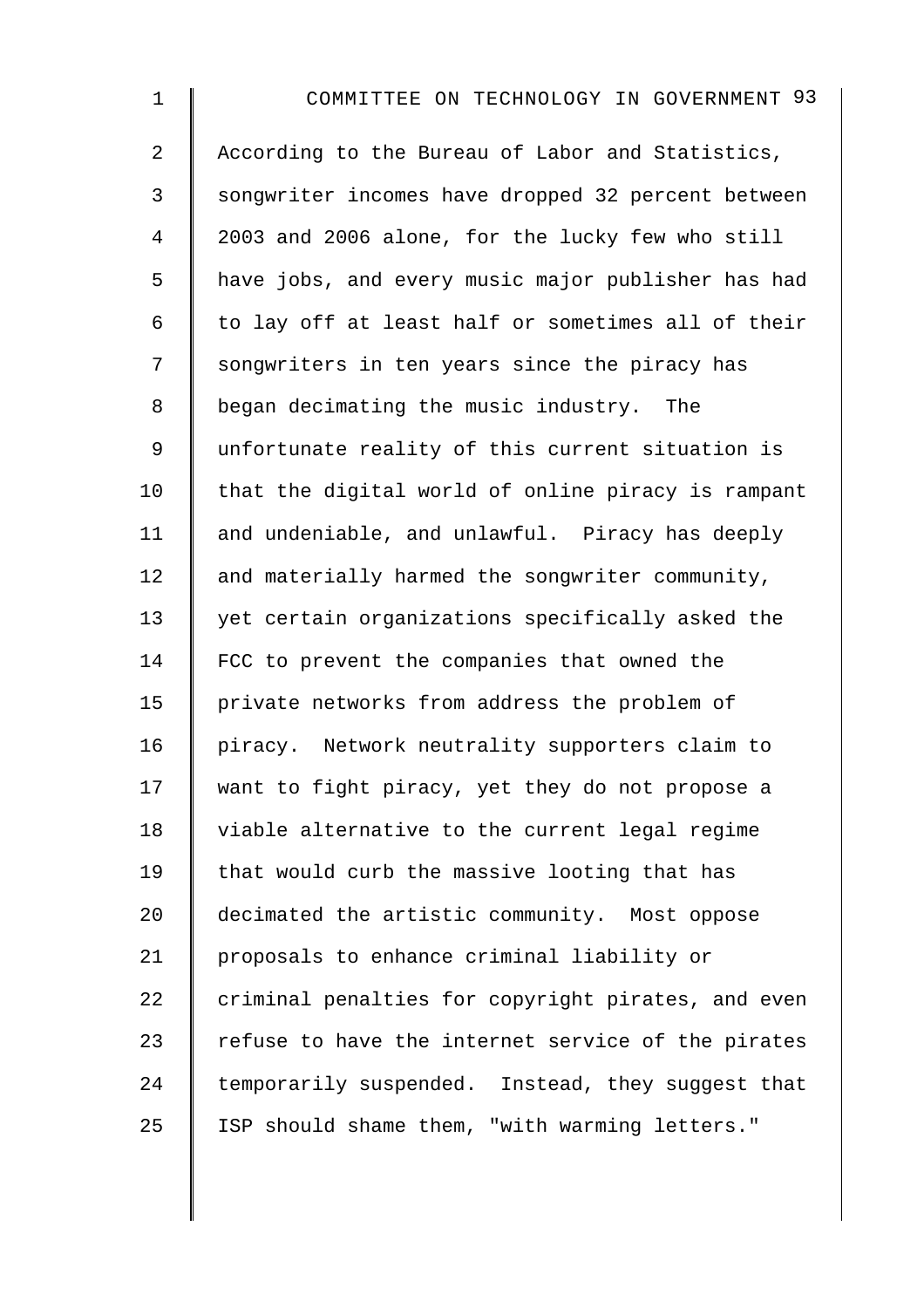According to the Bureau of Labor and Statistics, songwriter incomes have dropped 32 percent between 2003 and 2006 alone, for the lucky few who still have jobs, and every music major publisher has had to lay off at least half or sometimes all of their songwriters in ten years since the piracy has began decimating the music industry. The unfortunate reality of this current situation is that the digital world of online piracy is rampant and undeniable, and unlawful. Piracy has deeply and materially harmed the songwriter community, yet certain organizations specifically asked the FCC to prevent the companies that owned the private networks from address the problem of piracy. Network neutrality supporters claim to want to fight piracy, yet they do not propose a viable alternative to the current legal regime that would curb the massive looting that has decimated the artistic community. Most oppose proposals to enhance criminal liability or criminal penalties for copyright pirates, and even refuse to have the internet service of the pirates temporarily suspended. Instead, they suggest that ISP should shame them, "with warming letters."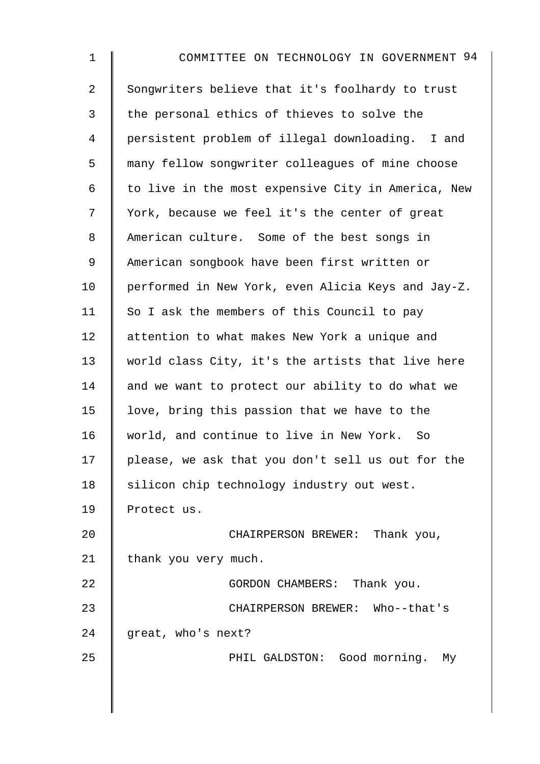Songwriters believe that it's foolhardy to trust the personal ethics of thieves to solve the persistent problem of illegal downloading. I and many fellow songwriter colleagues of mine choose to live in the most expensive City in America, New York, because we feel it's the center of great American culture. Some of the best songs in American songbook have been first written or performed in New York, even Alicia Keys and Jay-Z. So I ask the members of this Council to pay attention to what makes New York a unique and world class City, it's the artists that live here and we want to protect our ability to do what we love, bring this passion that we have to the world, and continue to live in New York. So please, we ask that you don't sell us out for the silicon chip technology industry out west. Protect us.

CHAIRPERSON BREWER: Thank you, thank you very much.

GORDON CHAMBERS: Thank you.

CHAIRPERSON BREWER: Who--that's great, who's next?

PHIL GALDSTON: Good morning. My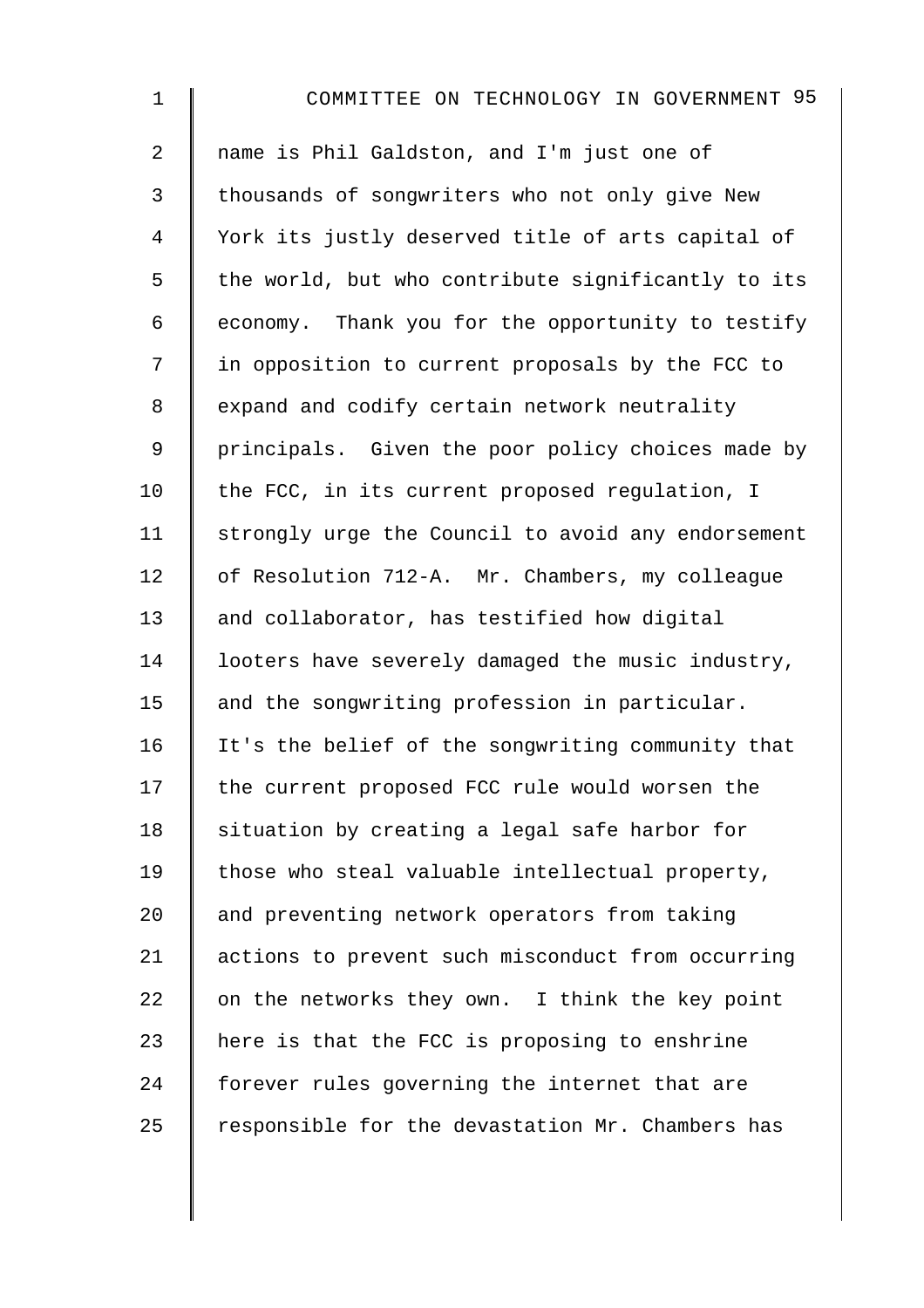name is Phil Galdston, and I'm just one of thousands of songwriters who not only give New York its justly deserved title of arts capital of the world, but who contribute significantly to its economy. Thank you for the opportunity to testify in opposition to current proposals by the FCC to expand and codify certain network neutrality principals. Given the poor policy choices made by the FCC, in its current proposed regulation, I strongly urge the Council to avoid any endorsement of Resolution 712-A. Mr. Chambers, my colleague and collaborator, has testified how digital looters have severely damaged the music industry, and the songwriting profession in particular. It's the belief of the songwriting community that the current proposed FCC rule would worsen the situation by creating a legal safe harbor for those who steal valuable intellectual property, and preventing network operators from taking actions to prevent such misconduct from occurring on the networks they own. I think the key point here is that the FCC is proposing to enshrine forever rules governing the internet that are responsible for the devastation Mr. Chambers has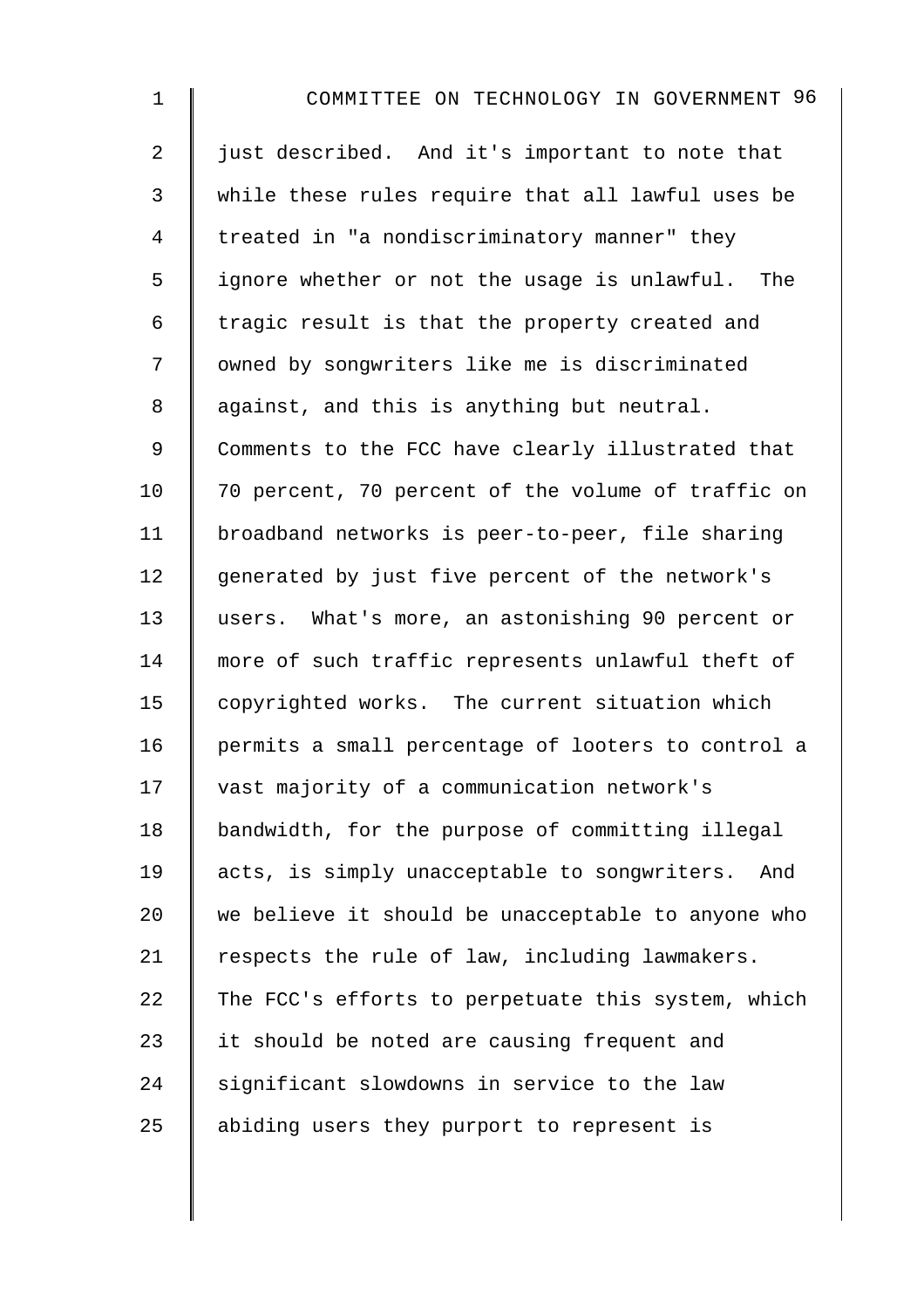just described. And it's important to note that while these rules require that all lawful uses be treated in "a nondiscriminatory manner" they ignore whether or not the usage is unlawful. The tragic result is that the property created and owned by songwriters like me is discriminated against, and this is anything but neutral. Comments to the FCC have clearly illustrated that 70 percent, 70 percent of the volume of traffic on broadband networks is peer-to-peer, file sharing generated by just five percent of the network's users. What's more, an astonishing 90 percent or more of such traffic represents unlawful theft of copyrighted works. The current situation which permits a small percentage of looters to control a vast majority of a communication network's bandwidth, for the purpose of committing illegal acts, is simply unacceptable to songwriters. And we believe it should be unacceptable to anyone who respects the rule of law, including lawmakers. The FCC's efforts to perpetuate this system, which it should be noted are causing frequent and significant slowdowns in service to the law abiding users they purport to represent is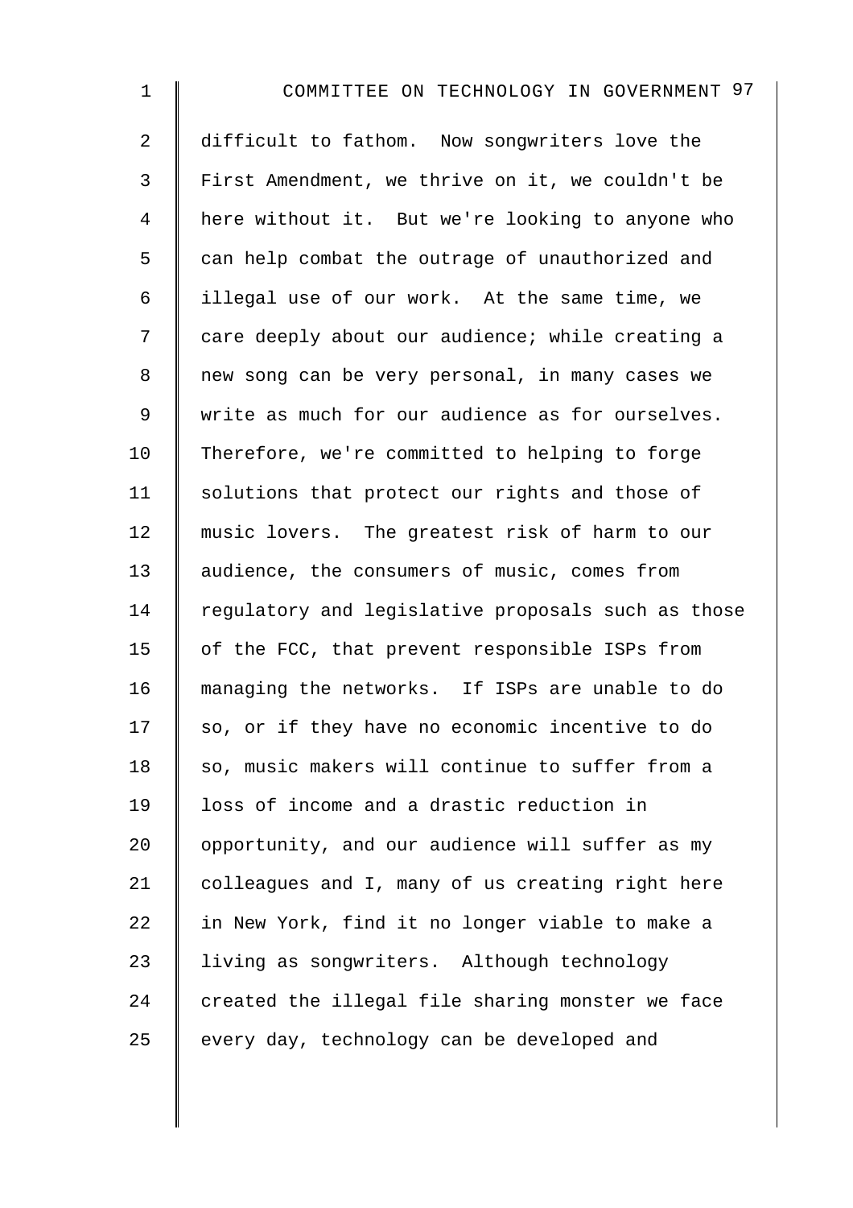difficult to fathom. Now songwriters love the First Amendment, we thrive on it, we couldn't be here without it. But we're looking to anyone who can help combat the outrage of unauthorized and illegal use of our work. At the same time, we care deeply about our audience; while creating a new song can be very personal, in many cases we write as much for our audience as for ourselves. Therefore, we're committed to helping to forge solutions that protect our rights and those of music lovers. The greatest risk of harm to our audience, the consumers of music, comes from regulatory and legislative proposals such as those of the FCC, that prevent responsible ISPs from managing the networks. If ISPs are unable to do so, or if they have no economic incentive to do so, music makers will continue to suffer from a loss of income and a drastic reduction in opportunity, and our audience will suffer as my colleagues and I, many of us creating right here in New York, find it no longer viable to make a living as songwriters. Although technology created the illegal file sharing monster we face every day, technology can be developed and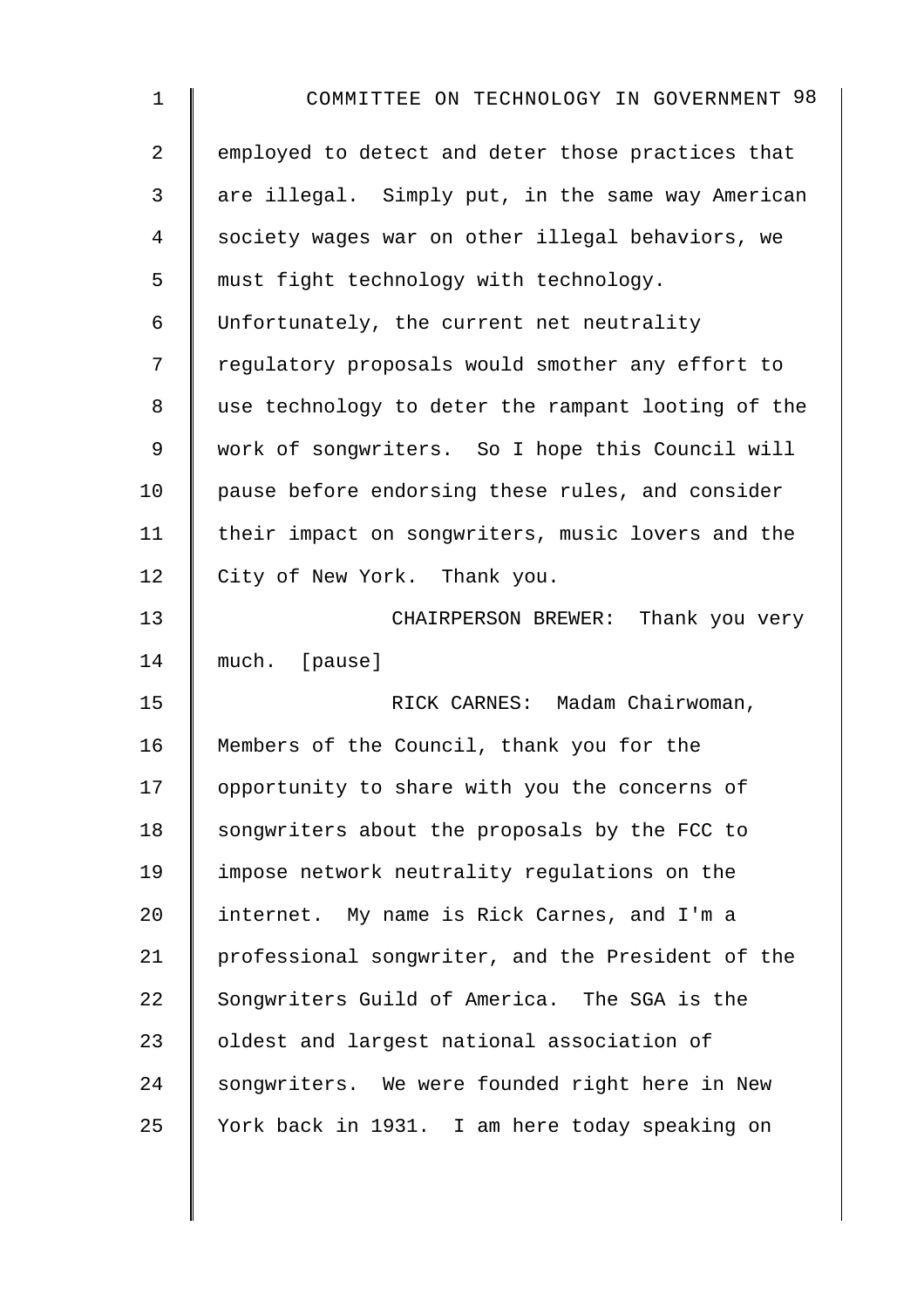employed to detect and deter those practices that are illegal. Simply put, in the same way American society wages war on other illegal behaviors, we must fight technology with technology. Unfortunately, the current net neutrality regulatory proposals would smother any effort to use technology to deter the rampant looting of the work of songwriters. So I hope this Council will pause before endorsing these rules, and consider their impact on songwriters, music lovers and the City of New York. Thank you.

CHAIRPERSON BREWER: Thank you very much. [pause]

RICK CARNES: Madam Chairwoman, Members of the Council, thank you for the opportunity to share with you the concerns of songwriters about the proposals by the FCC to impose network neutrality regulations on the internet. My name is Rick Carnes, and I'm a professional songwriter, and the President of the Songwriters Guild of America. The SGA is the oldest and largest national association of songwriters. We were founded right here in New York back in 1931. I am here today speaking on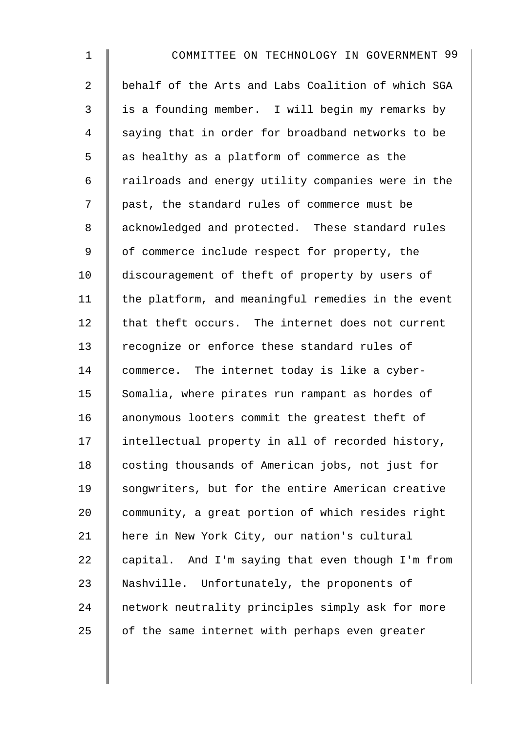behalf of the Arts and Labs Coalition of which SGA is a founding member. I will begin my remarks by saying that in order for broadband networks to be as healthy as a platform of commerce as the railroads and energy utility companies were in the past, the standard rules of commerce must be acknowledged and protected. These standard rules of commerce include respect for property, the discouragement of theft of property by users of the platform, and meaningful remedies in the event that theft occurs. The internet does not current recognize or enforce these standard rules of commerce. The internet today is like a cyber-Somalia, where pirates run rampant as hordes of anonymous looters commit the greatest theft of intellectual property in all of recorded history, costing thousands of American jobs, not just for songwriters, but for the entire American creative community, a great portion of which resides right here in New York City, our nation's cultural capital. And I'm saying that even though I'm from Nashville. Unfortunately, the proponents of network neutrality principles simply ask for more of the same internet with perhaps even greater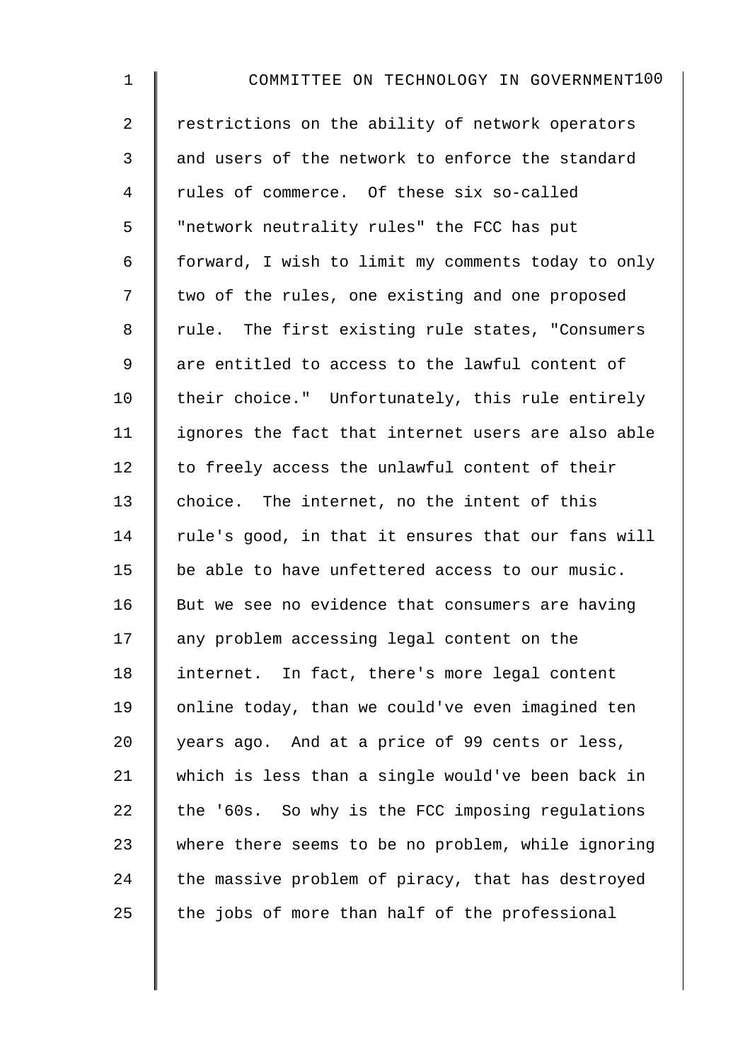restrictions on the ability of network operators and users of the network to enforce the standard rules of commerce. Of these six so-called "network neutrality rules" the FCC has put forward, I wish to limit my comments today to only two of the rules, one existing and one proposed rule. The first existing rule states, "Consumers are entitled to access to the lawful content of their choice." Unfortunately, this rule entirely ignores the fact that internet users are also able to freely access the unlawful content of their choice. The internet, no the intent of this rule's good, in that it ensures that our fans will be able to have unfettered access to our music. But we see no evidence that consumers are having any problem accessing legal content on the internet. In fact, there's more legal content online today, than we could've even imagined ten years ago. And at a price of 99 cents or less, which is less than a single would've been back in the '60s. So why is the FCC imposing regulations where there seems to be no problem, while ignoring the massive problem of piracy, that has destroyed the jobs of more than half of the professional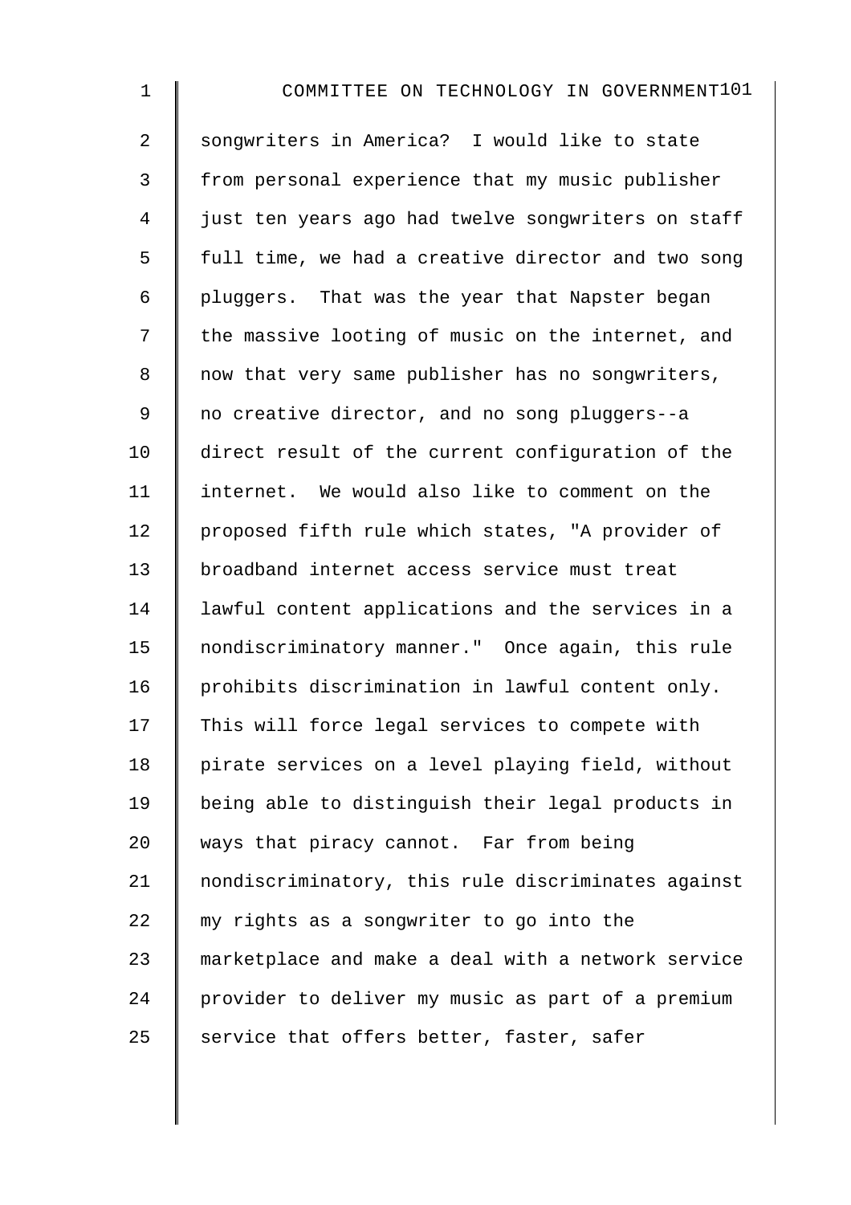songwriters in America? I would like to state from personal experience that my music publisher just ten years ago had twelve songwriters on staff full time, we had a creative director and two song pluggers. That was the year that Napster began the massive looting of music on the internet, and now that very same publisher has no songwriters, no creative director, and no song pluggers--a direct result of the current configuration of the internet. We would also like to comment on the proposed fifth rule which states, "A provider of broadband internet access service must treat lawful content applications and the services in a nondiscriminatory manner." Once again, this rule prohibits discrimination in lawful content only. This will force legal services to compete with pirate services on a level playing field, without being able to distinguish their legal products in ways that piracy cannot. Far from being nondiscriminatory, this rule discriminates against my rights as a songwriter to go into the marketplace and make a deal with a network service provider to deliver my music as part of a premium service that offers better, faster, safer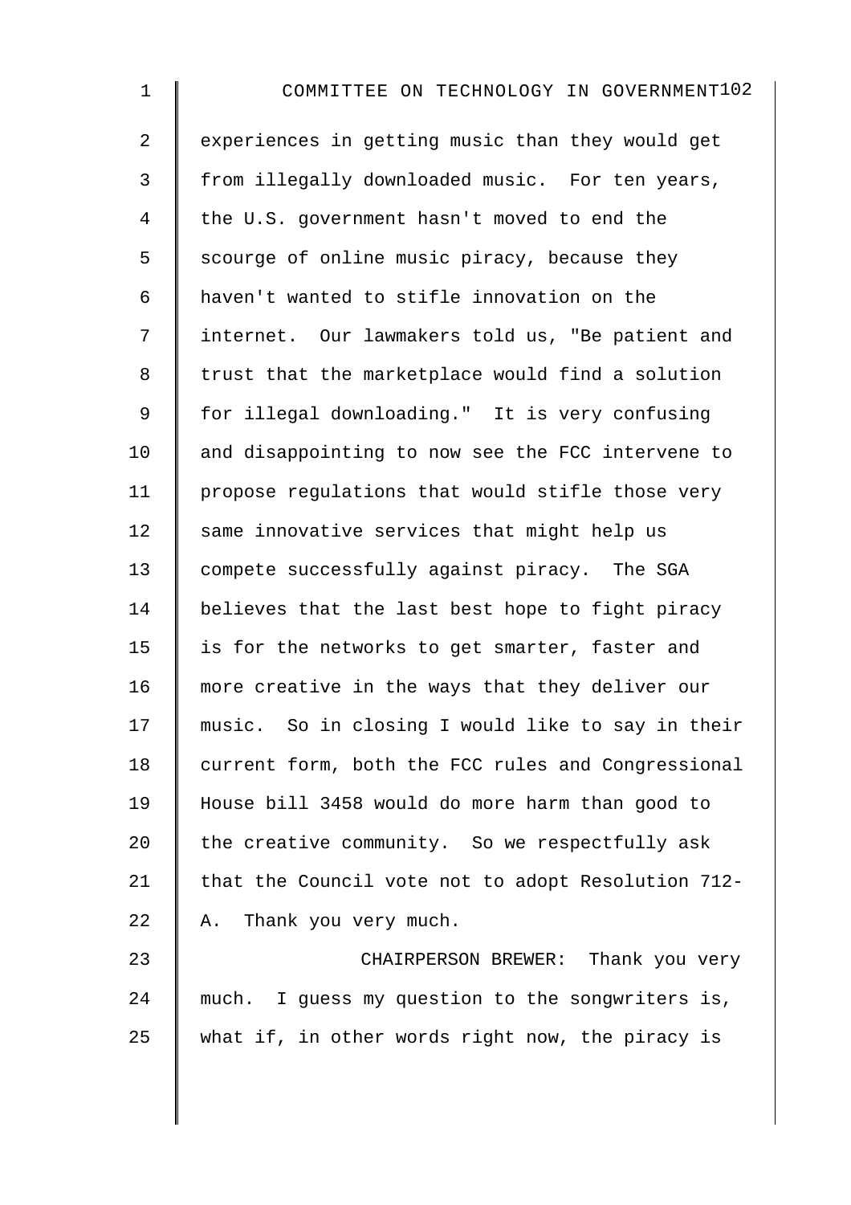experiences in getting music than they would get from illegally downloaded music. For ten years, the U.S. government hasn't moved to end the scourge of online music piracy, because they haven't wanted to stifle innovation on the internet. Our lawmakers told us, "Be patient and trust that the marketplace would find a solution for illegal downloading." It is very confusing and disappointing to now see the FCC intervene to propose regulations that would stifle those very same innovative services that might help us compete successfully against piracy. The SGA believes that the last best hope to fight piracy is for the networks to get smarter, faster and more creative in the ways that they deliver our music. So in closing I would like to say in their current form, both the FCC rules and Congressional House bill 3458 would do more harm than good to the creative community. So we respectfully ask that the Council vote not to adopt Resolution 712-A. Thank you very much.

CHAIRPERSON BREWER: Thank you very much. I guess my question to the songwriters is, what if, in other words right now, the piracy is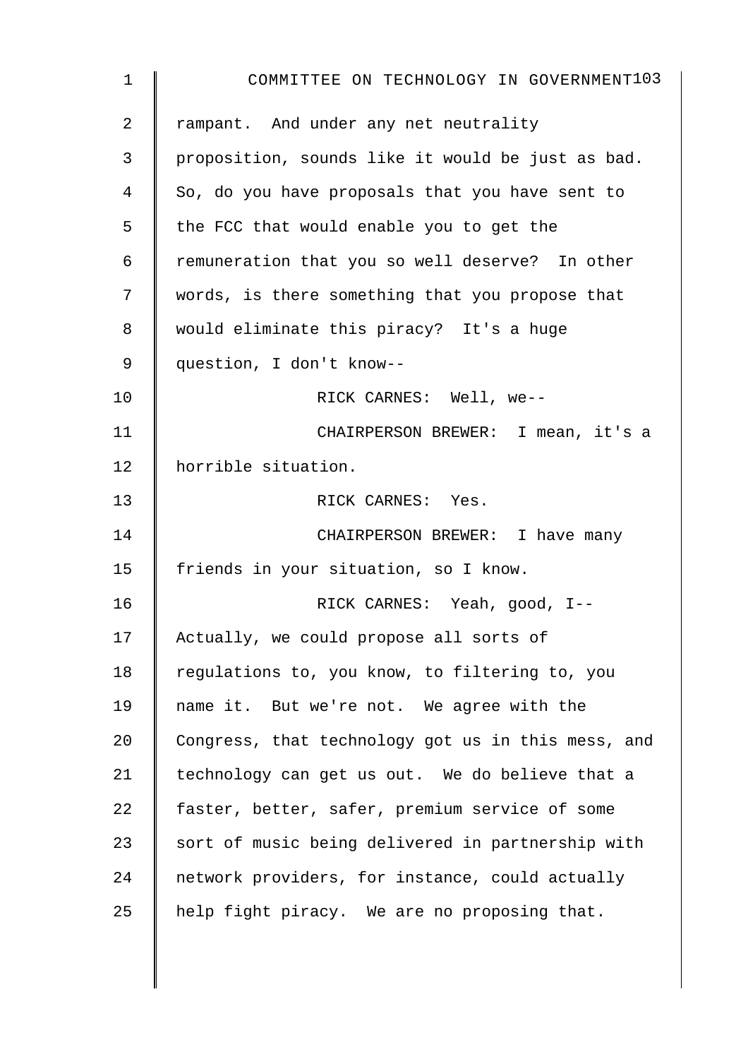rampant. And under any net neutrality proposition, sounds like it would be just as bad. So, do you have proposals that you have sent to the FCC that would enable you to get the remuneration that you so well deserve? In other words, is there something that you propose that would eliminate this piracy? It's a huge question, I don't know--

RICK CARNES: Well, we--

CHAIRPERSON BREWER: I mean, it's a horrible situation.

RICK CARNES: Yes.

CHAIRPERSON BREWER: I have many friends in your situation, so I know.

RICK CARNES: Yeah, good, I-- Actually, we could propose all sorts of regulations to, you know, to filtering to, you name it. But we're not. We agree with the Congress, that technology got us in this mess, and technology can get us out. We do believe that a faster, better, safer, premium service of some sort of music being delivered in partnership with network providers, for instance, could actually help fight piracy. We are no proposing that.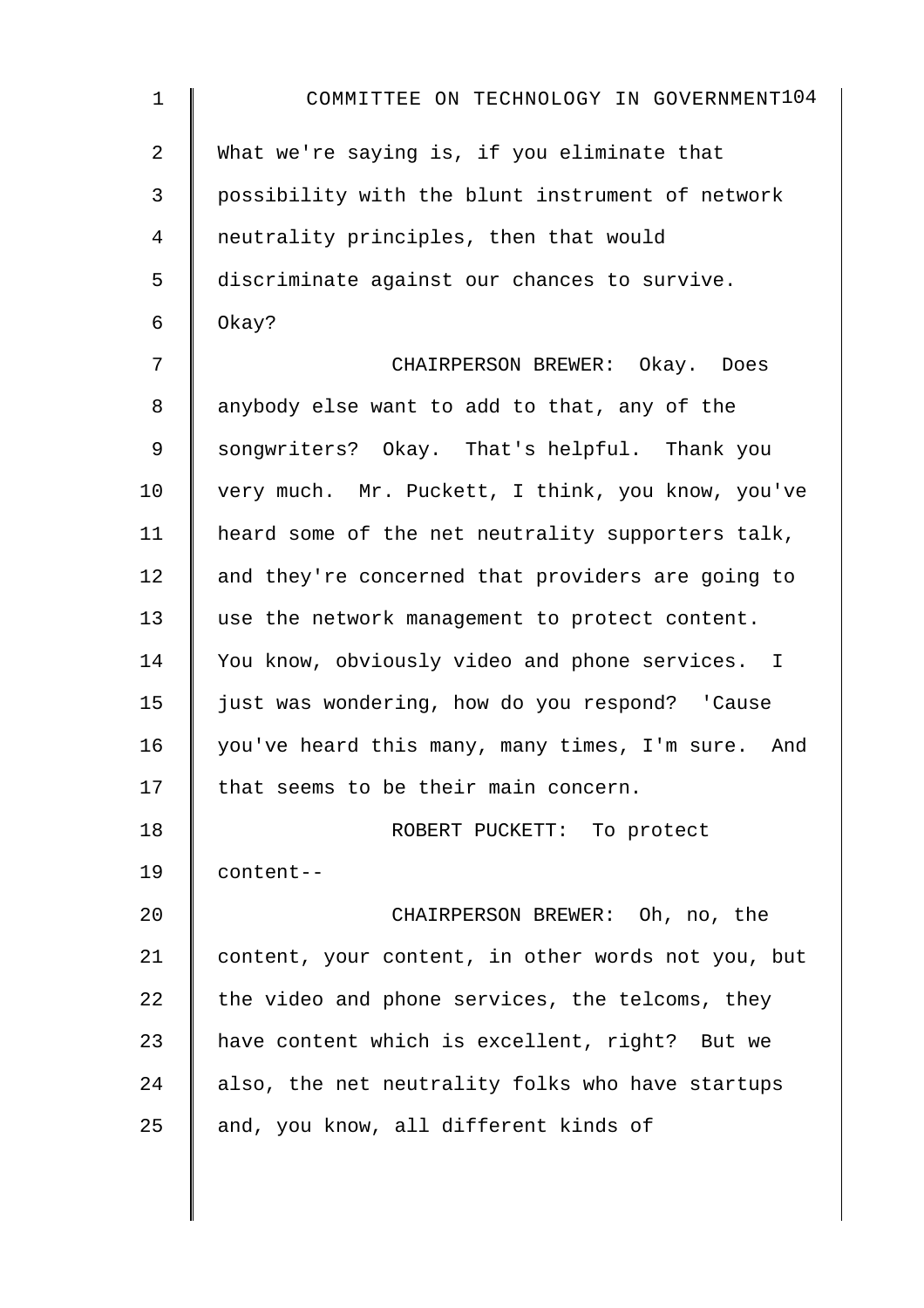What we're saying is, if you eliminate that possibility with the blunt instrument of network neutrality principles, then that would discriminate against our chances to survive. Okay?

CHAIRPERSON BREWER: Okay. Does anybody else want to add to that, any of the songwriters? Okay. That's helpful. Thank you very much. Mr. Puckett, I think, you know, you've heard some of the net neutrality supporters talk, and they're concerned that providers are going to use the network management to protect content. You know, obviously video and phone services. I just was wondering, how do you respond? 'Cause you've heard this many, many times, I'm sure. And that seems to be their main concern.

ROBERT PUCKETT: To protect content--

CHAIRPERSON BREWER: Oh, no, the content, your content, in other words not you, but the video and phone services, the telcoms, they have content which is excellent, right? But we also, the net neutrality folks who have startups and, you know, all different kinds of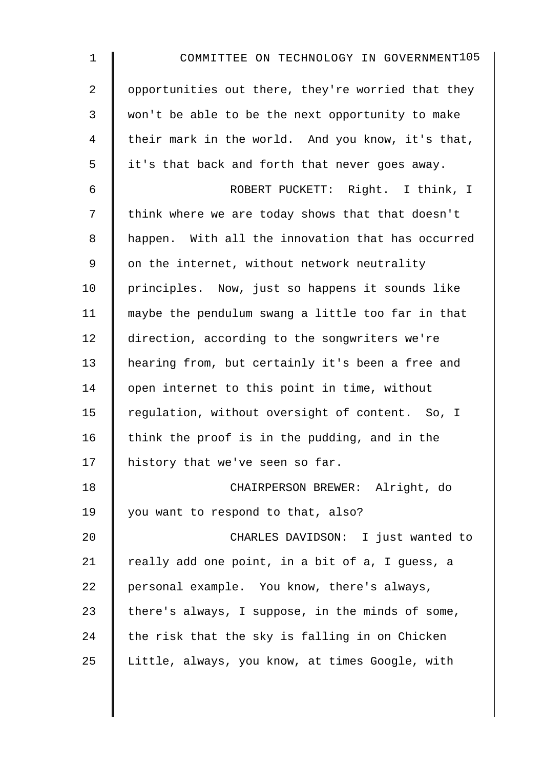opportunities out there, they're worried that they won't be able to be the next opportunity to make their mark in the world. And you know, it's that, it's that back and forth that never goes away.

ROBERT PUCKETT: Right. I think, I think where we are today shows that that doesn't happen. With all the innovation that has occurred on the internet, without network neutrality principles. Now, just so happens it sounds like maybe the pendulum swang a little too far in that direction, according to the songwriters we're hearing from, but certainly it's been a free and open internet to this point in time, without regulation, without oversight of content. So, I think the proof is in the pudding, and in the history that we've seen so far.

CHAIRPERSON BREWER: Alright, do you want to respond to that, also?

CHARLES DAVIDSON: I just wanted to really add one point, in a bit of a, I guess, a personal example. You know, there's always, there's always, I suppose, in the minds of some, the risk that the sky is falling in on Chicken Little, always, you know, at times Google, with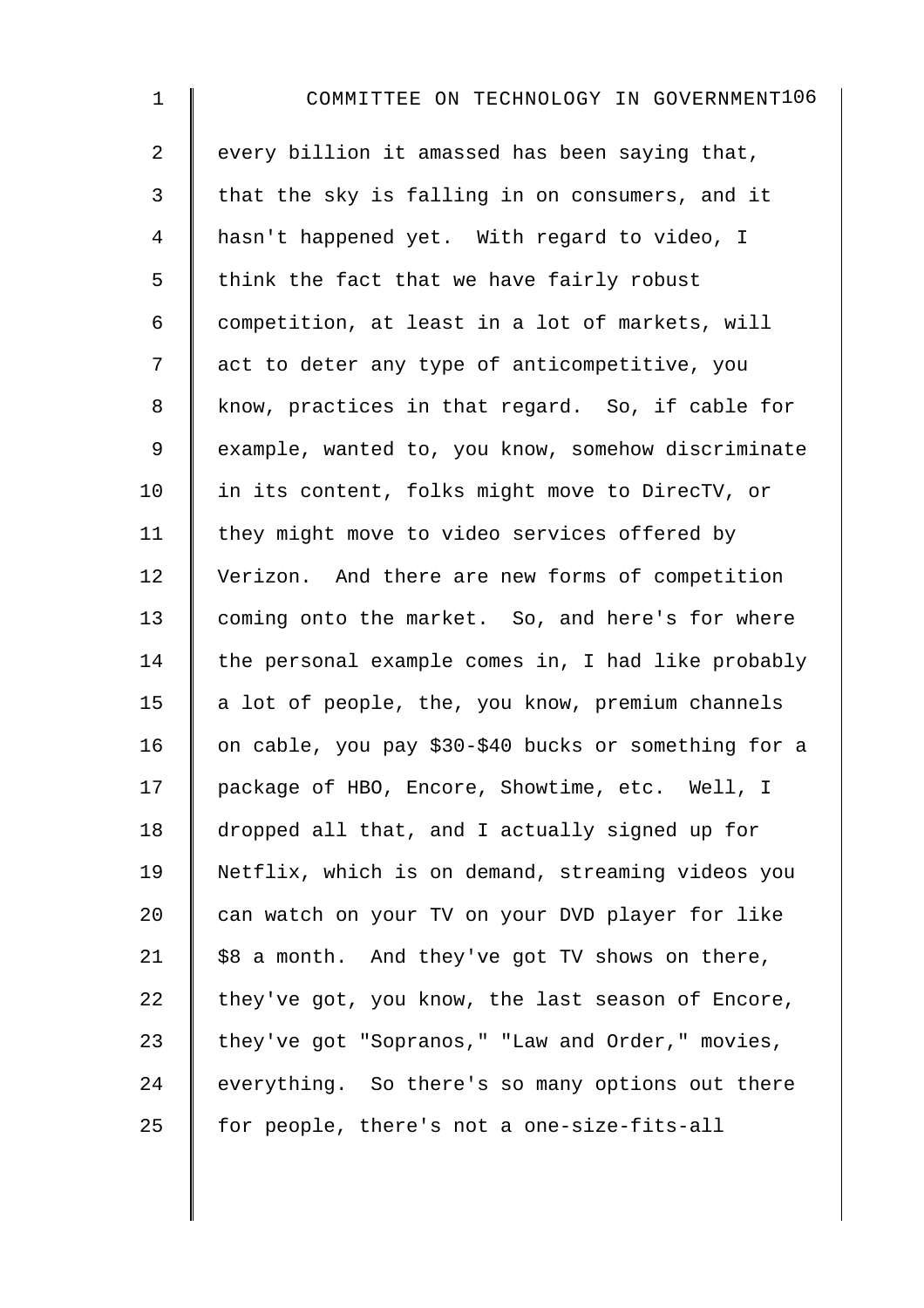every billion it amassed has been saying that, that the sky is falling in on consumers, and it hasn't happened yet. With regard to video, I think the fact that we have fairly robust competition, at least in a lot of markets, will act to deter any type of anticompetitive, you know, practices in that regard. So, if cable for example, wanted to, you know, somehow discriminate in its content, folks might move to DirecTV, or they might move to video services offered by Verizon. And there are new forms of competition coming onto the market. So, and here's for where the personal example comes in, I had like probably a lot of people, the, you know, premium channels on cable, you pay $30-$40 bucks or something for a package of HBO, Encore, Showtime, etc. Well, I dropped all that, and I actually signed up for Netflix, which is on demand, streaming videos you can watch on your TV on your DVD player for like $8 a month. And they've got TV shows on there, they've got, you know, the last season of Encore, they've got "Sopranos," "Law and Order," movies, everything. So there's so many options out there for people, there's not a one-size-fits-all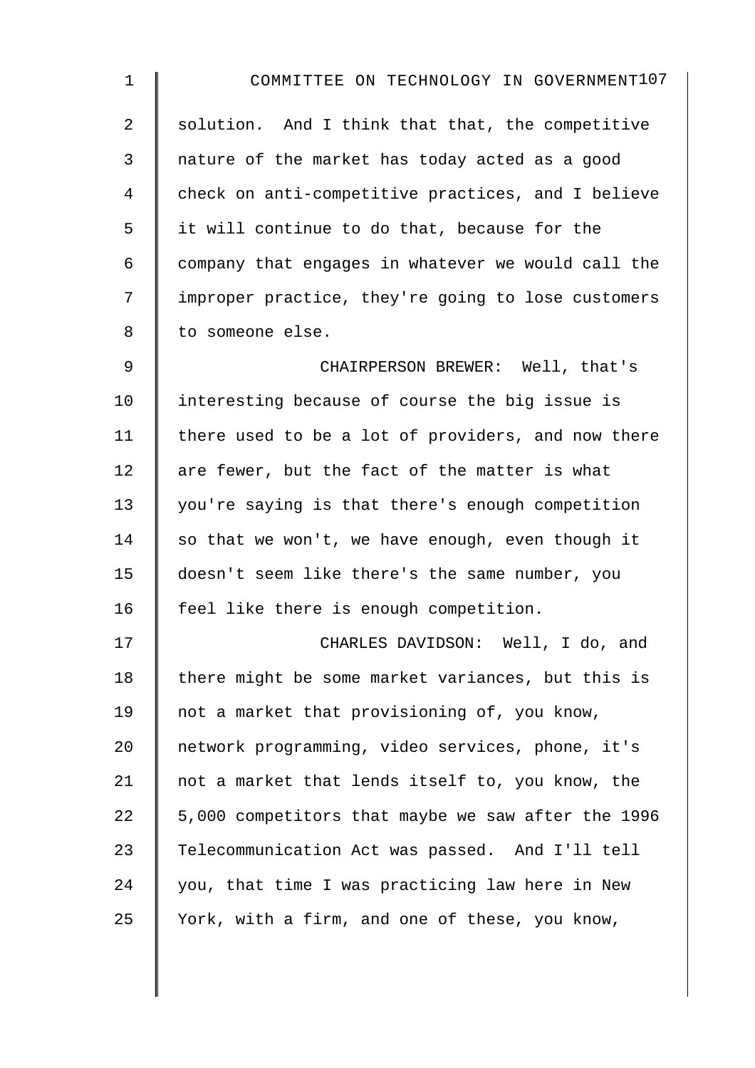solution. And I think that that, the competitive nature of the market has today acted as a good check on anti-competitive practices, and I believe it will continue to do that, because for the company that engages in whatever we would call the improper practice, they're going to lose customers to someone else.

CHAIRPERSON BREWER: Well, that's interesting because of course the big issue is there used to be a lot of providers, and now there are fewer, but the fact of the matter is what you're saying is that there's enough competition so that we won't, we have enough, even though it doesn't seem like there's the same number, you feel like there is enough competition.

CHARLES DAVIDSON: Well, I do, and there might be some market variances, but this is not a market that provisioning of, you know, network programming, video services, phone, it's not a market that lends itself to, you know, the 5,000 competitors that maybe we saw after the 1996 Telecommunication Act was passed. And I'll tell you, that time I was practicing law here in New York, with a firm, and one of these, you know,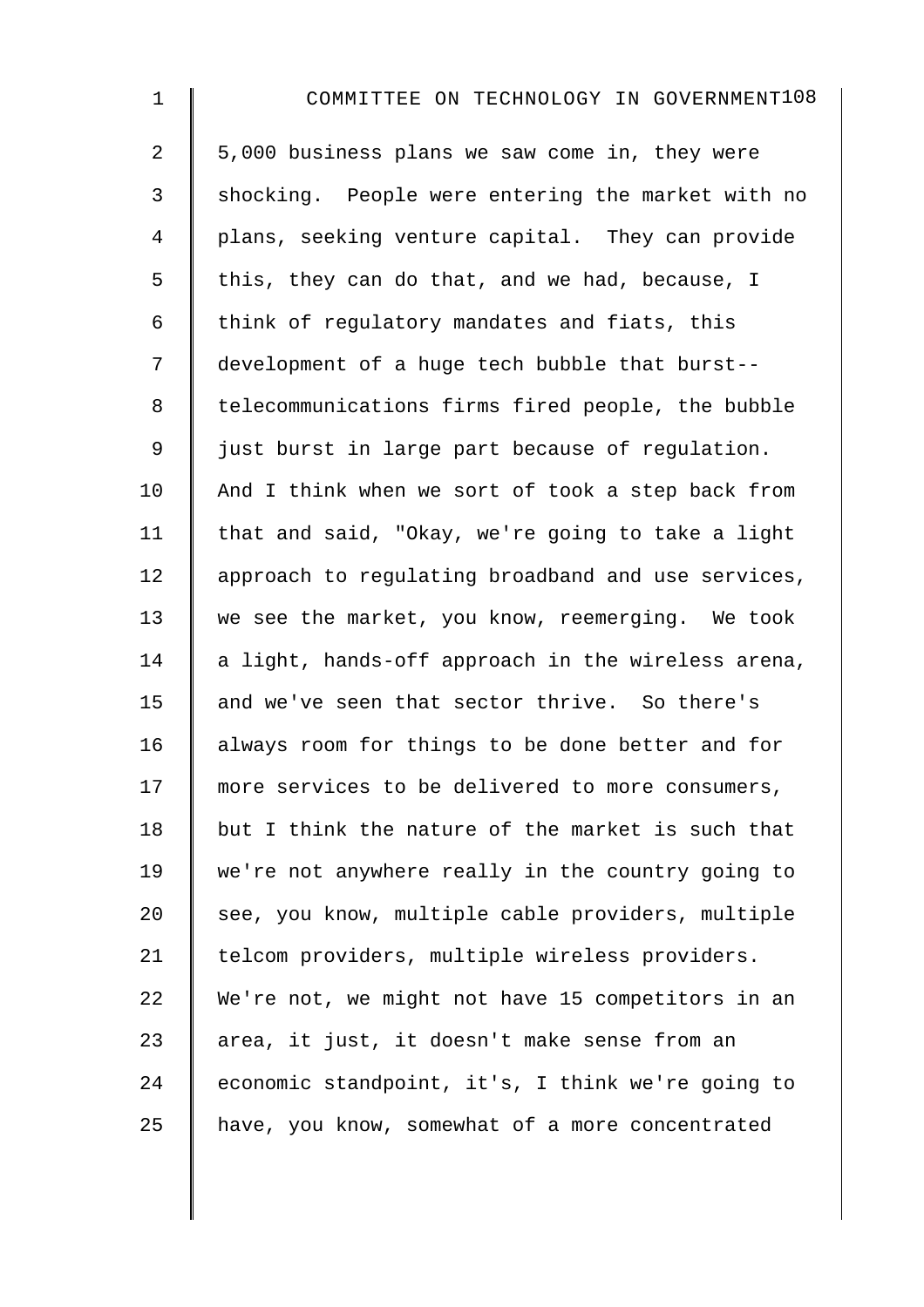5,000 business plans we saw come in, they were shocking. People were entering the market with no plans, seeking venture capital. They can provide this, they can do that, and we had, because, I think of regulatory mandates and fiats, this development of a huge tech bubble that burst-- telecommunications firms fired people, the bubble just burst in large part because of regulation. And I think when we sort of took a step back from that and said, "Okay, we're going to take a light approach to regulating broadband and use services, we see the market, you know, reemerging. We took a light, hands-off approach in the wireless arena, and we've seen that sector thrive. So there's always room for things to be done better and for more services to be delivered to more consumers, but I think the nature of the market is such that we're not anywhere really in the country going to see, you know, multiple cable providers, multiple telcom providers, multiple wireless providers. We're not, we might not have 15 competitors in an area, it just, it doesn't make sense from an economic standpoint, it's, I think we're going to have, you know, somewhat of a more concentrated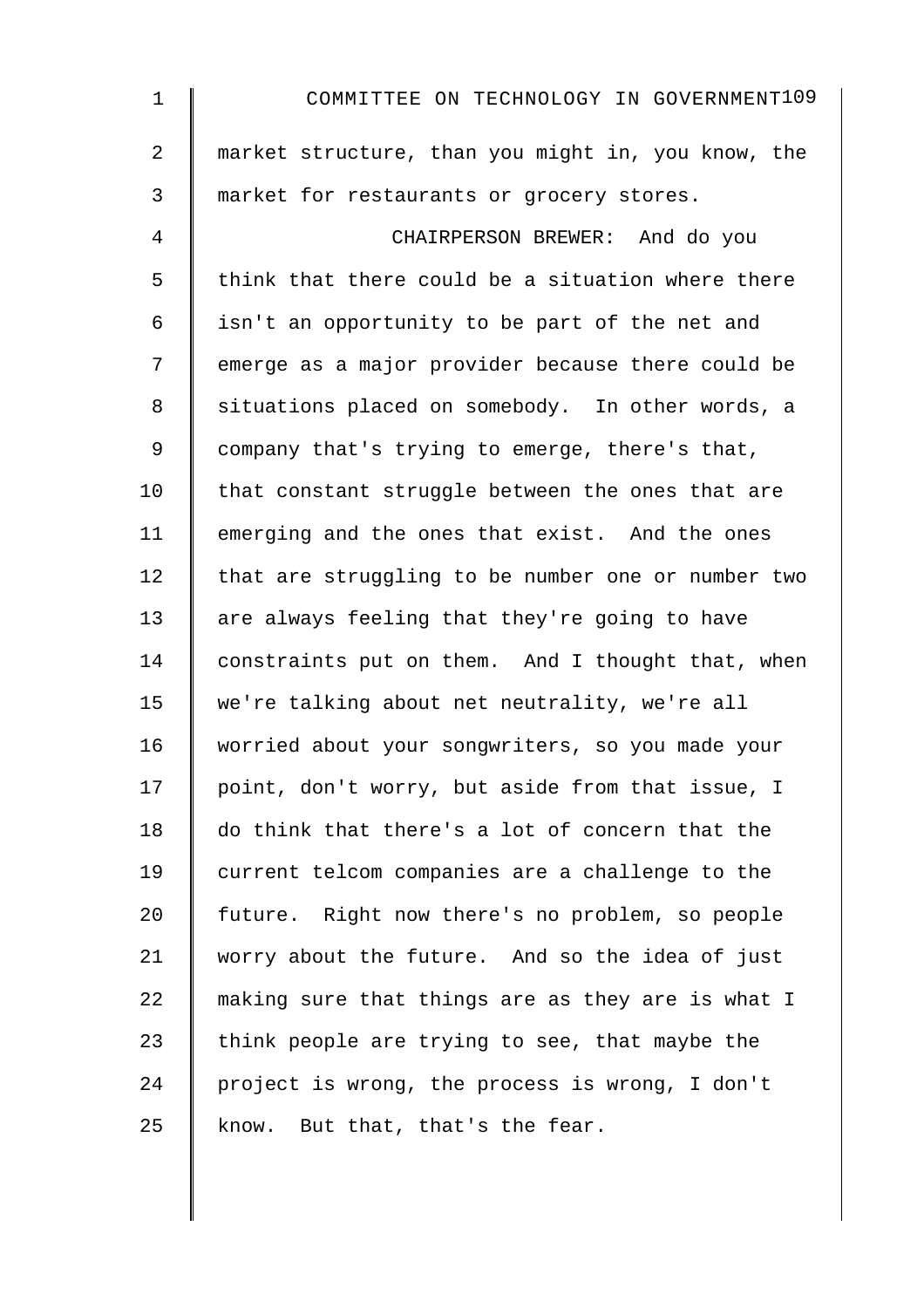market structure, than you might in, you know, the market for restaurants or grocery stores.

CHAIRPERSON BREWER: And do you think that there could be a situation where there isn't an opportunity to be part of the net and emerge as a major provider because there could be situations placed on somebody. In other words, a company that's trying to emerge, there's that, that constant struggle between the ones that are emerging and the ones that exist. And the ones that are struggling to be number one or number two are always feeling that they're going to have constraints put on them. And I thought that, when we're talking about net neutrality, we're all worried about your songwriters, so you made your point, don't worry, but aside from that issue, I do think that there's a lot of concern that the current telcom companies are a challenge to the future. Right now there's no problem, so people worry about the future. And so the idea of just making sure that things are as they are is what I think people are trying to see, that maybe the project is wrong, the process is wrong, I don't know. But that, that's the fear.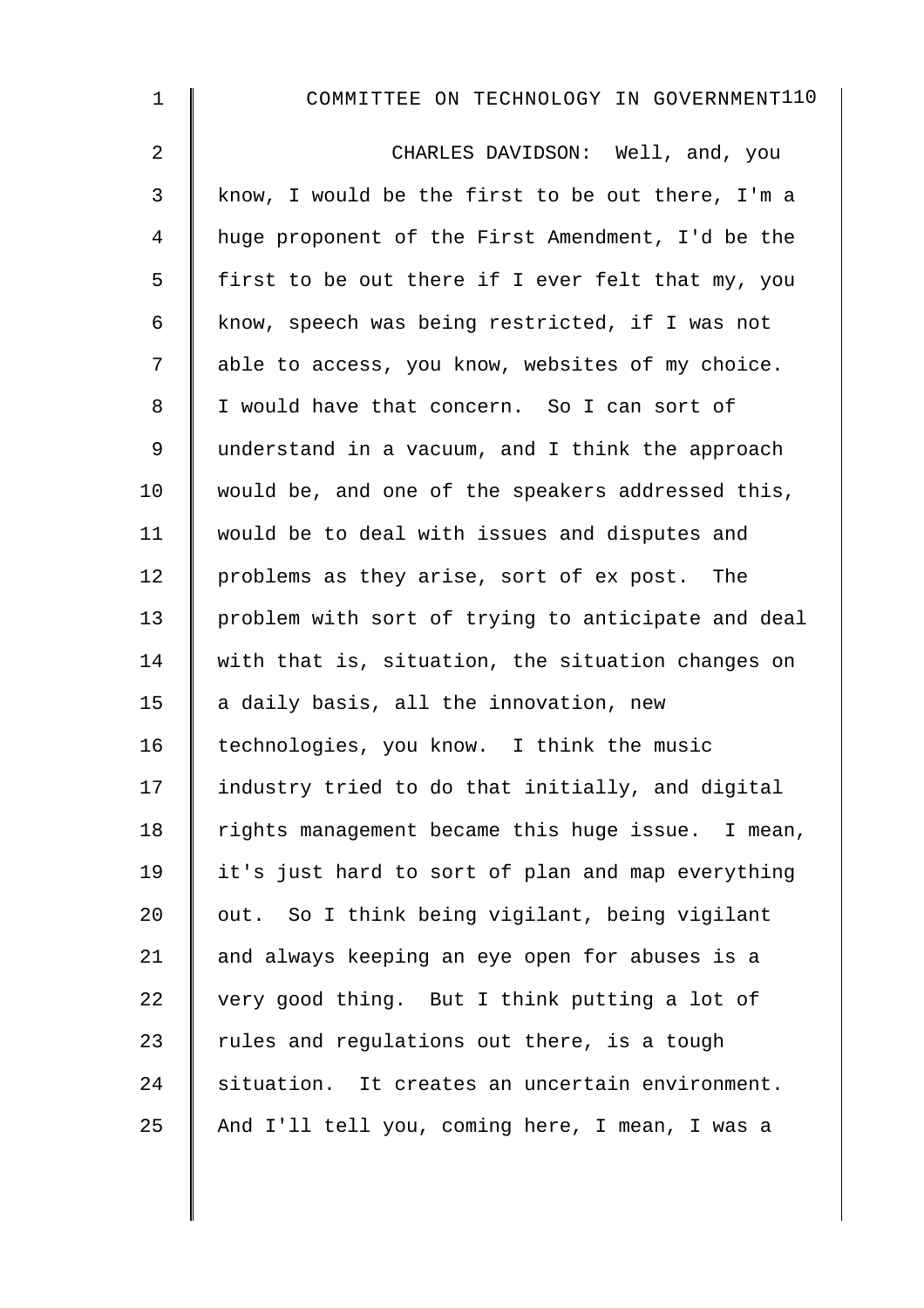CHARLES DAVIDSON: Well, and, you know, I would be the first to be out there, I'm a huge proponent of the First Amendment, I'd be the first to be out there if I ever felt that my, you know, speech was being restricted, if I was not able to access, you know, websites of my choice. I would have that concern. So I can sort of understand in a vacuum, and I think the approach would be, and one of the speakers addressed this, would be to deal with issues and disputes and problems as they arise, sort of ex post. The problem with sort of trying to anticipate and deal with that is, situation, the situation changes on a daily basis, all the innovation, new technologies, you know. I think the music industry tried to do that initially, and digital rights management became this huge issue. I mean, it's just hard to sort of plan and map everything out. So I think being vigilant, being vigilant and always keeping an eye open for abuses is a very good thing. But I think putting a lot of rules and regulations out there, is a tough situation. It creates an uncertain environment. And I'll tell you, coming here, I mean, I was a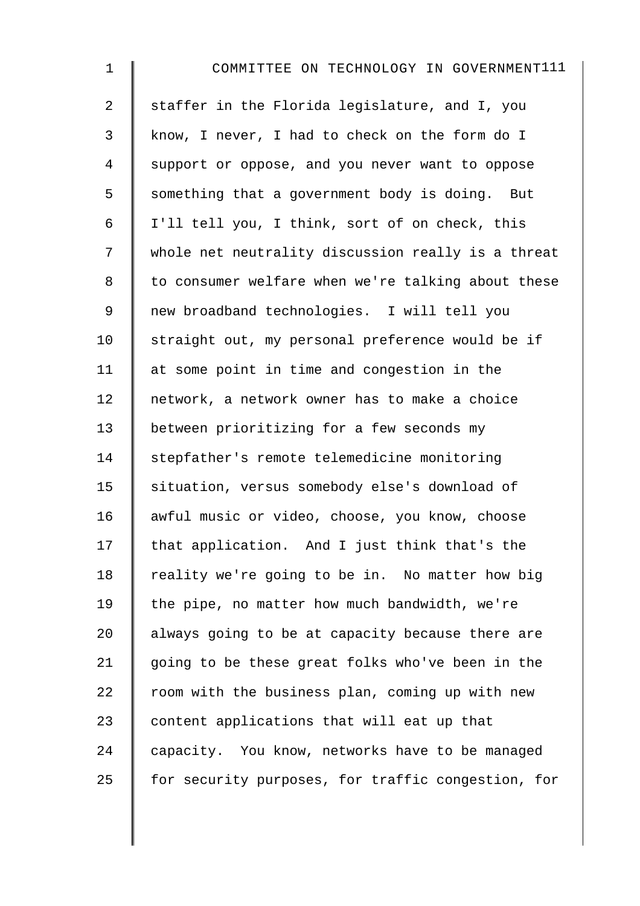staffer in the Florida legislature, and I, you know, I never, I had to check on the form do I support or oppose, and you never want to oppose something that a government body is doing. But I'll tell you, I think, sort of on check, this whole net neutrality discussion really is a threat to consumer welfare when we're talking about these new broadband technologies. I will tell you straight out, my personal preference would be if at some point in time and congestion in the network, a network owner has to make a choice between prioritizing for a few seconds my stepfather's remote telemedicine monitoring situation, versus somebody else's download of awful music or video, choose, you know, choose that application. And I just think that's the reality we're going to be in. No matter how big the pipe, no matter how much bandwidth, we're always going to be at capacity because there are going to be these great folks who've been in the room with the business plan, coming up with new content applications that will eat up that capacity. You know, networks have to be managed for security purposes, for traffic congestion, for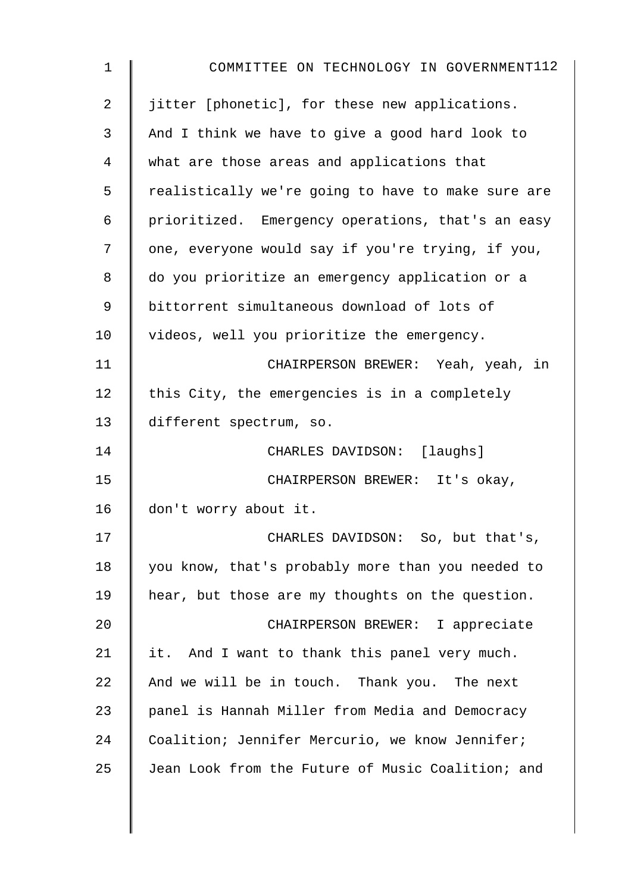jitter [phonetic], for these new applications. And I think we have to give a good hard look to what are those areas and applications that realistically we're going to have to make sure are prioritized. Emergency operations, that's an easy one, everyone would say if you're trying, if you, do you prioritize an emergency application or a bittorrent simultaneous download of lots of videos, well you prioritize the emergency.

CHAIRPERSON BREWER: Yeah, yeah, in this City, the emergencies is in a completely different spectrum, so.

CHARLES DAVIDSON: [laughs]

CHAIRPERSON BREWER: It's okay, don't worry about it.

CHARLES DAVIDSON: So, but that's, you know, that's probably more than you needed to hear, but those are my thoughts on the question.

CHAIRPERSON BREWER: I appreciate it. And I want to thank this panel very much. And we will be in touch. Thank you. The next panel is Hannah Miller from Media and Democracy Coalition; Jennifer Mercurio, we know Jennifer; Jean Look from the Future of Music Coalition; and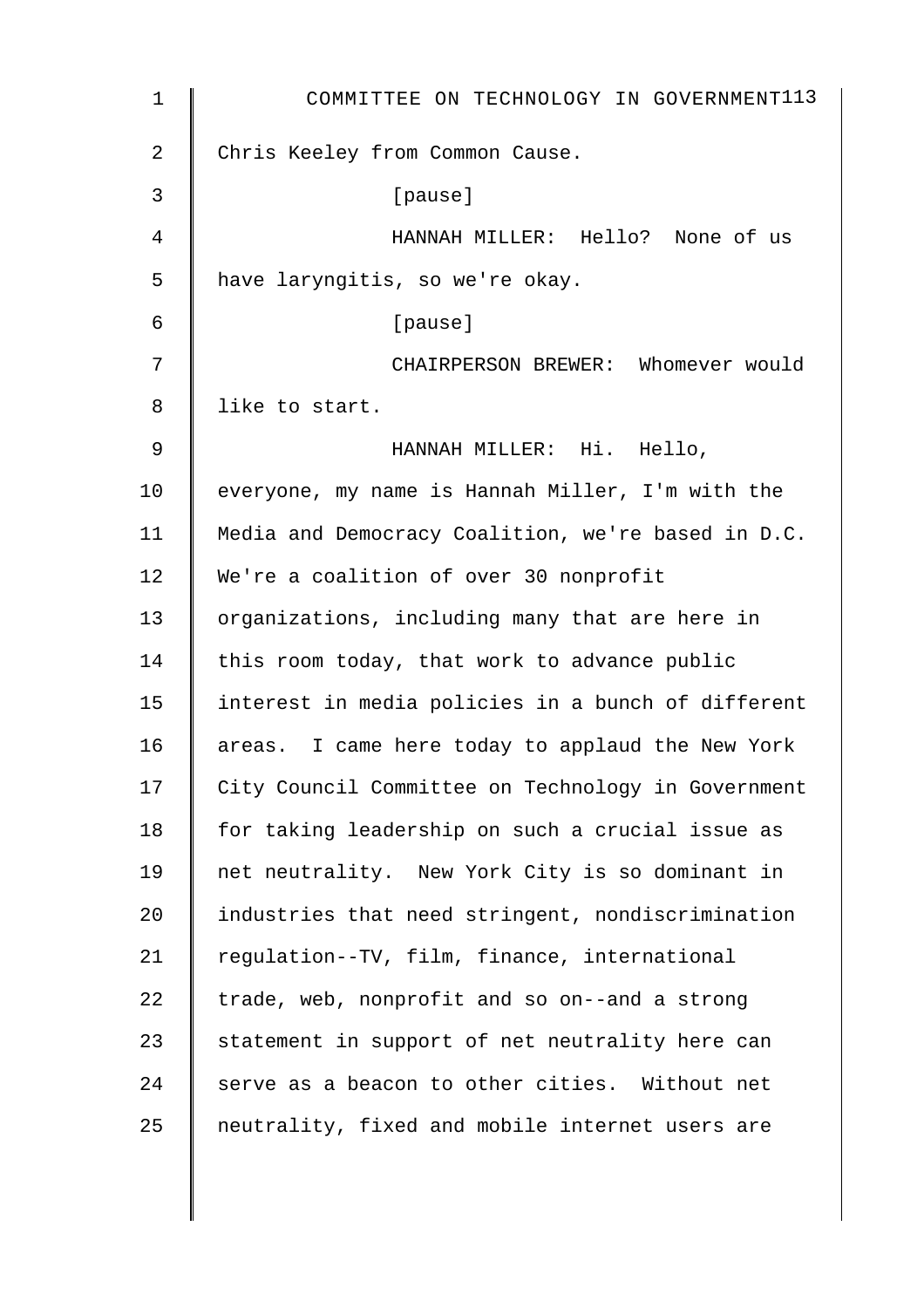Chris Keeley from Common Cause.

[pause]

HANNAH MILLER: Hello? None of us have laryngitis, so we're okay.

[pause]

CHAIRPERSON BREWER: Whomever would like to start.

HANNAH MILLER: Hi. Hello, everyone, my name is Hannah Miller, I'm with the Media and Democracy Coalition, we're based in D.C. We're a coalition of over 30 nonprofit organizations, including many that are here in this room today, that work to advance public interest in media policies in a bunch of different areas. I came here today to applaud the New York City Council Committee on Technology in Government for taking leadership on such a crucial issue as net neutrality. New York City is so dominant in industries that need stringent, nondiscrimination regulation--TV, film, finance, international trade, web, nonprofit and so on--and a strong statement in support of net neutrality here can serve as a beacon to other cities. Without net neutrality, fixed and mobile internet users are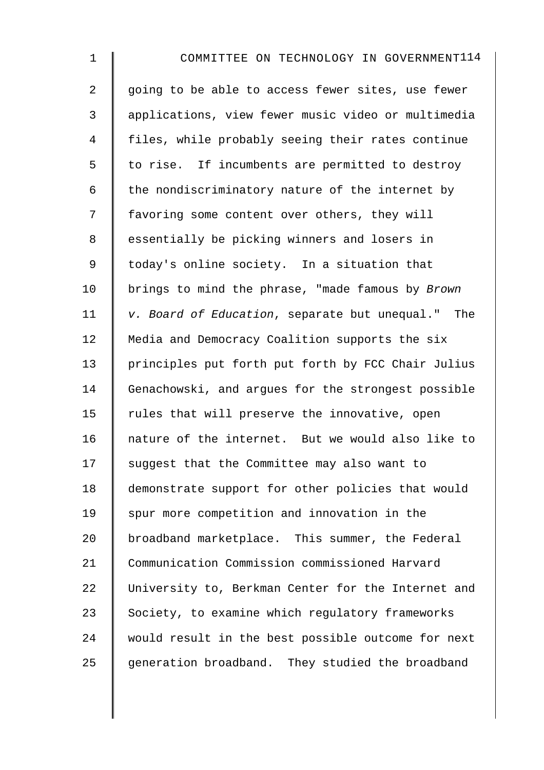going to be able to access fewer sites, use fewer applications, view fewer music video or multimedia files, while probably seeing their rates continue to rise. If incumbents are permitted to destroy the nondiscriminatory nature of the internet by favoring some content over others, they will essentially be picking winners and losers in today's online society. In a situation that brings to mind the phrase, "made famous by *Brown v. Board of Education*, separate but unequal." The Media and Democracy Coalition supports the six principles put forth put forth by FCC Chair Julius Genachowski, and argues for the strongest possible rules that will preserve the innovative, open nature of the internet. But we would also like to suggest that the Committee may also want to demonstrate support for other policies that would spur more competition and innovation in the broadband marketplace. This summer, the Federal Communication Commission commissioned Harvard University to, Berkman Center for the Internet and Society, to examine which regulatory frameworks would result in the best possible outcome for next generation broadband. They studied the broadband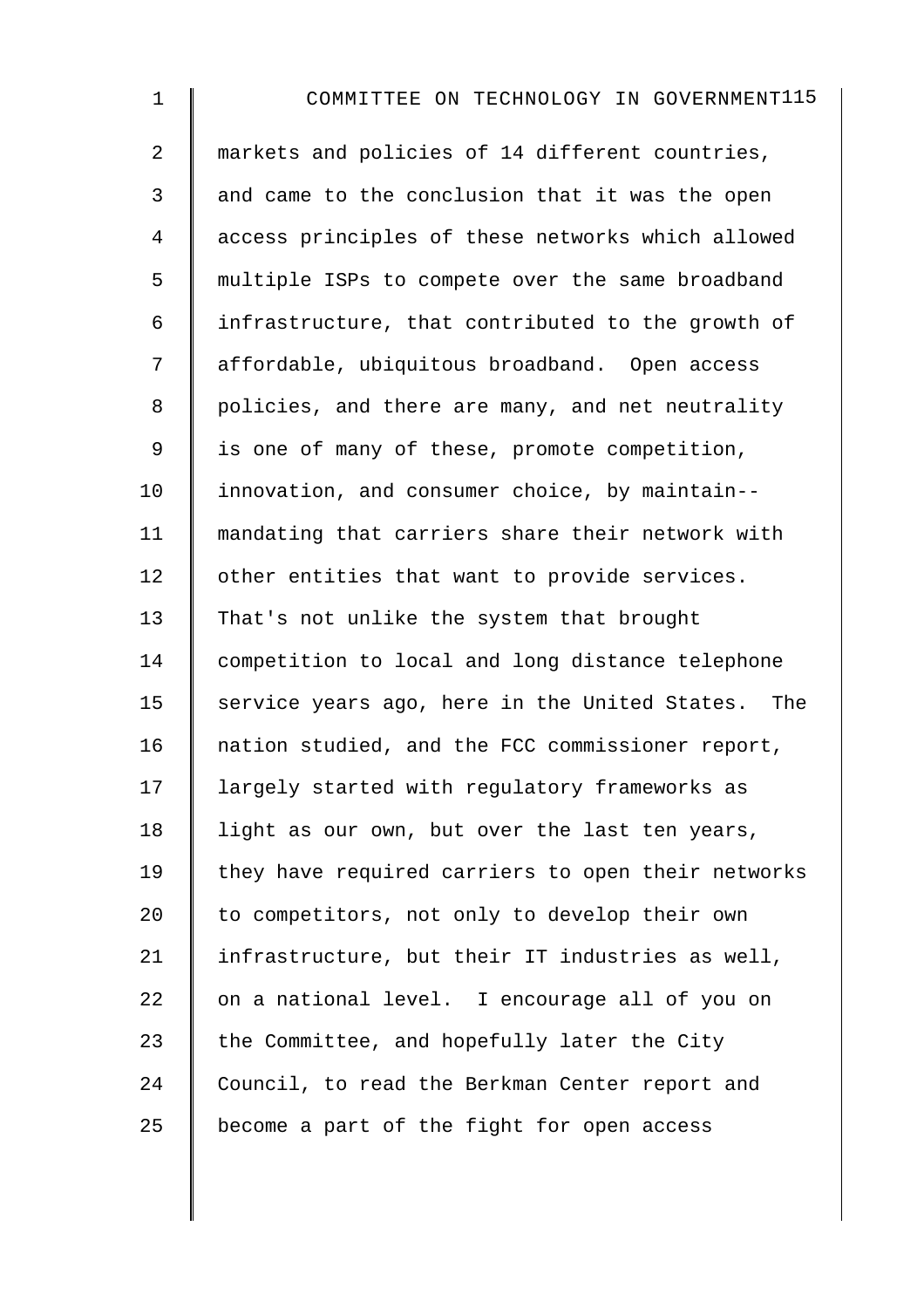markets and policies of 14 different countries, and came to the conclusion that it was the open access principles of these networks which allowed multiple ISPs to compete over the same broadband infrastructure, that contributed to the growth of affordable, ubiquitous broadband. Open access policies, and there are many, and net neutrality is one of many of these, promote competition, innovation, and consumer choice, by maintain-- mandating that carriers share their network with other entities that want to provide services. That's not unlike the system that brought competition to local and long distance telephone service years ago, here in the United States. The nation studied, and the FCC commissioner report, largely started with regulatory frameworks as light as our own, but over the last ten years, they have required carriers to open their networks to competitors, not only to develop their own infrastructure, but their IT industries as well, on a national level. I encourage all of you on the Committee, and hopefully later the City Council, to read the Berkman Center report and become a part of the fight for open access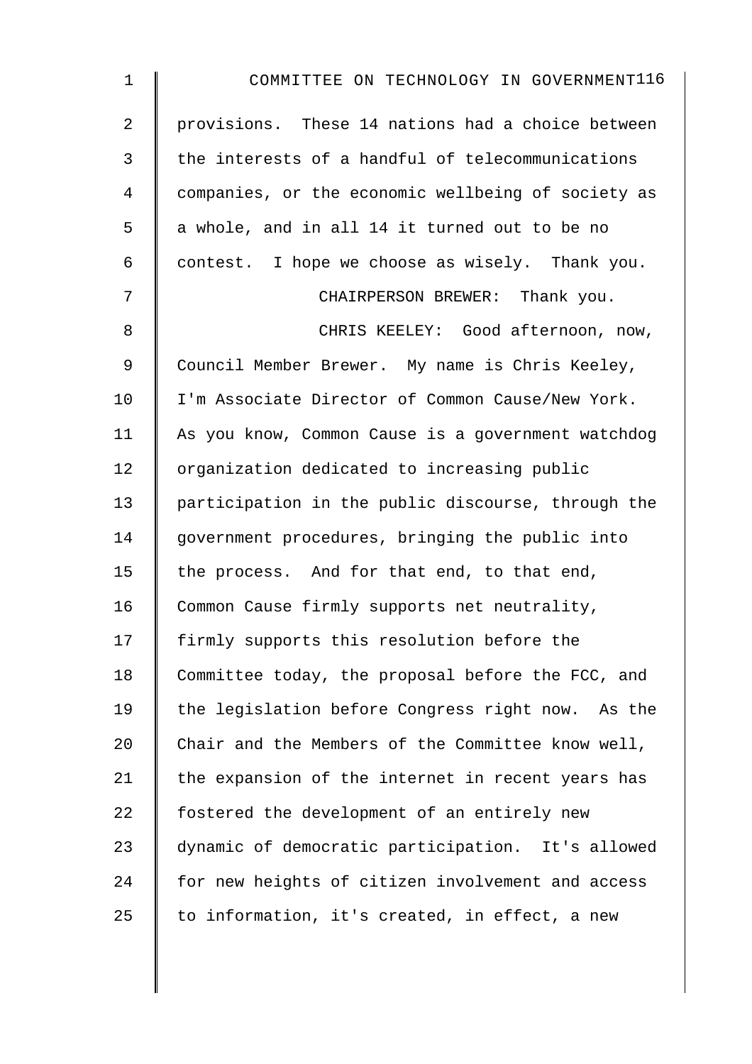provisions. These 14 nations had a choice between the interests of a handful of telecommunications companies, or the economic wellbeing of society as a whole, and in all 14 it turned out to be no contest. I hope we choose as wisely. Thank you.

CHAIRPERSON BREWER: Thank you.

CHRIS KEELEY: Good afternoon, now, Council Member Brewer. My name is Chris Keeley, I'm Associate Director of Common Cause/New York. As you know, Common Cause is a government watchdog organization dedicated to increasing public participation in the public discourse, through the government procedures, bringing the public into the process. And for that end, to that end, Common Cause firmly supports net neutrality, firmly supports this resolution before the Committee today, the proposal before the FCC, and the legislation before Congress right now. As the Chair and the Members of the Committee know well, the expansion of the internet in recent years has fostered the development of an entirely new dynamic of democratic participation. It's allowed for new heights of citizen involvement and access to information, it's created, in effect, a new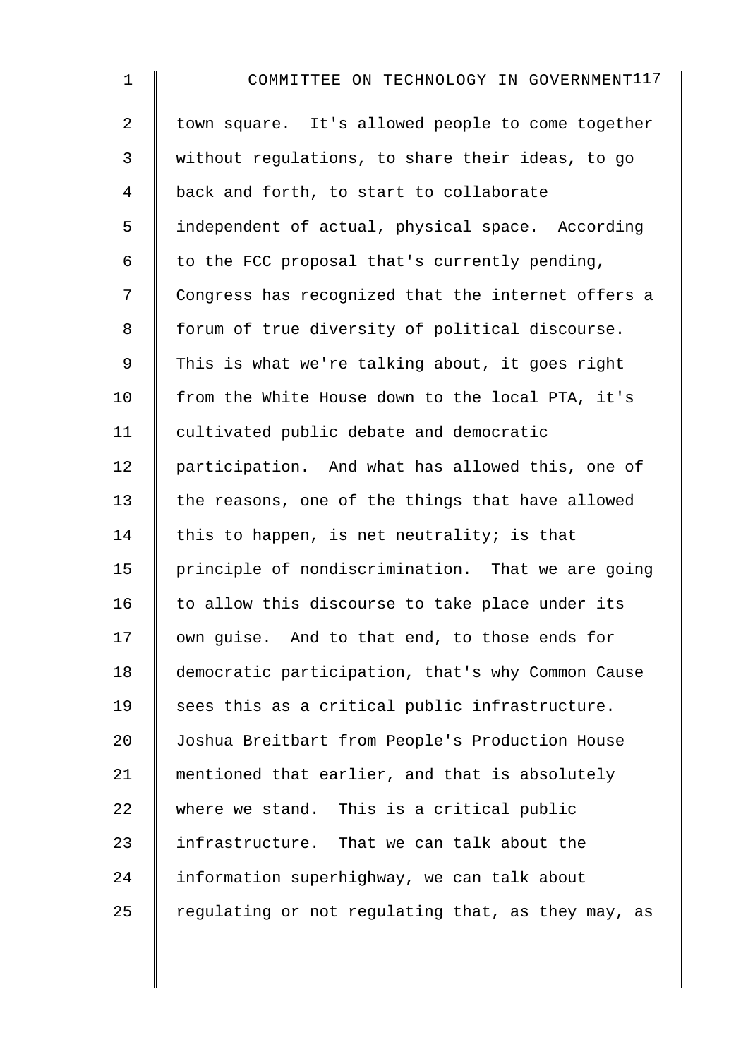town square. It's allowed people to come together without regulations, to share their ideas, to go back and forth, to start to collaborate independent of actual, physical space. According to the FCC proposal that's currently pending, Congress has recognized that the internet offers a forum of true diversity of political discourse. This is what we're talking about, it goes right from the White House down to the local PTA, it's cultivated public debate and democratic participation. And what has allowed this, one of the reasons, one of the things that have allowed this to happen, is net neutrality; is that principle of nondiscrimination. That we are going to allow this discourse to take place under its own guise. And to that end, to those ends for democratic participation, that's why Common Cause sees this as a critical public infrastructure. Joshua Breitbart from People's Production House mentioned that earlier, and that is absolutely where we stand. This is a critical public infrastructure. That we can talk about the information superhighway, we can talk about regulating or not regulating that, as they may, as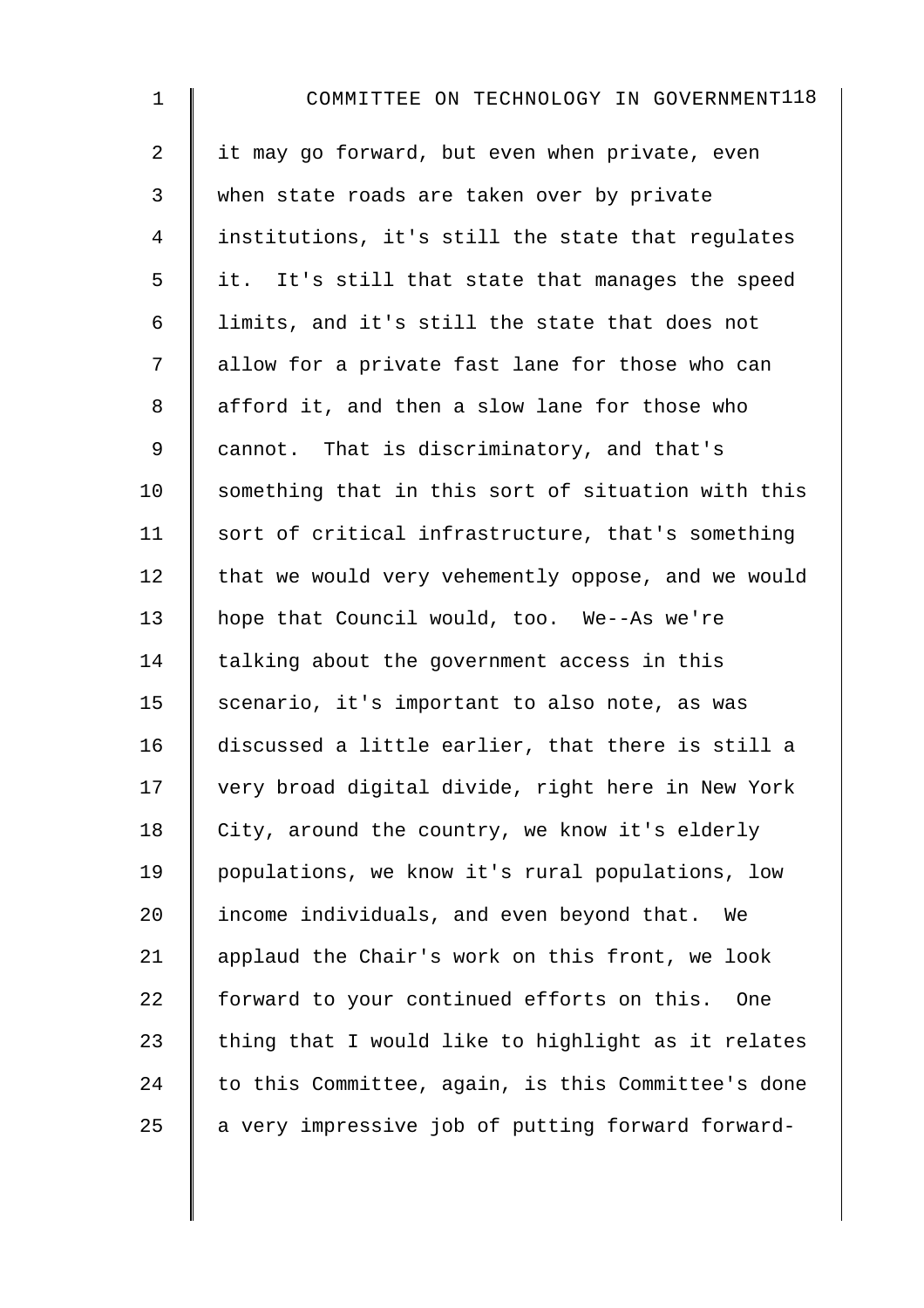it may go forward, but even when private, even when state roads are taken over by private institutions, it's still the state that regulates it. It's still that state that manages the speed limits, and it's still the state that does not allow for a private fast lane for those who can afford it, and then a slow lane for those who cannot. That is discriminatory, and that's something that in this sort of situation with this sort of critical infrastructure, that's something that we would very vehemently oppose, and we would hope that Council would, too. We--As we're talking about the government access in this scenario, it's important to also note, as was discussed a little earlier, that there is still a very broad digital divide, right here in New York City, around the country, we know it's elderly populations, we know it's rural populations, low income individuals, and even beyond that. We applaud the Chair's work on this front, we look forward to your continued efforts on this. One thing that I would like to highlight as it relates to this Committee, again, is this Committee's done a very impressive job of putting forward forward-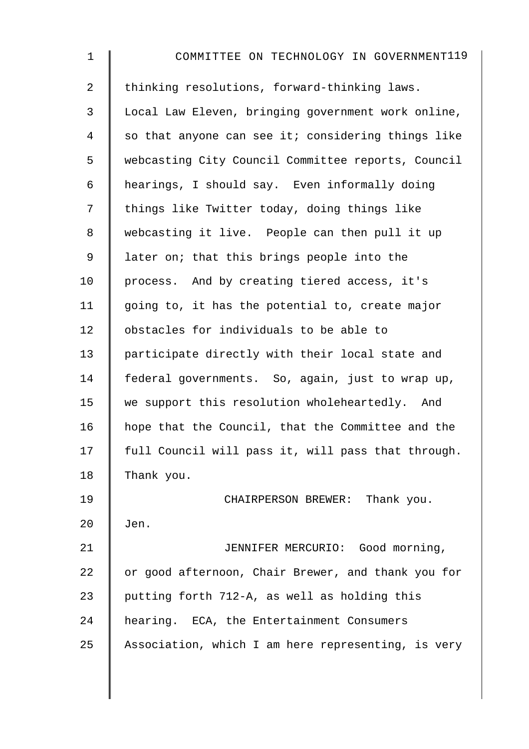thinking resolutions, forward-thinking laws. Local Law Eleven, bringing government work online, so that anyone can see it; considering things like webcasting City Council Committee reports, Council hearings, I should say. Even informally doing things like Twitter today, doing things like webcasting it live. People can then pull it up later on; that this brings people into the process. And by creating tiered access, it's going to, it has the potential to, create major obstacles for individuals to be able to participate directly with their local state and federal governments. So, again, just to wrap up, we support this resolution wholeheartedly. And hope that the Council, that the Committee and the full Council will pass it, will pass that through. Thank you.

CHAIRPERSON BREWER: Thank you. Jen.

JENNIFER MERCURIO: Good morning, or good afternoon, Chair Brewer, and thank you for putting forth 712-A, as well as holding this hearing. ECA, the Entertainment Consumers Association, which I am here representing, is very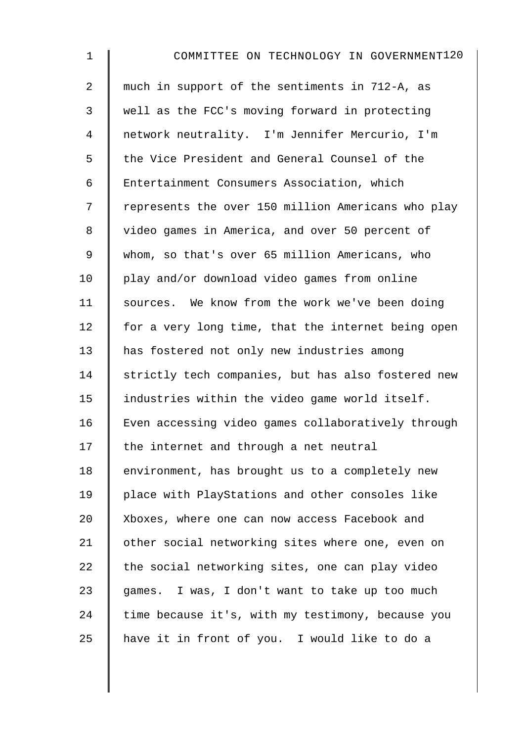much in support of the sentiments in 712-A, as well as the FCC's moving forward in protecting network neutrality. I'm Jennifer Mercurio, I'm the Vice President and General Counsel of the Entertainment Consumers Association, which represents the over 150 million Americans who play video games in America, and over 50 percent of whom, so that's over 65 million Americans, who play and/or download video games from online sources. We know from the work we've been doing for a very long time, that the internet being open has fostered not only new industries among strictly tech companies, but has also fostered new industries within the video game world itself. Even accessing video games collaboratively through the internet and through a net neutral environment, has brought us to a completely new place with PlayStations and other consoles like Xboxes, where one can now access Facebook and other social networking sites where one, even on the social networking sites, one can play video games. I was, I don't want to take up too much time because it's, with my testimony, because you have it in front of you. I would like to do a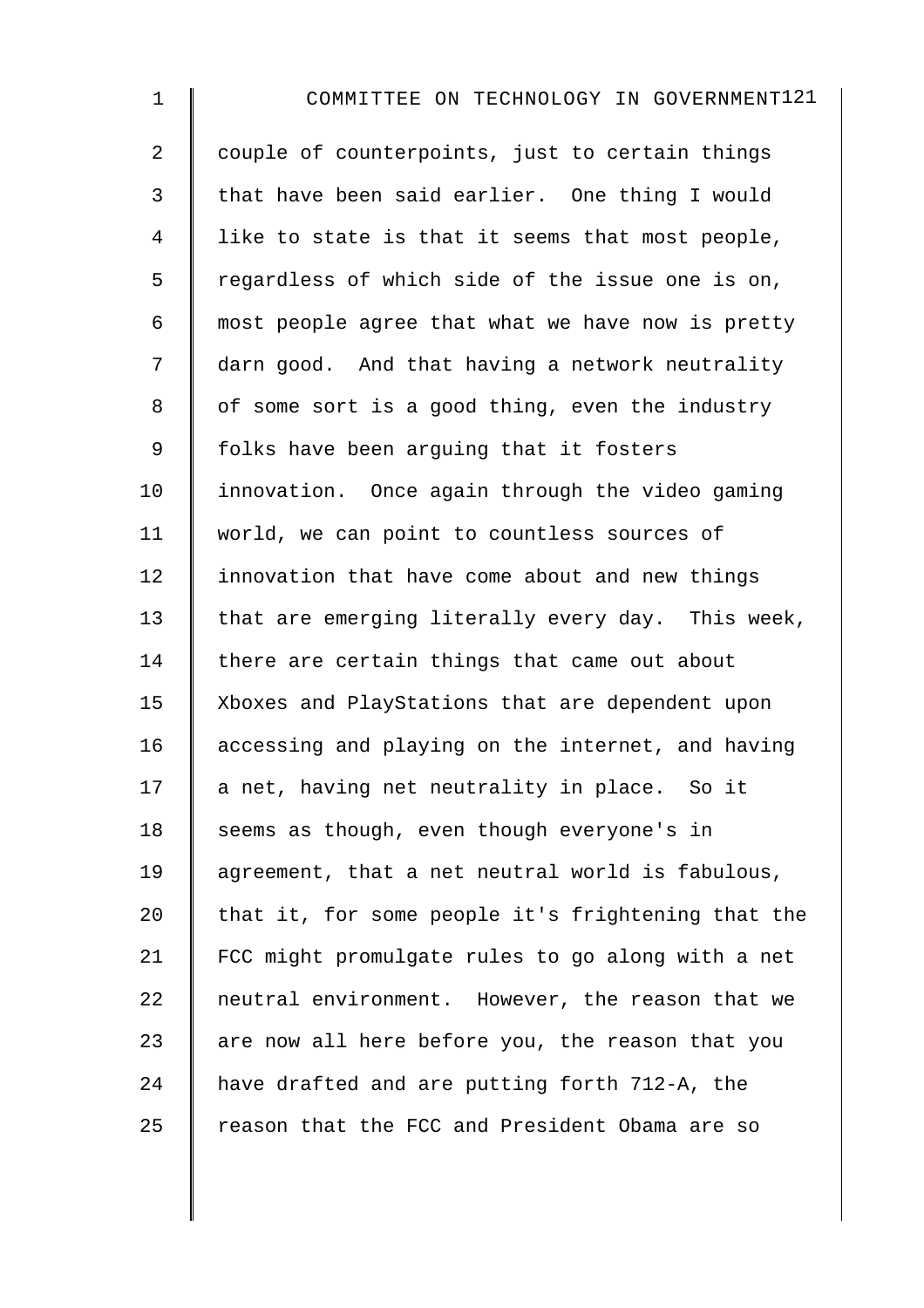couple of counterpoints, just to certain things that have been said earlier. One thing I would like to state is that it seems that most people, regardless of which side of the issue one is on, most people agree that what we have now is pretty darn good. And that having a network neutrality of some sort is a good thing, even the industry folks have been arguing that it fosters innovation. Once again through the video gaming world, we can point to countless sources of innovation that have come about and new things that are emerging literally every day. This week, there are certain things that came out about Xboxes and PlayStations that are dependent upon accessing and playing on the internet, and having a net, having net neutrality in place. So it seems as though, even though everyone's in agreement, that a net neutral world is fabulous, that it, for some people it's frightening that the FCC might promulgate rules to go along with a net neutral environment. However, the reason that we are now all here before you, the reason that you have drafted and are putting forth 712-A, the reason that the FCC and President Obama are so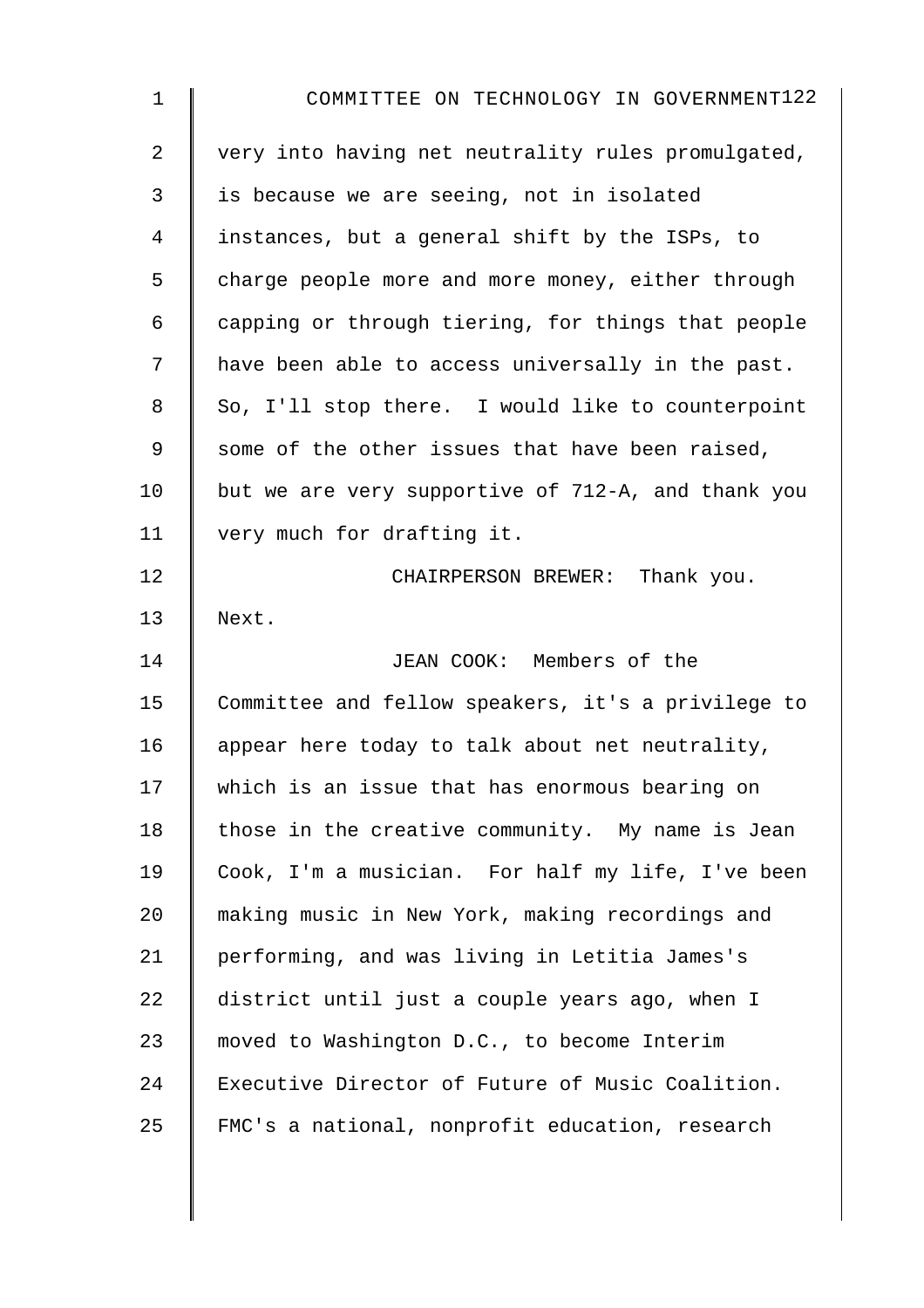very into having net neutrality rules promulgated, is because we are seeing, not in isolated instances, but a general shift by the ISPs, to charge people more and more money, either through capping or through tiering, for things that people have been able to access universally in the past. So, I'll stop there. I would like to counterpoint some of the other issues that have been raised, but we are very supportive of 712-A, and thank you very much for drafting it.

CHAIRPERSON BREWER: Thank you. Next.

JEAN COOK: Members of the Committee and fellow speakers, it's a privilege to appear here today to talk about net neutrality, which is an issue that has enormous bearing on those in the creative community. My name is Jean Cook, I'm a musician. For half my life, I've been making music in New York, making recordings and performing, and was living in Letitia James's district until just a couple years ago, when I moved to Washington D.C., to become Interim Executive Director of Future of Music Coalition. FMC's a national, nonprofit education, research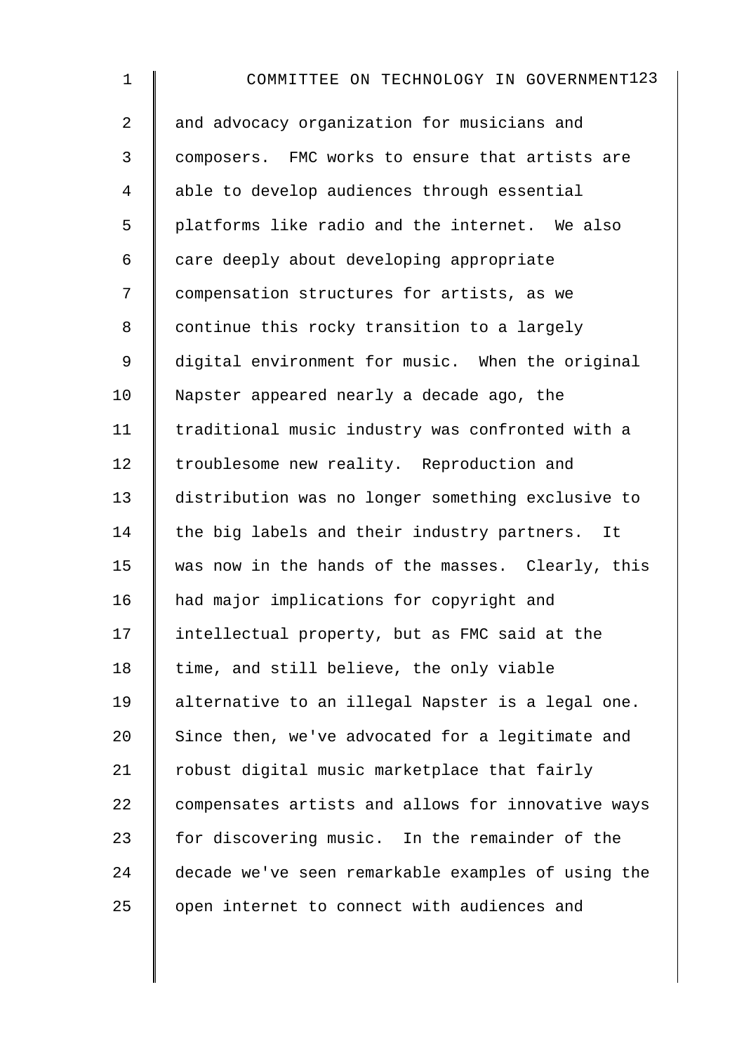and advocacy organization for musicians and composers. FMC works to ensure that artists are able to develop audiences through essential platforms like radio and the internet. We also care deeply about developing appropriate compensation structures for artists, as we continue this rocky transition to a largely digital environment for music. When the original Napster appeared nearly a decade ago, the traditional music industry was confronted with a troublesome new reality. Reproduction and distribution was no longer something exclusive to the big labels and their industry partners. It was now in the hands of the masses. Clearly, this had major implications for copyright and intellectual property, but as FMC said at the time, and still believe, the only viable alternative to an illegal Napster is a legal one. Since then, we've advocated for a legitimate and robust digital music marketplace that fairly compensates artists and allows for innovative ways for discovering music. In the remainder of the decade we've seen remarkable examples of using the open internet to connect with audiences and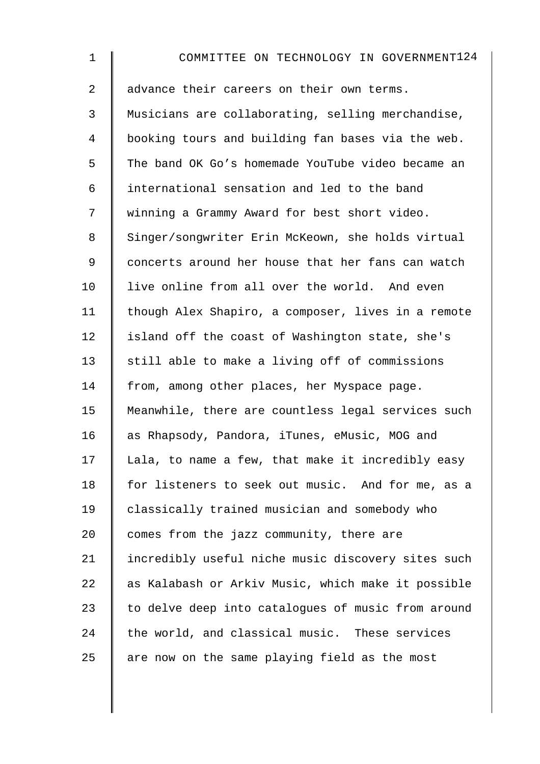advance their careers on their own terms. Musicians are collaborating, selling merchandise, booking tours and building fan bases via the web. The band OK Go's homemade YouTube video became an international sensation and led to the band winning a Grammy Award for best short video. Singer/songwriter Erin McKeown, she holds virtual concerts around her house that her fans can watch live online from all over the world. And even though Alex Shapiro, a composer, lives in a remote island off the coast of Washington state, she's still able to make a living off of commissions from, among other places, her Myspace page. Meanwhile, there are countless legal services such as Rhapsody, Pandora, iTunes, eMusic, MOG and Lala, to name a few, that make it incredibly easy for listeners to seek out music. And for me, as a classically trained musician and somebody who comes from the jazz community, there are incredibly useful niche music discovery sites such as Kalabash or Arkiv Music, which make it possible to delve deep into catalogues of music from around the world, and classical music. These services are now on the same playing field as the most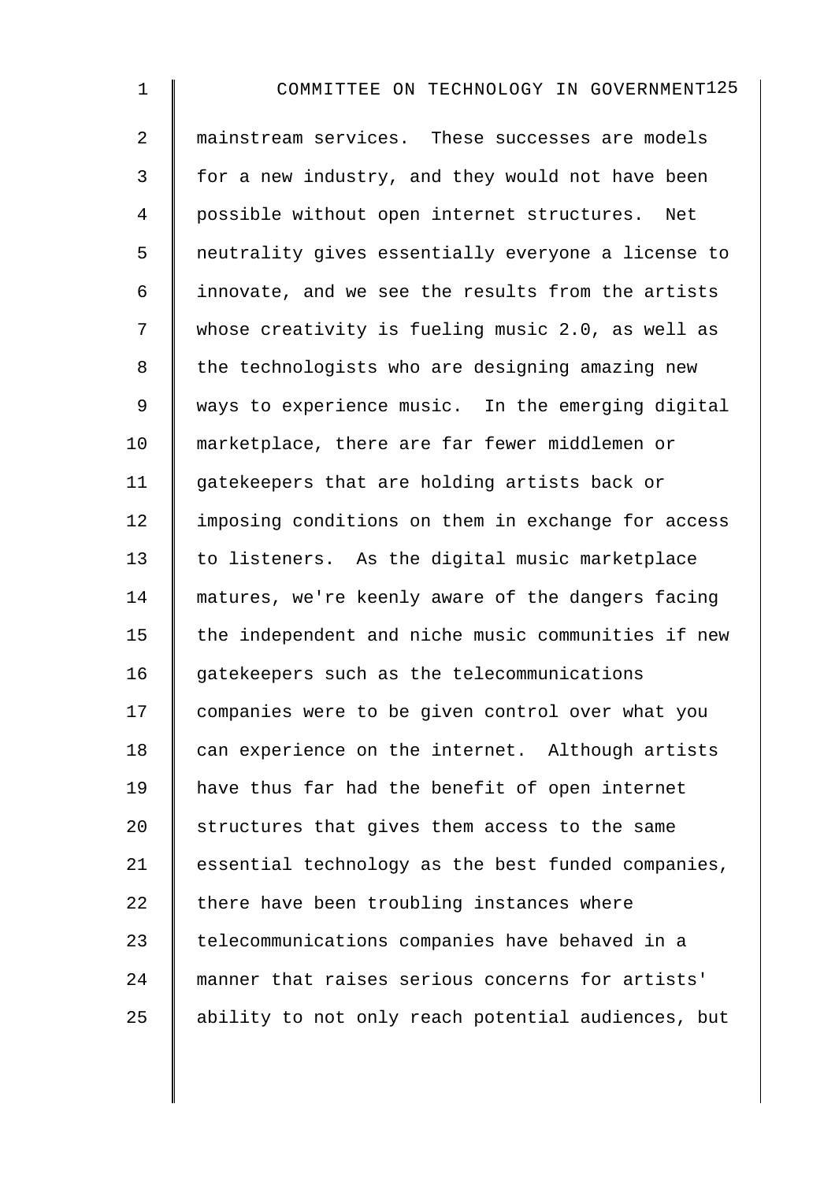mainstream services. These successes are models for a new industry, and they would not have been possible without open internet structures. Net neutrality gives essentially everyone a license to innovate, and we see the results from the artists whose creativity is fueling music 2.0, as well as the technologists who are designing amazing new ways to experience music. In the emerging digital marketplace, there are far fewer middlemen or gatekeepers that are holding artists back or imposing conditions on them in exchange for access to listeners. As the digital music marketplace matures, we're keenly aware of the dangers facing the independent and niche music communities if new gatekeepers such as the telecommunications companies were to be given control over what you can experience on the internet. Although artists have thus far had the benefit of open internet structures that gives them access to the same essential technology as the best funded companies, there have been troubling instances where telecommunications companies have behaved in a manner that raises serious concerns for artists' ability to not only reach potential audiences, but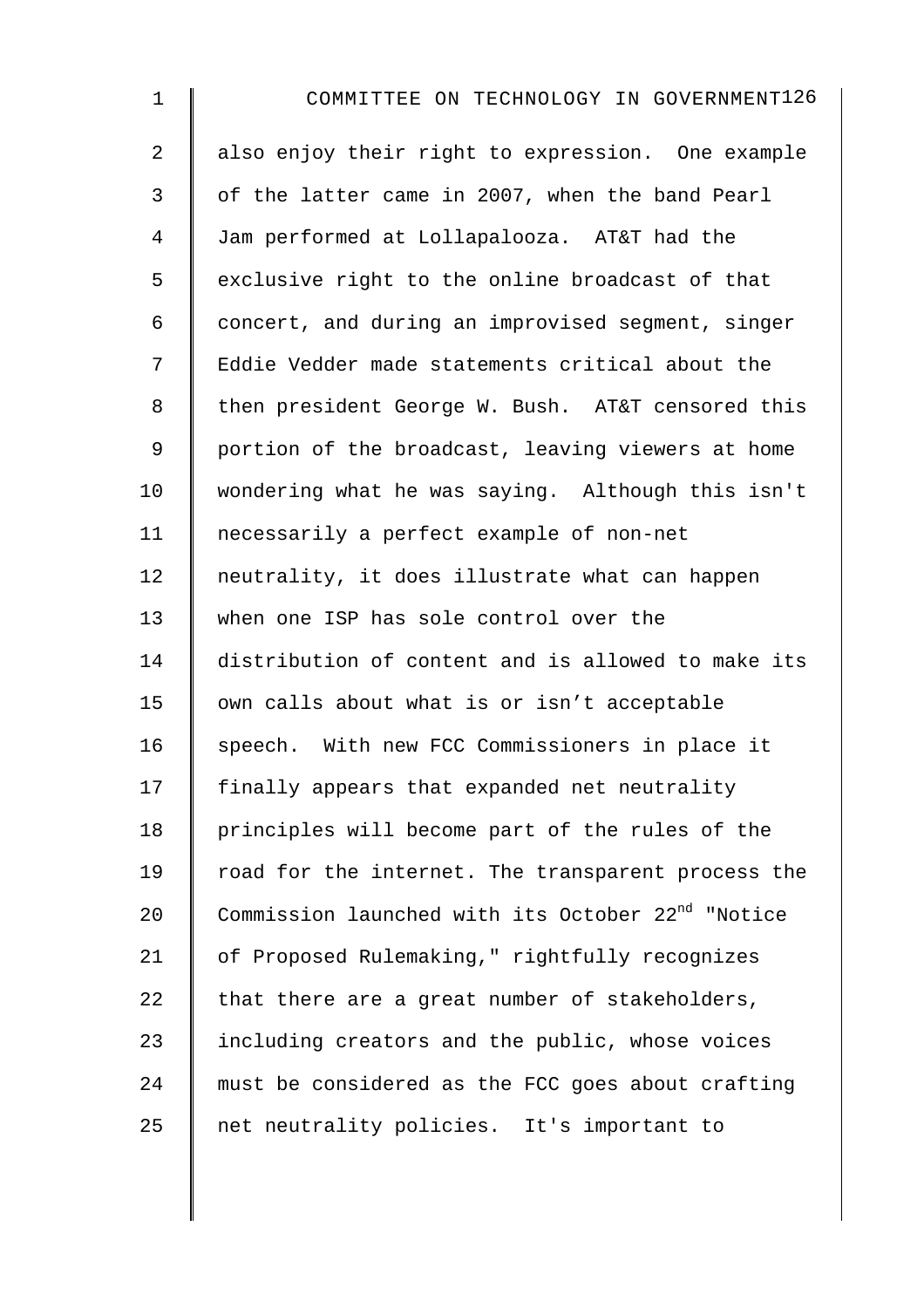also enjoy their right to expression. One example of the latter came in 2007, when the band Pearl Jam performed at Lollapalooza. AT&T had the exclusive right to the online broadcast of that concert, and during an improvised segment, singer Eddie Vedder made statements critical about the then president George W. Bush. AT&T censored this portion of the broadcast, leaving viewers at home wondering what he was saying. Although this isn't necessarily a perfect example of non-net neutrality, it does illustrate what can happen when one ISP has sole control over the distribution of content and is allowed to make its own calls about what is or isn't acceptable speech. With new FCC Commissioners in place it finally appears that expanded net neutrality principles will become part of the rules of the road for the internet. The transparent process the Commission launched with its October 22nd "Notice of Proposed Rulemaking," rightfully recognizes that there are a great number of stakeholders, including creators and the public, whose voices must be considered as the FCC goes about crafting net neutrality policies. It's important to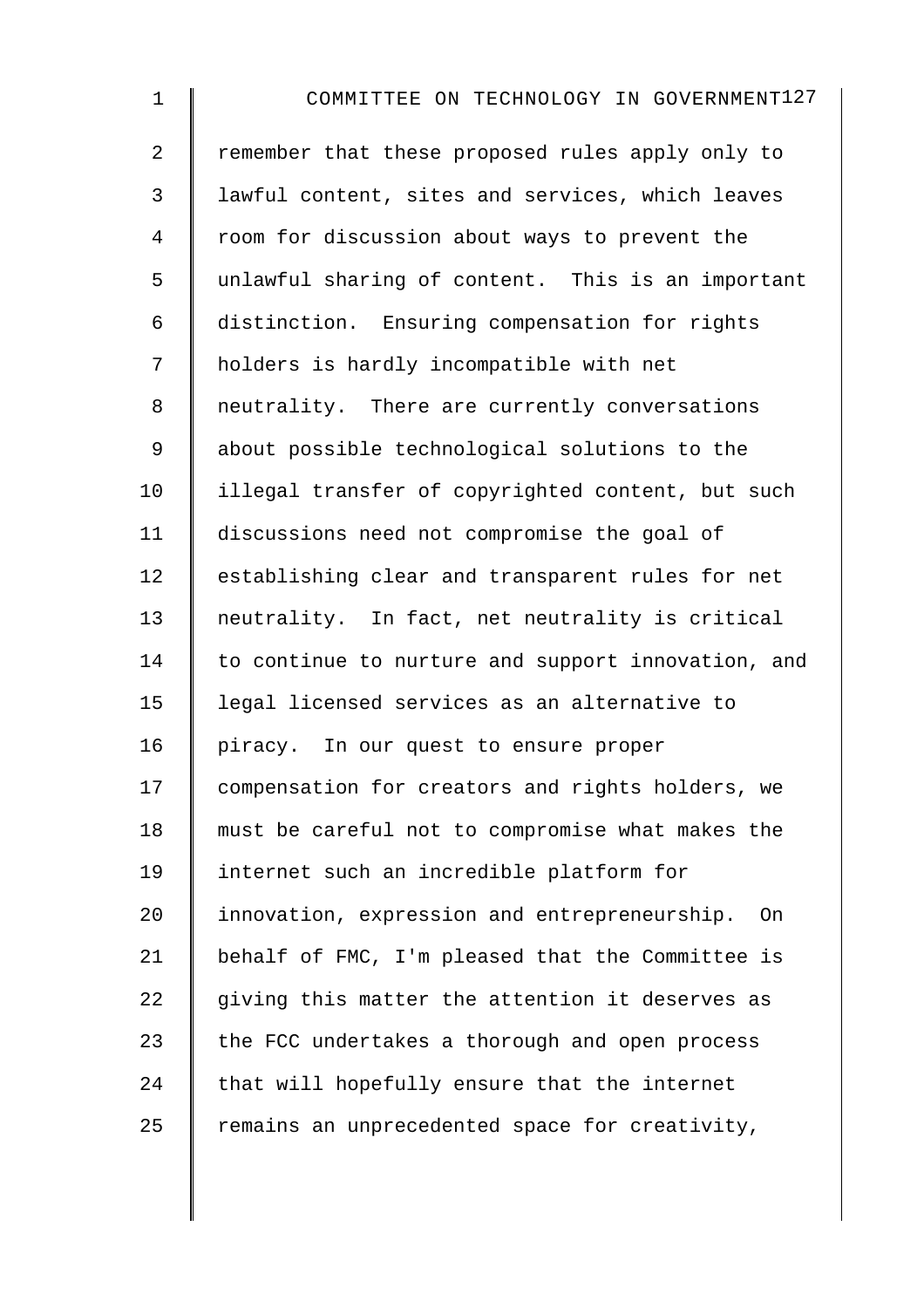remember that these proposed rules apply only to lawful content, sites and services, which leaves room for discussion about ways to prevent the unlawful sharing of content. This is an important distinction. Ensuring compensation for rights holders is hardly incompatible with net neutrality. There are currently conversations about possible technological solutions to the illegal transfer of copyrighted content, but such discussions need not compromise the goal of establishing clear and transparent rules for net neutrality. In fact, net neutrality is critical to continue to nurture and support innovation, and legal licensed services as an alternative to piracy. In our quest to ensure proper compensation for creators and rights holders, we must be careful not to compromise what makes the internet such an incredible platform for innovation, expression and entrepreneurship. On behalf of FMC, I'm pleased that the Committee is giving this matter the attention it deserves as the FCC undertakes a thorough and open process that will hopefully ensure that the internet remains an unprecedented space for creativity,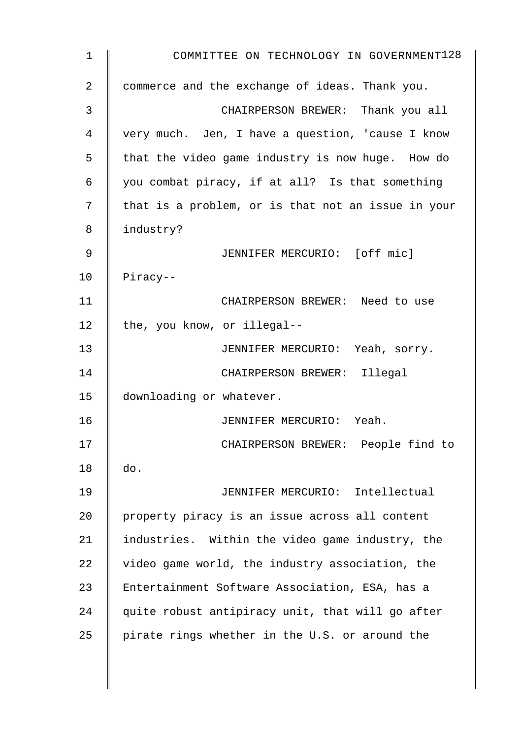commerce and the exchange of ideas. Thank you.

CHAIRPERSON BREWER: Thank you all very much. Jen, I have a question, 'cause I know that the video game industry is now huge. How do you combat piracy, if at all? Is that something that is a problem, or is that not an issue in your industry?

JENNIFER MERCURIO: [off mic] Piracy--

CHAIRPERSON BREWER: Need to use the, you know, or illegal--

JENNIFER MERCURIO: Yeah, sorry.

CHAIRPERSON BREWER: Illegal downloading or whatever.

JENNIFER MERCURIO: Yeah.

CHAIRPERSON BREWER: People find to do.

JENNIFER MERCURIO: Intellectual property piracy is an issue across all content industries. Within the video game industry, the video game world, the industry association, the Entertainment Software Association, ESA, has a quite robust antipiracy unit, that will go after pirate rings whether in the U.S. or around the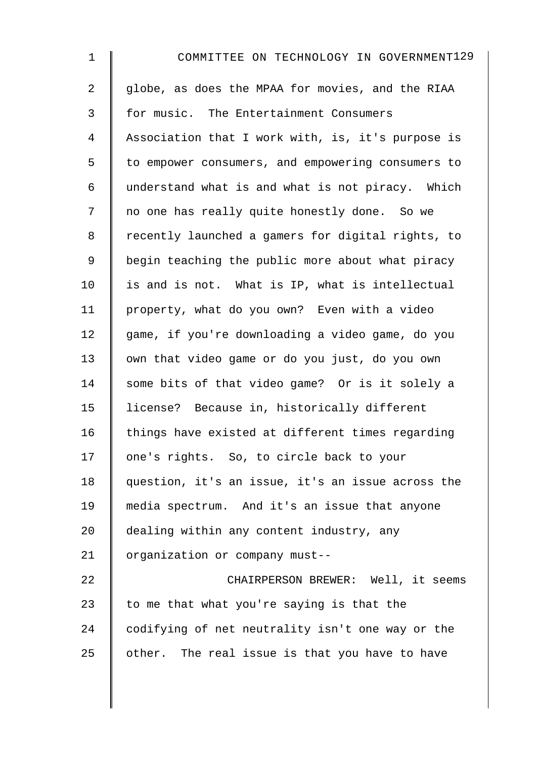globe, as does the MPAA for movies, and the RIAA for music. The Entertainment Consumers Association that I work with, is, it's purpose is to empower consumers, and empowering consumers to understand what is and what is not piracy. Which no one has really quite honestly done. So we recently launched a gamers for digital rights, to begin teaching the public more about what piracy is and is not. What is IP, what is intellectual property, what do you own? Even with a video game, if you're downloading a video game, do you own that video game or do you just, do you own some bits of that video game? Or is it solely a license? Because in, historically different things have existed at different times regarding one's rights. So, to circle back to your question, it's an issue, it's an issue across the media spectrum. And it's an issue that anyone dealing within any content industry, any organization or company must--

CHAIRPERSON BREWER: Well, it seems to me that what you're saying is that the codifying of net neutrality isn't one way or the other. The real issue is that you have to have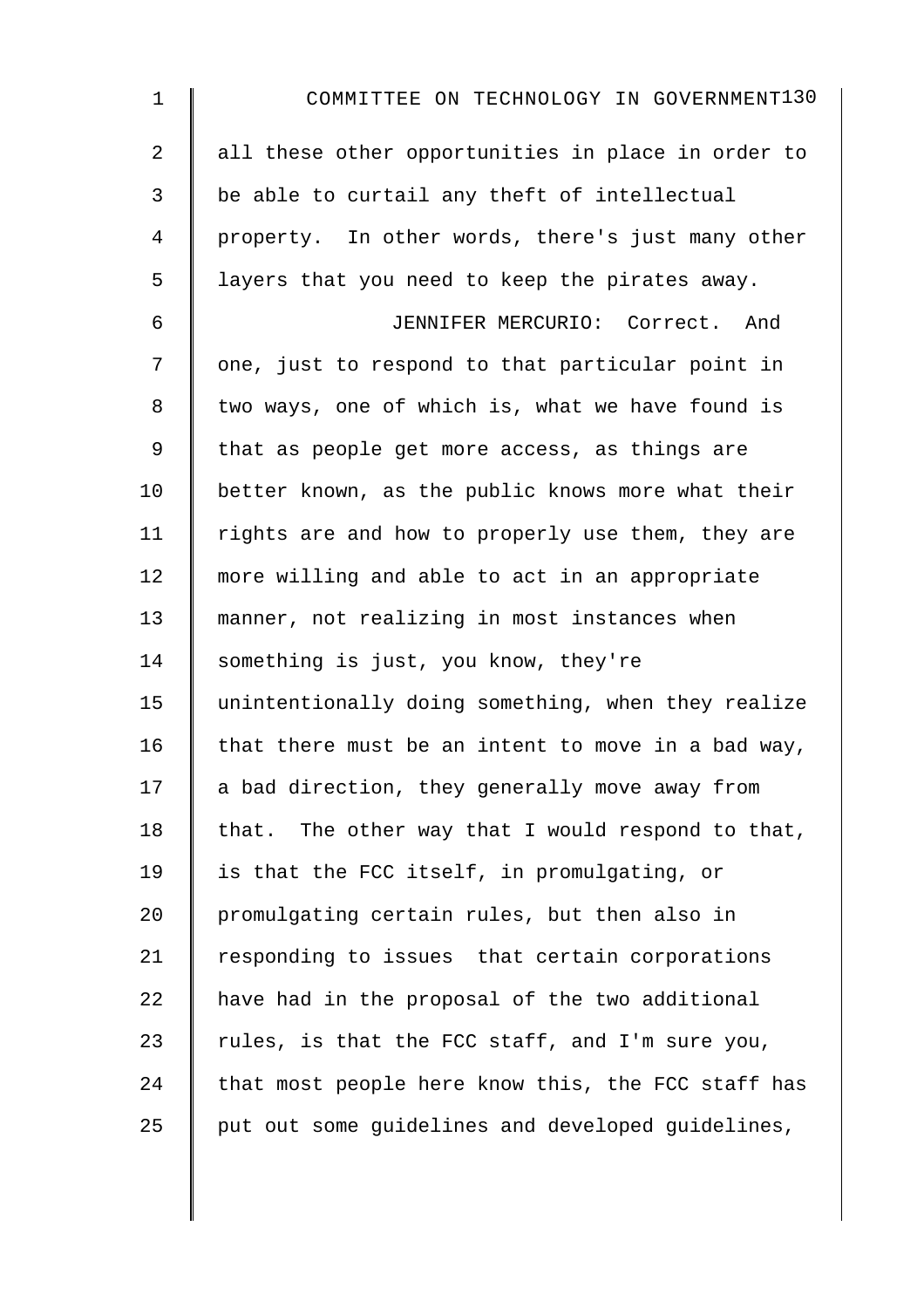all these other opportunities in place in order to be able to curtail any theft of intellectual property. In other words, there's just many other layers that you need to keep the pirates away.

JENNIFER MERCURIO: Correct. And one, just to respond to that particular point in two ways, one of which is, what we have found is that as people get more access, as things are better known, as the public knows more what their rights are and how to properly use them, they are more willing and able to act in an appropriate manner, not realizing in most instances when something is just, you know, they're unintentionally doing something, when they realize that there must be an intent to move in a bad way, a bad direction, they generally move away from that. The other way that I would respond to that, is that the FCC itself, in promulgating, or promulgating certain rules, but then also in responding to issues that certain corporations have had in the proposal of the two additional rules, is that the FCC staff, and I'm sure you, that most people here know this, the FCC staff has put out some guidelines and developed guidelines,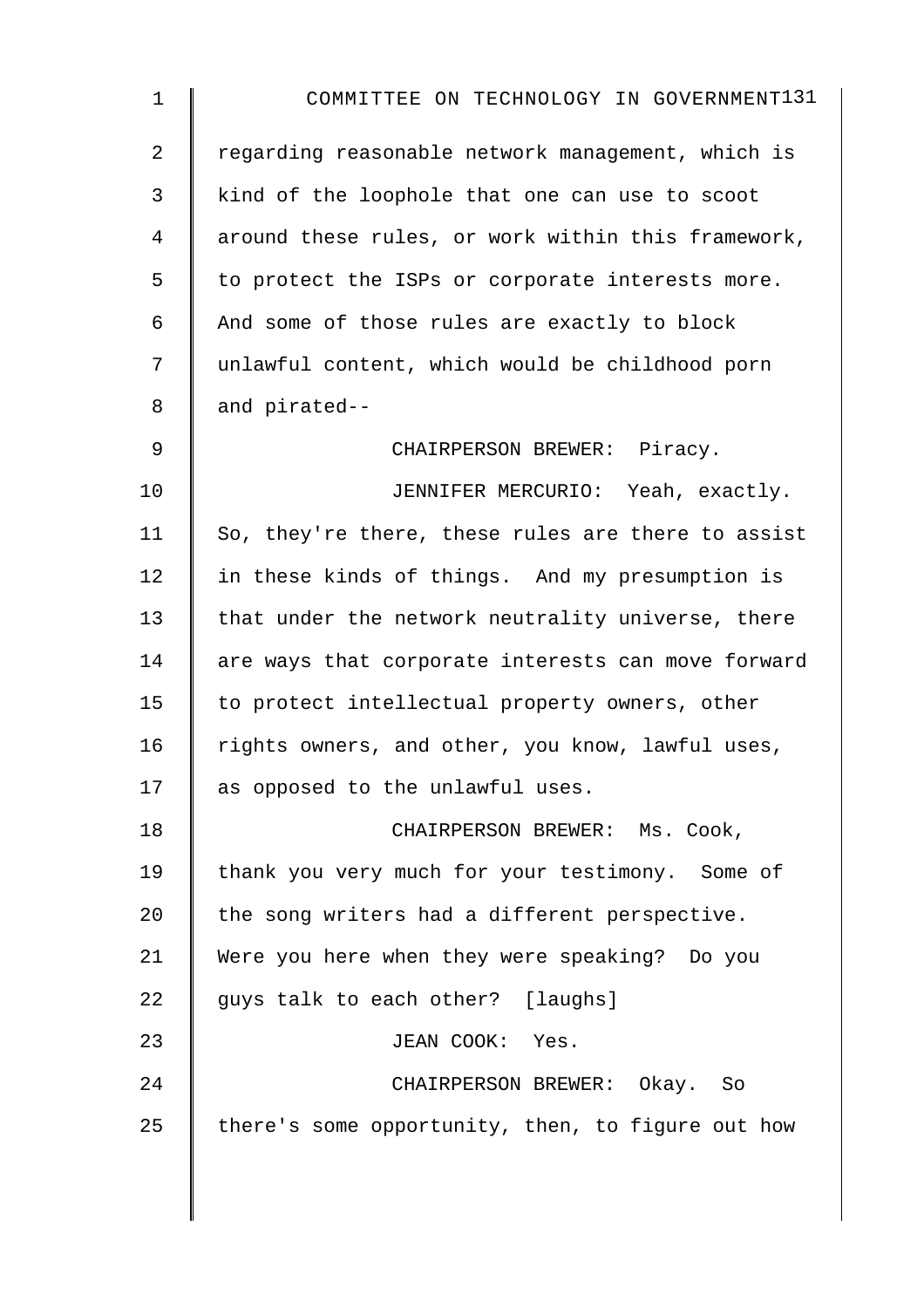regarding reasonable network management, which is kind of the loophole that one can use to scoot around these rules, or work within this framework, to protect the ISPs or corporate interests more. And some of those rules are exactly to block unlawful content, which would be childhood porn and pirated--

CHAIRPERSON BREWER: Piracy.

JENNIFER MERCURIO: Yeah, exactly. So, they're there, these rules are there to assist in these kinds of things. And my presumption is that under the network neutrality universe, there are ways that corporate interests can move forward to protect intellectual property owners, other rights owners, and other, you know, lawful uses, as opposed to the unlawful uses.

CHAIRPERSON BREWER: Ms. Cook, thank you very much for your testimony. Some of the song writers had a different perspective. Were you here when they were speaking? Do you guys talk to each other? [laughs]

JEAN COOK: Yes.

CHAIRPERSON BREWER: Okay. So there's some opportunity, then, to figure out how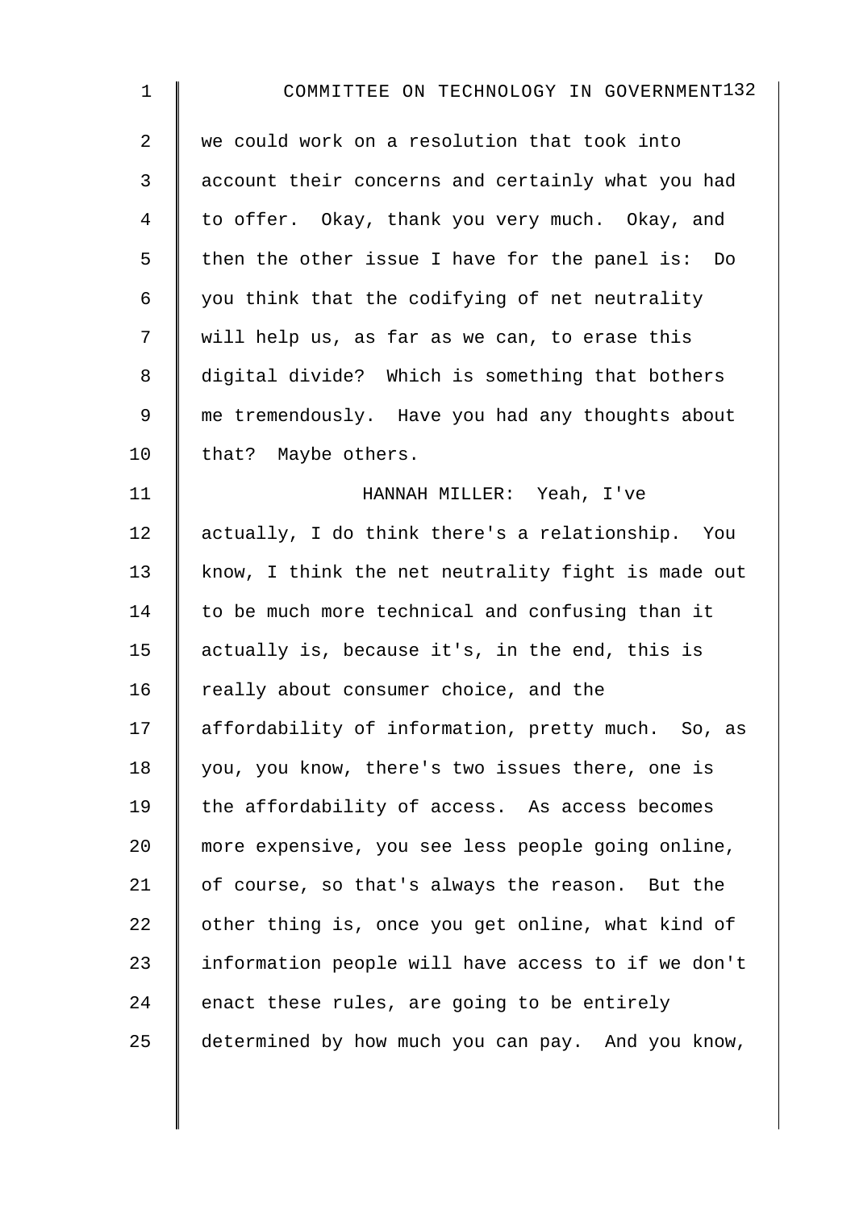we could work on a resolution that took into account their concerns and certainly what you had to offer. Okay, thank you very much. Okay, and then the other issue I have for the panel is: Do you think that the codifying of net neutrality will help us, as far as we can, to erase this digital divide? Which is something that bothers me tremendously. Have you had any thoughts about that? Maybe others.

HANNAH MILLER: Yeah, I've actually, I do think there's a relationship. You know, I think the net neutrality fight is made out to be much more technical and confusing than it actually is, because it's, in the end, this is really about consumer choice, and the affordability of information, pretty much. So, as you, you know, there's two issues there, one is the affordability of access. As access becomes more expensive, you see less people going online, of course, so that's always the reason. But the other thing is, once you get online, what kind of information people will have access to if we don't enact these rules, are going to be entirely determined by how much you can pay. And you know,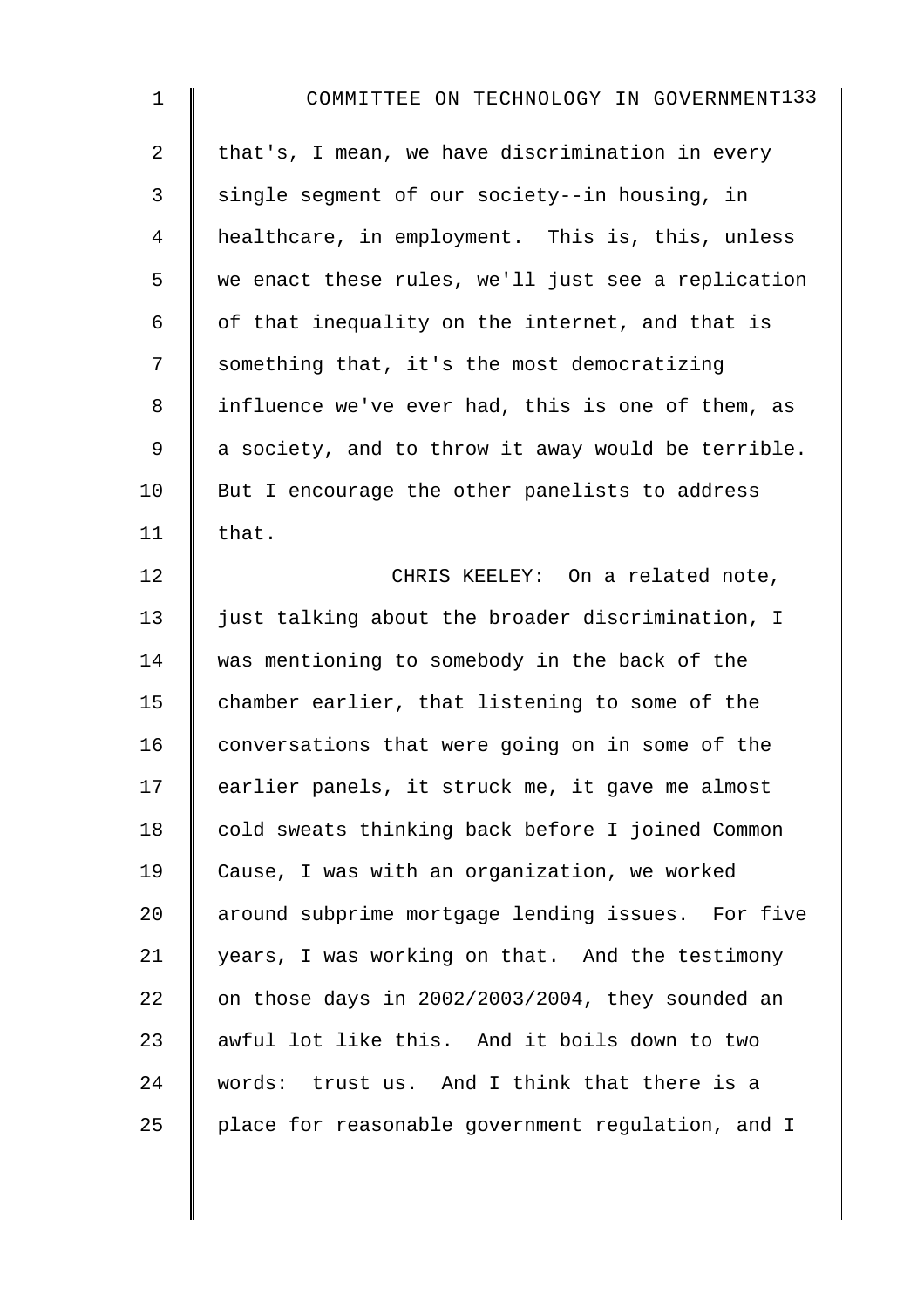that's, I mean, we have discrimination in every single segment of our society--in housing, in healthcare, in employment. This is, this, unless we enact these rules, we'll just see a replication of that inequality on the internet, and that is something that, it's the most democratizing influence we've ever had, this is one of them, as a society, and to throw it away would be terrible. But I encourage the other panelists to address that.

CHRIS KEELEY: On a related note, just talking about the broader discrimination, I was mentioning to somebody in the back of the chamber earlier, that listening to some of the conversations that were going on in some of the earlier panels, it struck me, it gave me almost cold sweats thinking back before I joined Common Cause, I was with an organization, we worked around subprime mortgage lending issues. For five years, I was working on that. And the testimony on those days in 2002/2003/2004, they sounded an awful lot like this. And it boils down to two words: trust us. And I think that there is a place for reasonable government regulation, and I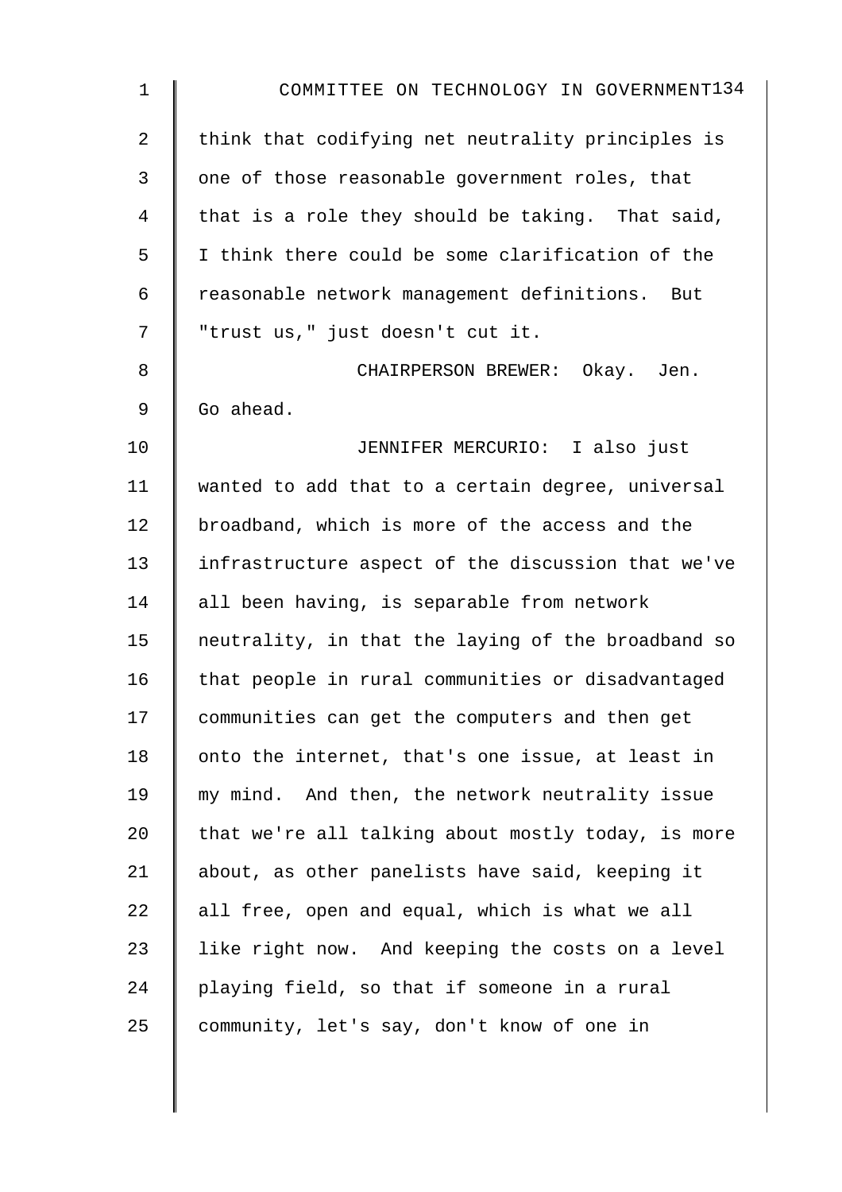think that codifying net neutrality principles is one of those reasonable government roles, that that is a role they should be taking. That said, I think there could be some clarification of the reasonable network management definitions. But "trust us," just doesn't cut it.

CHAIRPERSON BREWER: Okay. Jen. Go ahead.

JENNIFER MERCURIO: I also just wanted to add that to a certain degree, universal broadband, which is more of the access and the infrastructure aspect of the discussion that we've all been having, is separable from network neutrality, in that the laying of the broadband so that people in rural communities or disadvantaged communities can get the computers and then get onto the internet, that's one issue, at least in my mind. And then, the network neutrality issue that we're all talking about mostly today, is more about, as other panelists have said, keeping it all free, open and equal, which is what we all like right now. And keeping the costs on a level playing field, so that if someone in a rural community, let's say, don't know of one in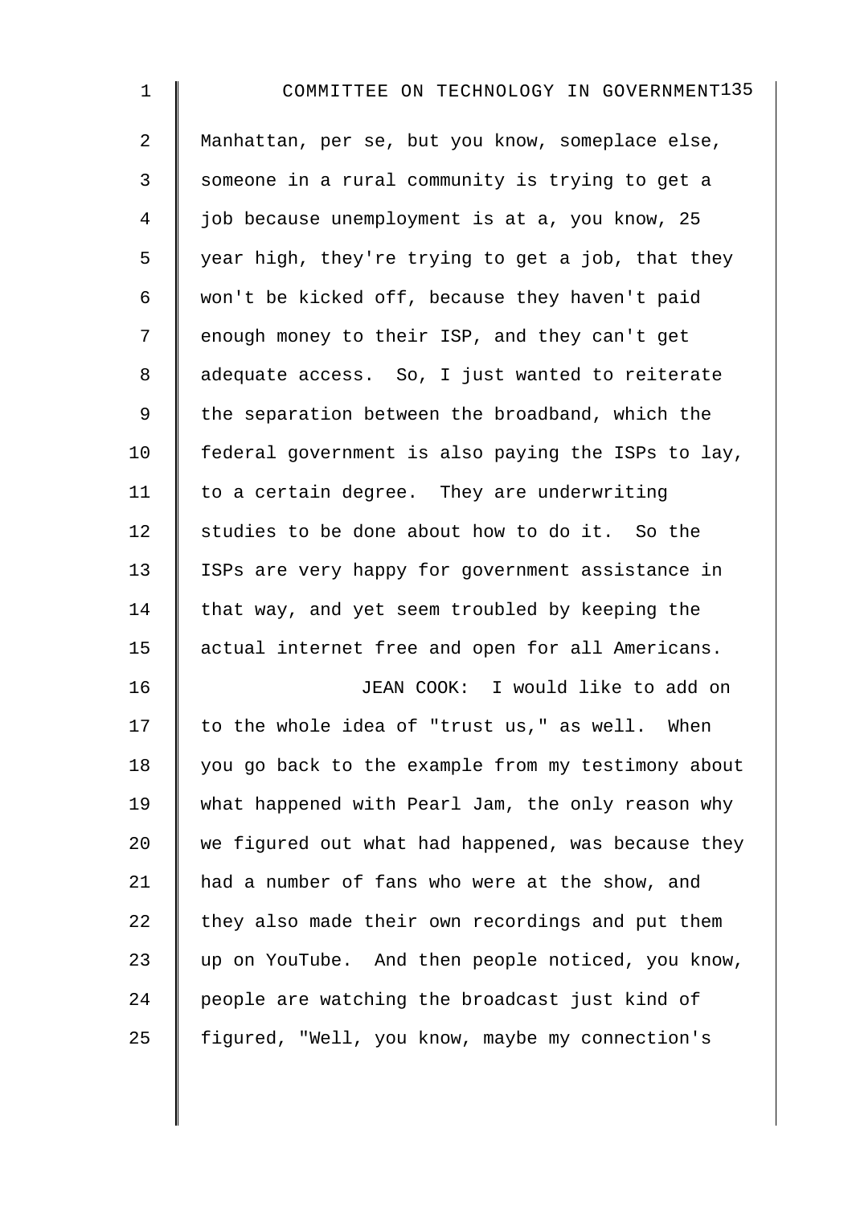Manhattan, per se, but you know, someplace else, someone in a rural community is trying to get a job because unemployment is at a, you know, 25 year high, they're trying to get a job, that they won't be kicked off, because they haven't paid enough money to their ISP, and they can't get adequate access. So, I just wanted to reiterate the separation between the broadband, which the federal government is also paying the ISPs to lay, to a certain degree. They are underwriting studies to be done about how to do it. So the ISPs are very happy for government assistance in that way, and yet seem troubled by keeping the actual internet free and open for all Americans.

JEAN COOK: I would like to add on to the whole idea of "trust us," as well. When you go back to the example from my testimony about what happened with Pearl Jam, the only reason why we figured out what had happened, was because they had a number of fans who were at the show, and they also made their own recordings and put them up on YouTube. And then people noticed, you know, people are watching the broadcast just kind of figured, "Well, you know, maybe my connection's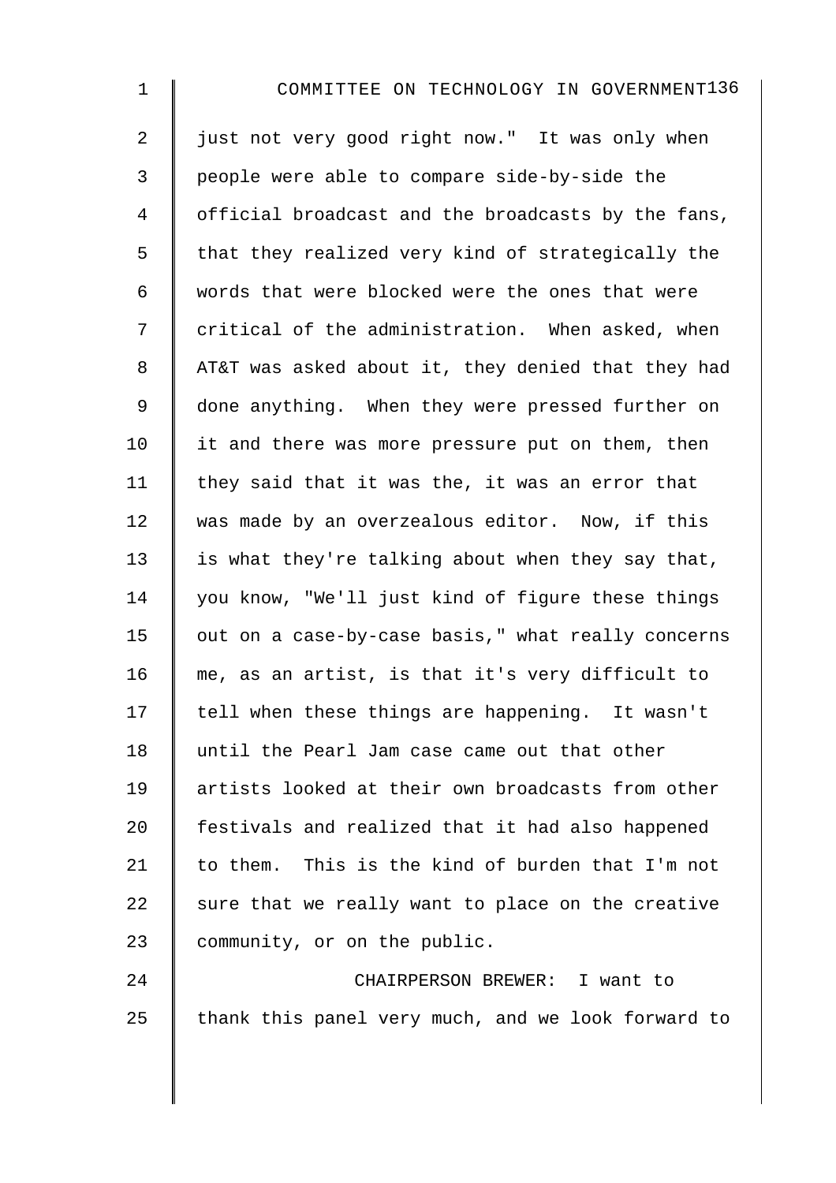just not very good right now." It was only when people were able to compare side-by-side the official broadcast and the broadcasts by the fans, that they realized very kind of strategically the words that were blocked were the ones that were critical of the administration. When asked, when AT&T was asked about it, they denied that they had done anything. When they were pressed further on it and there was more pressure put on them, then they said that it was the, it was an error that was made by an overzealous editor. Now, if this is what they're talking about when they say that, you know, "We'll just kind of figure these things out on a case-by-case basis," what really concerns me, as an artist, is that it's very difficult to tell when these things are happening. It wasn't until the Pearl Jam case came out that other artists looked at their own broadcasts from other festivals and realized that it had also happened to them. This is the kind of burden that I'm not sure that we really want to place on the creative community, or on the public.

CHAIRPERSON BREWER: I want to thank this panel very much, and we look forward to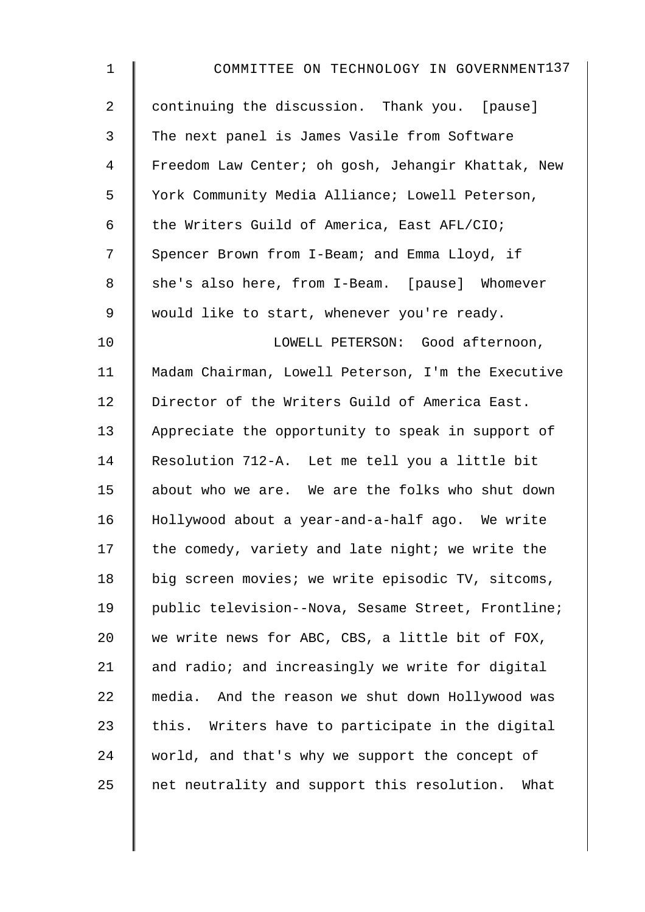continuing the discussion. Thank you. [pause] The next panel is James Vasile from Software Freedom Law Center; oh gosh, Jehangir Khattak, New York Community Media Alliance; Lowell Peterson, the Writers Guild of America, East AFL/CIO; Spencer Brown from I-Beam; and Emma Lloyd, if she's also here, from I-Beam. [pause] Whomever would like to start, whenever you're ready.

LOWELL PETERSON: Good afternoon, Madam Chairman, Lowell Peterson, I'm the Executive Director of the Writers Guild of America East. Appreciate the opportunity to speak in support of Resolution 712-A. Let me tell you a little bit about who we are. We are the folks who shut down Hollywood about a year-and-a-half ago. We write the comedy, variety and late night; we write the big screen movies; we write episodic TV, sitcoms, public television--Nova, Sesame Street, Frontline; we write news for ABC, CBS, a little bit of FOX, and radio; and increasingly we write for digital media. And the reason we shut down Hollywood was this. Writers have to participate in the digital world, and that's why we support the concept of net neutrality and support this resolution. What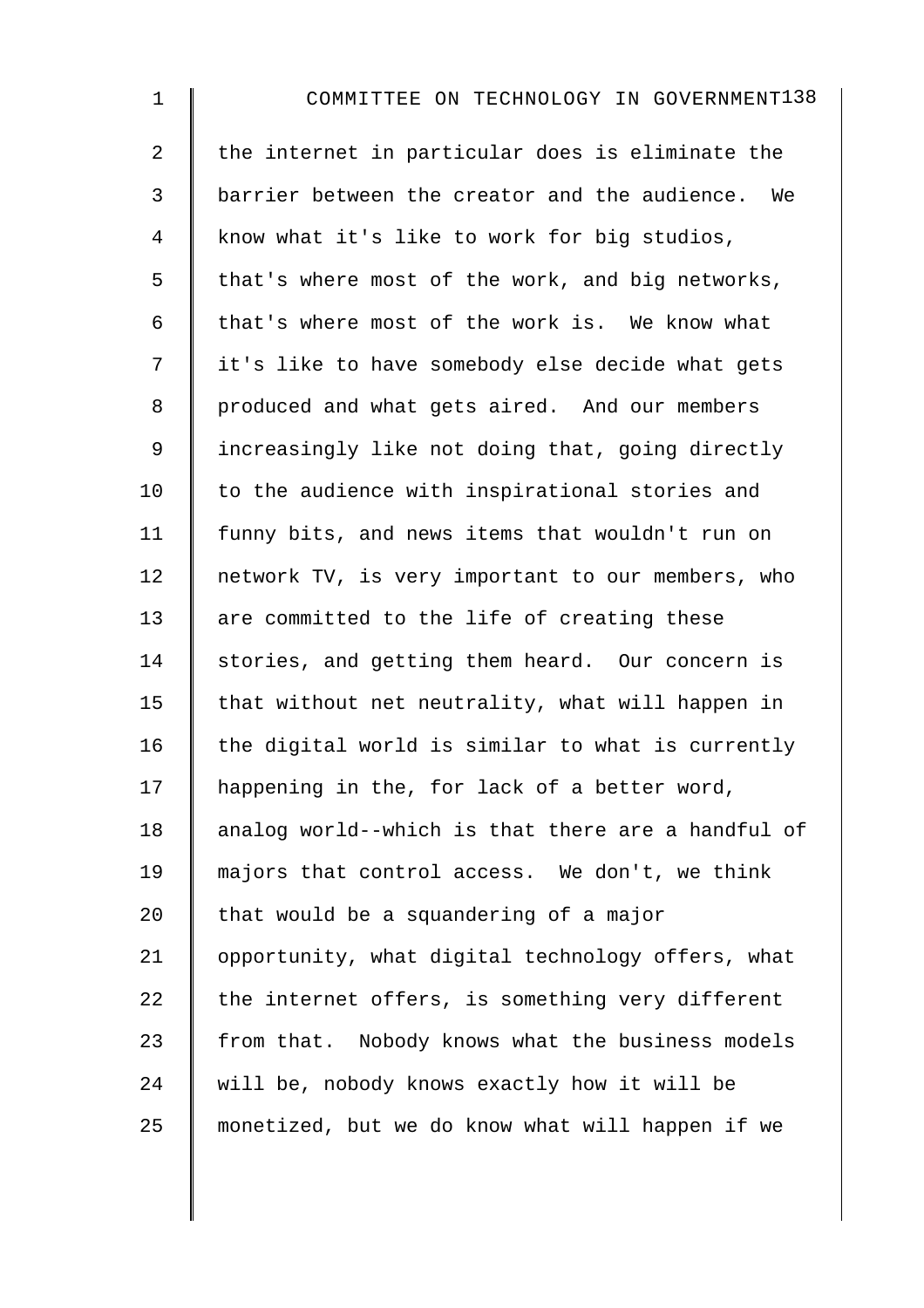the internet in particular does is eliminate the barrier between the creator and the audience. We know what it's like to work for big studios, that's where most of the work, and big networks, that's where most of the work is. We know what it's like to have somebody else decide what gets produced and what gets aired. And our members increasingly like not doing that, going directly to the audience with inspirational stories and funny bits, and news items that wouldn't run on network TV, is very important to our members, who are committed to the life of creating these stories, and getting them heard. Our concern is that without net neutrality, what will happen in the digital world is similar to what is currently happening in the, for lack of a better word, analog world--which is that there are a handful of majors that control access. We don't, we think that would be a squandering of a major opportunity, what digital technology offers, what the internet offers, is something very different from that. Nobody knows what the business models will be, nobody knows exactly how it will be monetized, but we do know what will happen if we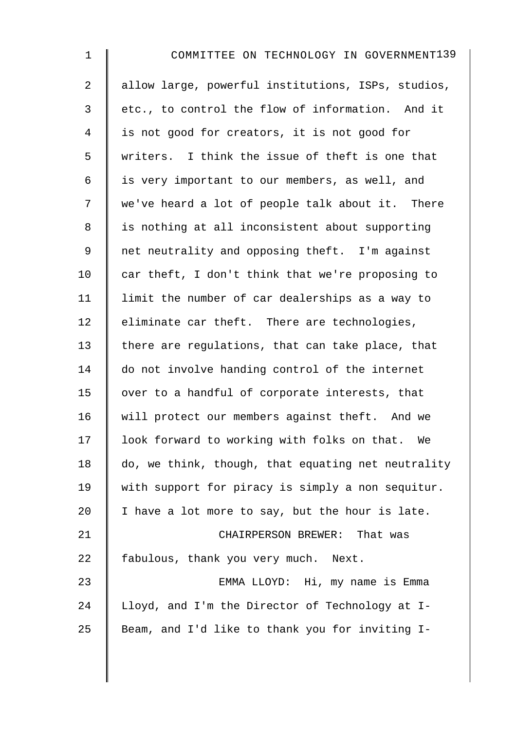allow large, powerful institutions, ISPs, studios, etc., to control the flow of information. And it is not good for creators, it is not good for writers. I think the issue of theft is one that is very important to our members, as well, and we've heard a lot of people talk about it. There is nothing at all inconsistent about supporting net neutrality and opposing theft. I'm against car theft, I don't think that we're proposing to limit the number of car dealerships as a way to eliminate car theft. There are technologies, there are regulations, that can take place, that do not involve handing control of the internet over to a handful of corporate interests, that will protect our members against theft. And we look forward to working with folks on that. We do, we think, though, that equating net neutrality with support for piracy is simply a non sequitur. I have a lot more to say, but the hour is late.

CHAIRPERSON BREWER: That was fabulous, thank you very much. Next.

EMMA LLOYD: Hi, my name is Emma Lloyd, and I'm the Director of Technology at I-Beam, and I'd like to thank you for inviting I-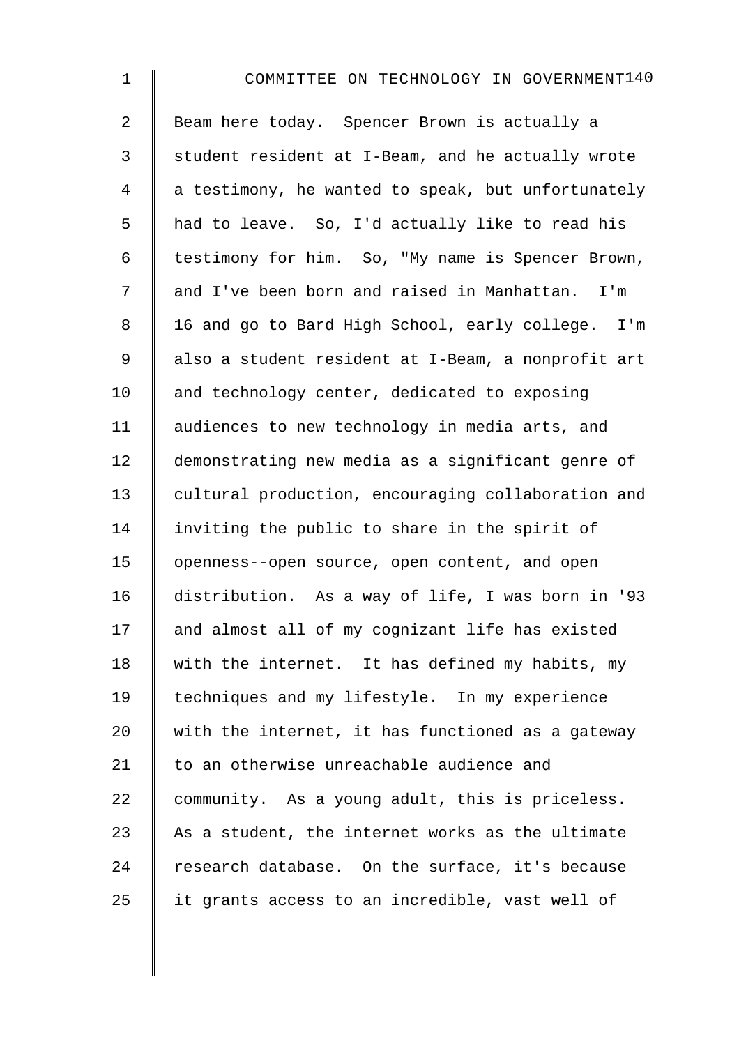Beam here today. Spencer Brown is actually a student resident at I-Beam, and he actually wrote a testimony, he wanted to speak, but unfortunately had to leave. So, I'd actually like to read his testimony for him. So, "My name is Spencer Brown, and I've been born and raised in Manhattan. I'm 16 and go to Bard High School, early college. I'm also a student resident at I-Beam, a nonprofit art and technology center, dedicated to exposing audiences to new technology in media arts, and demonstrating new media as a significant genre of cultural production, encouraging collaboration and inviting the public to share in the spirit of openness--open source, open content, and open distribution. As a way of life, I was born in '93 and almost all of my cognizant life has existed with the internet. It has defined my habits, my techniques and my lifestyle. In my experience with the internet, it has functioned as a gateway to an otherwise unreachable audience and community. As a young adult, this is priceless. As a student, the internet works as the ultimate research database. On the surface, it's because it grants access to an incredible, vast well of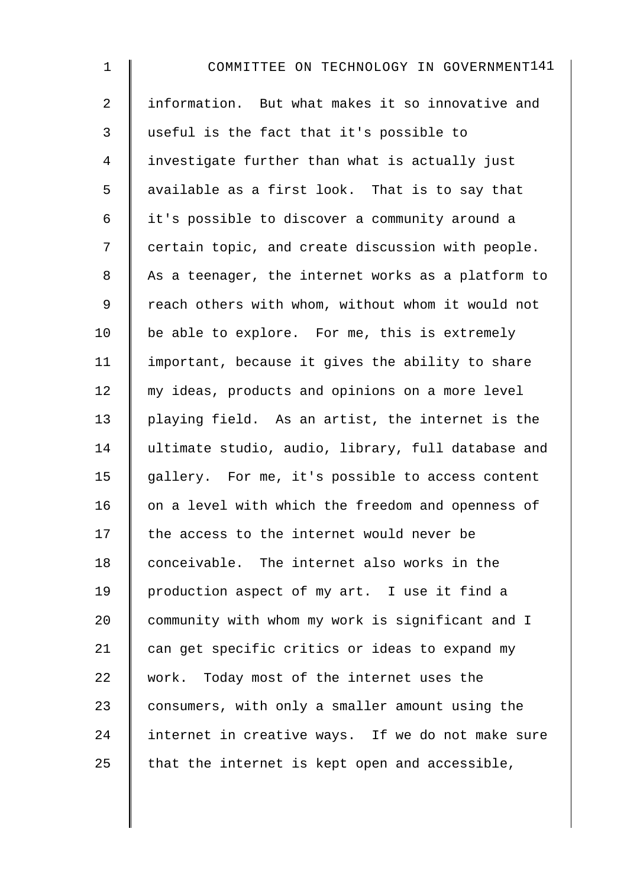information. But what makes it so innovative and useful is the fact that it's possible to investigate further than what is actually just available as a first look. That is to say that it's possible to discover a community around a certain topic, and create discussion with people. As a teenager, the internet works as a platform to reach others with whom, without whom it would not be able to explore. For me, this is extremely important, because it gives the ability to share my ideas, products and opinions on a more level playing field. As an artist, the internet is the ultimate studio, audio, library, full database and gallery. For me, it's possible to access content on a level with which the freedom and openness of the access to the internet would never be conceivable. The internet also works in the production aspect of my art. I use it find a community with whom my work is significant and I can get specific critics or ideas to expand my work. Today most of the internet uses the consumers, with only a smaller amount using the internet in creative ways. If we do not make sure that the internet is kept open and accessible,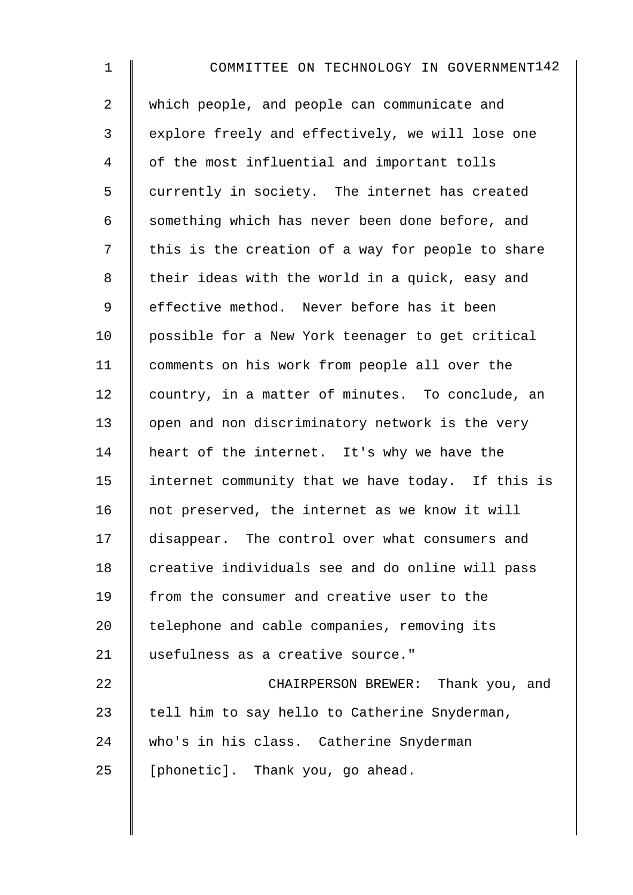which people, and people can communicate and explore freely and effectively, we will lose one of the most influential and important tolls currently in society. The internet has created something which has never been done before, and this is the creation of a way for people to share their ideas with the world in a quick, easy and effective method. Never before has it been possible for a New York teenager to get critical comments on his work from people all over the country, in a matter of minutes. To conclude, an open and non discriminatory network is the very heart of the internet. It's why we have the internet community that we have today. If this is not preserved, the internet as we know it will disappear. The control over what consumers and creative individuals see and do online will pass from the consumer and creative user to the telephone and cable companies, removing its usefulness as a creative source."

CHAIRPERSON BREWER: Thank you, and tell him to say hello to Catherine Snyderman, who's in his class. Catherine Snyderman [phonetic]. Thank you, go ahead.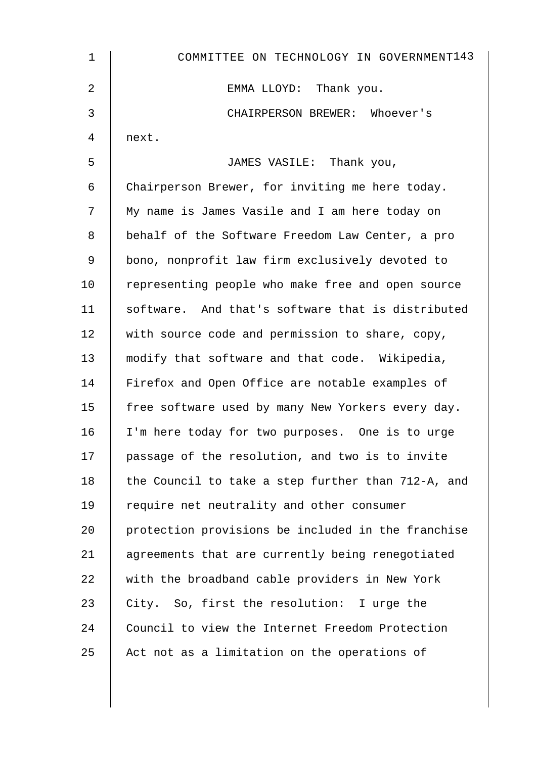EMMA LLOYD: Thank you.

CHAIRPERSON BREWER: Whoever's next.

JAMES VASILE: Thank you, Chairperson Brewer, for inviting me here today. My name is James Vasile and I am here today on behalf of the Software Freedom Law Center, a pro bono, nonprofit law firm exclusively devoted to representing people who make free and open source software. And that's software that is distributed with source code and permission to share, copy, modify that software and that code. Wikipedia, Firefox and Open Office are notable examples of free software used by many New Yorkers every day. I'm here today for two purposes. One is to urge passage of the resolution, and two is to invite the Council to take a step further than 712-A, and require net neutrality and other consumer protection provisions be included in the franchise agreements that are currently being renegotiated with the broadband cable providers in New York City. So, first the resolution: I urge the Council to view the Internet Freedom Protection Act not as a limitation on the operations of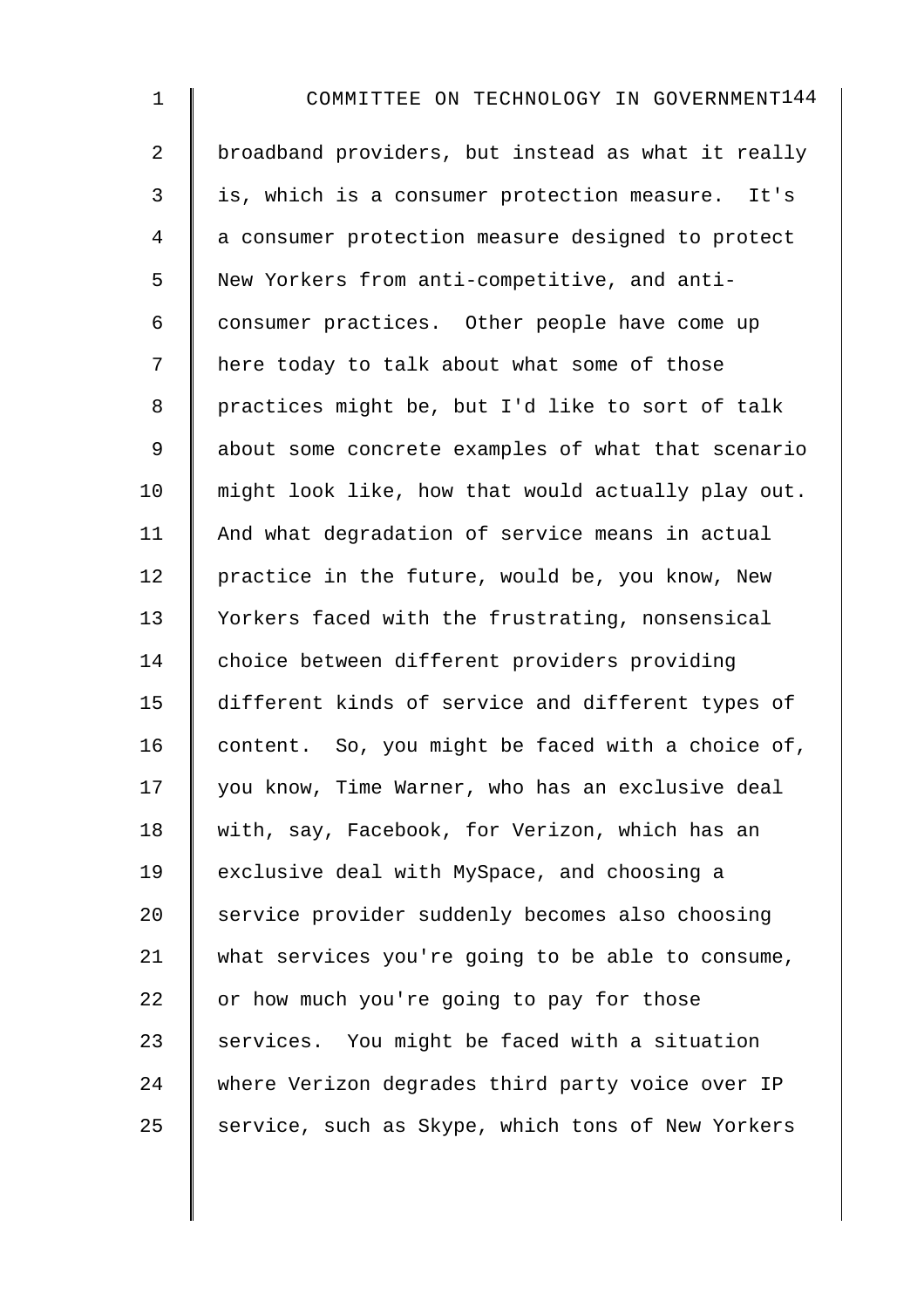broadband providers, but instead as what it really is, which is a consumer protection measure. It's a consumer protection measure designed to protect New Yorkers from anti-competitive, and anti-consumer practices. Other people have come up here today to talk about what some of those practices might be, but I'd like to sort of talk about some concrete examples of what that scenario might look like, how that would actually play out. And what degradation of service means in actual practice in the future, would be, you know, New Yorkers faced with the frustrating, nonsensical choice between different providers providing different kinds of service and different types of content. So, you might be faced with a choice of, you know, Time Warner, who has an exclusive deal with, say, Facebook, for Verizon, which has an exclusive deal with MySpace, and choosing a service provider suddenly becomes also choosing what services you're going to be able to consume, or how much you're going to pay for those services. You might be faced with a situation where Verizon degrades third party voice over IP service, such as Skype, which tons of New Yorkers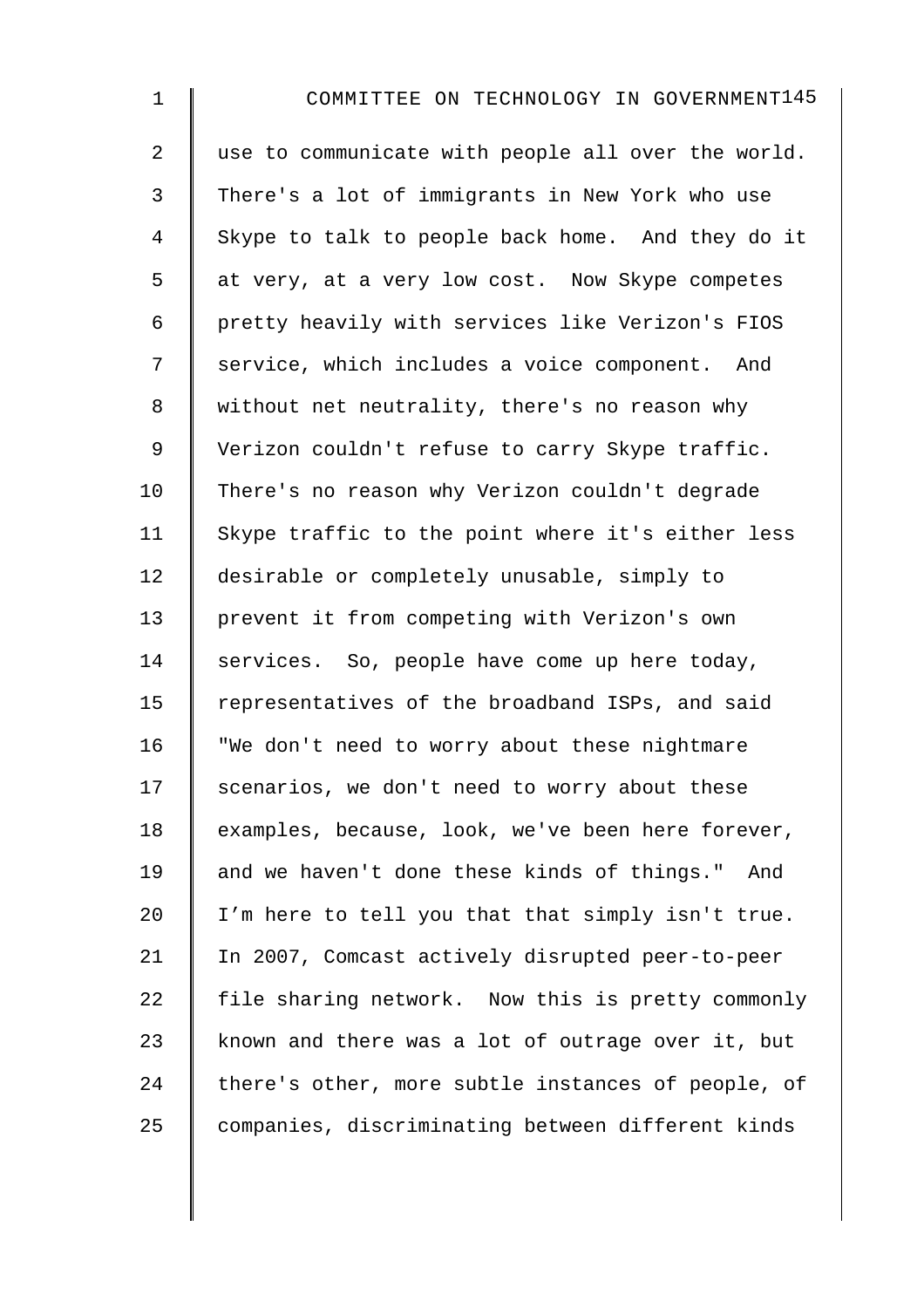use to communicate with people all over the world. There's a lot of immigrants in New York who use Skype to talk to people back home. And they do it at very, at a very low cost. Now Skype competes pretty heavily with services like Verizon's FIOS service, which includes a voice component. And without net neutrality, there's no reason why Verizon couldn't refuse to carry Skype traffic. There's no reason why Verizon couldn't degrade Skype traffic to the point where it's either less desirable or completely unusable, simply to prevent it from competing with Verizon's own services. So, people have come up here today, representatives of the broadband ISPs, and said "We don't need to worry about these nightmare scenarios, we don't need to worry about these examples, because, look, we've been here forever, and we haven't done these kinds of things." And I'm here to tell you that that simply isn't true. In 2007, Comcast actively disrupted peer-to-peer file sharing network. Now this is pretty commonly known and there was a lot of outrage over it, but there's other, more subtle instances of people, of companies, discriminating between different kinds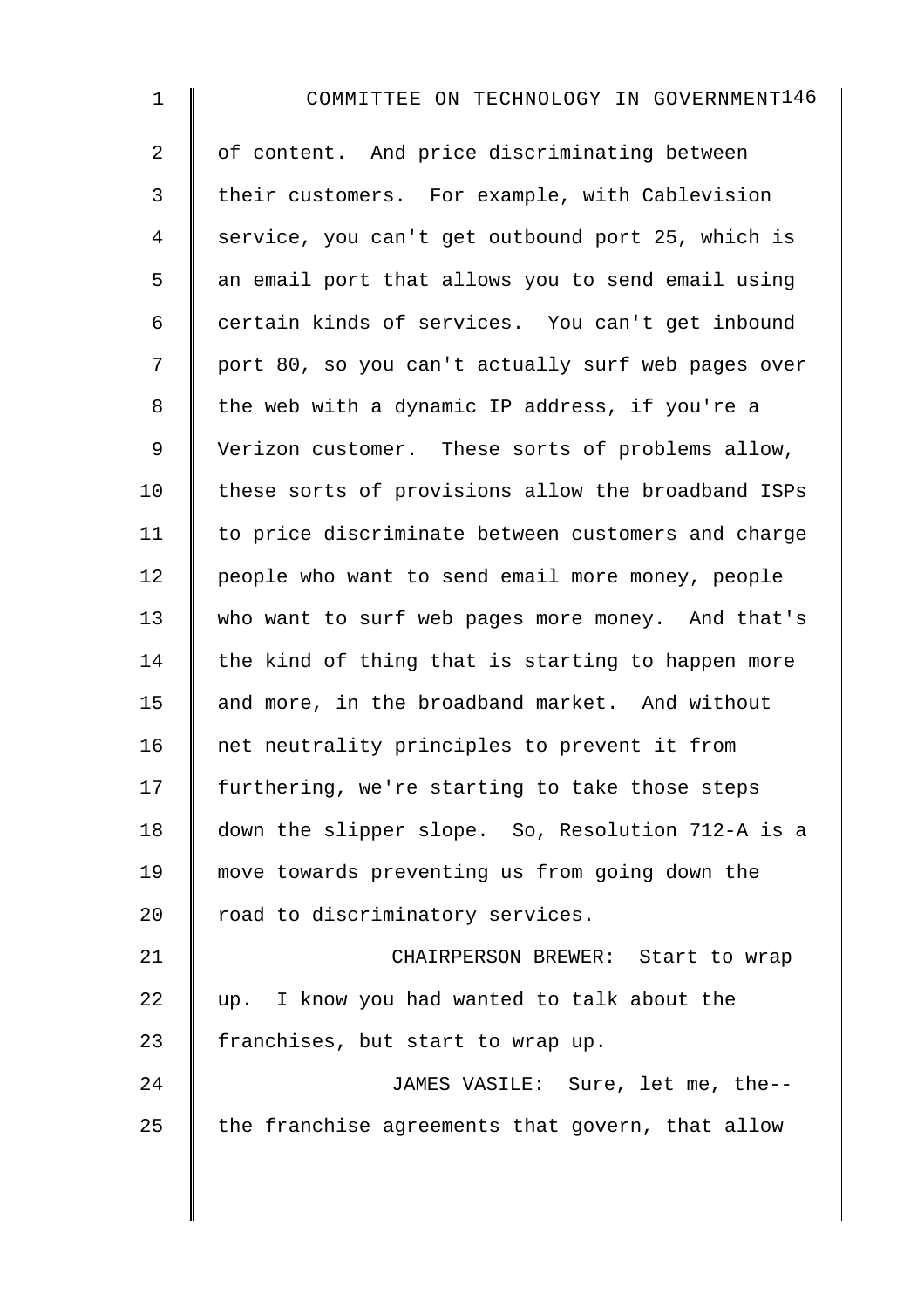of content. And price discriminating between their customers. For example, with Cablevision service, you can't get outbound port 25, which is an email port that allows you to send email using certain kinds of services. You can't get inbound port 80, so you can't actually surf web pages over the web with a dynamic IP address, if you're a Verizon customer. These sorts of problems allow, these sorts of provisions allow the broadband ISPs to price discriminate between customers and charge people who want to send email more money, people who want to surf web pages more money. And that's the kind of thing that is starting to happen more and more, in the broadband market. And without net neutrality principles to prevent it from furthering, we're starting to take those steps down the slipper slope. So, Resolution 712-A is a move towards preventing us from going down the road to discriminatory services.

CHAIRPERSON BREWER: Start to wrap up. I know you had wanted to talk about the franchises, but start to wrap up.

JAMES VASILE: Sure, let me, the-- the franchise agreements that govern, that allow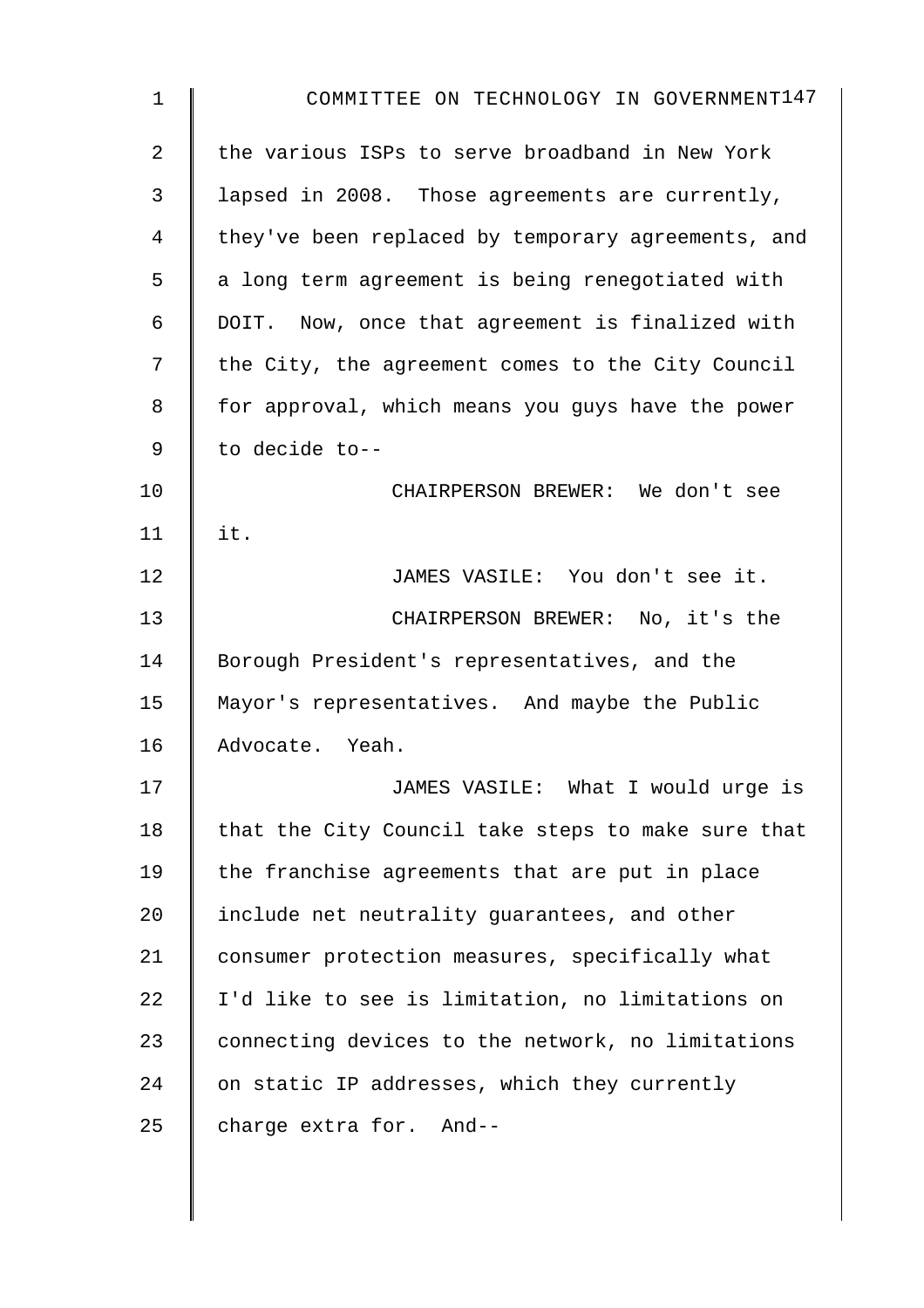the various ISPs to serve broadband in New York lapsed in 2008. Those agreements are currently, they've been replaced by temporary agreements, and a long term agreement is being renegotiated with DOIT. Now, once that agreement is finalized with the City, the agreement comes to the City Council for approval, which means you guys have the power to decide to--

CHAIRPERSON BREWER: We don't see it.

JAMES VASILE: You don't see it.

CHAIRPERSON BREWER: No, it's the Borough President's representatives, and the Mayor's representatives. And maybe the Public Advocate. Yeah.

JAMES VASILE: What I would urge is that the City Council take steps to make sure that the franchise agreements that are put in place include net neutrality guarantees, and other consumer protection measures, specifically what I'd like to see is limitation, no limitations on connecting devices to the network, no limitations on static IP addresses, which they currently charge extra for. And--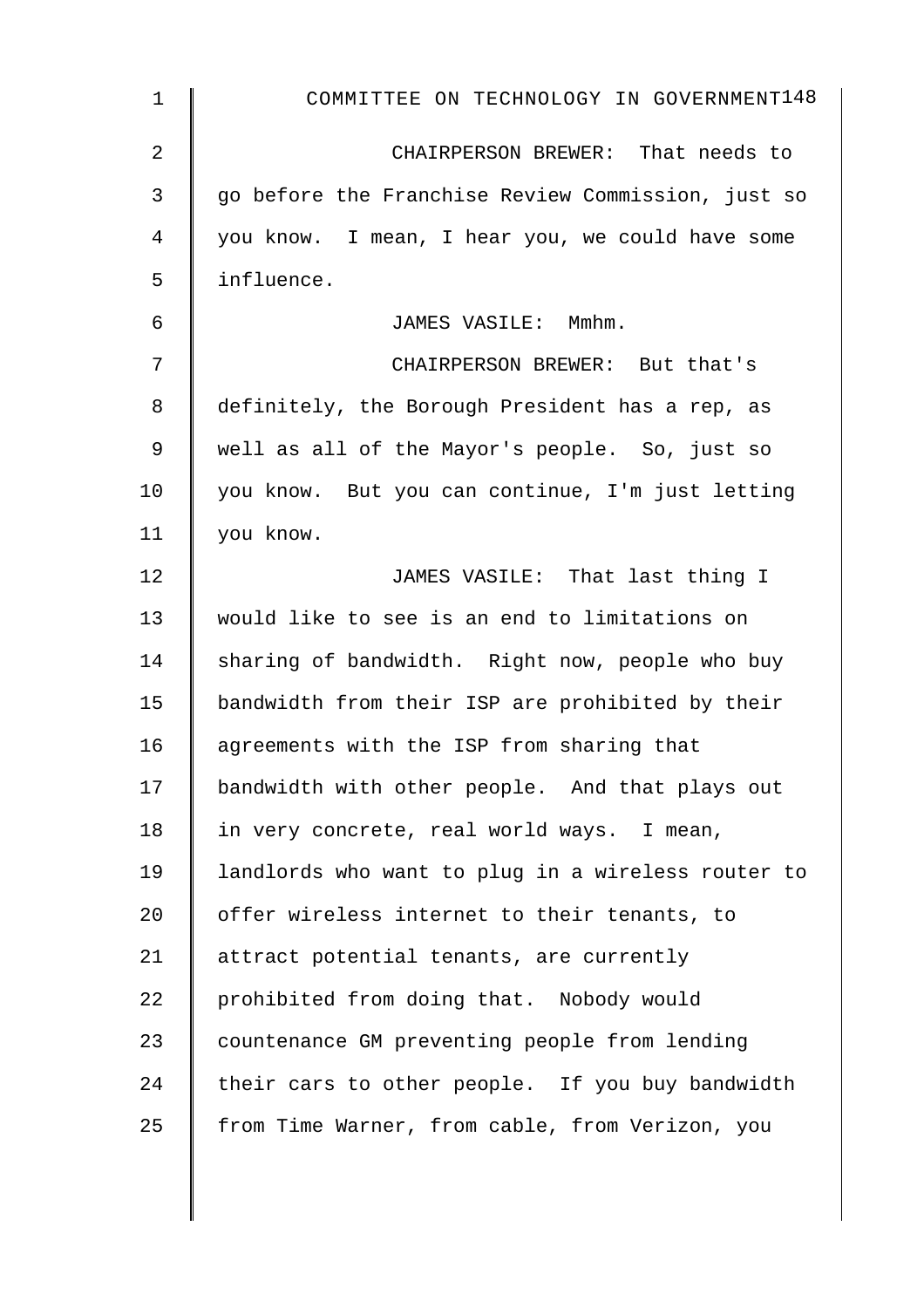CHAIRPERSON BREWER: That needs to go before the Franchise Review Commission, just so you know. I mean, I hear you, we could have some influence.

JAMES VASILE: Mmhm.

CHAIRPERSON BREWER: But that's definitely, the Borough President has a rep, as well as all of the Mayor's people. So, just so you know. But you can continue, I'm just letting you know.

JAMES VASILE: That last thing I would like to see is an end to limitations on sharing of bandwidth. Right now, people who buy bandwidth from their ISP are prohibited by their agreements with the ISP from sharing that bandwidth with other people. And that plays out in very concrete, real world ways. I mean, landlords who want to plug in a wireless router to offer wireless internet to their tenants, to attract potential tenants, are currently prohibited from doing that. Nobody would countenance GM preventing people from lending their cars to other people. If you buy bandwidth from Time Warner, from cable, from Verizon, you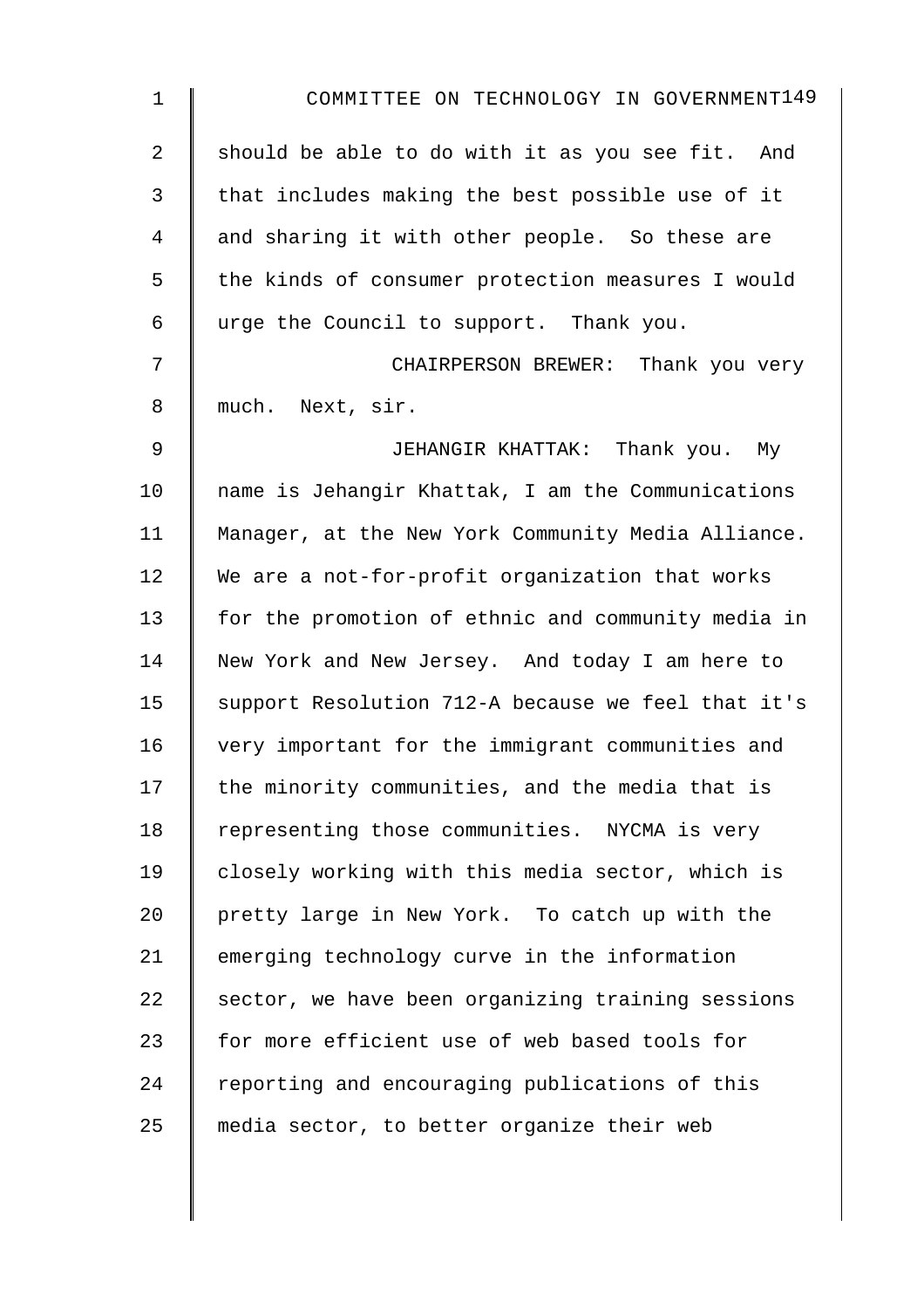should be able to do with it as you see fit. And that includes making the best possible use of it and sharing it with other people. So these are the kinds of consumer protection measures I would urge the Council to support. Thank you.

CHAIRPERSON BREWER: Thank you very much. Next, sir.

JEHANGIR KHATTAK: Thank you. My name is Jehangir Khattak, I am the Communications Manager, at the New York Community Media Alliance. We are a not-for-profit organization that works for the promotion of ethnic and community media in New York and New Jersey. And today I am here to support Resolution 712-A because we feel that it's very important for the immigrant communities and the minority communities, and the media that is representing those communities. NYCMA is very closely working with this media sector, which is pretty large in New York. To catch up with the emerging technology curve in the information sector, we have been organizing training sessions for more efficient use of web based tools for reporting and encouraging publications of this media sector, to better organize their web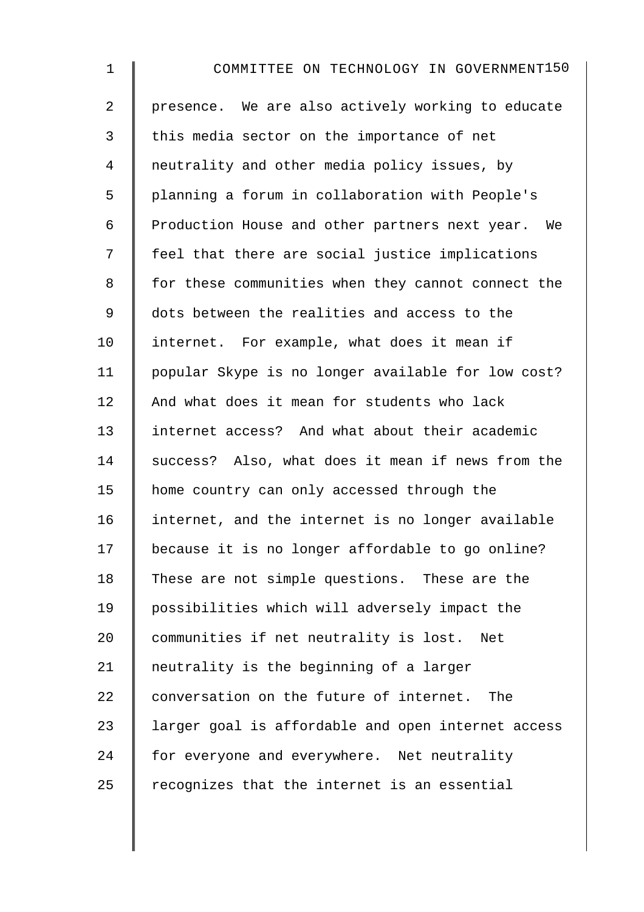presence. We are also actively working to educate this media sector on the importance of net neutrality and other media policy issues, by planning a forum in collaboration with People's Production House and other partners next year. We feel that there are social justice implications for these communities when they cannot connect the dots between the realities and access to the internet. For example, what does it mean if popular Skype is no longer available for low cost? And what does it mean for students who lack internet access? And what about their academic success? Also, what does it mean if news from the home country can only accessed through the internet, and the internet is no longer available because it is no longer affordable to go online? These are not simple questions. These are the possibilities which will adversely impact the communities if net neutrality is lost. Net neutrality is the beginning of a larger conversation on the future of internet. The larger goal is affordable and open internet access for everyone and everywhere. Net neutrality recognizes that the internet is an essential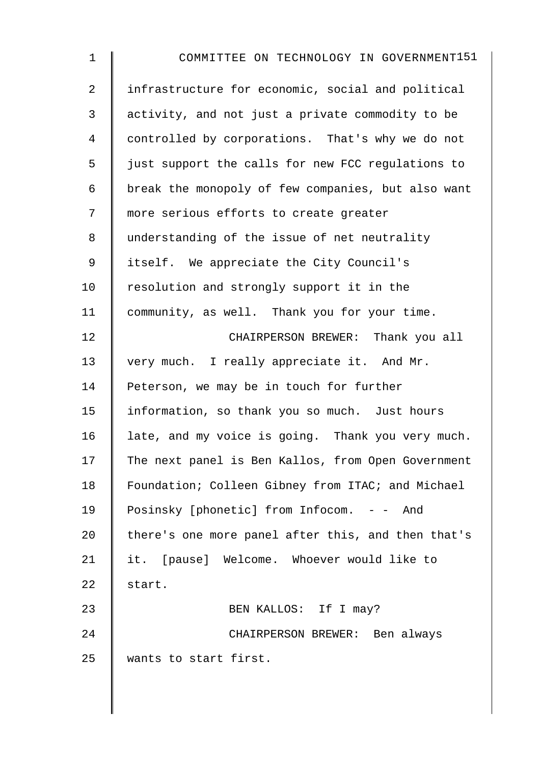infrastructure for economic, social and political activity, and not just a private commodity to be controlled by corporations. That's why we do not just support the calls for new FCC regulations to break the monopoly of few companies, but also want more serious efforts to create greater understanding of the issue of net neutrality itself. We appreciate the City Council's resolution and strongly support it in the community, as well. Thank you for your time.

CHAIRPERSON BREWER: Thank you all very much. I really appreciate it. And Mr. Peterson, we may be in touch for further information, so thank you so much. Just hours late, and my voice is going. Thank you very much. The next panel is Ben Kallos, from Open Government Foundation; Colleen Gibney from ITAC; and Michael Posinsky [phonetic] from Infocom. - - And there's one more panel after this, and then that's it. [pause] Welcome. Whoever would like to start.

BEN KALLOS: If I may?

CHAIRPERSON BREWER: Ben always wants to start first.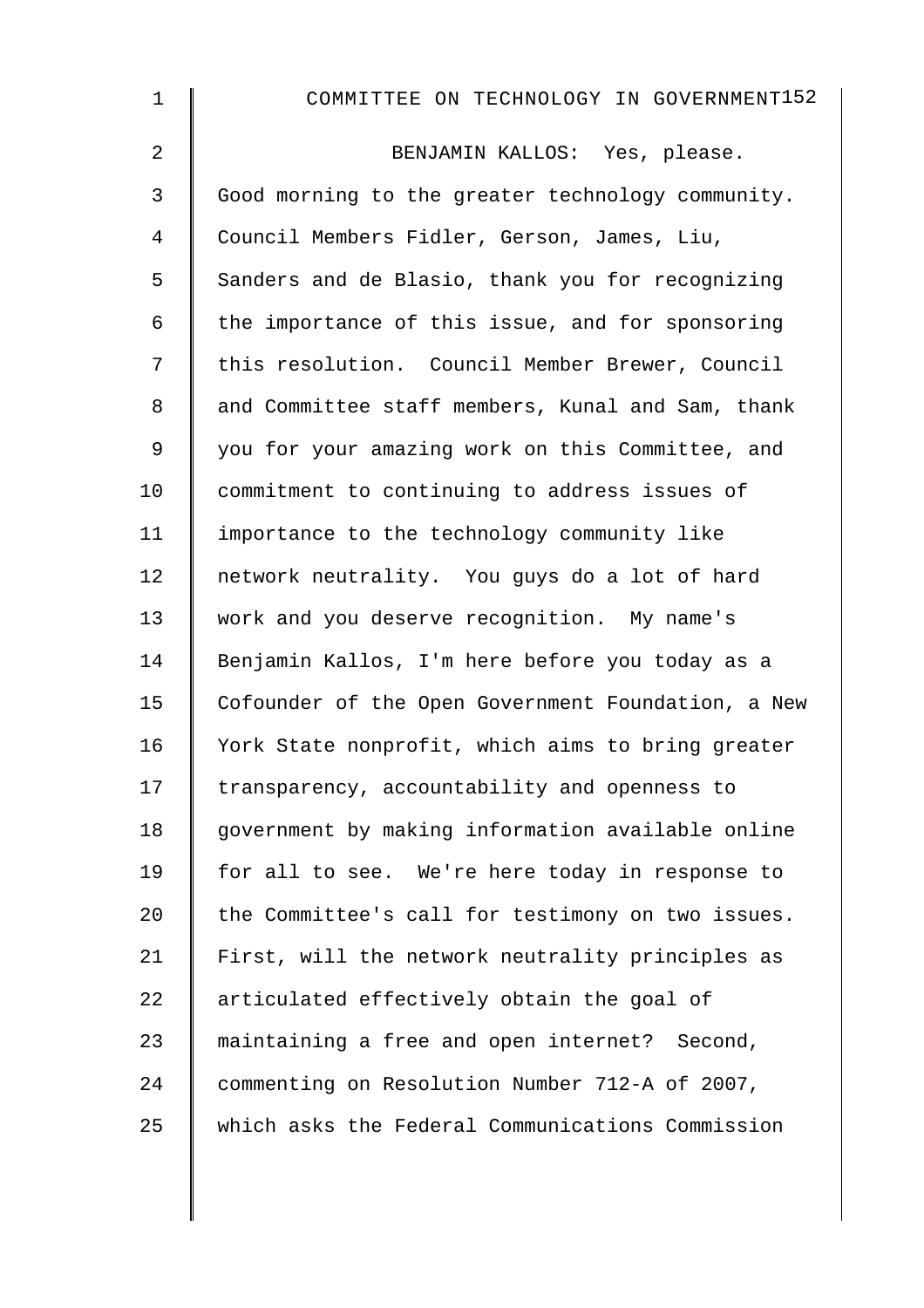BENJAMIN KALLOS: Yes, please. Good morning to the greater technology community. Council Members Fidler, Gerson, James, Liu, Sanders and de Blasio, thank you for recognizing the importance of this issue, and for sponsoring this resolution. Council Member Brewer, Council and Committee staff members, Kunal and Sam, thank you for your amazing work on this Committee, and commitment to continuing to address issues of importance to the technology community like network neutrality. You guys do a lot of hard work and you deserve recognition. My name's Benjamin Kallos, I'm here before you today as a Cofounder of the Open Government Foundation, a New York State nonprofit, which aims to bring greater transparency, accountability and openness to government by making information available online for all to see. We're here today in response to the Committee's call for testimony on two issues. First, will the network neutrality principles as articulated effectively obtain the goal of maintaining a free and open internet? Second, commenting on Resolution Number 712-A of 2007, which asks the Federal Communications Commission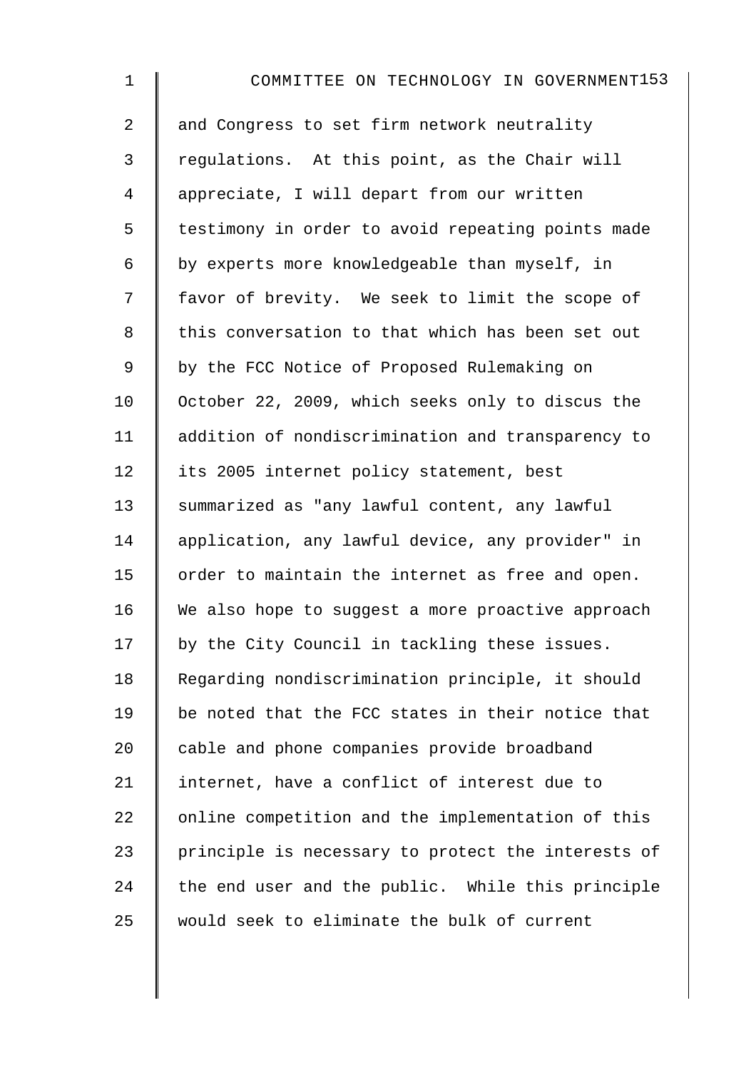and Congress to set firm network neutrality regulations. At this point, as the Chair will appreciate, I will depart from our written testimony in order to avoid repeating points made by experts more knowledgeable than myself, in favor of brevity. We seek to limit the scope of this conversation to that which has been set out by the FCC Notice of Proposed Rulemaking on October 22, 2009, which seeks only to discus the addition of nondiscrimination and transparency to its 2005 internet policy statement, best summarized as "any lawful content, any lawful application, any lawful device, any provider" in order to maintain the internet as free and open. We also hope to suggest a more proactive approach by the City Council in tackling these issues. Regarding nondiscrimination principle, it should be noted that the FCC states in their notice that cable and phone companies provide broadband internet, have a conflict of interest due to online competition and the implementation of this principle is necessary to protect the interests of the end user and the public. While this principle would seek to eliminate the bulk of current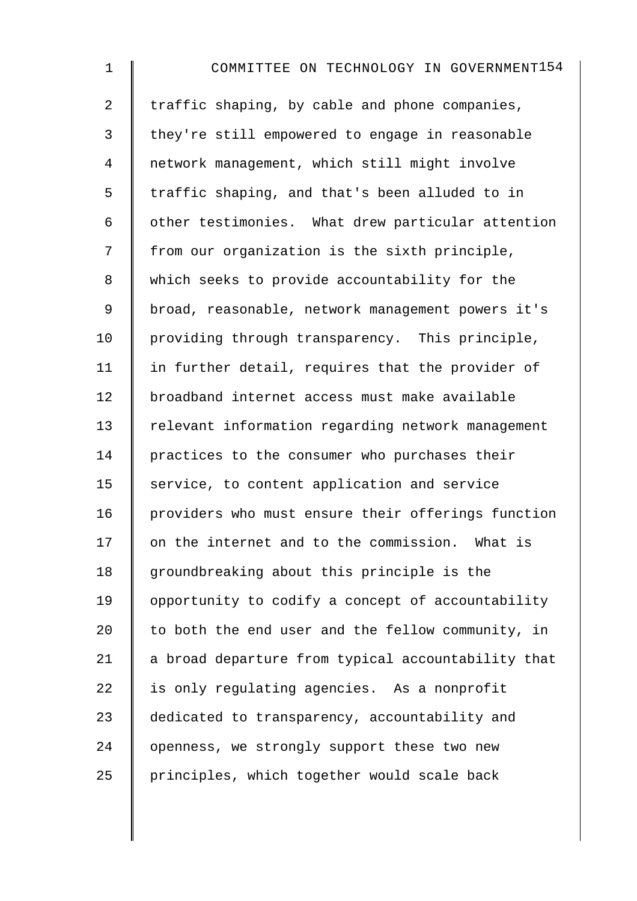traffic shaping, by cable and phone companies, they're still empowered to engage in reasonable network management, which still might involve traffic shaping, and that's been alluded to in other testimonies. What drew particular attention from our organization is the sixth principle, which seeks to provide accountability for the broad, reasonable, network management powers it's providing through transparency. This principle, in further detail, requires that the provider of broadband internet access must make available relevant information regarding network management practices to the consumer who purchases their service, to content application and service providers who must ensure their offerings function on the internet and to the commission. What is groundbreaking about this principle is the opportunity to codify a concept of accountability to both the end user and the fellow community, in a broad departure from typical accountability that is only regulating agencies. As a nonprofit dedicated to transparency, accountability and openness, we strongly support these two new principles, which together would scale back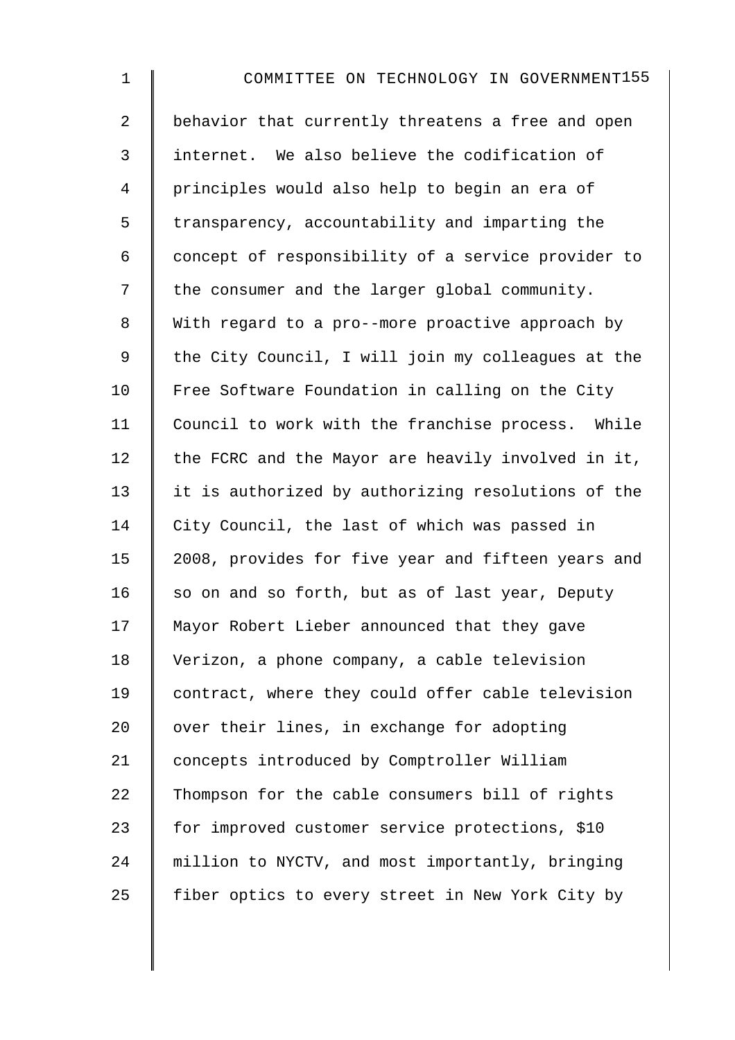behavior that currently threatens a free and open internet. We also believe the codification of principles would also help to begin an era of transparency, accountability and imparting the concept of responsibility of a service provider to the consumer and the larger global community. With regard to a pro--more proactive approach by the City Council, I will join my colleagues at the Free Software Foundation in calling on the City Council to work with the franchise process. While the FCRC and the Mayor are heavily involved in it, it is authorized by authorizing resolutions of the City Council, the last of which was passed in 2008, provides for five year and fifteen years and so on and so forth, but as of last year, Deputy Mayor Robert Lieber announced that they gave Verizon, a phone company, a cable television contract, where they could offer cable television over their lines, in exchange for adopting concepts introduced by Comptroller William Thompson for the cable consumers bill of rights for improved customer service protections, $10 million to NYCTV, and most importantly, bringing fiber optics to every street in New York City by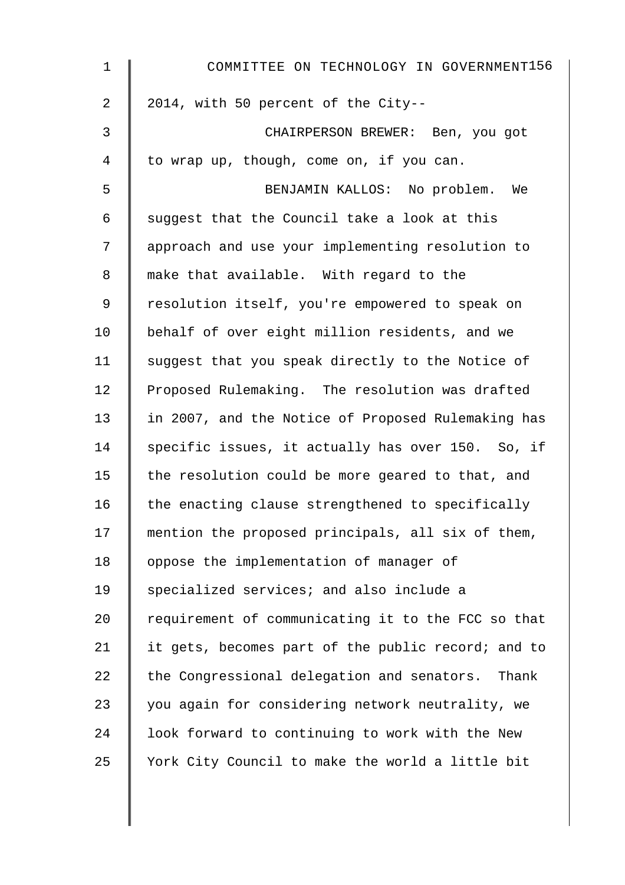2014, with 50 percent of the City--

CHAIRPERSON BREWER: Ben, you got to wrap up, though, come on, if you can.

BENJAMIN KALLOS: No problem. We suggest that the Council take a look at this approach and use your implementing resolution to make that available. With regard to the resolution itself, you're empowered to speak on behalf of over eight million residents, and we suggest that you speak directly to the Notice of Proposed Rulemaking. The resolution was drafted in 2007, and the Notice of Proposed Rulemaking has specific issues, it actually has over 150. So, if the resolution could be more geared to that, and the enacting clause strengthened to specifically mention the proposed principals, all six of them, oppose the implementation of manager of specialized services; and also include a requirement of communicating it to the FCC so that it gets, becomes part of the public record; and to the Congressional delegation and senators. Thank you again for considering network neutrality, we look forward to continuing to work with the New York City Council to make the world a little bit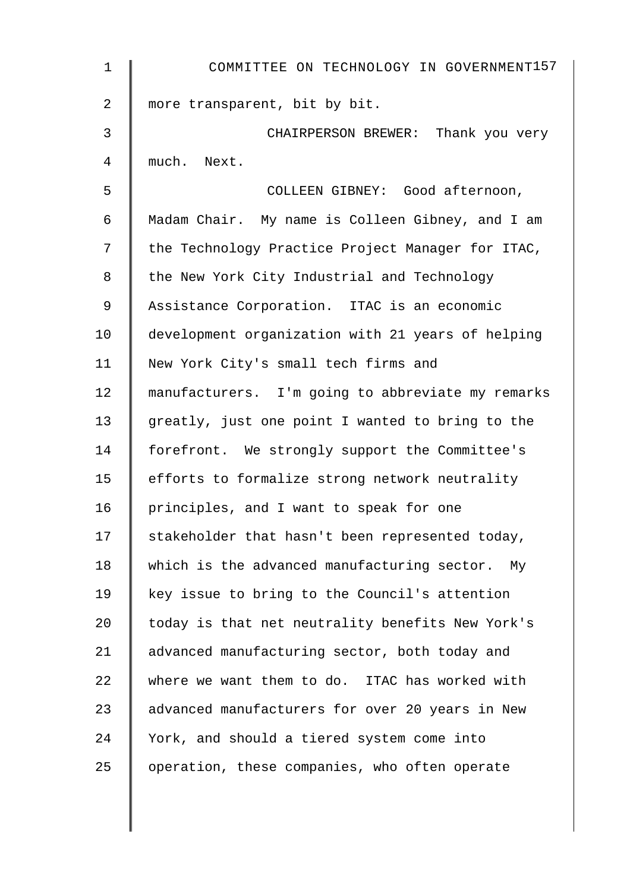more transparent, bit by bit.

CHAIRPERSON BREWER: Thank you very much. Next.

COLLEEN GIBNEY: Good afternoon, Madam Chair. My name is Colleen Gibney, and I am the Technology Practice Project Manager for ITAC, the New York City Industrial and Technology Assistance Corporation. ITAC is an economic development organization with 21 years of helping New York City's small tech firms and manufacturers. I'm going to abbreviate my remarks greatly, just one point I wanted to bring to the forefront. We strongly support the Committee's efforts to formalize strong network neutrality principles, and I want to speak for one stakeholder that hasn't been represented today, which is the advanced manufacturing sector. My key issue to bring to the Council's attention today is that net neutrality benefits New York's advanced manufacturing sector, both today and where we want them to do. ITAC has worked with advanced manufacturers for over 20 years in New York, and should a tiered system come into operation, these companies, who often operate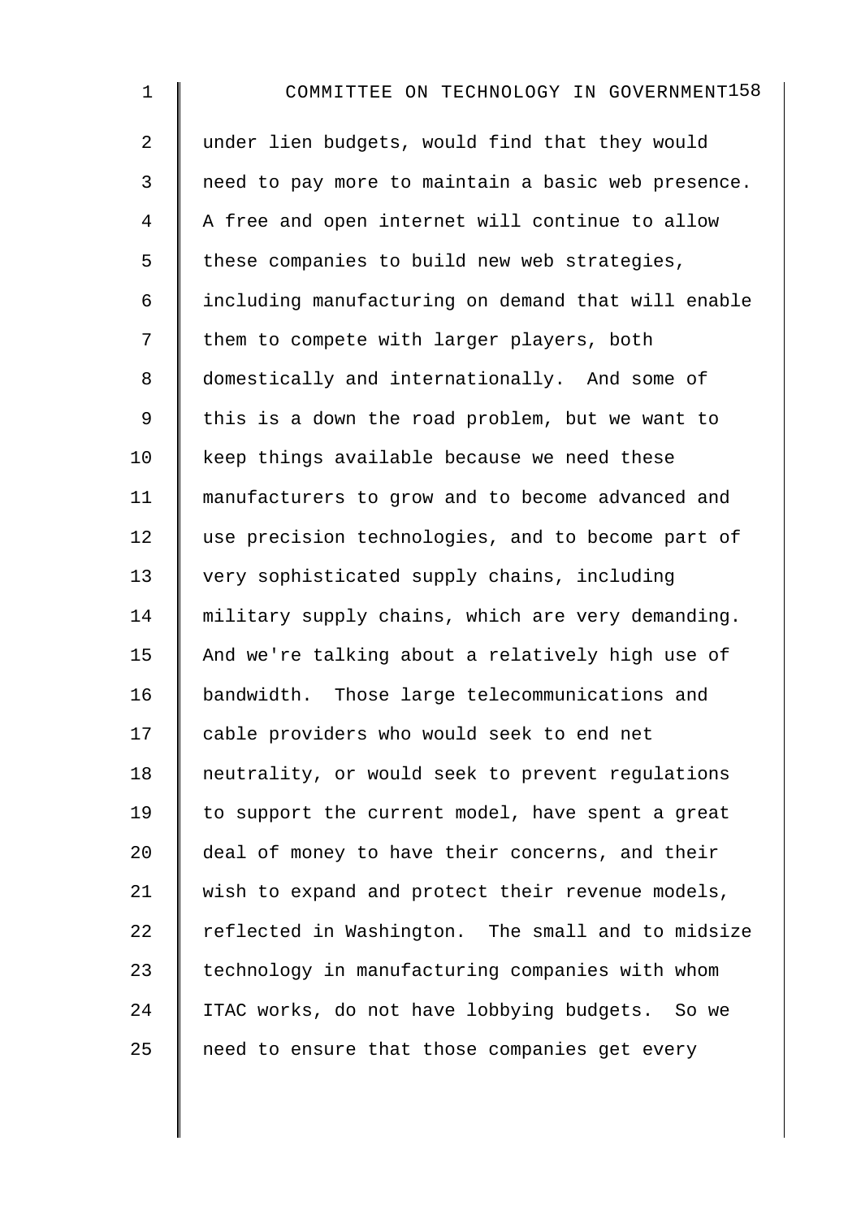under lien budgets, would find that they would need to pay more to maintain a basic web presence. A free and open internet will continue to allow these companies to build new web strategies, including manufacturing on demand that will enable them to compete with larger players, both domestically and internationally. And some of this is a down the road problem, but we want to keep things available because we need these manufacturers to grow and to become advanced and use precision technologies, and to become part of very sophisticated supply chains, including military supply chains, which are very demanding. And we're talking about a relatively high use of bandwidth. Those large telecommunications and cable providers who would seek to end net neutrality, or would seek to prevent regulations to support the current model, have spent a great deal of money to have their concerns, and their wish to expand and protect their revenue models, reflected in Washington. The small and to midsize technology in manufacturing companies with whom ITAC works, do not have lobbying budgets. So we need to ensure that those companies get every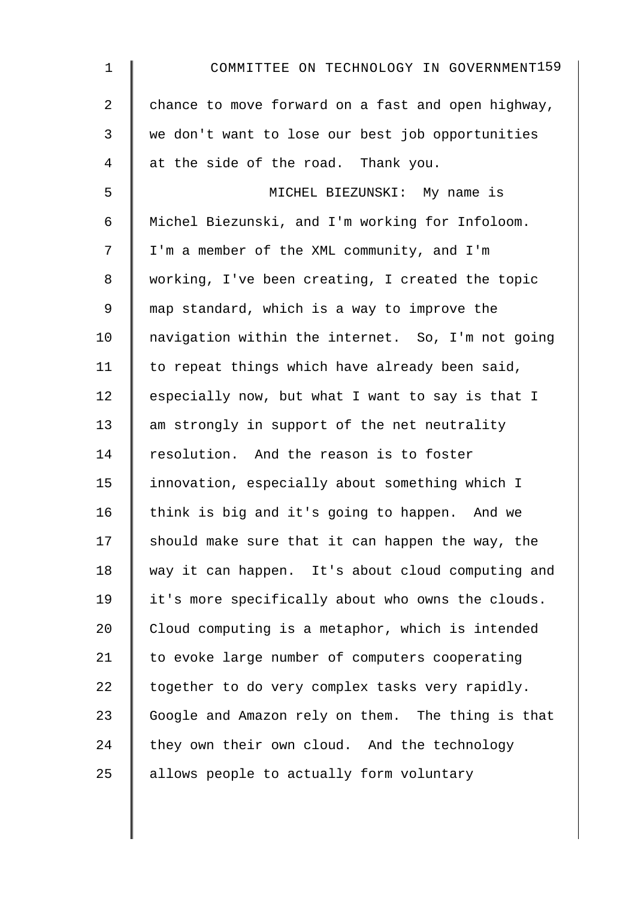chance to move forward on a fast and open highway, we don't want to lose our best job opportunities at the side of the road. Thank you.

MICHEL BIEZUNSKI: My name is Michel Biezunski, and I'm working for Infoloom. I'm a member of the XML community, and I'm working, I've been creating, I created the topic map standard, which is a way to improve the navigation within the internet. So, I'm not going to repeat things which have already been said, especially now, but what I want to say is that I am strongly in support of the net neutrality resolution. And the reason is to foster innovation, especially about something which I think is big and it's going to happen. And we should make sure that it can happen the way, the way it can happen. It's about cloud computing and it's more specifically about who owns the clouds. Cloud computing is a metaphor, which is intended to evoke large number of computers cooperating together to do very complex tasks very rapidly. Google and Amazon rely on them. The thing is that they own their own cloud. And the technology allows people to actually form voluntary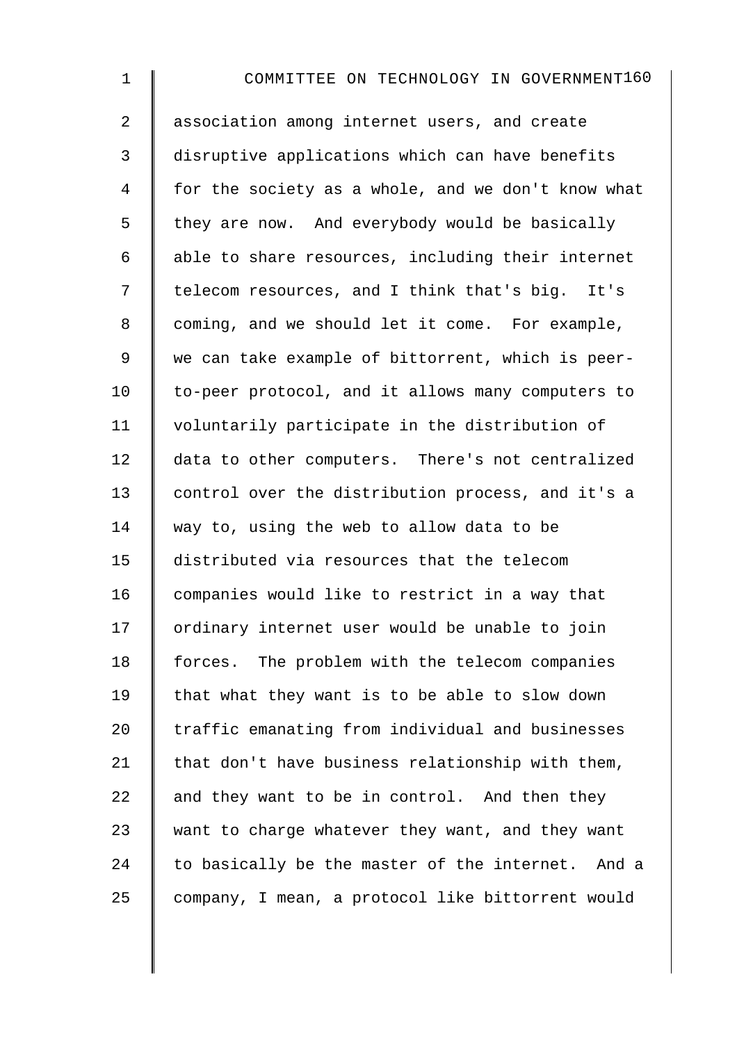association among internet users, and create disruptive applications which can have benefits for the society as a whole, and we don't know what they are now. And everybody would be basically able to share resources, including their internet telecom resources, and I think that's big. It's coming, and we should let it come. For example, we can take example of bittorrent, which is peer-to-peer protocol, and it allows many computers to voluntarily participate in the distribution of data to other computers. There's not centralized control over the distribution process, and it's a way to, using the web to allow data to be distributed via resources that the telecom companies would like to restrict in a way that ordinary internet user would be unable to join forces. The problem with the telecom companies that what they want is to be able to slow down traffic emanating from individual and businesses that don't have business relationship with them, and they want to be in control. And then they want to charge whatever they want, and they want to basically be the master of the internet. And a company, I mean, a protocol like bittorrent would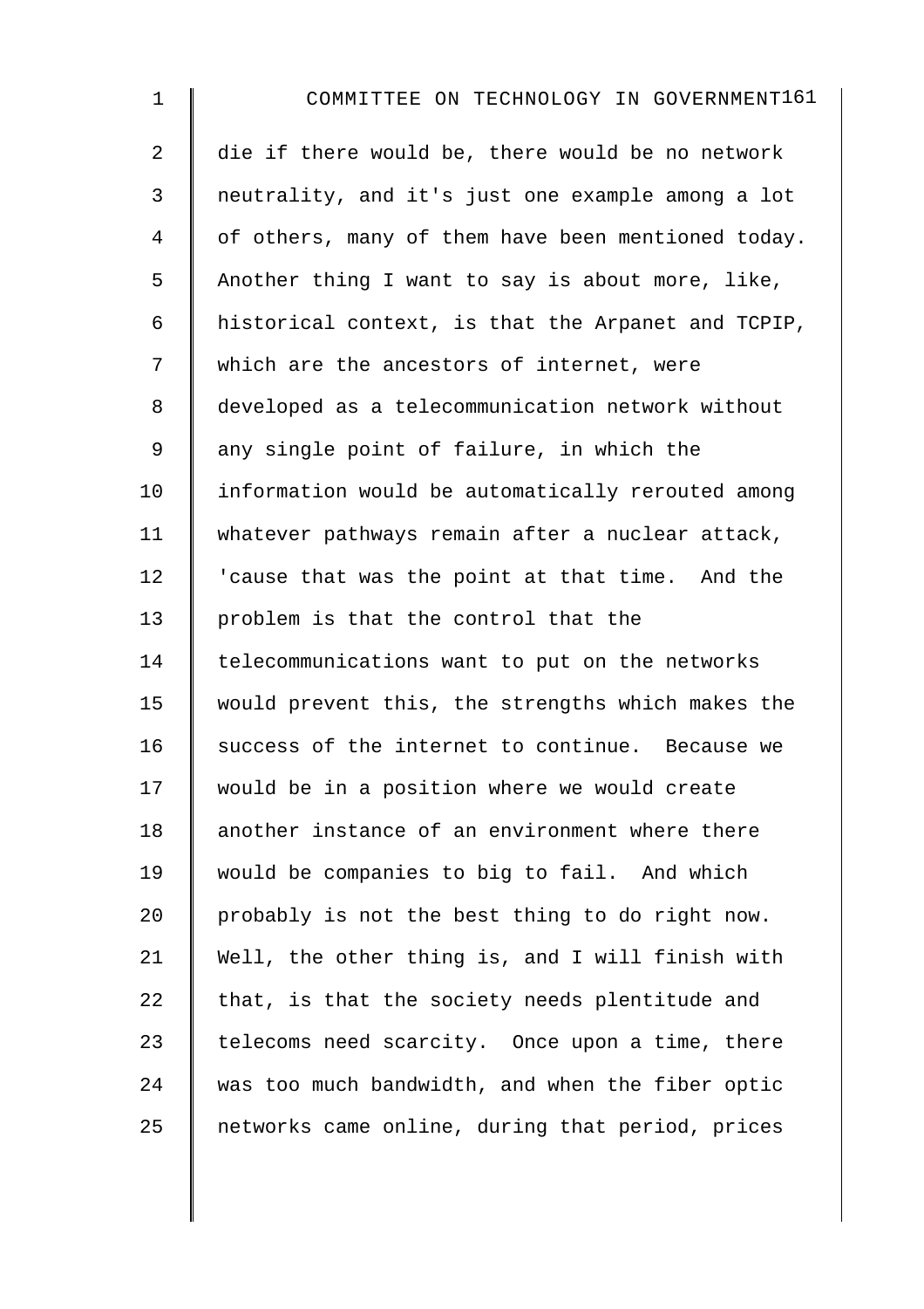die if there would be, there would be no network neutrality, and it's just one example among a lot of others, many of them have been mentioned today. Another thing I want to say is about more, like, historical context, is that the Arpanet and TCPIP, which are the ancestors of internet, were developed as a telecommunication network without any single point of failure, in which the information would be automatically rerouted among whatever pathways remain after a nuclear attack, 'cause that was the point at that time. And the problem is that the control that the telecommunications want to put on the networks would prevent this, the strengths which makes the success of the internet to continue. Because we would be in a position where we would create another instance of an environment where there would be companies to big to fail. And which probably is not the best thing to do right now. Well, the other thing is, and I will finish with that, is that the society needs plentitude and telecoms need scarcity. Once upon a time, there was too much bandwidth, and when the fiber optic networks came online, during that period, prices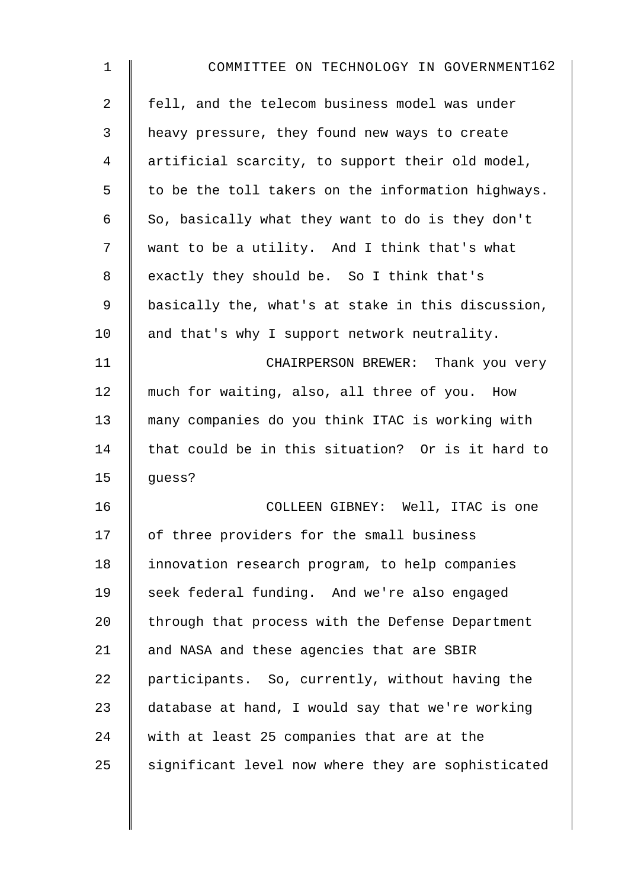fell, and the telecom business model was under heavy pressure, they found new ways to create artificial scarcity, to support their old model, to be the toll takers on the information highways. So, basically what they want to do is they don't want to be a utility. And I think that's what exactly they should be. So I think that's basically the, what's at stake in this discussion, and that's why I support network neutrality.

CHAIRPERSON BREWER: Thank you very much for waiting, also, all three of you. How many companies do you think ITAC is working with that could be in this situation? Or is it hard to guess?

COLLEEN GIBNEY: Well, ITAC is one of three providers for the small business innovation research program, to help companies seek federal funding. And we're also engaged through that process with the Defense Department and NASA and these agencies that are SBIR participants. So, currently, without having the database at hand, I would say that we're working with at least 25 companies that are at the significant level now where they are sophisticated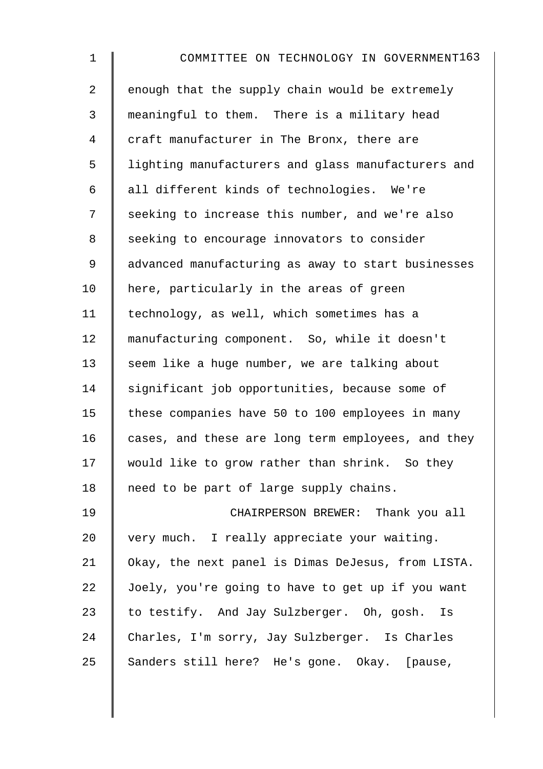enough that the supply chain would be extremely meaningful to them. There is a military head craft manufacturer in The Bronx, there are lighting manufacturers and glass manufacturers and all different kinds of technologies. We're seeking to increase this number, and we're also seeking to encourage innovators to consider advanced manufacturing as away to start businesses here, particularly in the areas of green technology, as well, which sometimes has a manufacturing component. So, while it doesn't seem like a huge number, we are talking about significant job opportunities, because some of these companies have 50 to 100 employees in many cases, and these are long term employees, and they would like to grow rather than shrink. So they need to be part of large supply chains.

CHAIRPERSON BREWER: Thank you all very much. I really appreciate your waiting. Okay, the next panel is Dimas DeJesus, from LISTA. Joely, you're going to have to get up if you want to testify. And Jay Sulzberger. Oh, gosh. Is Charles, I'm sorry, Jay Sulzberger. Is Charles Sanders still here? He's gone. Okay. [pause,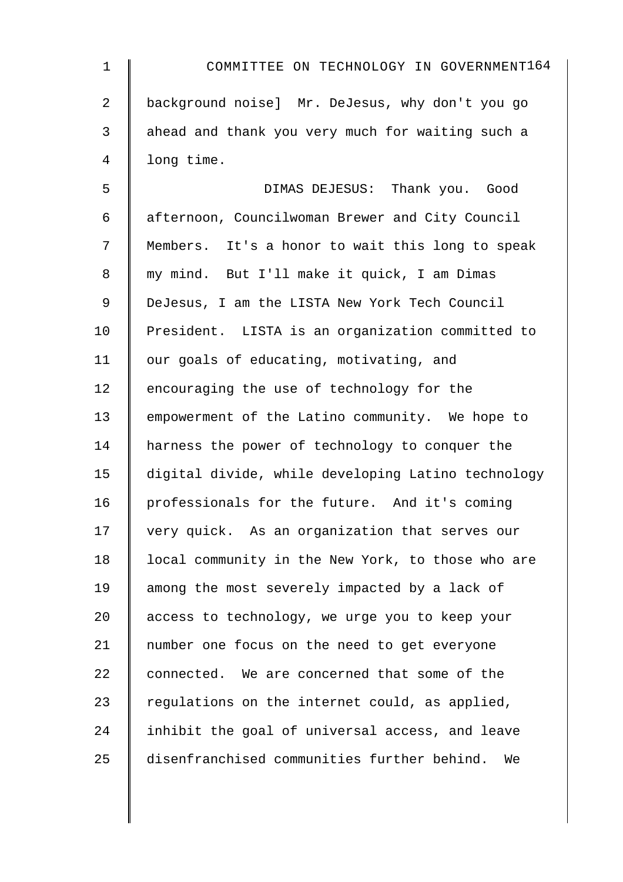background noise] Mr. DeJesus, why don't you go ahead and thank you very much for waiting such a long time.

DIMAS DEJESUS: Thank you. Good afternoon, Councilwoman Brewer and City Council Members. It's a honor to wait this long to speak my mind. But I'll make it quick, I am Dimas DeJesus, I am the LISTA New York Tech Council President. LISTA is an organization committed to our goals of educating, motivating, and encouraging the use of technology for the empowerment of the Latino community. We hope to harness the power of technology to conquer the digital divide, while developing Latino technology professionals for the future. And it's coming very quick. As an organization that serves our local community in the New York, to those who are among the most severely impacted by a lack of access to technology, we urge you to keep your number one focus on the need to get everyone connected. We are concerned that some of the regulations on the internet could, as applied, inhibit the goal of universal access, and leave disenfranchised communities further behind. We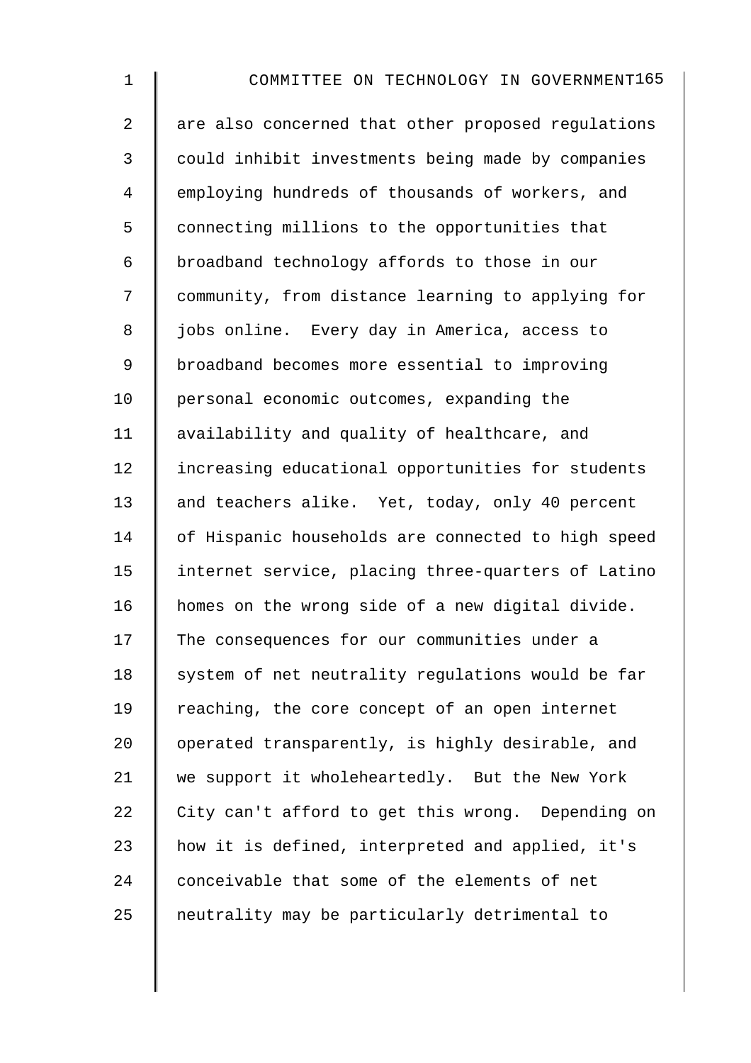are also concerned that other proposed regulations could inhibit investments being made by companies employing hundreds of thousands of workers, and connecting millions to the opportunities that broadband technology affords to those in our community, from distance learning to applying for jobs online. Every day in America, access to broadband becomes more essential to improving personal economic outcomes, expanding the availability and quality of healthcare, and increasing educational opportunities for students and teachers alike. Yet, today, only 40 percent of Hispanic households are connected to high speed internet service, placing three-quarters of Latino homes on the wrong side of a new digital divide. The consequences for our communities under a system of net neutrality regulations would be far reaching, the core concept of an open internet operated transparently, is highly desirable, and we support it wholeheartedly. But the New York City can't afford to get this wrong. Depending on how it is defined, interpreted and applied, it's conceivable that some of the elements of net neutrality may be particularly detrimental to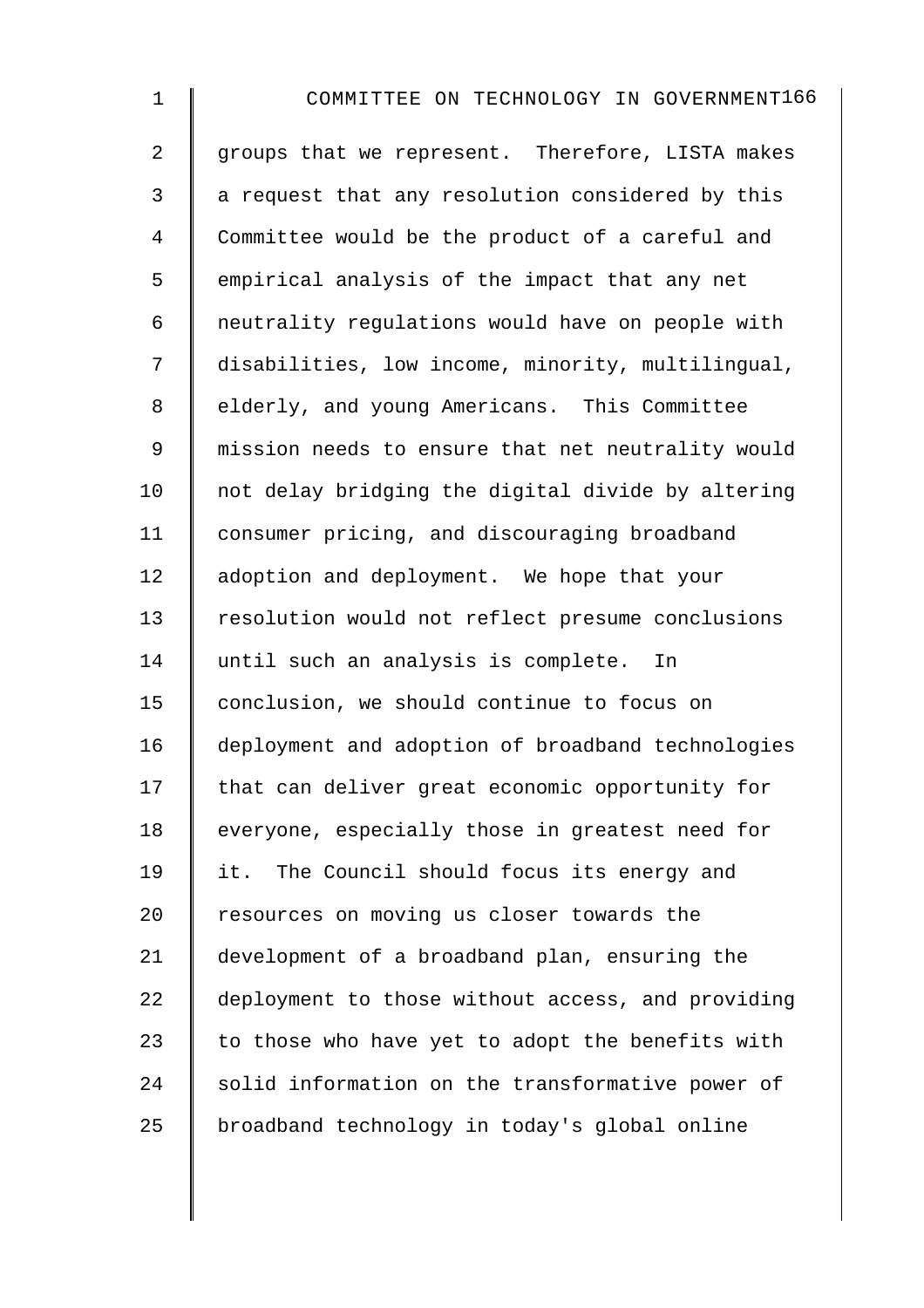groups that we represent. Therefore, LISTA makes a request that any resolution considered by this Committee would be the product of a careful and empirical analysis of the impact that any net neutrality regulations would have on people with disabilities, low income, minority, multilingual, elderly, and young Americans. This Committee mission needs to ensure that net neutrality would not delay bridging the digital divide by altering consumer pricing, and discouraging broadband adoption and deployment. We hope that your resolution would not reflect presume conclusions until such an analysis is complete. In conclusion, we should continue to focus on deployment and adoption of broadband technologies that can deliver great economic opportunity for everyone, especially those in greatest need for it. The Council should focus its energy and resources on moving us closer towards the development of a broadband plan, ensuring the deployment to those without access, and providing to those who have yet to adopt the benefits with solid information on the transformative power of broadband technology in today's global online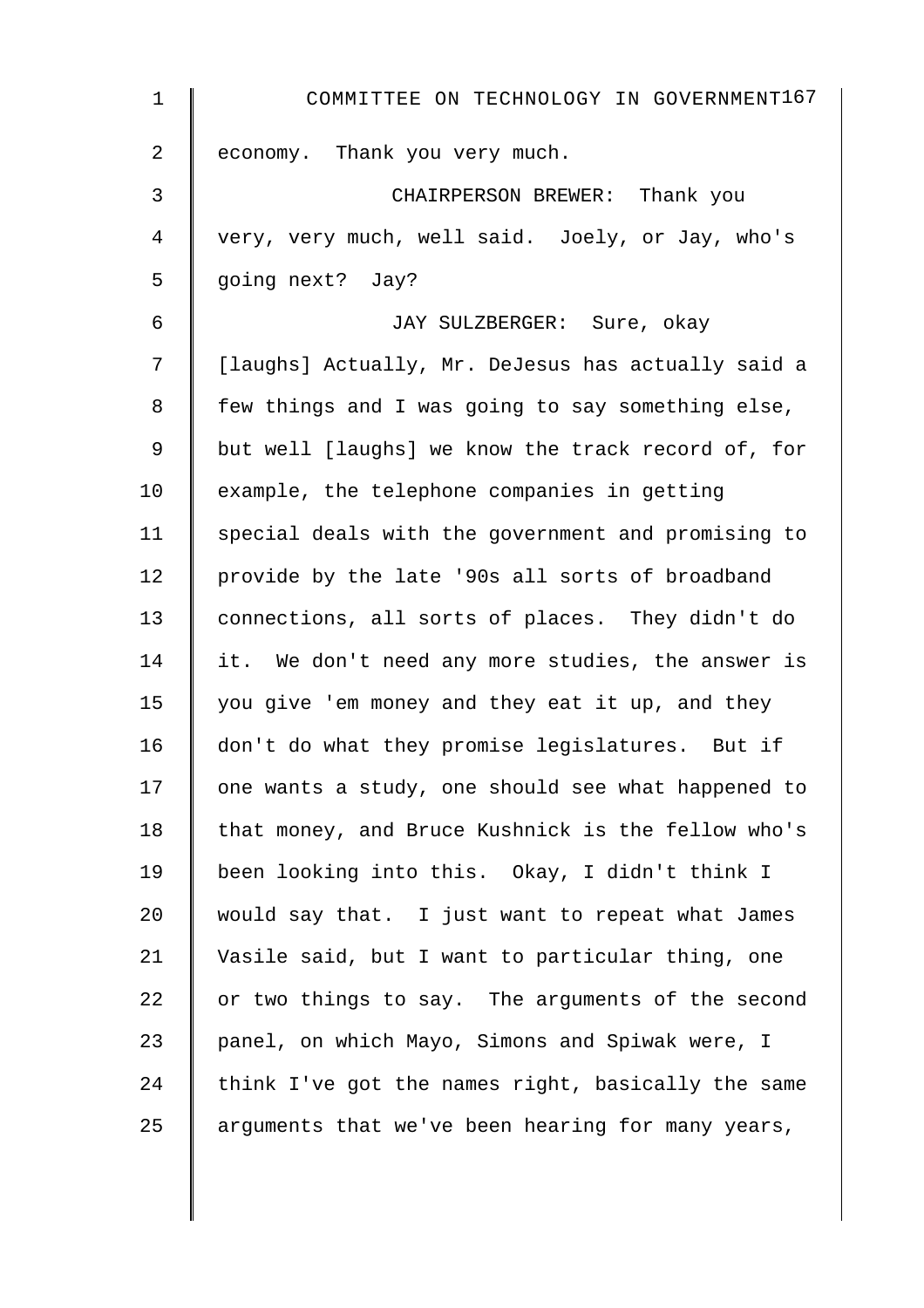economy. Thank you very much.

CHAIRPERSON BREWER: Thank you very, very much, well said. Joely, or Jay, who's going next? Jay?

JAY SULZBERGER: Sure, okay [laughs] Actually, Mr. DeJesus has actually said a few things and I was going to say something else, but well [laughs] we know the track record of, for example, the telephone companies in getting special deals with the government and promising to provide by the late '90s all sorts of broadband connections, all sorts of places. They didn't do it. We don't need any more studies, the answer is you give 'em money and they eat it up, and they don't do what they promise legislatures. But if one wants a study, one should see what happened to that money, and Bruce Kushnick is the fellow who's been looking into this. Okay, I didn't think I would say that. I just want to repeat what James Vasile said, but I want to particular thing, one or two things to say. The arguments of the second panel, on which Mayo, Simons and Spiwak were, I think I've got the names right, basically the same arguments that we've been hearing for many years,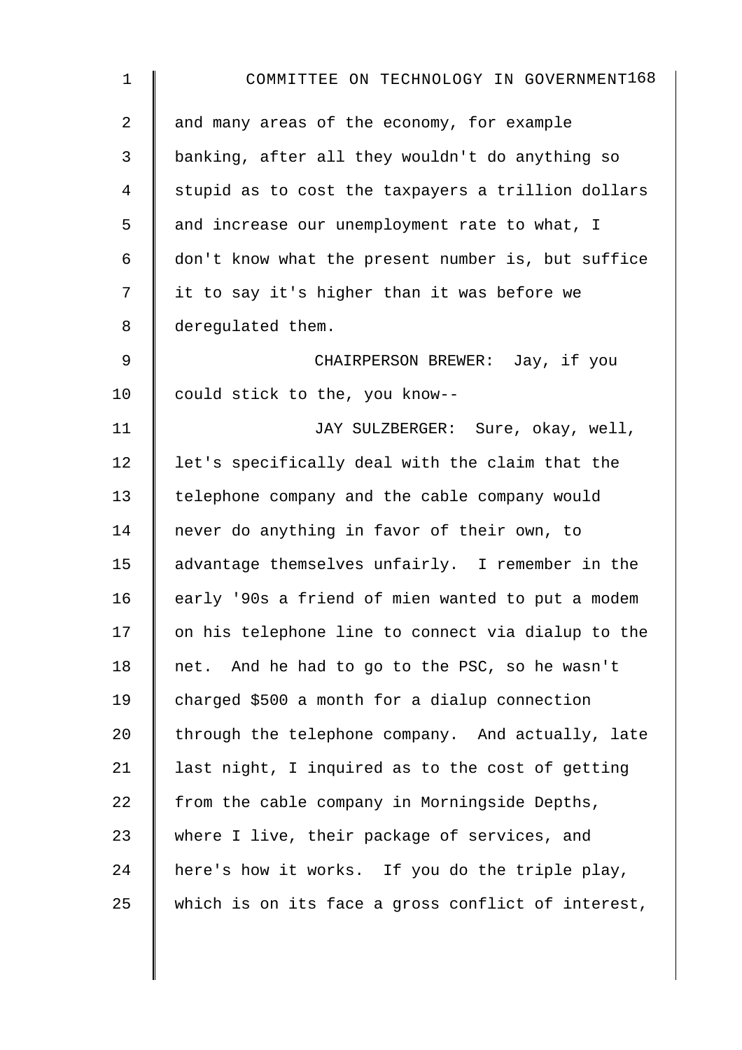and many areas of the economy, for example banking, after all they wouldn't do anything so stupid as to cost the taxpayers a trillion dollars and increase our unemployment rate to what, I don't know what the present number is, but suffice it to say it's higher than it was before we deregulated them.

CHAIRPERSON BREWER: Jay, if you could stick to the, you know--

JAY SULZBERGER: Sure, okay, well, let's specifically deal with the claim that the telephone company and the cable company would never do anything in favor of their own, to advantage themselves unfairly. I remember in the early '90s a friend of mien wanted to put a modem on his telephone line to connect via dialup to the net. And he had to go to the PSC, so he wasn't charged $500 a month for a dialup connection through the telephone company. And actually, late last night, I inquired as to the cost of getting from the cable company in Morningside Depths, where I live, their package of services, and here's how it works. If you do the triple play, which is on its face a gross conflict of interest,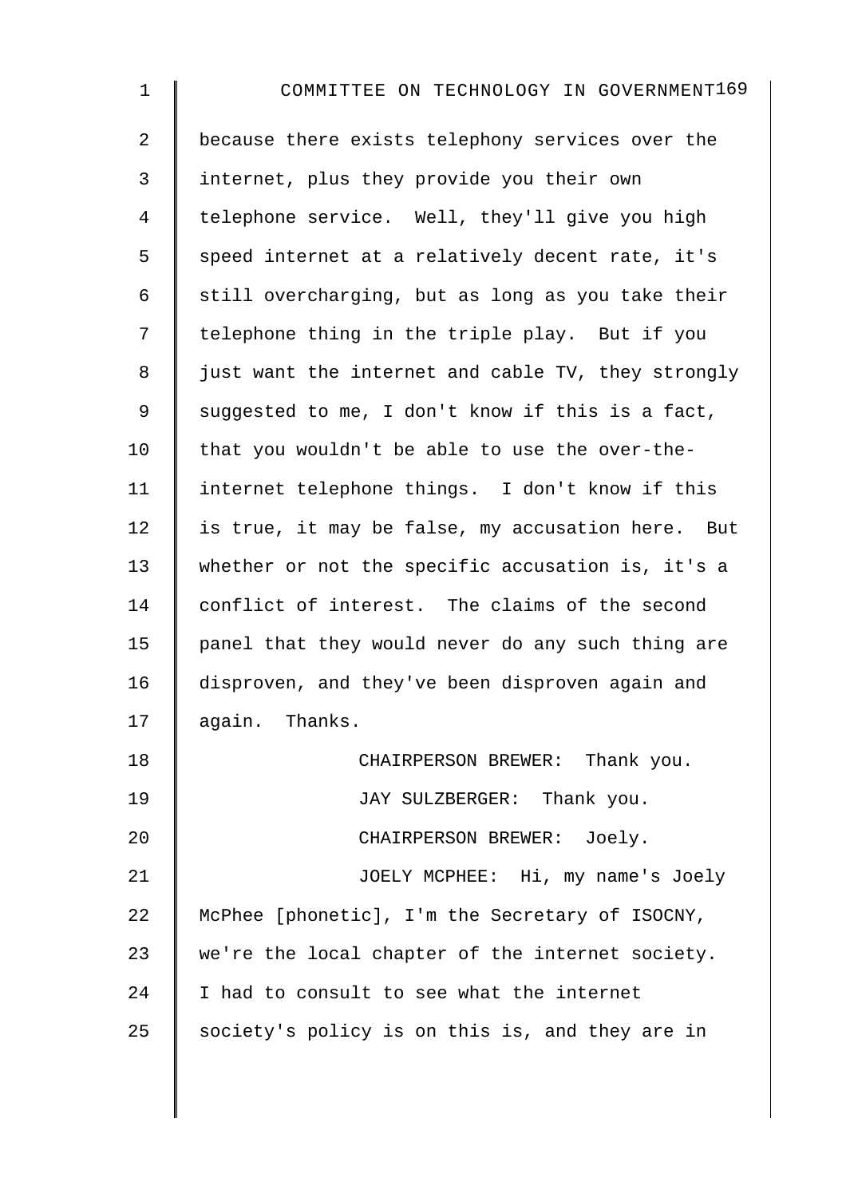because there exists telephony services over the internet, plus they provide you their own telephone service. Well, they'll give you high speed internet at a relatively decent rate, it's still overcharging, but as long as you take their telephone thing in the triple play. But if you just want the internet and cable TV, they strongly suggested to me, I don't know if this is a fact, that you wouldn't be able to use the over-the-internet telephone things. I don't know if this is true, it may be false, my accusation here. But whether or not the specific accusation is, it's a conflict of interest. The claims of the second panel that they would never do any such thing are disproven, and they've been disproven again and again. Thanks.

CHAIRPERSON BREWER: Thank you.

JAY SULZBERGER: Thank you.

CHAIRPERSON BREWER: Joely.

JOELY MCPHEE: Hi, my name's Joely McPhee [phonetic], I'm the Secretary of ISOCNY, we're the local chapter of the internet society. I had to consult to see what the internet society's policy is on this is, and they are in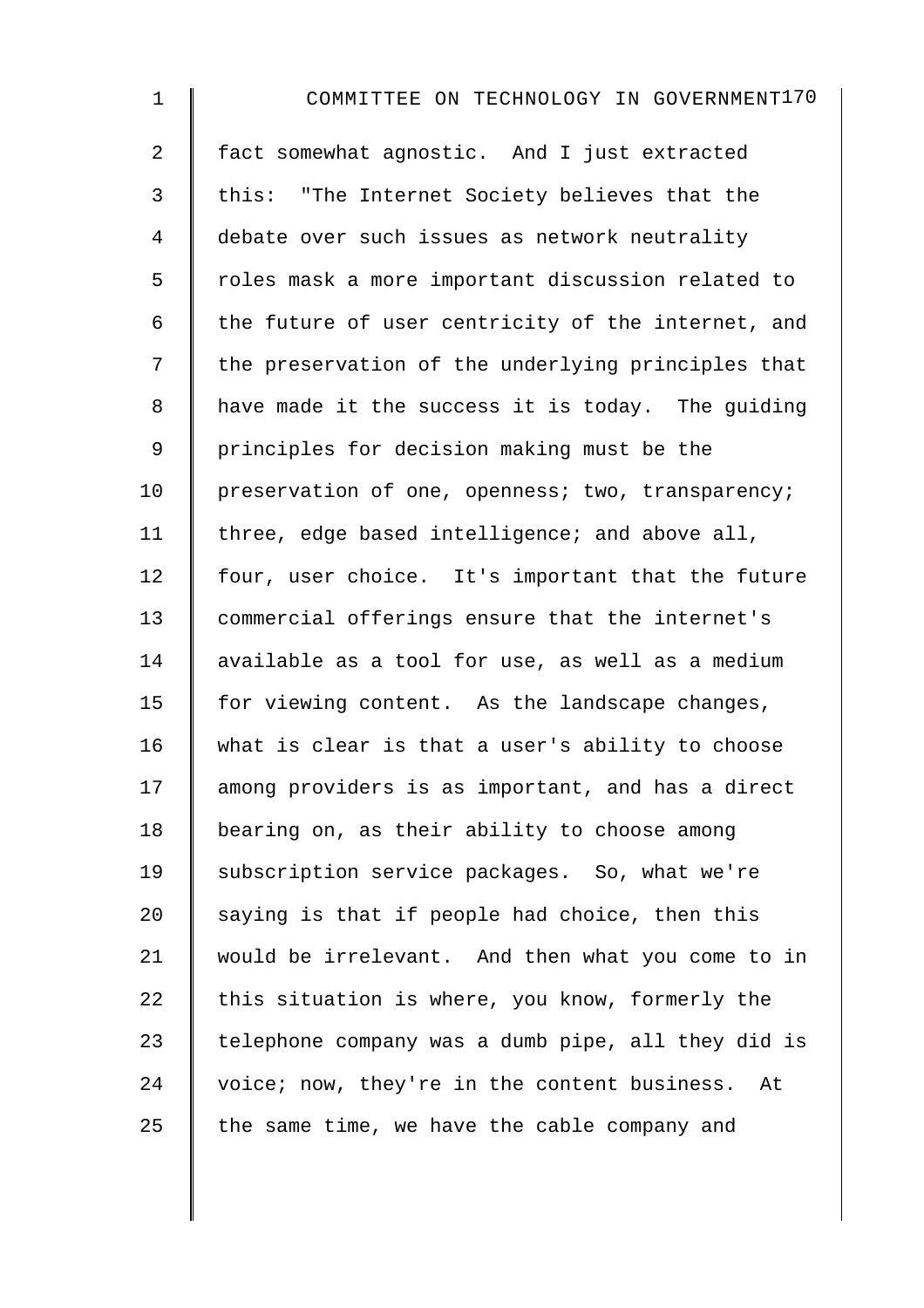fact somewhat agnostic. And I just extracted this: "The Internet Society believes that the debate over such issues as network neutrality roles mask a more important discussion related to the future of user centricity of the internet, and the preservation of the underlying principles that have made it the success it is today. The guiding principles for decision making must be the preservation of one, openness; two, transparency; three, edge based intelligence; and above all, four, user choice. It's important that the future commercial offerings ensure that the internet's available as a tool for use, as well as a medium for viewing content. As the landscape changes, what is clear is that a user's ability to choose among providers is as important, and has a direct bearing on, as their ability to choose among subscription service packages. So, what we're saying is that if people had choice, then this would be irrelevant. And then what you come to in this situation is where, you know, formerly the telephone company was a dumb pipe, all they did is voice; now, they're in the content business. At the same time, we have the cable company and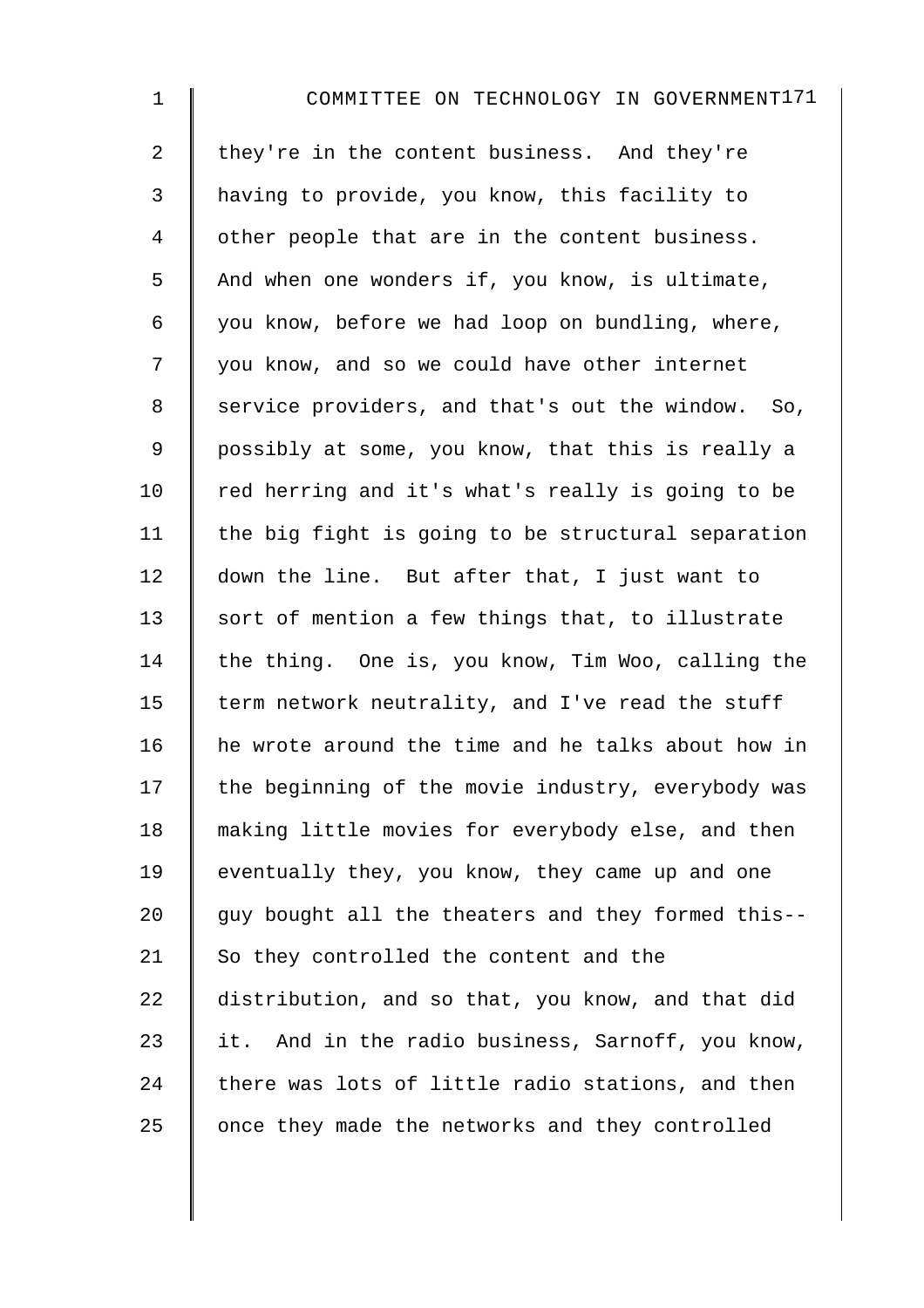they're in the content business. And they're having to provide, you know, this facility to other people that are in the content business. And when one wonders if, you know, is ultimate, you know, before we had loop on bundling, where, you know, and so we could have other internet service providers, and that's out the window. So, possibly at some, you know, that this is really a red herring and it's what's really is going to be the big fight is going to be structural separation down the line. But after that, I just want to sort of mention a few things that, to illustrate the thing. One is, you know, Tim Woo, calling the term network neutrality, and I've read the stuff he wrote around the time and he talks about how in the beginning of the movie industry, everybody was making little movies for everybody else, and then eventually they, you know, they came up and one guy bought all the theaters and they formed this-- So they controlled the content and the distribution, and so that, you know, and that did it. And in the radio business, Sarnoff, you know, there was lots of little radio stations, and then once they made the networks and they controlled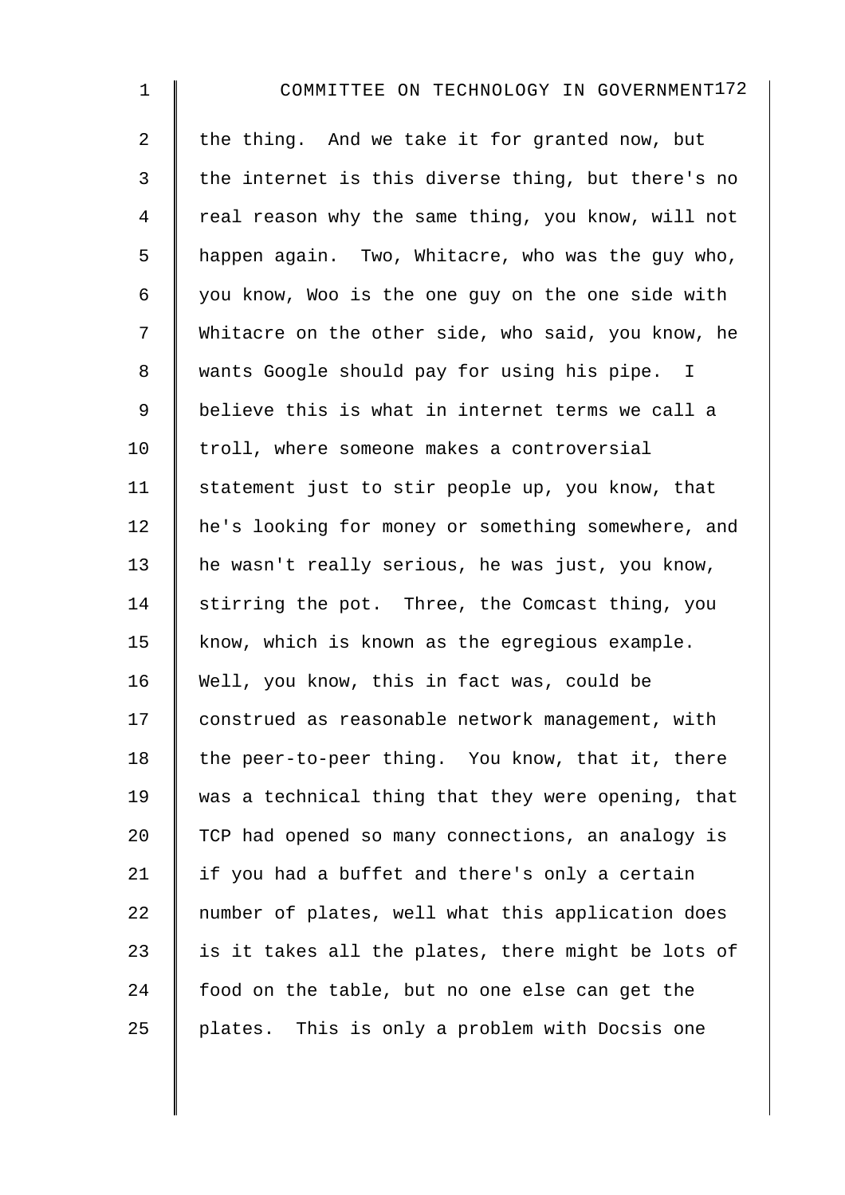the thing. And we take it for granted now, but the internet is this diverse thing, but there's no real reason why the same thing, you know, will not happen again. Two, Whitacre, who was the guy who, you know, Woo is the one guy on the one side with Whitacre on the other side, who said, you know, he wants Google should pay for using his pipe. I believe this is what in internet terms we call a troll, where someone makes a controversial statement just to stir people up, you know, that he's looking for money or something somewhere, and he wasn't really serious, he was just, you know, stirring the pot. Three, the Comcast thing, you know, which is known as the egregious example. Well, you know, this in fact was, could be construed as reasonable network management, with the peer-to-peer thing. You know, that it, there was a technical thing that they were opening, that TCP had opened so many connections, an analogy is if you had a buffet and there's only a certain number of plates, well what this application does is it takes all the plates, there might be lots of food on the table, but no one else can get the plates. This is only a problem with Docsis one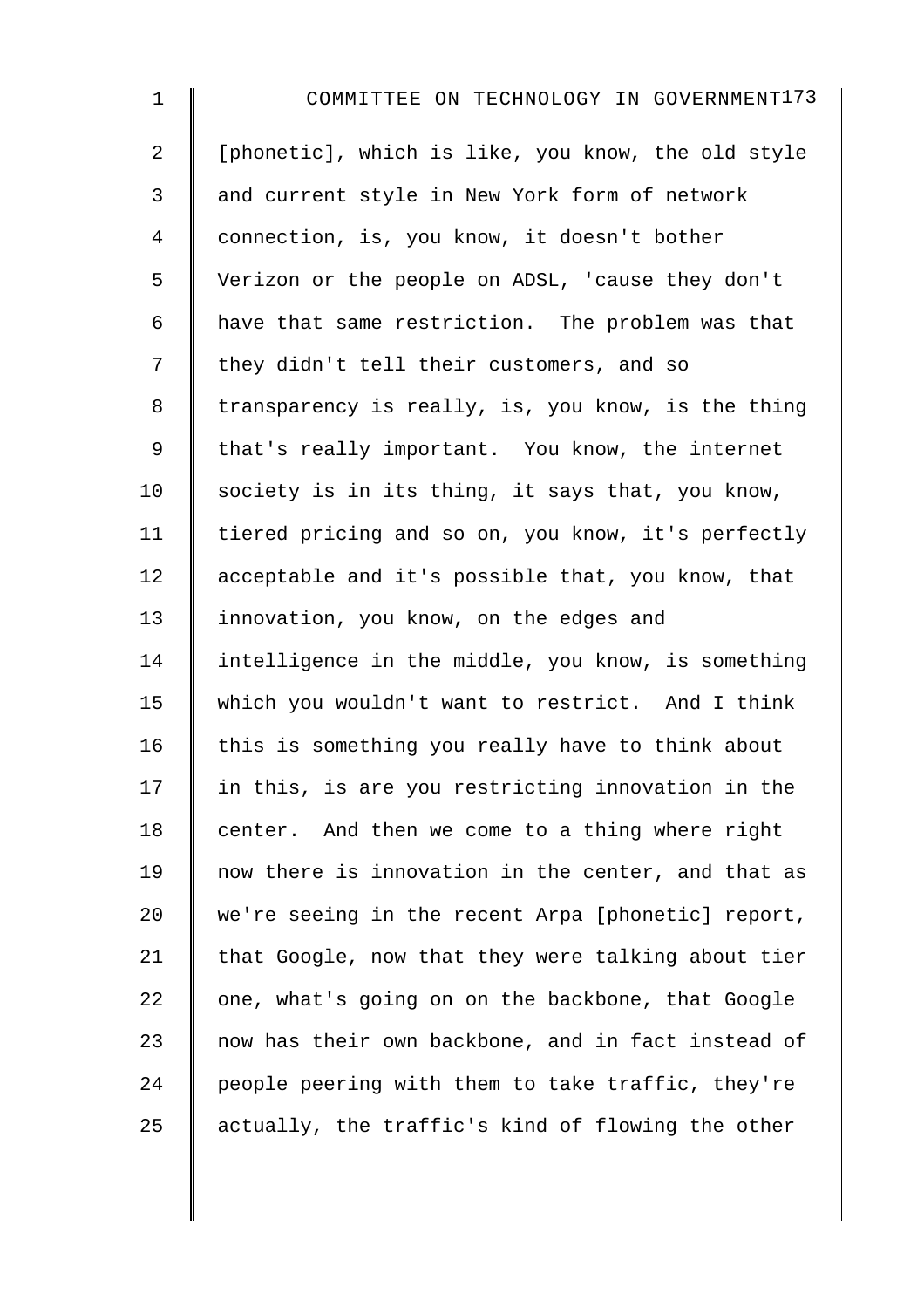[phonetic], which is like, you know, the old style and current style in New York form of network connection, is, you know, it doesn't bother Verizon or the people on ADSL, 'cause they don't have that same restriction. The problem was that they didn't tell their customers, and so transparency is really, is, you know, is the thing that's really important. You know, the internet society is in its thing, it says that, you know, tiered pricing and so on, you know, it's perfectly acceptable and it's possible that, you know, that innovation, you know, on the edges and intelligence in the middle, you know, is something which you wouldn't want to restrict. And I think this is something you really have to think about in this, is are you restricting innovation in the center. And then we come to a thing where right now there is innovation in the center, and that as we're seeing in the recent Arpa [phonetic] report, that Google, now that they were talking about tier one, what's going on on the backbone, that Google now has their own backbone, and in fact instead of people peering with them to take traffic, they're actually, the traffic's kind of flowing the other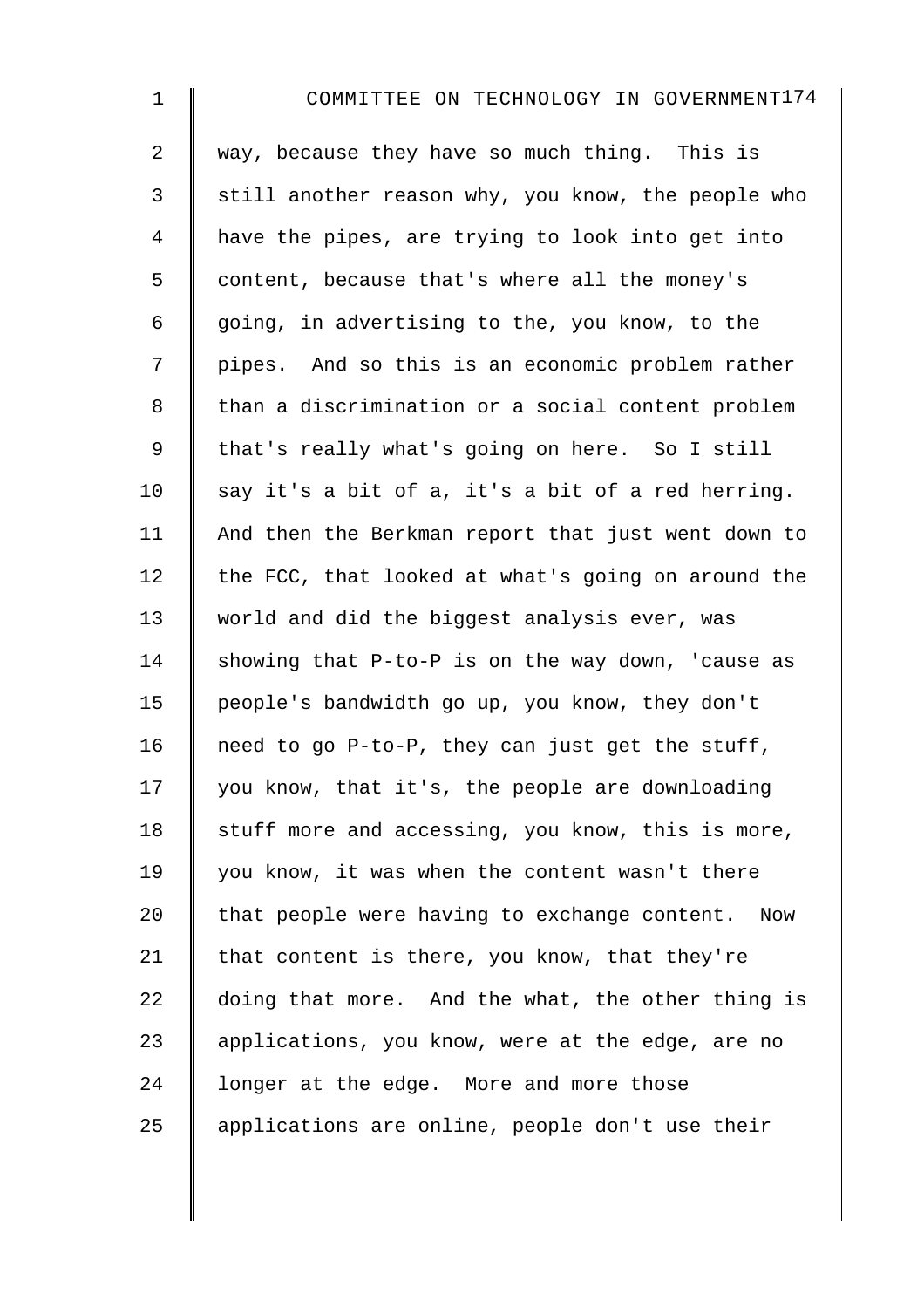way, because they have so much thing. This is still another reason why, you know, the people who have the pipes, are trying to look into get into content, because that's where all the money's going, in advertising to the, you know, to the pipes. And so this is an economic problem rather than a discrimination or a social content problem that's really what's going on here. So I still say it's a bit of a, it's a bit of a red herring. And then the Berkman report that just went down to the FCC, that looked at what's going on around the world and did the biggest analysis ever, was showing that P-to-P is on the way down, 'cause as people's bandwidth go up, you know, they don't need to go P-to-P, they can just get the stuff, you know, that it's, the people are downloading stuff more and accessing, you know, this is more, you know, it was when the content wasn't there that people were having to exchange content. Now that content is there, you know, that they're doing that more. And the what, the other thing is applications, you know, were at the edge, are no longer at the edge. More and more those applications are online, people don't use their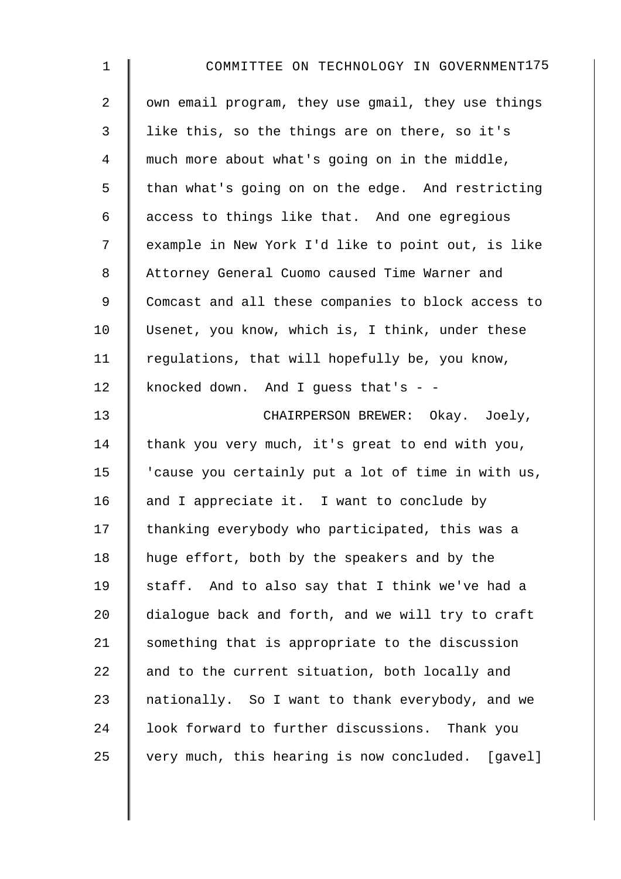own email program, they use gmail, they use things like this, so the things are on there, so it's much more about what's going on in the middle, than what's going on on the edge. And restricting access to things like that. And one egregious example in New York I'd like to point out, is like Attorney General Cuomo caused Time Warner and Comcast and all these companies to block access to Usenet, you know, which is, I think, under these regulations, that will hopefully be, you know, knocked down. And I guess that's - -

CHAIRPERSON BREWER: Okay. Joely, thank you very much, it's great to end with you, 'cause you certainly put a lot of time in with us, and I appreciate it. I want to conclude by thanking everybody who participated, this was a huge effort, both by the speakers and by the staff. And to also say that I think we've had a dialogue back and forth, and we will try to craft something that is appropriate to the discussion and to the current situation, both locally and nationally. So I want to thank everybody, and we look forward to further discussions. Thank you very much, this hearing is now concluded. [gavel]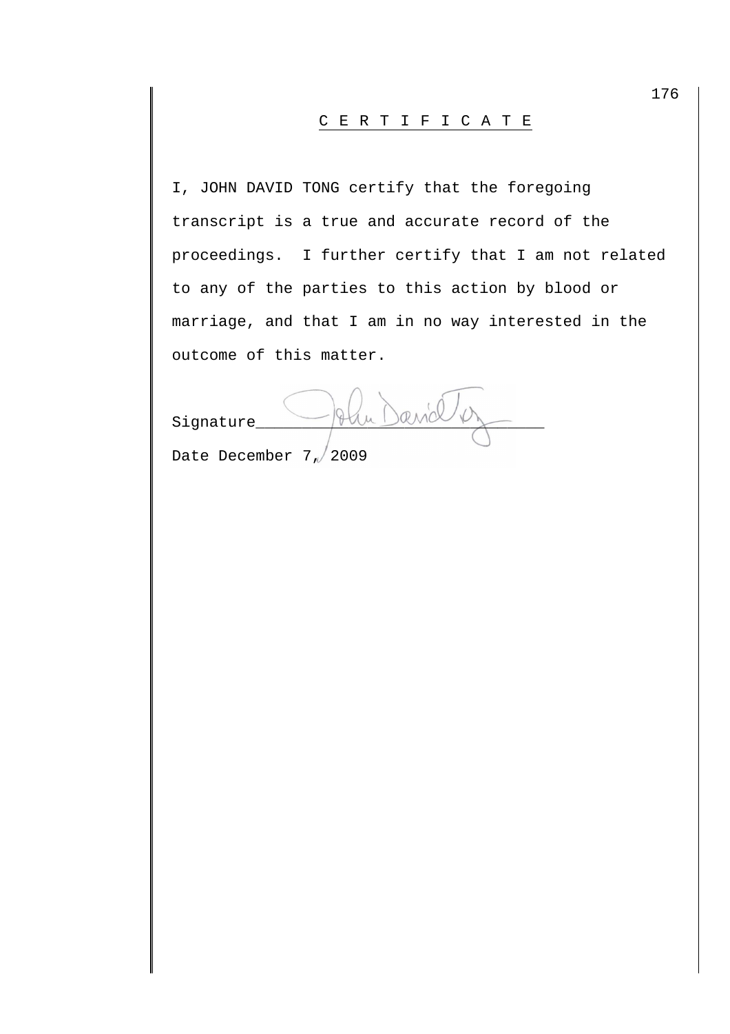# C E R T I F I C A T E

I, JOHN DAVID TONG certify that the foregoing transcript is a true and accurate record of the proceedings. I further certify that I am not related to any of the parties to this action by blood or marriage, and that I am in no way interested in the outcome of this matter.

Signature_______________________________

Date December 7, 2009